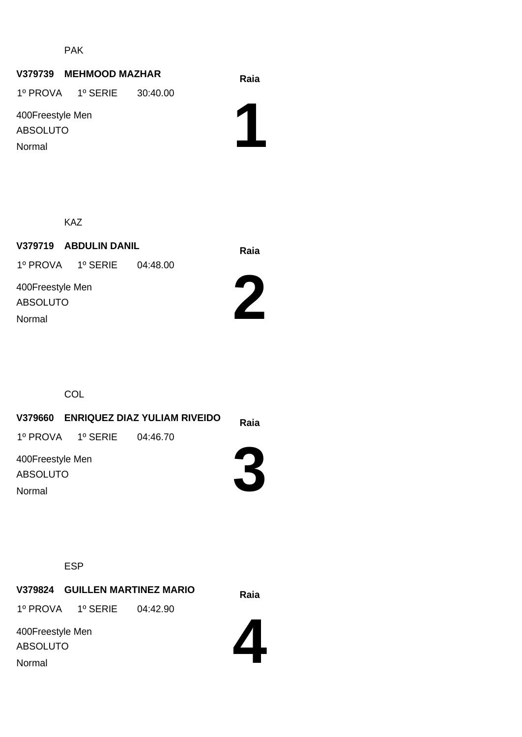PAK

**V379739 MEHMOOD MAZHAR**

**Raia**

1º PROVA 1º SERIE 30:40.00

# 1

400Freestyle Men

ABSOLUTO

Normal

KAZ

**V379719 ABDULIN DANIL**

**Raia**

1º PROVA 1º SERIE 04:48.00

# 2

400Freestyle Men

ABSOLUTO

Normal

COL

**V379660 ENRIQUEZ DIAZ YULIAM RIVEIDO**

**Raia**

1º PROVA 1º SERIE 04:46.70

# 3

400Freestyle Men

ABSOLUTO

Normal

ESP

**V379824 GUILLEN MARTINEZ MARIO**

**Raia**

1º PROVA 1º SERIE 04:42.90

# 4

400Freestyle Men

ABSOLUTO

Normal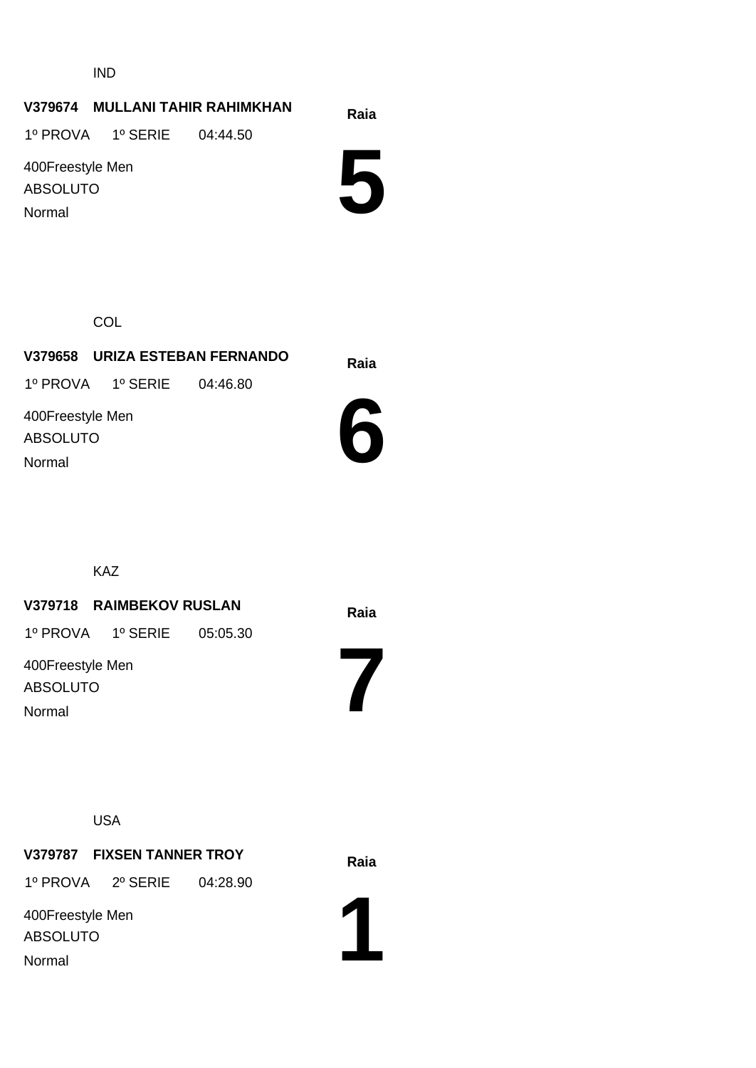IND

**V379674 MULLANI TAHIR RAHIMKHAN**

1º PROVA 1º SERIE 04:44.50

400Freestyle Men

ABSOLUTO

Normal

**Raia**

# 5

COL

**V379658 URIZA ESTEBAN FERNANDO**

1º PROVA 1º SERIE 04:46.80

400Freestyle Men

ABSOLUTO

Normal

**Raia**

# 6

KAZ

**V379718 RAIMBEKOV RUSLAN**

1º PROVA 1º SERIE 05:05.30

400Freestyle Men

ABSOLUTO

Normal

**Raia**

# 7

USA

**V379787 FIXSEN TANNER TROY**

1º PROVA 2º SERIE 04:28.90

400Freestyle Men

ABSOLUTO

Normal

**Raia**

# 1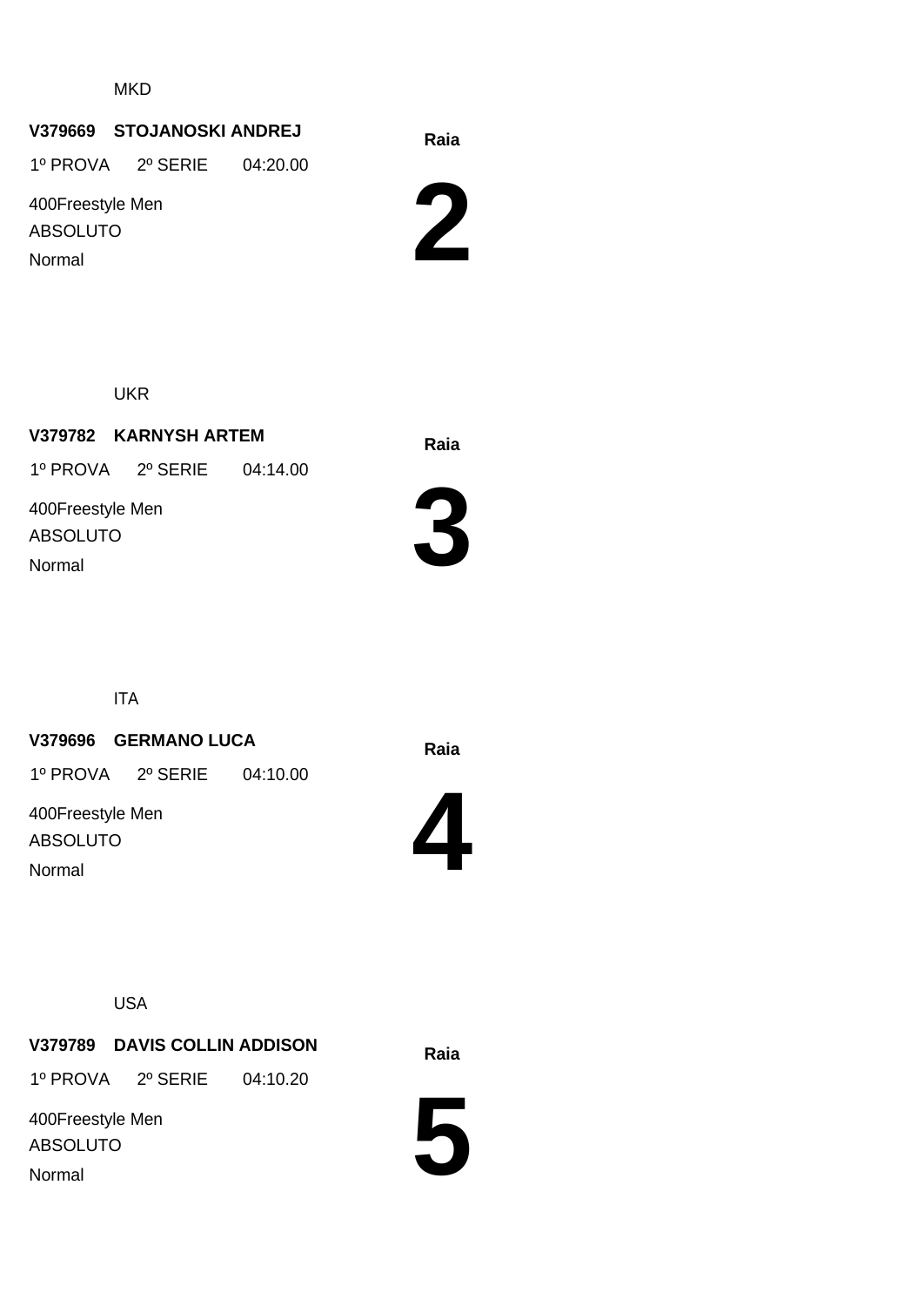MKD

**V379669 STOJANOSKI ANDREJ**

1º PROVA 2º SERIE 04:20.00

400Freestyle Men

ABSOLUTO

Normal

**Raia**

# 2

UKR

**V379782 KARNYSH ARTEM**

1º PROVA 2º SERIE 04:14.00

400Freestyle Men

ABSOLUTO

Normal

**Raia**

# 3

ITA

**V379696 GERMANO LUCA**

1º PROVA 2º SERIE 04:10.00

400Freestyle Men

ABSOLUTO

Normal

**Raia**

# 4

USA

**V379789 DAVIS COLLIN ADDISON**

1º PROVA 2º SERIE 04:10.20

400Freestyle Men

ABSOLUTO

Normal

**Raia**

# 5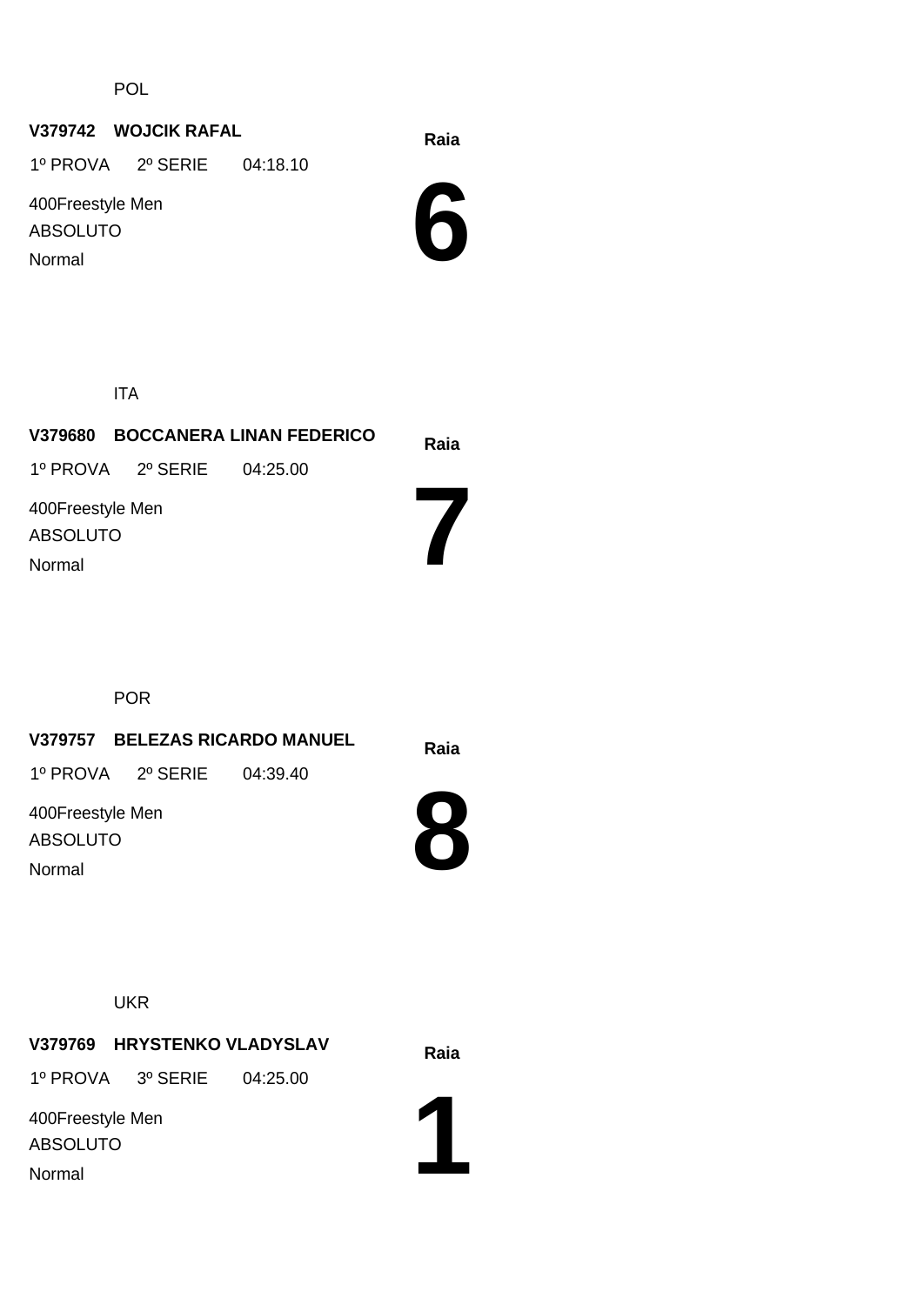POL

**V379742 WOJCIK RAFAL**

1º PROVA 2º SERIE 04:18.10

400Freestyle Men

ABSOLUTO

Normal

**Raia**

# 6

ITA

**V379680 BOCCANERA LINAN FEDERICO**

1º PROVA 2º SERIE 04:25.00

400Freestyle Men

ABSOLUTO

Normal

**Raia**

# 7

POR

**V379757 BELEZAS RICARDO MANUEL**

1º PROVA 2º SERIE 04:39.40

400Freestyle Men

ABSOLUTO

Normal

**Raia**

# 8

UKR

**V379769 HRYSTENKO VLADYSLAV**

1º PROVA 3º SERIE 04:25.00

400Freestyle Men

ABSOLUTO

Normal

**Raia**

# 1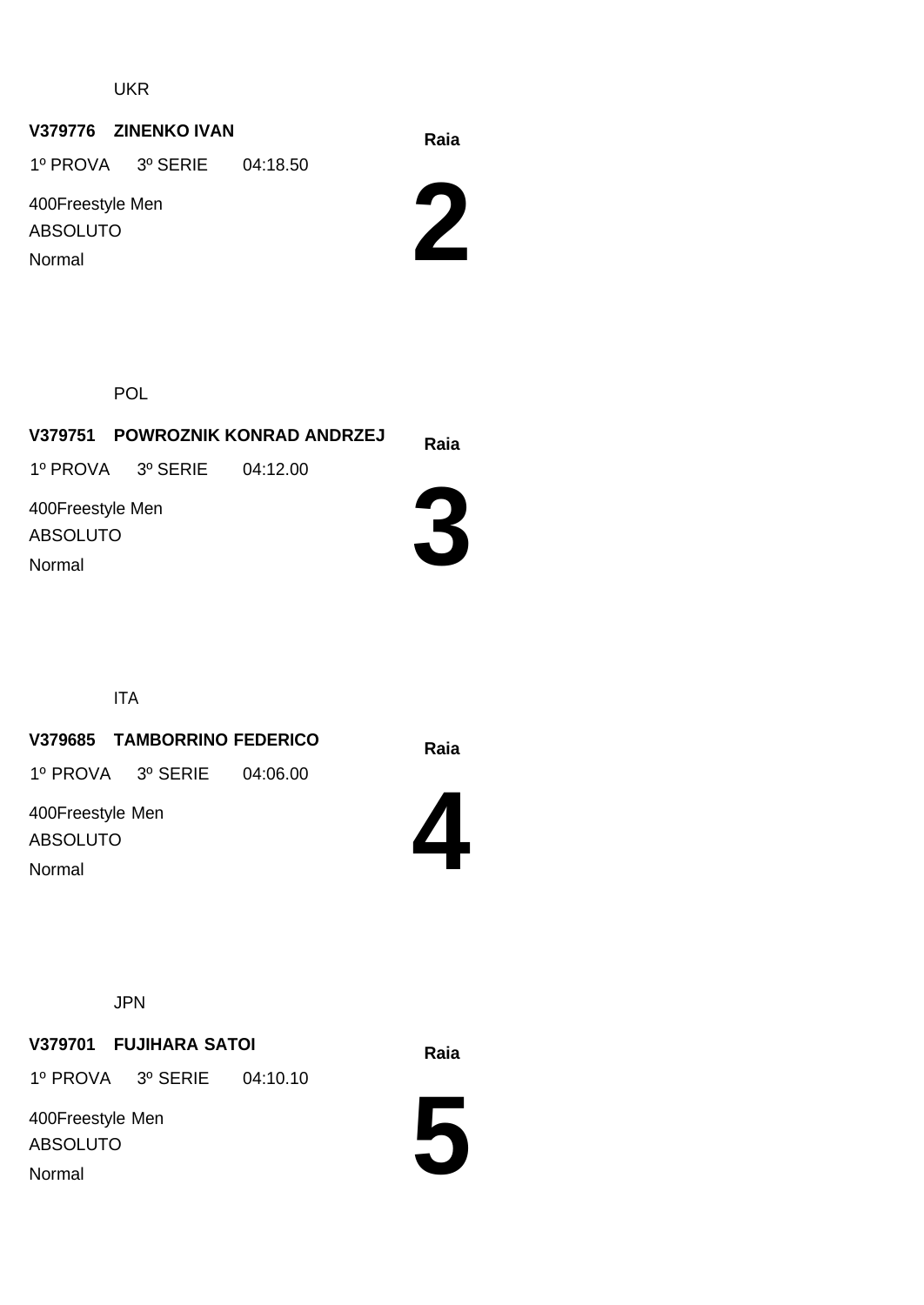UKR

**V379776 ZINENKO IVAN**

1º PROVA 3º SERIE 04:18.50

400Freestyle Men

ABSOLUTO

Normal

**Raia**

# 2

POL

**V379751 POWROZNIK KONRAD ANDRZEJ**

1º PROVA 3º SERIE 04:12.00

400Freestyle Men

ABSOLUTO

Normal

**Raia**

# 3

ITA

**V379685 TAMBORRINO FEDERICO**

1º PROVA 3º SERIE 04:06.00

400Freestyle Men

ABSOLUTO

Normal

**Raia**

# 4

JPN

**V379701 FUJIHARA SATOI**

1º PROVA 3º SERIE 04:10.10

400Freestyle Men

ABSOLUTO

Normal

**Raia**

# 5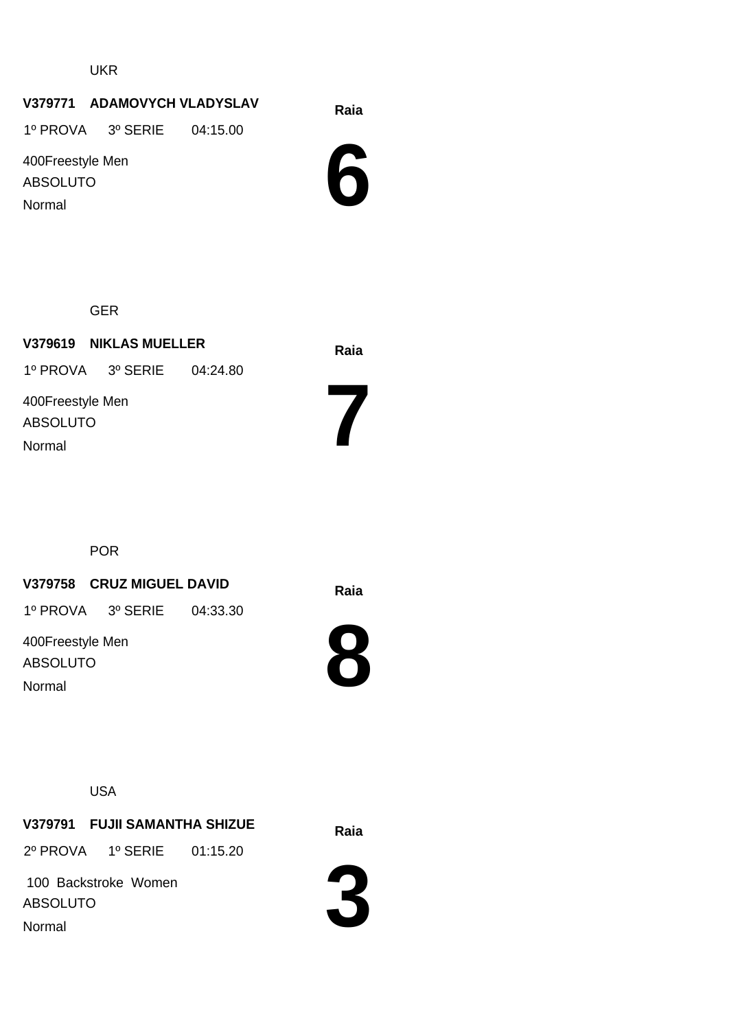UKR

**V379771 ADAMOVYCH VLADYSLAV**

1º PROVA 3º SERIE 04:15.00

400Freestyle Men

ABSOLUTO

Normal

**Raia**

# 6

GER

**V379619 NIKLAS MUELLER**

1º PROVA 3º SERIE 04:24.80

400Freestyle Men

ABSOLUTO

Normal

**Raia**

# 7

POR

**V379758 CRUZ MIGUEL DAVID**

1º PROVA 3º SERIE 04:33.30

400Freestyle Men

ABSOLUTO

Normal

**Raia**

# 8

USA

**V379791 FUJII SAMANTHA SHIZUE**

2º PROVA 1º SERIE 01:15.20

100 Backstroke Women

ABSOLUTO

Normal

**Raia**

# 3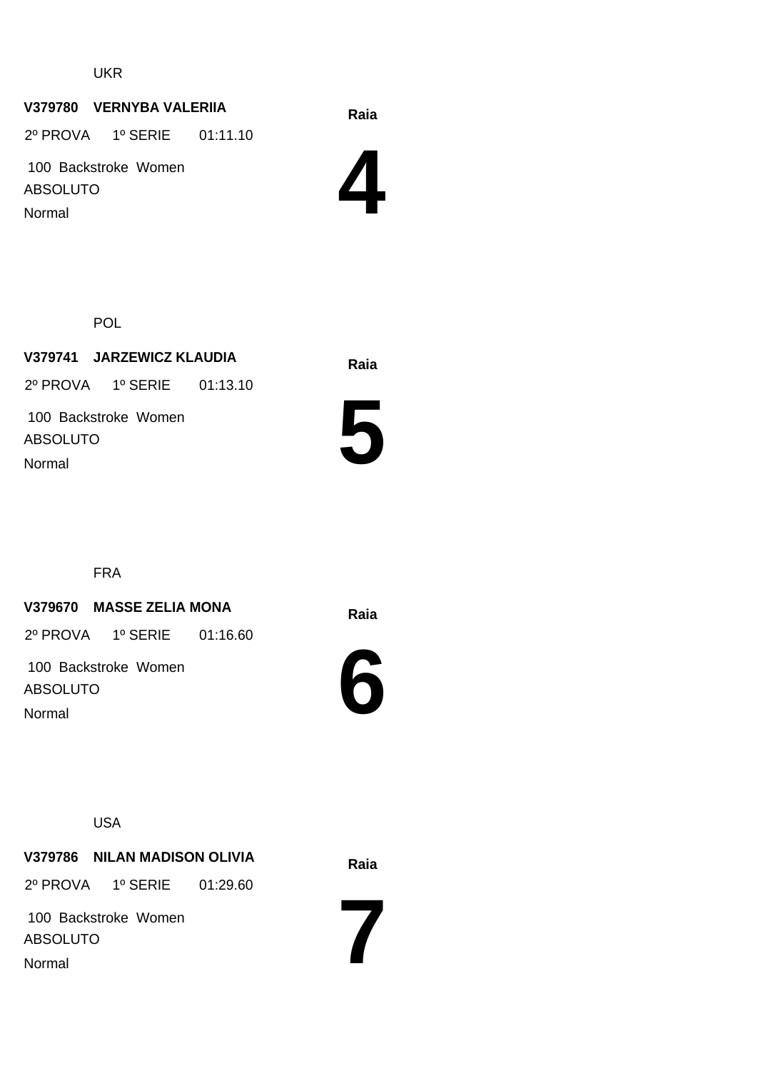UKR

**V379780 VERNYBA VALERIIA**

2º PROVA 1º SERIE 01:11.10

100 Backstroke Women

ABSOLUTO

Normal

**Raia**

# 4

POL

**V379741 JARZEWICZ KLAUDIA**

2º PROVA 1º SERIE 01:13.10

100 Backstroke Women

ABSOLUTO

Normal

**Raia**

# 5

FRA

**V379670 MASSE ZELIA MONA**

2º PROVA 1º SERIE 01:16.60

100 Backstroke Women

ABSOLUTO

Normal

**Raia**

# 6

USA

**V379786 NILAN MADISON OLIVIA**

2º PROVA 1º SERIE 01:29.60

100 Backstroke Women

ABSOLUTO

Normal

**Raia**

# 7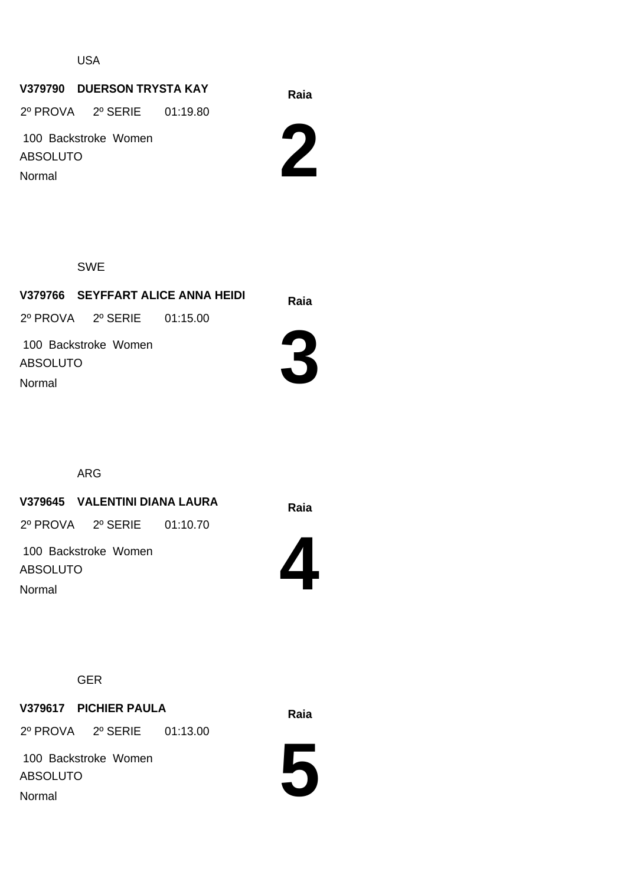USA

**V379790 DUERSON TRYSTA KAY**

2º PROVA 2º SERIE 01:19.80

100 Backstroke Women

ABSOLUTO

Normal

**Raia**

# 2

SWE

**V379766 SEYFFART ALICE ANNA HEIDI**

2º PROVA 2º SERIE 01:15.00

100 Backstroke Women

ABSOLUTO

Normal

**Raia**

# 3

ARG

**V379645 VALENTINI DIANA LAURA**

2º PROVA 2º SERIE 01:10.70

100 Backstroke Women

ABSOLUTO

Normal

**Raia**

# 4

GER

**V379617 PICHIER PAULA**

2º PROVA 2º SERIE 01:13.00

100 Backstroke Women

ABSOLUTO

Normal

**Raia**

# 5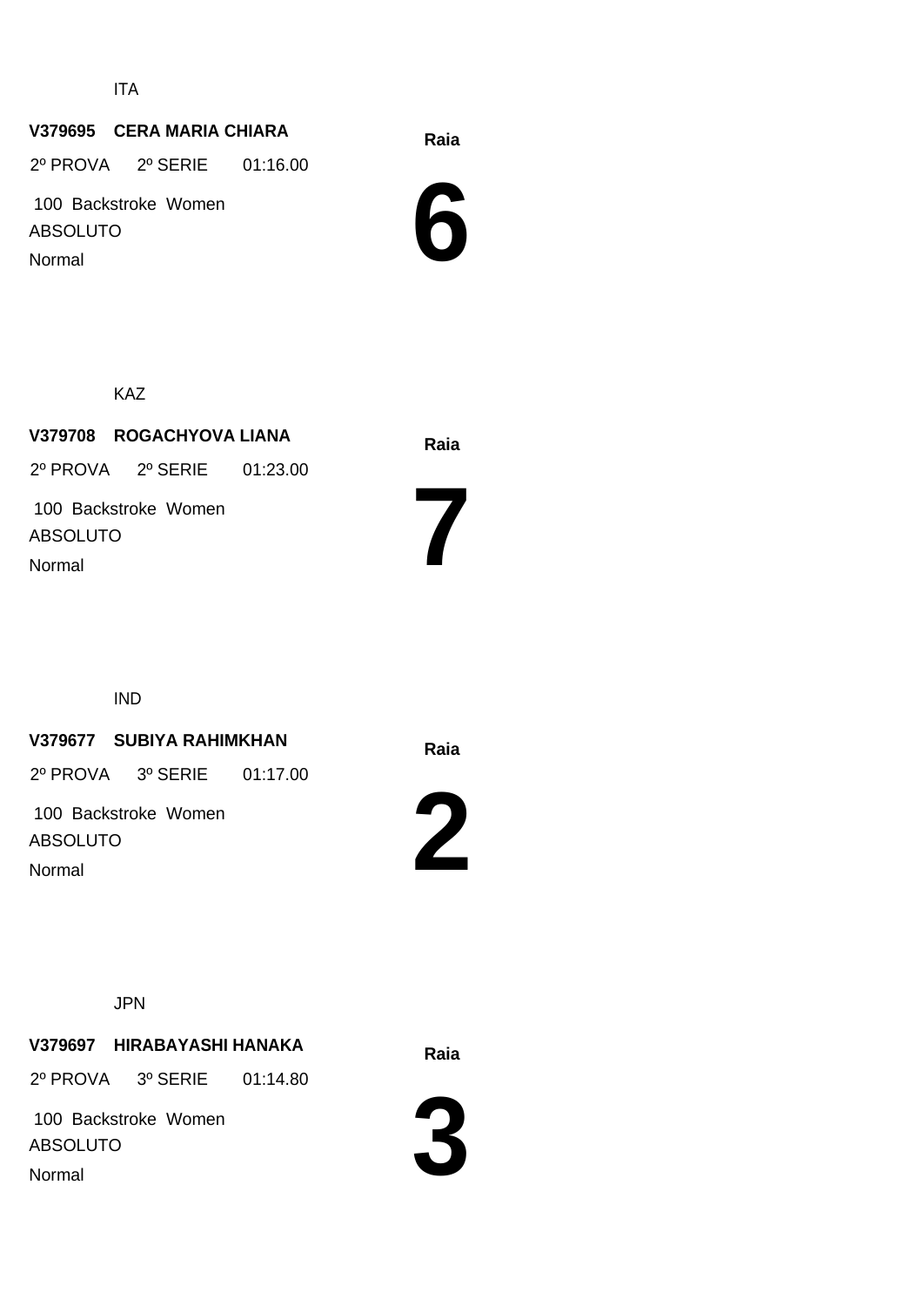ITA

**V379695 CERA MARIA CHIARA**

2º PROVA 2º SERIE 01:16.00

100 Backstroke Women

ABSOLUTO

Normal

**Raia**

# 6

KAZ

**V379708 ROGACHYOVA LIANA**

2º PROVA 2º SERIE 01:23.00

100 Backstroke Women

ABSOLUTO

Normal

**Raia**

# 7

IND

**V379677 SUBIYA RAHIMKHAN**

2º PROVA 3º SERIE 01:17.00

100 Backstroke Women

ABSOLUTO

Normal

**Raia**

# 2

JPN

**V379697 HIRABAYASHI HANAKA**

2º PROVA 3º SERIE 01:14.80

100 Backstroke Women

ABSOLUTO

Normal

**Raia**

# 3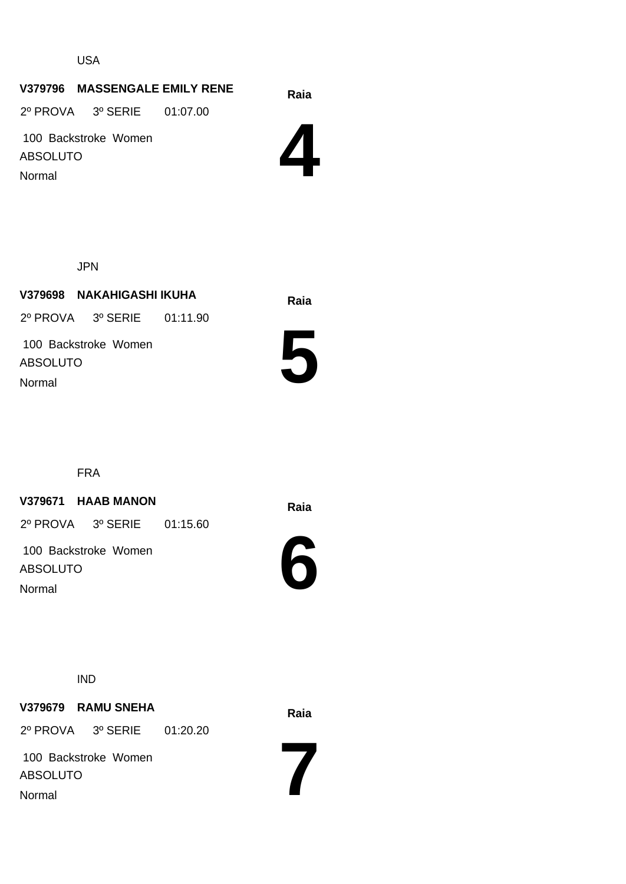USA

**V379796 MASSENGALE EMILY RENE**

2º PROVA 3º SERIE 01:07.00

100 Backstroke Women

ABSOLUTO

Normal

**Raia**

# 4

JPN

**V379698 NAKAHIGASHI IKUHA**

2º PROVA 3º SERIE 01:11.90

100 Backstroke Women

ABSOLUTO

Normal

**Raia**

# 5

FRA

**V379671 HAAB MANON**

2º PROVA 3º SERIE 01:15.60

100 Backstroke Women

ABSOLUTO

Normal

**Raia**

# 6

IND

**V379679 RAMU SNEHA**

2º PROVA 3º SERIE 01:20.20

100 Backstroke Women

ABSOLUTO

Normal

**Raia**

# 7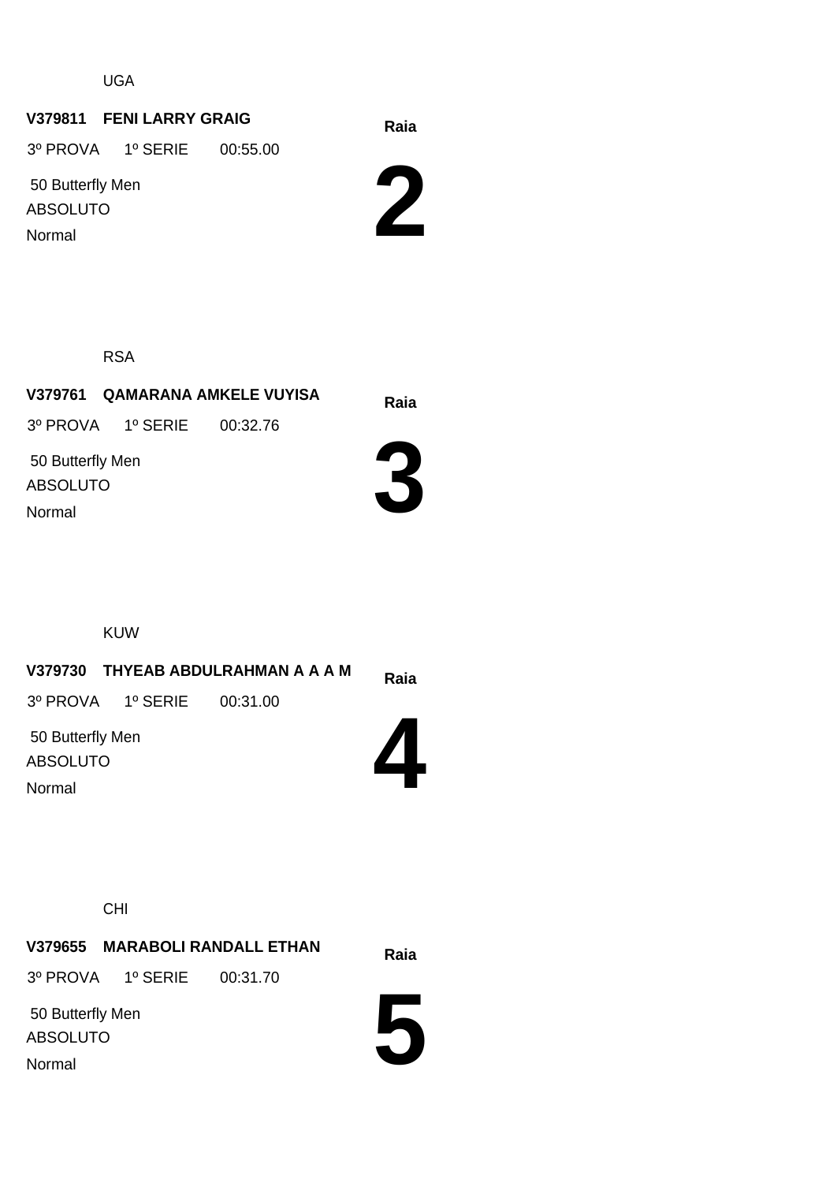UGA

**V379811 FENI LARRY GRAIG**

3º PROVA 1º SERIE 00:55.00

50 Butterfly Men

ABSOLUTO

Normal

**Raia**

# 2

RSA

**V379761 QAMARANA AMKELE VUYISA**

3º PROVA 1º SERIE 00:32.76

50 Butterfly Men

ABSOLUTO

Normal

**Raia**

# 3

KUW

**V379730 THYEAB ABDULRAHMAN A A A M**

3º PROVA 1º SERIE 00:31.00

50 Butterfly Men

ABSOLUTO

Normal

**Raia**

# 4

CHI

**V379655 MARABOLI RANDALL ETHAN**

3º PROVA 1º SERIE 00:31.70

50 Butterfly Men

ABSOLUTO

Normal

**Raia**

# 5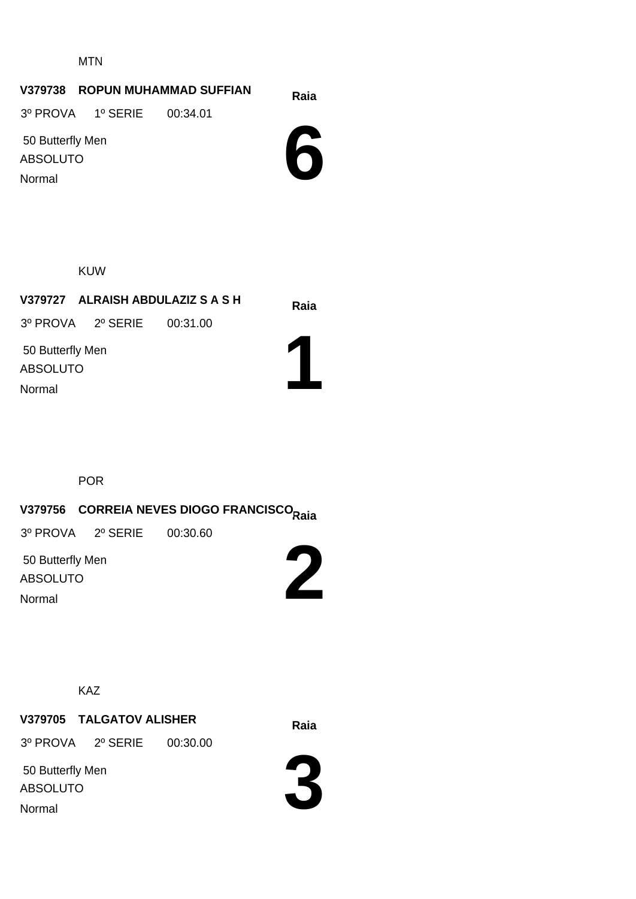MTN

**V379738 ROPUN MUHAMMAD SUFFIAN**

3º PROVA 1º SERIE 00:34.01

50 Butterfly Men

ABSOLUTO

Normal

**Raia**

# 6

KUW

**V379727 ALRAISH ABDULAZIZ S A S H**

3º PROVA 2º SERIE 00:31.00

50 Butterfly Men

ABSOLUTO

Normal

**Raia**

# 1

POR

**V379756 CORREIA NEVES DIOGO FRANCISCO**

3º PROVA 2º SERIE 00:30.60

50 Butterfly Men

ABSOLUTO

Normal

**Raia**

# 2

KAZ

**V379705 TALGATOV ALISHER**

3º PROVA 2º SERIE 00:30.00

50 Butterfly Men

ABSOLUTO

Normal

**Raia**

# 3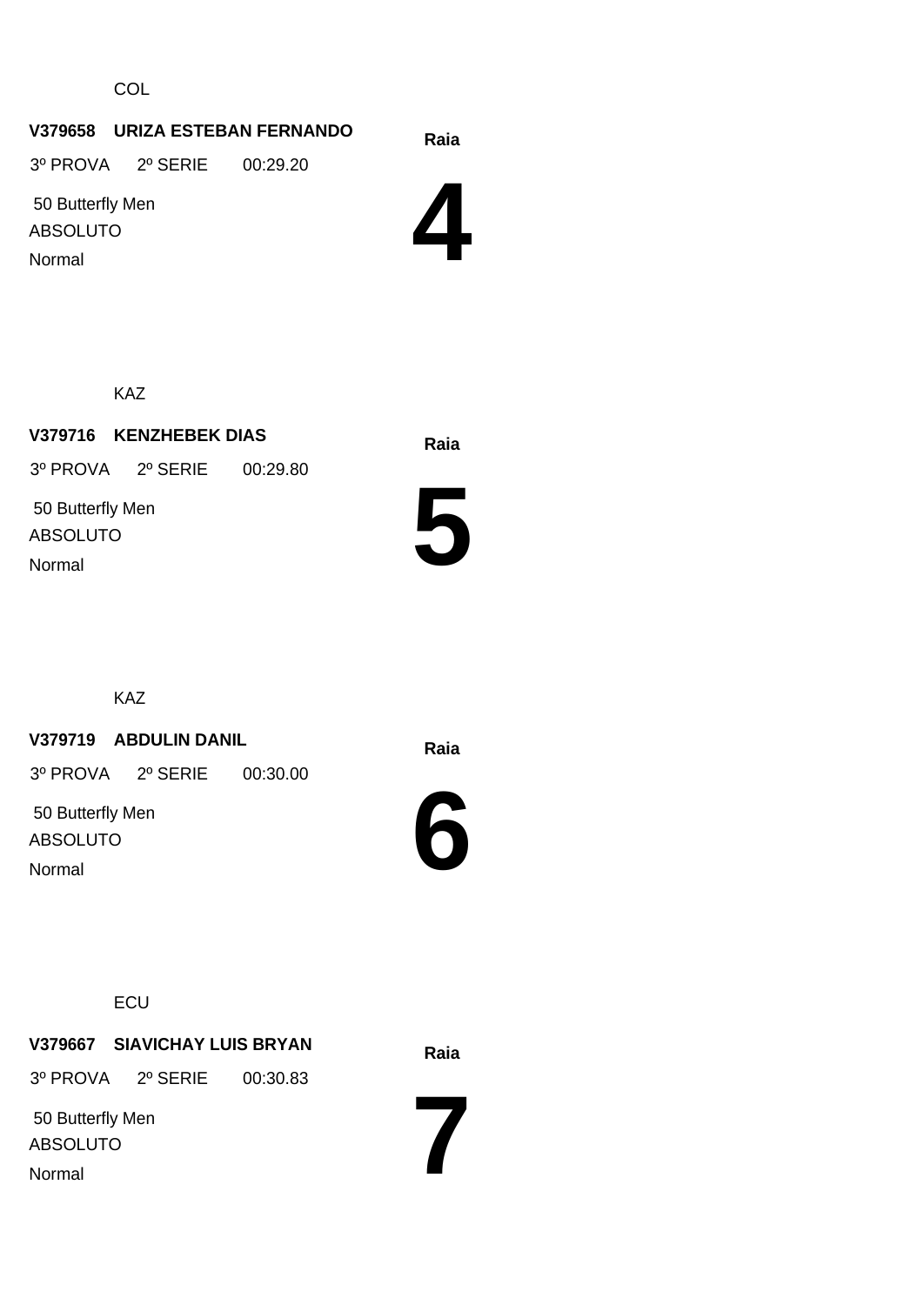COL

**V379658 URIZA ESTEBAN FERNANDO**

3º PROVA 2º SERIE 00:29.20

50 Butterfly Men

ABSOLUTO

Normal

**Raia**

# 4

KAZ

**V379716 KENZHEBEK DIAS**

3º PROVA 2º SERIE 00:29.80

50 Butterfly Men

ABSOLUTO

Normal

**Raia**

# 5

KAZ

**V379719 ABDULIN DANIL**

3º PROVA 2º SERIE 00:30.00

50 Butterfly Men

ABSOLUTO

Normal

**Raia**

# 6

ECU

**V379667 SIAVICHAY LUIS BRYAN**

3º PROVA 2º SERIE 00:30.83

50 Butterfly Men

ABSOLUTO

Normal

**Raia**

# 7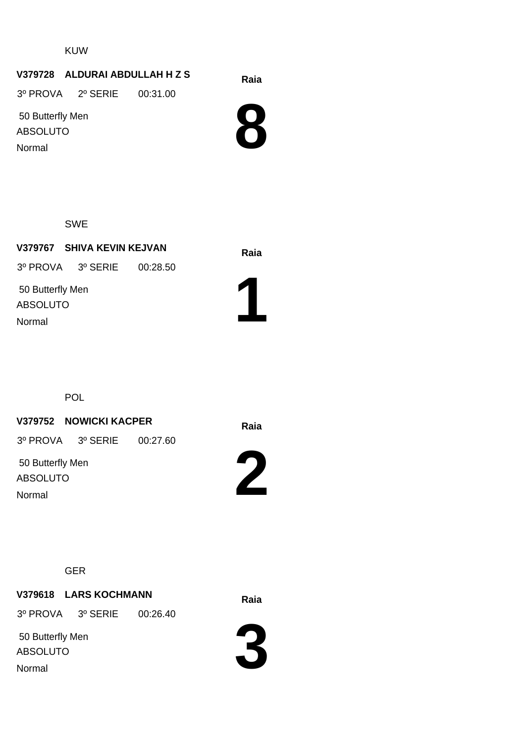KUW

**V379728 ALDURAI ABDULLAH H Z S**

3º PROVA 2º SERIE 00:31.00

50 Butterfly Men

ABSOLUTO

Normal

**Raia**

# 8

SWE

**V379767 SHIVA KEVIN KEJVAN**

3º PROVA 3º SERIE 00:28.50

50 Butterfly Men

ABSOLUTO

Normal

**Raia**

# 1

POL

**V379752 NOWICKI KACPER**

3º PROVA 3º SERIE 00:27.60

50 Butterfly Men

ABSOLUTO

Normal

**Raia**

# 2

GER

**V379618 LARS KOCHMANN**

3º PROVA 3º SERIE 00:26.40

50 Butterfly Men

ABSOLUTO

Normal

**Raia**

# 3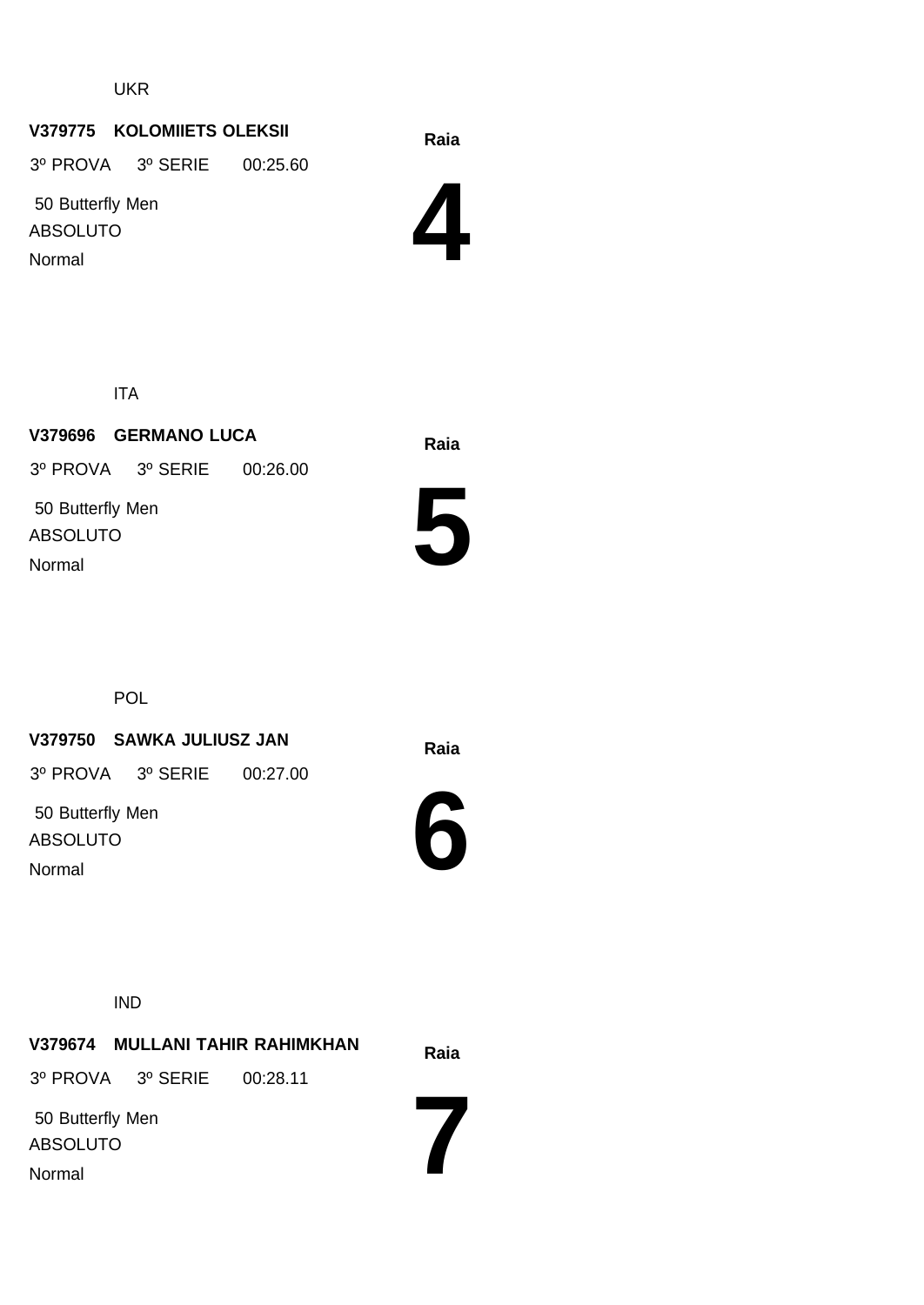UKR

**V379775 KOLOMIIETS OLEKSII**

3º PROVA 3º SERIE 00:25.60

50 Butterfly Men

ABSOLUTO

Normal

**Raia**

# 4

ITA

**V379696 GERMANO LUCA**

3º PROVA 3º SERIE 00:26.00

50 Butterfly Men

ABSOLUTO

Normal

**Raia**

# 5

POL

**V379750 SAWKA JULIUSZ JAN**

3º PROVA 3º SERIE 00:27.00

50 Butterfly Men

ABSOLUTO

Normal

**Raia**

# 6

IND

**V379674 MULLANI TAHIR RAHIMKHAN**

3º PROVA 3º SERIE 00:28.11

50 Butterfly Men

ABSOLUTO

Normal

**Raia**

# 7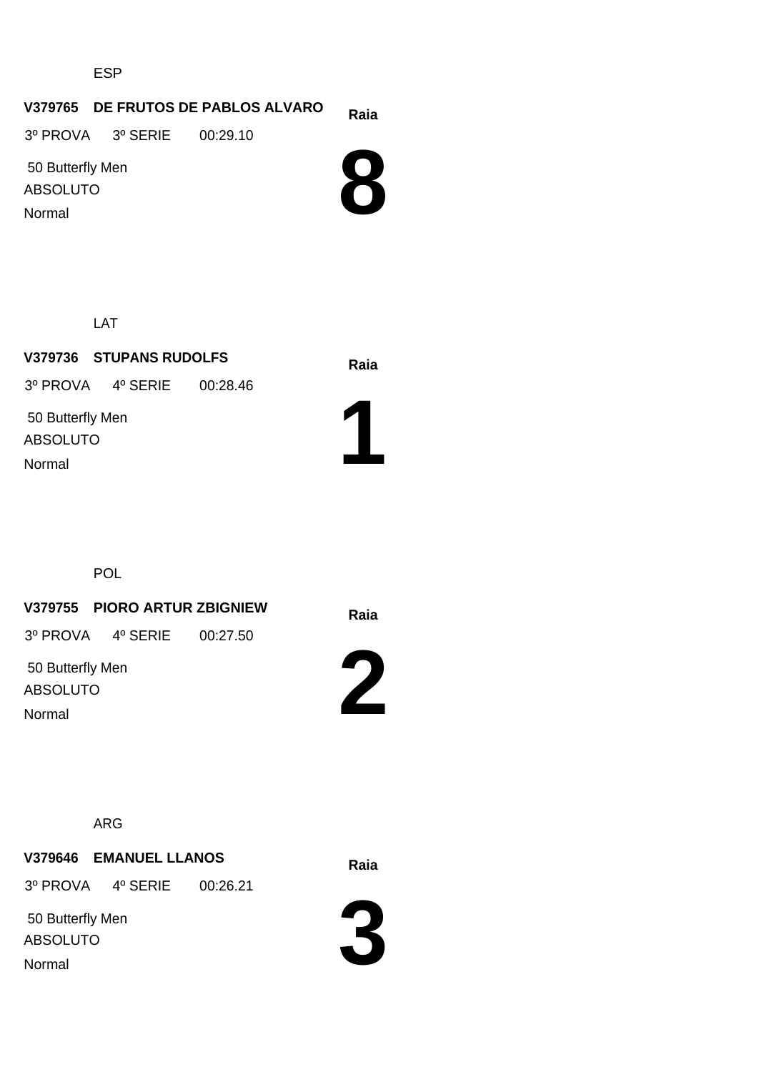ESP

**V379765 DE FRUTOS DE PABLOS ALVARO**

**Raia**

3º PROVA 3º SERIE 00:29.10

50 Butterfly Men

ABSOLUTO

Normal

# 8

LAT

**V379736 STUPANS RUDOLFS**

**Raia**

3º PROVA 4º SERIE 00:28.46

50 Butterfly Men

ABSOLUTO

Normal

# 1

POL

**V379755 PIORO ARTUR ZBIGNIEW**

**Raia**

3º PROVA 4º SERIE 00:27.50

50 Butterfly Men

ABSOLUTO

Normal

# 2

ARG

**V379646 EMANUEL LLANOS**

**Raia**

3º PROVA 4º SERIE 00:26.21

50 Butterfly Men

ABSOLUTO

Normal

# 3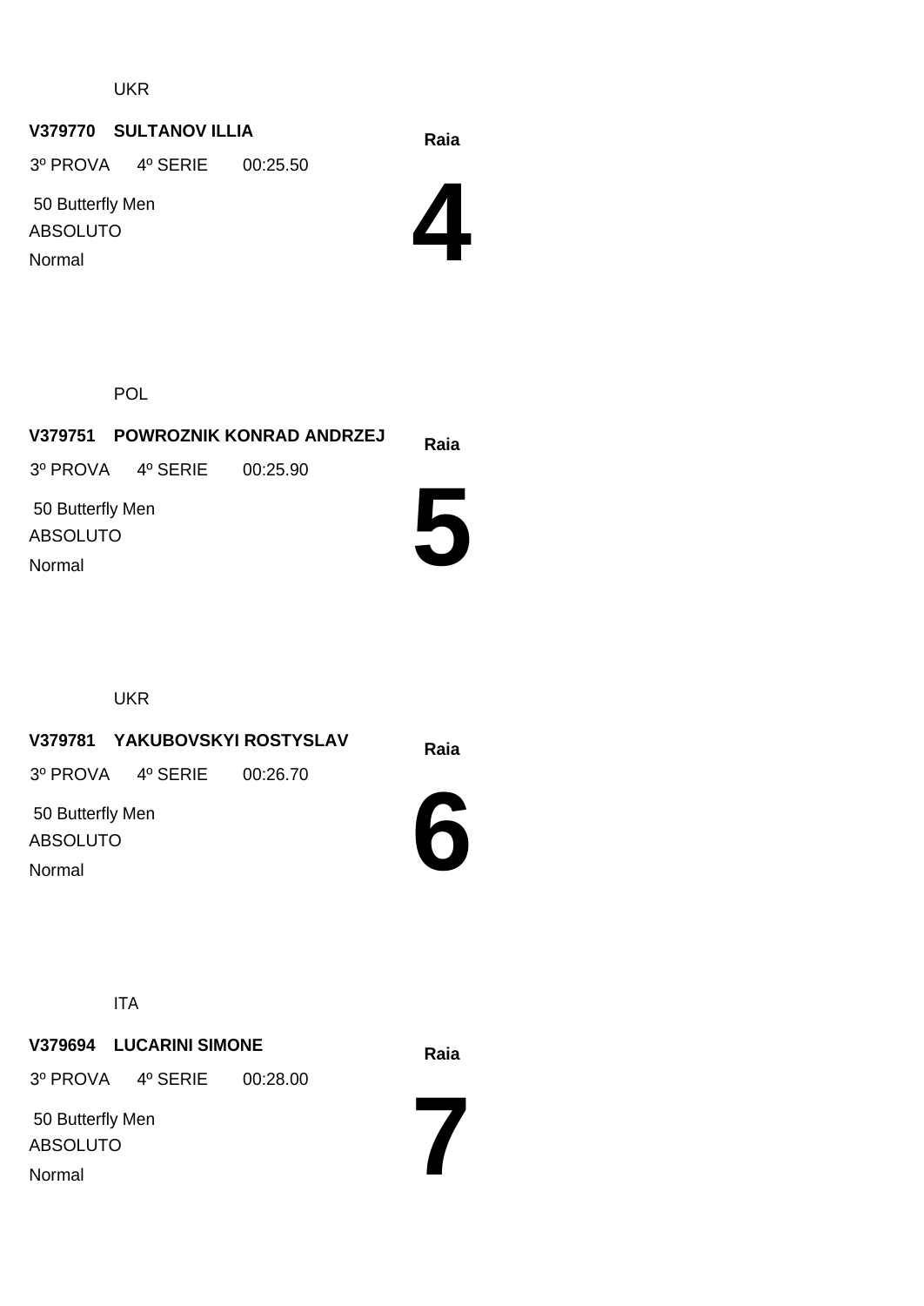UKR

**V379770 SULTANOV ILLIA**

3º PROVA 4º SERIE 00:25.50

50 Butterfly Men

ABSOLUTO

Normal

**Raia**

# 4

POL

**V379751 POWROZNIK KONRAD ANDRZEJ**

3º PROVA 4º SERIE 00:25.90

50 Butterfly Men

ABSOLUTO

Normal

**Raia**

# 5

UKR

**V379781 YAKUBOVSKYI ROSTYSLAV**

3º PROVA 4º SERIE 00:26.70

50 Butterfly Men

ABSOLUTO

Normal

**Raia**

# 6

ITA

**V379694 LUCARINI SIMONE**

3º PROVA 4º SERIE 00:28.00

50 Butterfly Men

ABSOLUTO

Normal

**Raia**

# 7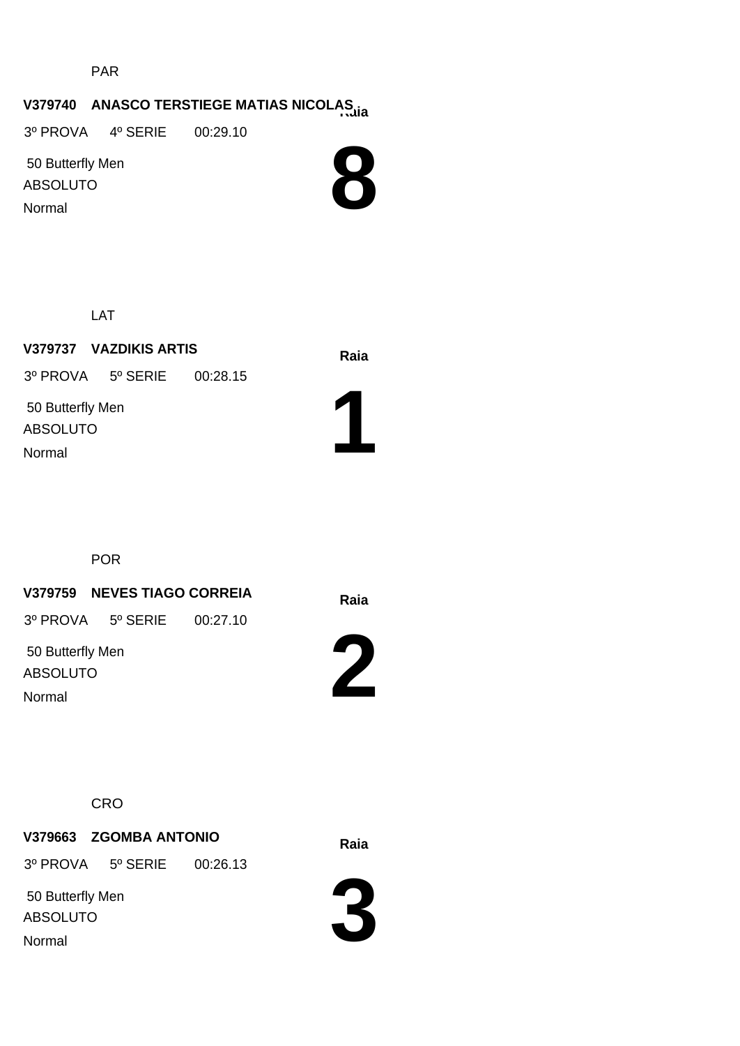PAR

**V379740 ANASCO TERSTIEGE MATIAS NICOLAS**

**Raia**

3º PROVA 4º SERIE 00:29.10

50 Butterfly Men

ABSOLUTO

Normal

# 8

LAT

**V379737 VAZDIKIS ARTIS**

**Raia**

3º PROVA 5º SERIE 00:28.15

50 Butterfly Men

ABSOLUTO

Normal

# 1

POR

**V379759 NEVES TIAGO CORREIA**

**Raia**

3º PROVA 5º SERIE 00:27.10

50 Butterfly Men

ABSOLUTO

Normal

# 2

CRO

**V379663 ZGOMBA ANTONIO**

**Raia**

3º PROVA 5º SERIE 00:26.13

50 Butterfly Men

ABSOLUTO

Normal

# 3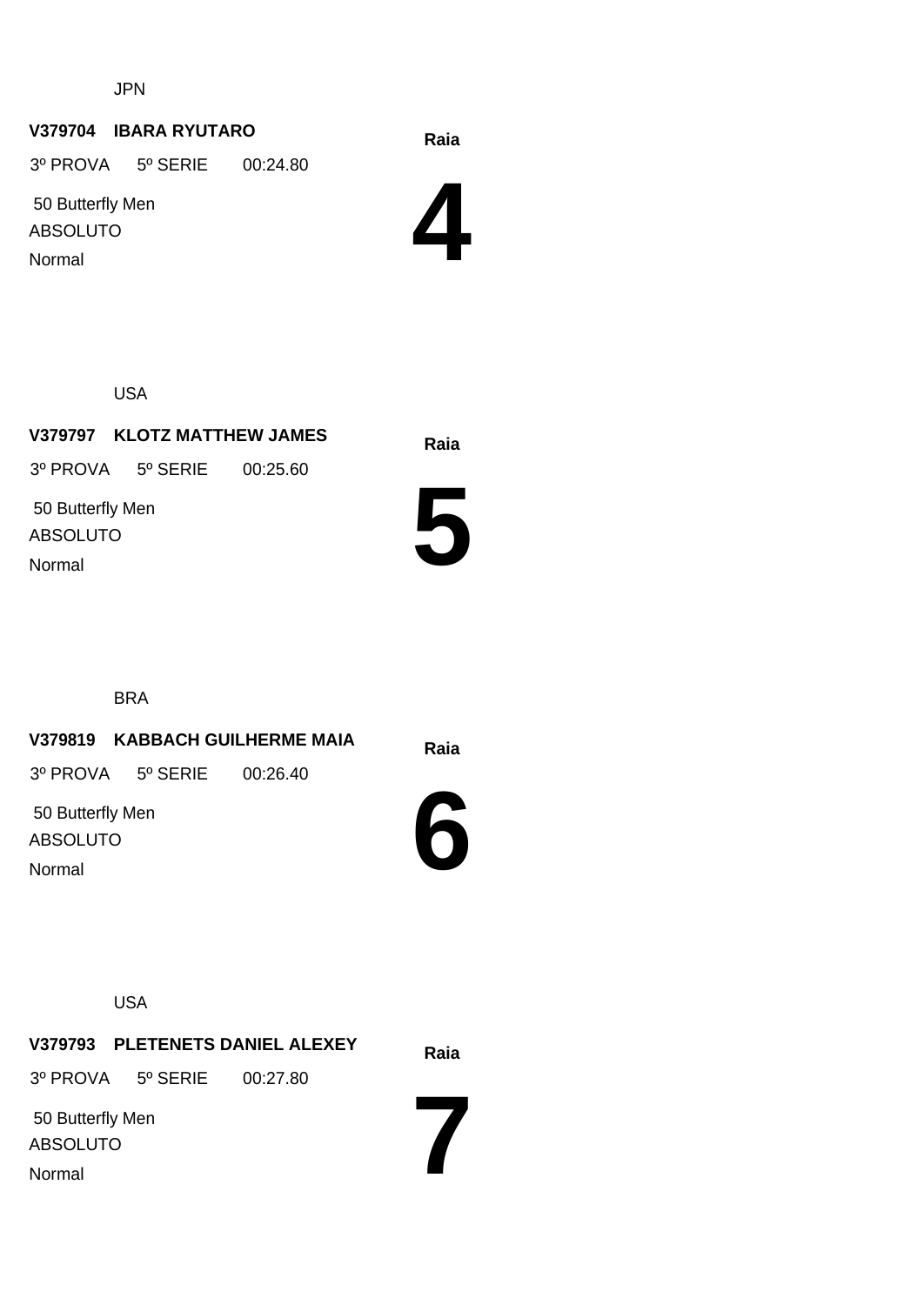JPN

**V379704 IBARA RYUTARO**

3º PROVA 5º SERIE 00:24.80

50 Butterfly Men

ABSOLUTO

Normal

**Raia**

# 4

USA

**V379797 KLOTZ MATTHEW JAMES**

3º PROVA 5º SERIE 00:25.60

50 Butterfly Men

ABSOLUTO

Normal

**Raia**

# 5

BRA

**V379819 KABBACH GUILHERME MAIA**

3º PROVA 5º SERIE 00:26.40

50 Butterfly Men

ABSOLUTO

Normal

**Raia**

# 6

USA

**V379793 PLETENETS DANIEL ALEXEY**

3º PROVA 5º SERIE 00:27.80

50 Butterfly Men

ABSOLUTO

Normal

**Raia**

# 7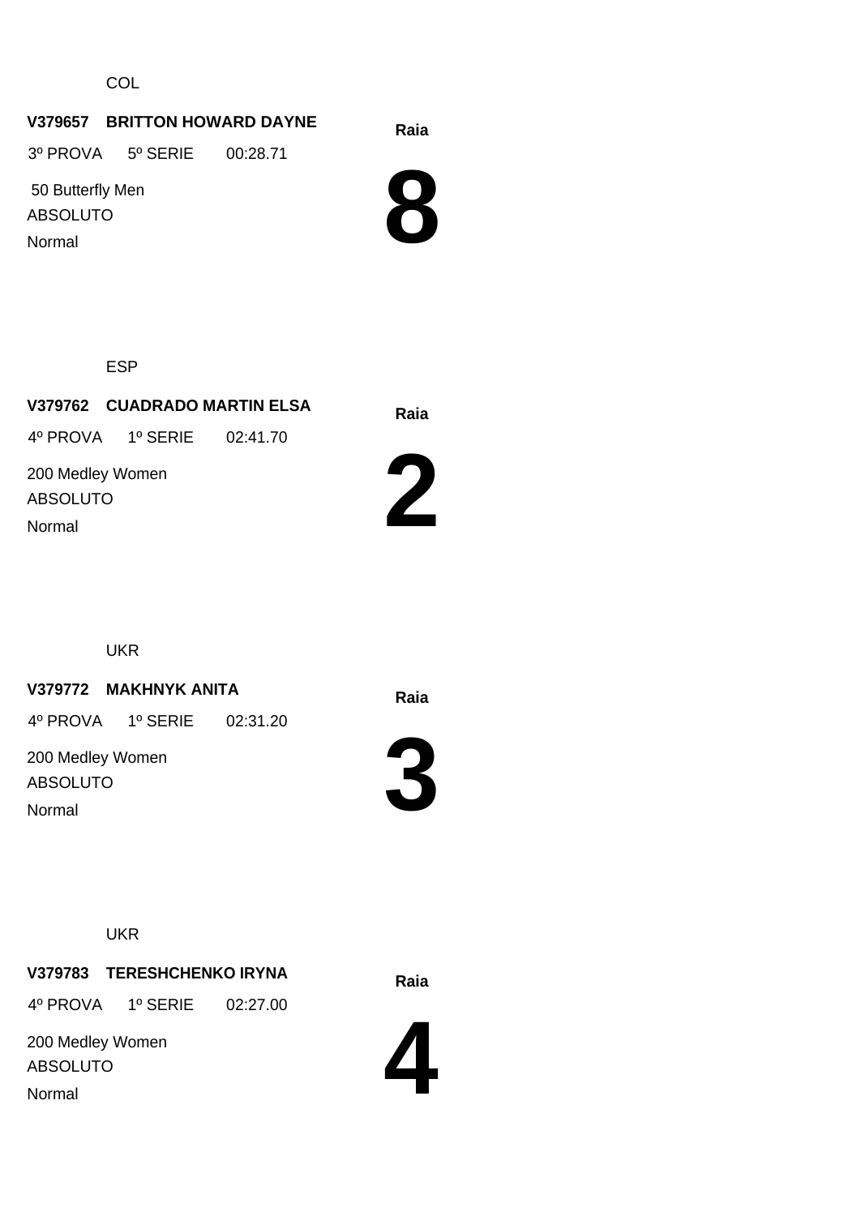COL

**V379657 BRITTON HOWARD DAYNE**

3º PROVA 5º SERIE 00:28.71

50 Butterfly Men

ABSOLUTO

Normal

**Raia**

# 8

ESP

**V379762 CUADRADO MARTIN ELSA**

4º PROVA 1º SERIE 02:41.70

200 Medley Women

ABSOLUTO

Normal

**Raia**

# 2

UKR

**V379772 MAKHNYK ANITA**

4º PROVA 1º SERIE 02:31.20

200 Medley Women

ABSOLUTO

Normal

**Raia**

# 3

UKR

**V379783 TERESHCHENKO IRYNA**

4º PROVA 1º SERIE 02:27.00

200 Medley Women

ABSOLUTO

Normal

**Raia**

# 4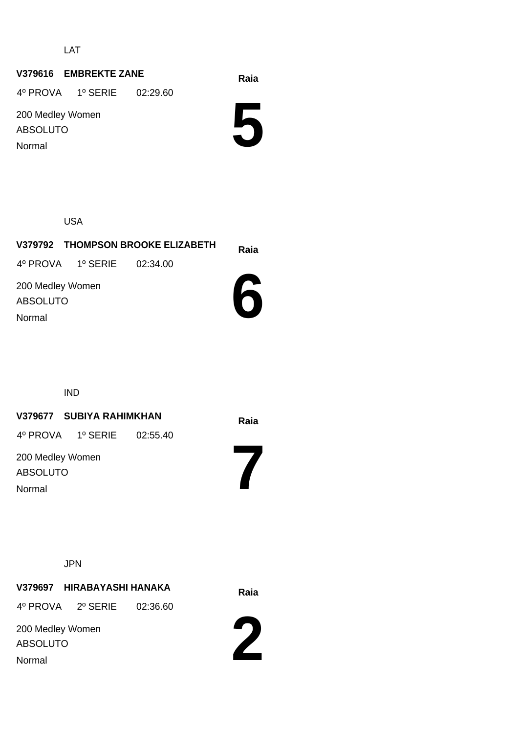LAT

**V379616 EMBREKTE ZANE**

4º PROVA 1º SERIE 02:29.60

200 Medley Women

ABSOLUTO

Normal

**Raia**

# 5

USA

**V379792 THOMPSON BROOKE ELIZABETH**

4º PROVA 1º SERIE 02:34.00

200 Medley Women

ABSOLUTO

Normal

**Raia**

# 6

IND

**V379677 SUBIYA RAHIMKHAN**

4º PROVA 1º SERIE 02:55.40

200 Medley Women

ABSOLUTO

Normal

**Raia**

# 7

JPN

**V379697 HIRABAYASHI HANAKA**

4º PROVA 2º SERIE 02:36.60

200 Medley Women

ABSOLUTO

Normal

**Raia**

# 2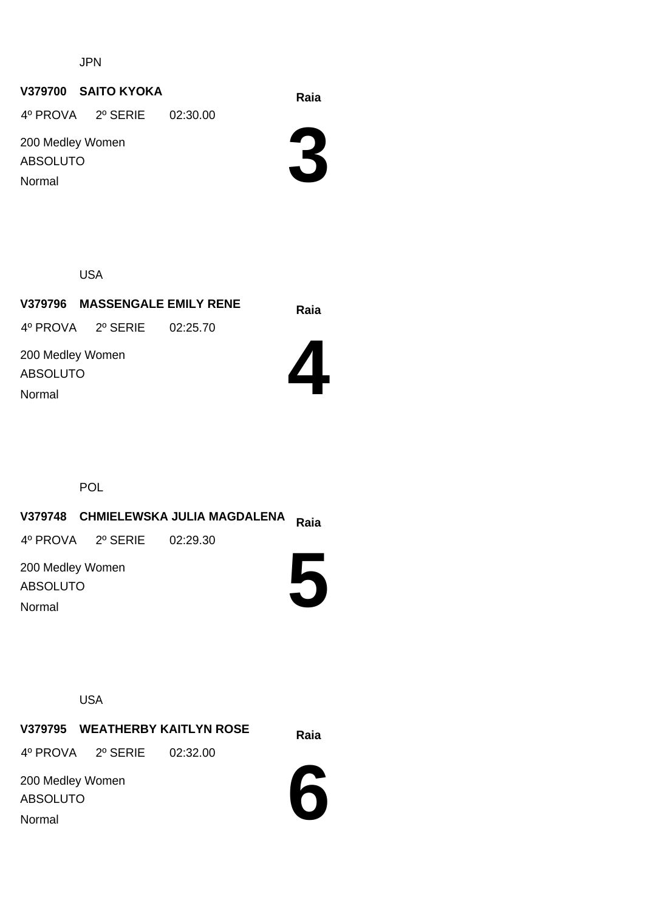JPN

**V379700 SAITO KYOKA**

4º PROVA 2º SERIE 02:30.00

200 Medley Women

ABSOLUTO

Normal

**Raia**

# 3

USA

**V379796 MASSENGALE EMILY RENE**

4º PROVA 2º SERIE 02:25.70

200 Medley Women

ABSOLUTO

Normal

**Raia**

# 4

POL

**V379748 CHMIELEWSKA JULIA MAGDALENA**

4º PROVA 2º SERIE 02:29.30

200 Medley Women

ABSOLUTO

Normal

**Raia**

# 5

USA

**V379795 WEATHERBY KAITLYN ROSE**

4º PROVA 2º SERIE 02:32.00

200 Medley Women

ABSOLUTO

Normal

**Raia**

# 6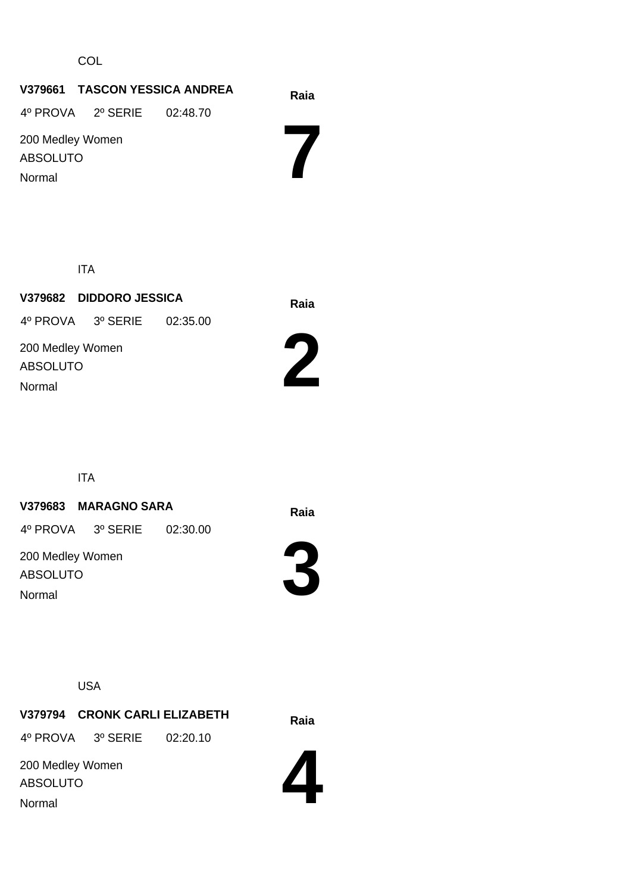COL

**V379661 TASCON YESSICA ANDREA**

4º PROVA 2º SERIE 02:48.70

200 Medley Women

ABSOLUTO

Normal

**Raia**

# 7

ITA

**V379682 DIDDORO JESSICA**

4º PROVA 3º SERIE 02:35.00

200 Medley Women

ABSOLUTO

Normal

**Raia**

# 2

ITA

**V379683 MARAGNO SARA**

4º PROVA 3º SERIE 02:30.00

200 Medley Women

ABSOLUTO

Normal

**Raia**

# 3

USA

**V379794 CRONK CARLI ELIZABETH**

4º PROVA 3º SERIE 02:20.10

200 Medley Women

ABSOLUTO

Normal

**Raia**

# 4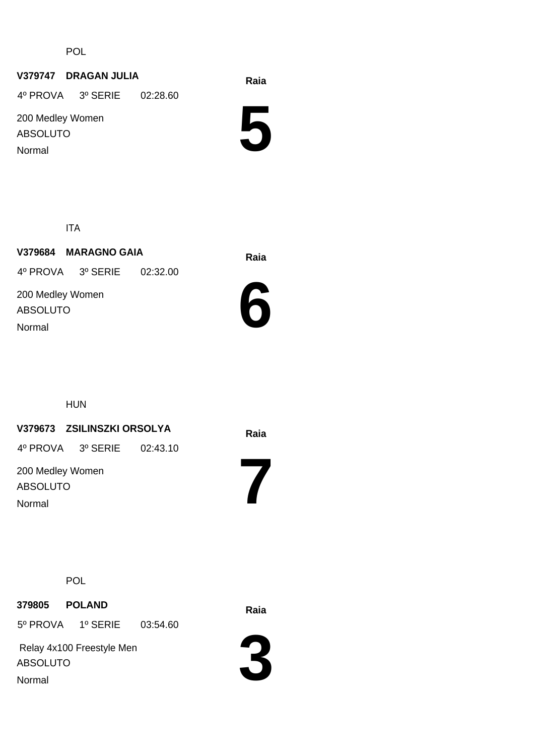POL

**V379747 DRAGAN JULIA**

4º PROVA 3º SERIE 02:28.60

200 Medley Women

ABSOLUTO

Normal

**Raia**

# 5

ITA

**V379684 MARAGNO GAIA**

4º PROVA 3º SERIE 02:32.00

200 Medley Women

ABSOLUTO

Normal

**Raia**

# 6

HUN

**V379673 ZSILINSZKI ORSOLYA**

4º PROVA 3º SERIE 02:43.10

200 Medley Women

ABSOLUTO

Normal

**Raia**

# 7

POL

**379805 POLAND**

5º PROVA 1º SERIE 03:54.60

Relay 4x100 Freestyle Men

ABSOLUTO

Normal

**Raia**

# 3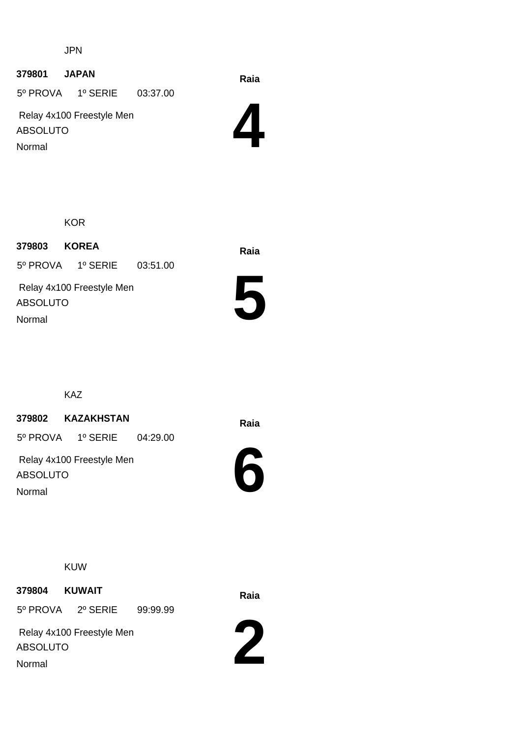JPN

**379801 JAPAN**

5º PROVA 1º SERIE 03:37.00

Relay 4x100 Freestyle Men

ABSOLUTO

Normal

**Raia**

# 4

KOR

**379803 KOREA**

5º PROVA 1º SERIE 03:51.00

Relay 4x100 Freestyle Men

ABSOLUTO

Normal

**Raia**

# 5

KAZ

**379802 KAZAKHSTAN**

5º PROVA 1º SERIE 04:29.00

Relay 4x100 Freestyle Men

ABSOLUTO

Normal

**Raia**

# 6

KUW

**379804 KUWAIT**

5º PROVA 2º SERIE 99:99.99

Relay 4x100 Freestyle Men

ABSOLUTO

Normal

**Raia**

# 2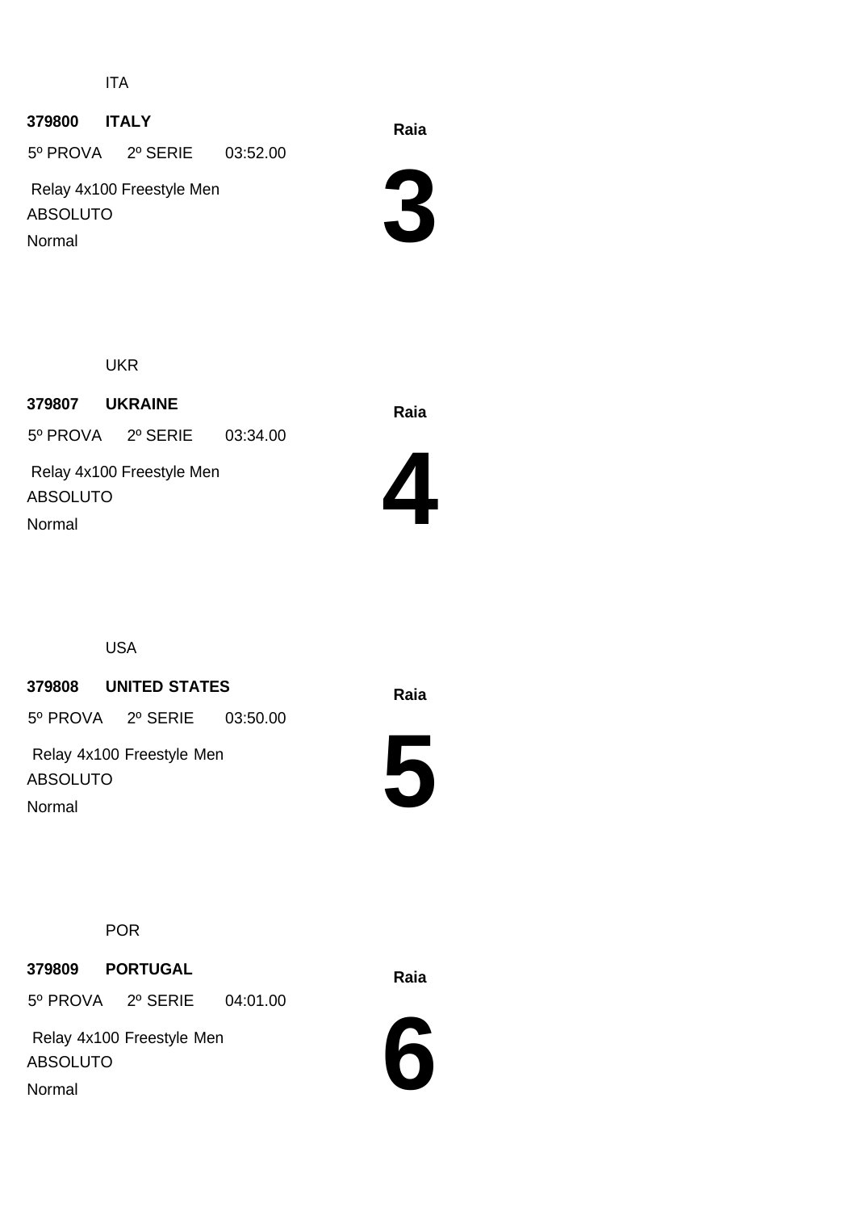ITA

**379800 ITALY**

5º PROVA 2º SERIE 03:52.00

Relay 4x100 Freestyle Men

ABSOLUTO

Normal

**Raia**

# 3

UKR

**379807 UKRAINE**

5º PROVA 2º SERIE 03:34.00

Relay 4x100 Freestyle Men

ABSOLUTO

Normal

**Raia**

# 4

USA

**379808 UNITED STATES**

5º PROVA 2º SERIE 03:50.00

Relay 4x100 Freestyle Men

ABSOLUTO

Normal

**Raia**

# 5

POR

**379809 PORTUGAL**

5º PROVA 2º SERIE 04:01.00

Relay 4x100 Freestyle Men

ABSOLUTO

Normal

**Raia**

# 6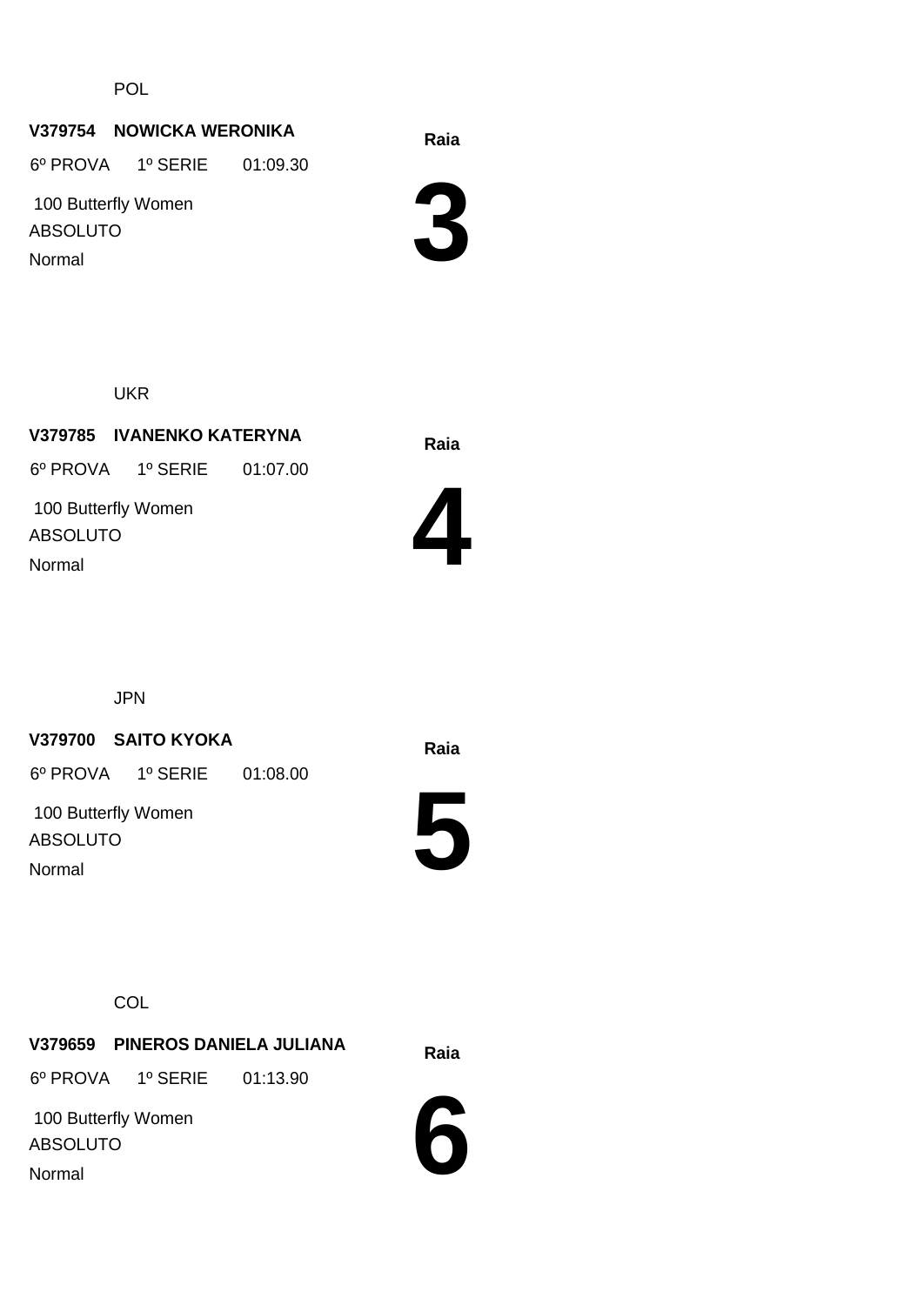POL

**V379754 NOWICKA WERONIKA**

6º PROVA 1º SERIE 01:09.30

100 Butterfly Women

ABSOLUTO

Normal

**Raia**

# 3

UKR

**V379785 IVANENKO KATERYNA**

6º PROVA 1º SERIE 01:07.00

100 Butterfly Women

ABSOLUTO

Normal

**Raia**

# 4

JPN

**V379700 SAITO KYOKA**

6º PROVA 1º SERIE 01:08.00

100 Butterfly Women

ABSOLUTO

Normal

**Raia**

# 5

COL

**V379659 PINEROS DANIELA JULIANA**

6º PROVA 1º SERIE 01:13.90

100 Butterfly Women

ABSOLUTO

Normal

**Raia**

# 6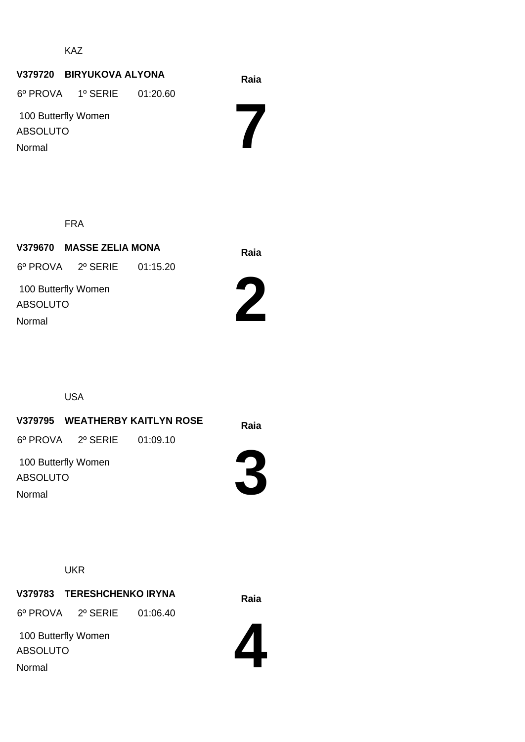KAZ

**V379720 BIRYUKOVA ALYONA**

6º PROVA 1º SERIE 01:20.60

100 Butterfly Women

ABSOLUTO

Normal

**Raia**

# 7

FRA

**V379670 MASSE ZELIA MONA**

6º PROVA 2º SERIE 01:15.20

100 Butterfly Women

ABSOLUTO

Normal

**Raia**

# 2

USA

**V379795 WEATHERBY KAITLYN ROSE**

6º PROVA 2º SERIE 01:09.10

100 Butterfly Women

ABSOLUTO

Normal

**Raia**

# 3

UKR

**V379783 TERESHCHENKO IRYNA**

6º PROVA 2º SERIE 01:06.40

100 Butterfly Women

ABSOLUTO

Normal

**Raia**

# 4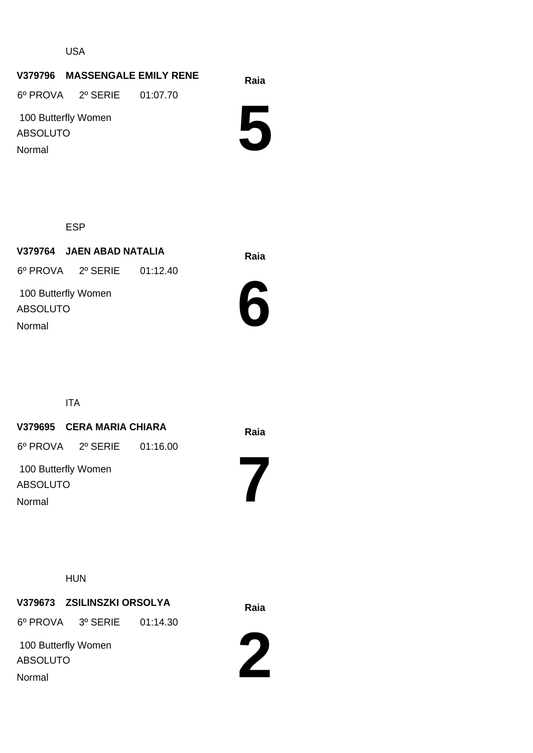USA

**V379796 MASSENGALE EMILY RENE**

6º PROVA 2º SERIE 01:07.70

100 Butterfly Women

ABSOLUTO

Normal

**Raia**

# 5

ESP

**V379764 JAEN ABAD NATALIA**

6º PROVA 2º SERIE 01:12.40

100 Butterfly Women

ABSOLUTO

Normal

**Raia**

# 6

ITA

**V379695 CERA MARIA CHIARA**

6º PROVA 2º SERIE 01:16.00

100 Butterfly Women

ABSOLUTO

Normal

**Raia**

# 7

HUN

**V379673 ZSILINSZKI ORSOLYA**

6º PROVA 3º SERIE 01:14.30

100 Butterfly Women

ABSOLUTO

Normal

**Raia**

# 2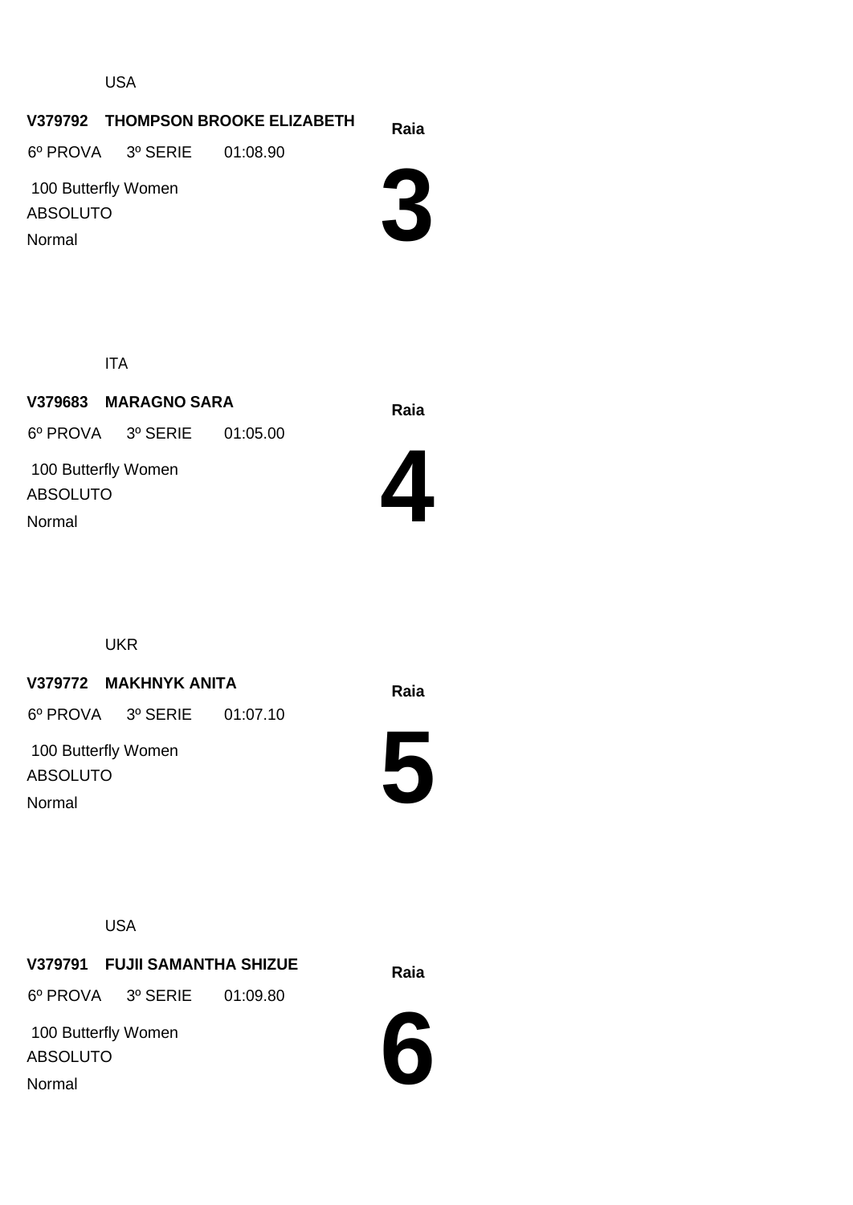USA

**V379792 THOMPSON BROOKE ELIZABETH**

**Raia**

6º PROVA 3º SERIE 01:08.90

100 Butterfly Women

ABSOLUTO

Normal

# 3

ITA

**V379683 MARAGNO SARA**

**Raia**

6º PROVA 3º SERIE 01:05.00

100 Butterfly Women

ABSOLUTO

Normal

# 4

UKR

**V379772 MAKHNYK ANITA**

**Raia**

6º PROVA 3º SERIE 01:07.10

100 Butterfly Women

ABSOLUTO

Normal

# 5

USA

**V379791 FUJII SAMANTHA SHIZUE**

**Raia**

6º PROVA 3º SERIE 01:09.80

100 Butterfly Women

ABSOLUTO

Normal

# 6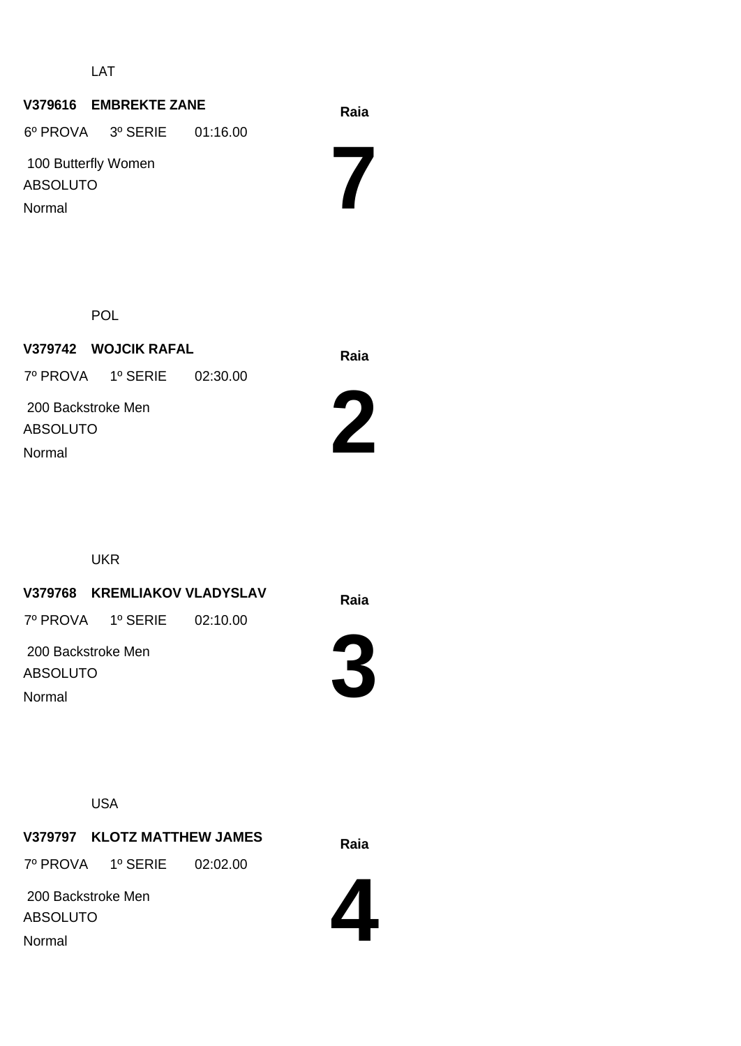LAT

**V379616 EMBREKTE ZANE**

6º PROVA 3º SERIE 01:16.00

100 Butterfly Women

ABSOLUTO

Normal

**Raia**

# 7

POL

**V379742 WOJCIK RAFAL**

7º PROVA 1º SERIE 02:30.00

200 Backstroke Men

ABSOLUTO

Normal

**Raia**

# 2

UKR

**V379768 KREMLIAKOV VLADYSLAV**

7º PROVA 1º SERIE 02:10.00

200 Backstroke Men

ABSOLUTO

Normal

**Raia**

# 3

USA

**V379797 KLOTZ MATTHEW JAMES**

7º PROVA 1º SERIE 02:02.00

200 Backstroke Men

ABSOLUTO

Normal

**Raia**

# 4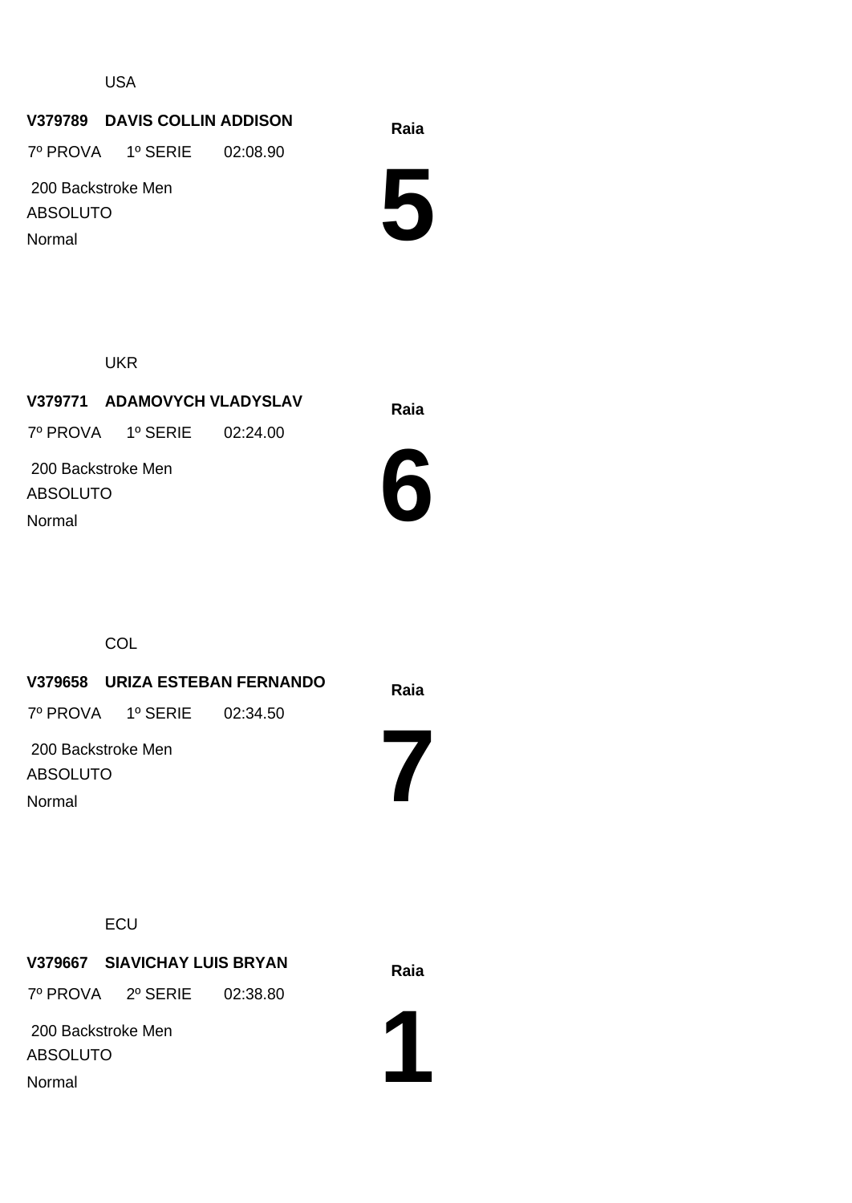USA

**V379789 DAVIS COLLIN ADDISON**

7º PROVA 1º SERIE 02:08.90

200 Backstroke Men

ABSOLUTO

Normal

**Raia**

# 5

UKR

**V379771 ADAMOVYCH VLADYSLAV**

7º PROVA 1º SERIE 02:24.00

200 Backstroke Men

ABSOLUTO

Normal

**Raia**

# 6

COL

**V379658 URIZA ESTEBAN FERNANDO**

7º PROVA 1º SERIE 02:34.50

200 Backstroke Men

ABSOLUTO

Normal

**Raia**

# 7

ECU

**V379667 SIAVICHAY LUIS BRYAN**

7º PROVA 2º SERIE 02:38.80

200 Backstroke Men

ABSOLUTO

Normal

**Raia**

# 1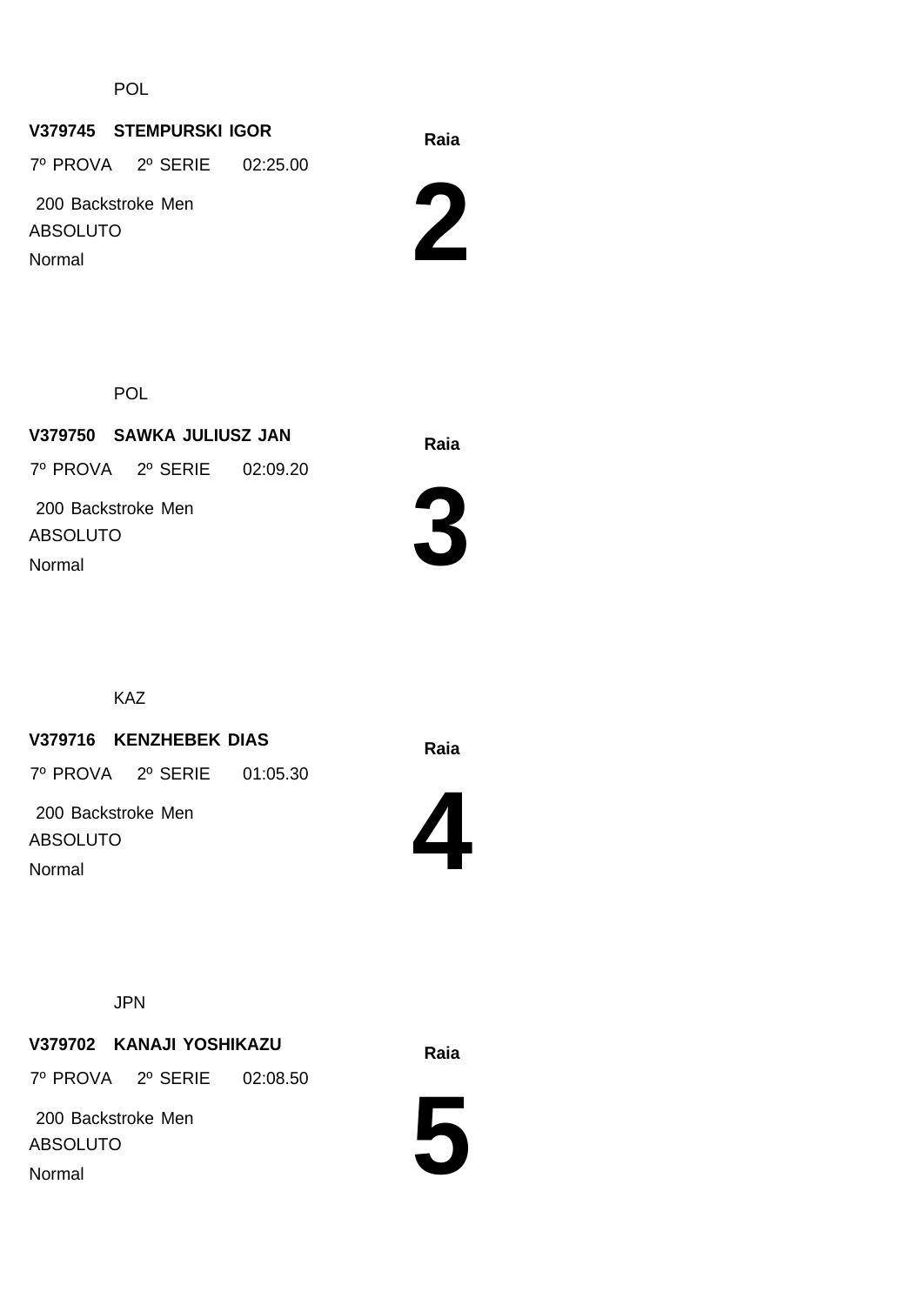POL

**V379745 STEMPURSKI IGOR**

7º PROVA 2º SERIE 02:25.00

200 Backstroke Men

ABSOLUTO

Normal

**Raia**

# 2

POL

**V379750 SAWKA JULIUSZ JAN**

7º PROVA 2º SERIE 02:09.20

200 Backstroke Men

ABSOLUTO

Normal

**Raia**

# 3

KAZ

**V379716 KENZHEBEK DIAS**

7º PROVA 2º SERIE 01:05.30

200 Backstroke Men

ABSOLUTO

Normal

**Raia**

# 4

JPN

**V379702 KANAJI YOSHIKAZU**

7º PROVA 2º SERIE 02:08.50

200 Backstroke Men

ABSOLUTO

Normal

**Raia**

# 5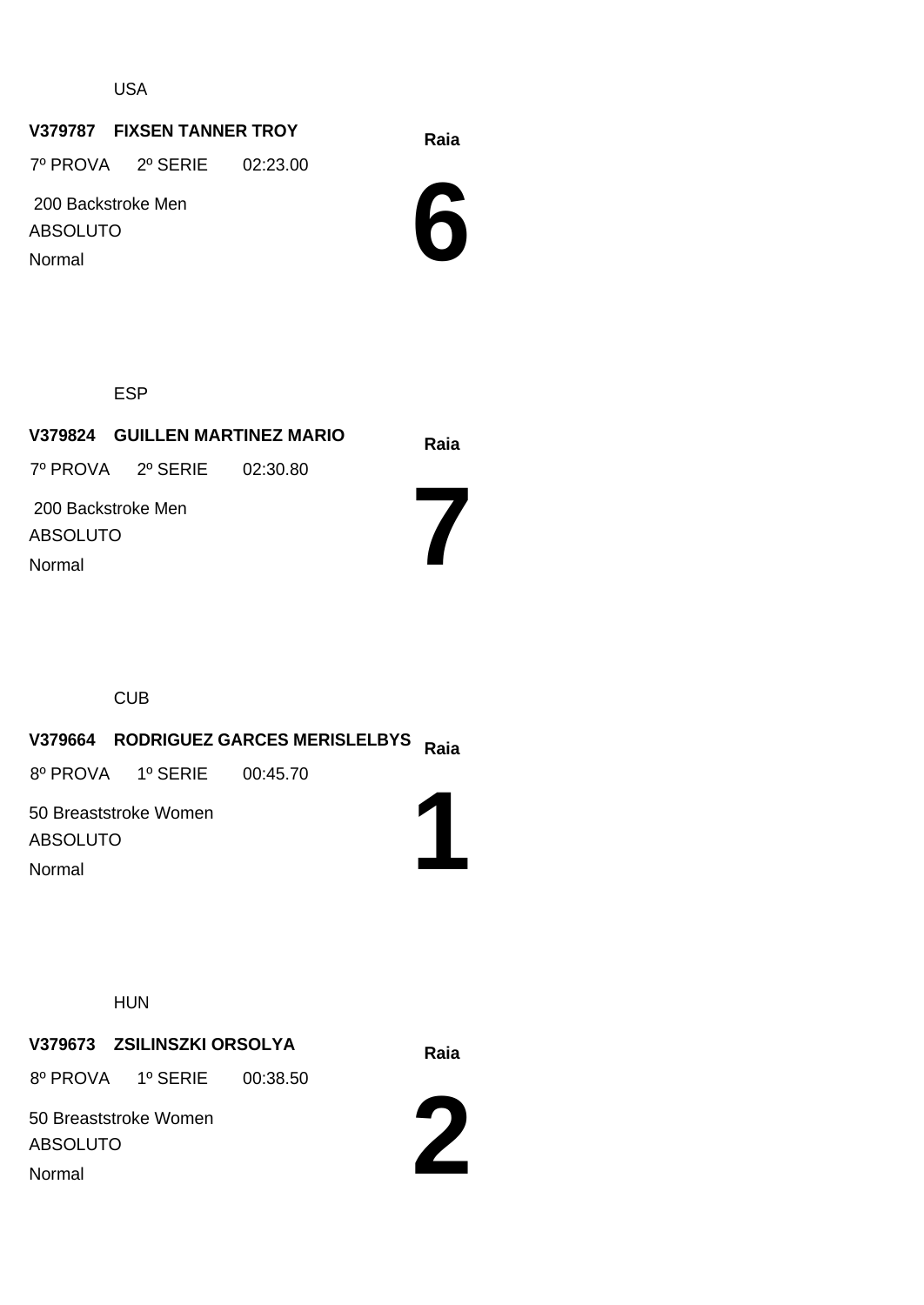USA

**V379787 FIXSEN TANNER TROY**

7º PROVA 2º SERIE 02:23.00

200 Backstroke Men

ABSOLUTO

Normal

**Raia**

# 6

ESP

**V379824 GUILLEN MARTINEZ MARIO**

7º PROVA 2º SERIE 02:30.80

200 Backstroke Men

ABSOLUTO

Normal

**Raia**

# 7

CUB

**V379664 RODRIGUEZ GARCES MERISLELBYS**

8º PROVA 1º SERIE 00:45.70

50 Breaststroke Women

ABSOLUTO

Normal

**Raia**

# 1

HUN

**V379673 ZSILINSZKI ORSOLYA**

8º PROVA 1º SERIE 00:38.50

50 Breaststroke Women

ABSOLUTO

Normal

**Raia**

# 2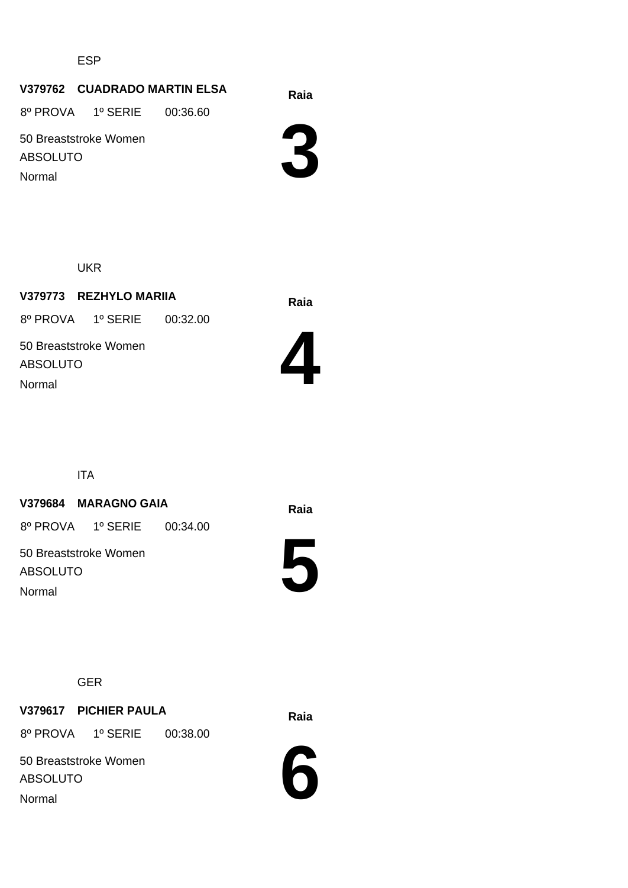ESP

**V379762 CUADRADO MARTIN ELSA**

8º PROVA 1º SERIE 00:36.60

50 Breaststroke Women

ABSOLUTO

Normal

**Raia**

# 3

UKR

**V379773 REZHYLO MARIIA**

8º PROVA 1º SERIE 00:32.00

50 Breaststroke Women

ABSOLUTO

Normal

**Raia**

# 4

ITA

**V379684 MARAGNO GAIA**

8º PROVA 1º SERIE 00:34.00

50 Breaststroke Women

ABSOLUTO

Normal

**Raia**

# 5

GER

**V379617 PICHIER PAULA**

8º PROVA 1º SERIE 00:38.00

50 Breaststroke Women

ABSOLUTO

Normal

**Raia**

# 6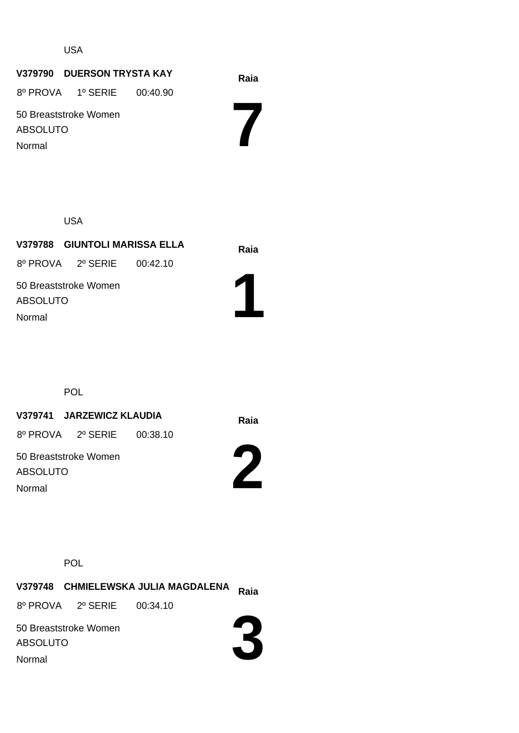USA

**V379790 DUERSON TRYSTA KAY**

8º PROVA 1º SERIE 00:40.90

50 Breaststroke Women

ABSOLUTO

Normal

**Raia**

# 7

USA

**V379788 GIUNTOLI MARISSA ELLA**

8º PROVA 2º SERIE 00:42.10

50 Breaststroke Women

ABSOLUTO

Normal

**Raia**

# 1

POL

**V379741 JARZEWICZ KLAUDIA**

8º PROVA 2º SERIE 00:38.10

50 Breaststroke Women

ABSOLUTO

Normal

**Raia**

# 2

POL

**V379748 CHMIELEWSKA JULIA MAGDALENA**

8º PROVA 2º SERIE 00:34.10

50 Breaststroke Women

ABSOLUTO

Normal

**Raia**

# 3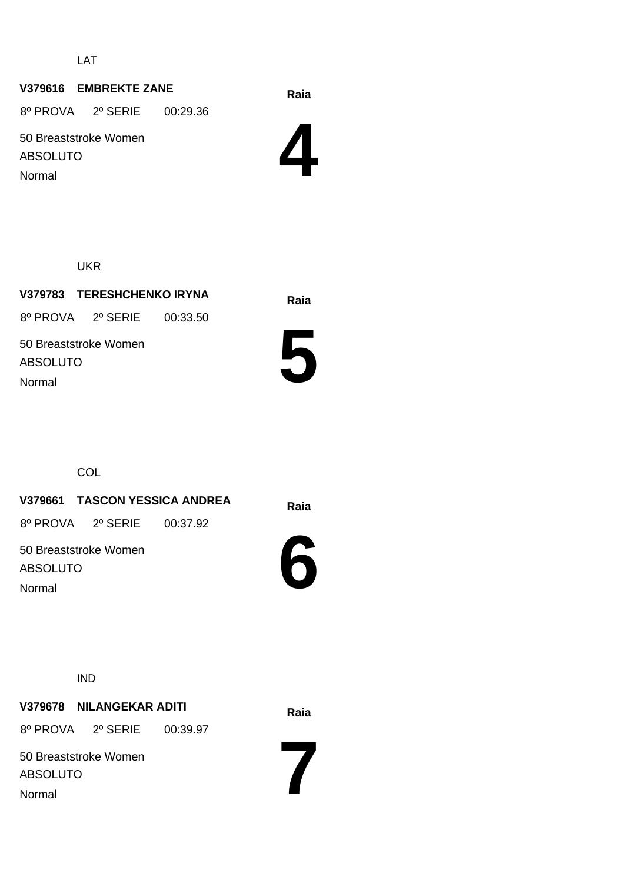LAT

**V379616 EMBREKTE ZANE**

8º PROVA 2º SERIE 00:29.36

50 Breaststroke Women

ABSOLUTO

Normal

**Raia**

# 4

UKR

**V379783 TERESHCHENKO IRYNA**

8º PROVA 2º SERIE 00:33.50

50 Breaststroke Women

ABSOLUTO

Normal

**Raia**

# 5

COL

**V379661 TASCON YESSICA ANDREA**

8º PROVA 2º SERIE 00:37.92

50 Breaststroke Women

ABSOLUTO

Normal

**Raia**

# 6

IND

**V379678 NILANGEKAR ADITI**

8º PROVA 2º SERIE 00:39.97

50 Breaststroke Women

ABSOLUTO

Normal

**Raia**

# 7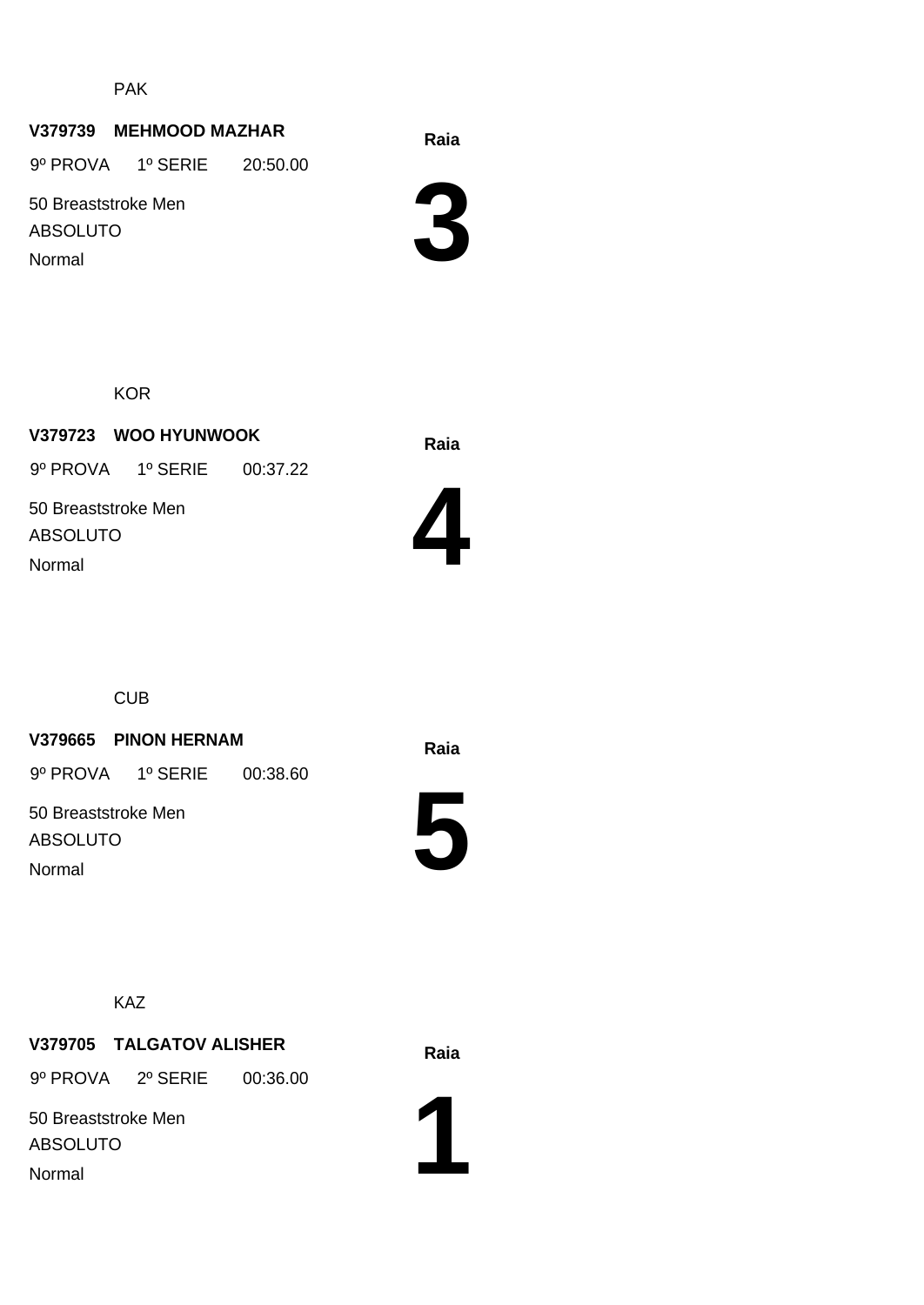PAK

**V379739 MEHMOOD MAZHAR**

9º PROVA 1º SERIE 20:50.00

50 Breaststroke Men

ABSOLUTO

Normal

**Raia**

# 3

KOR

**V379723 WOO HYUNWOOK**

9º PROVA 1º SERIE 00:37.22

50 Breaststroke Men

ABSOLUTO

Normal

**Raia**

# 4

CUB

**V379665 PINON HERNAM**

9º PROVA 1º SERIE 00:38.60

50 Breaststroke Men

ABSOLUTO

Normal

**Raia**

# 5

KAZ

**V379705 TALGATOV ALISHER**

9º PROVA 2º SERIE 00:36.00

50 Breaststroke Men

ABSOLUTO

Normal

**Raia**

# 1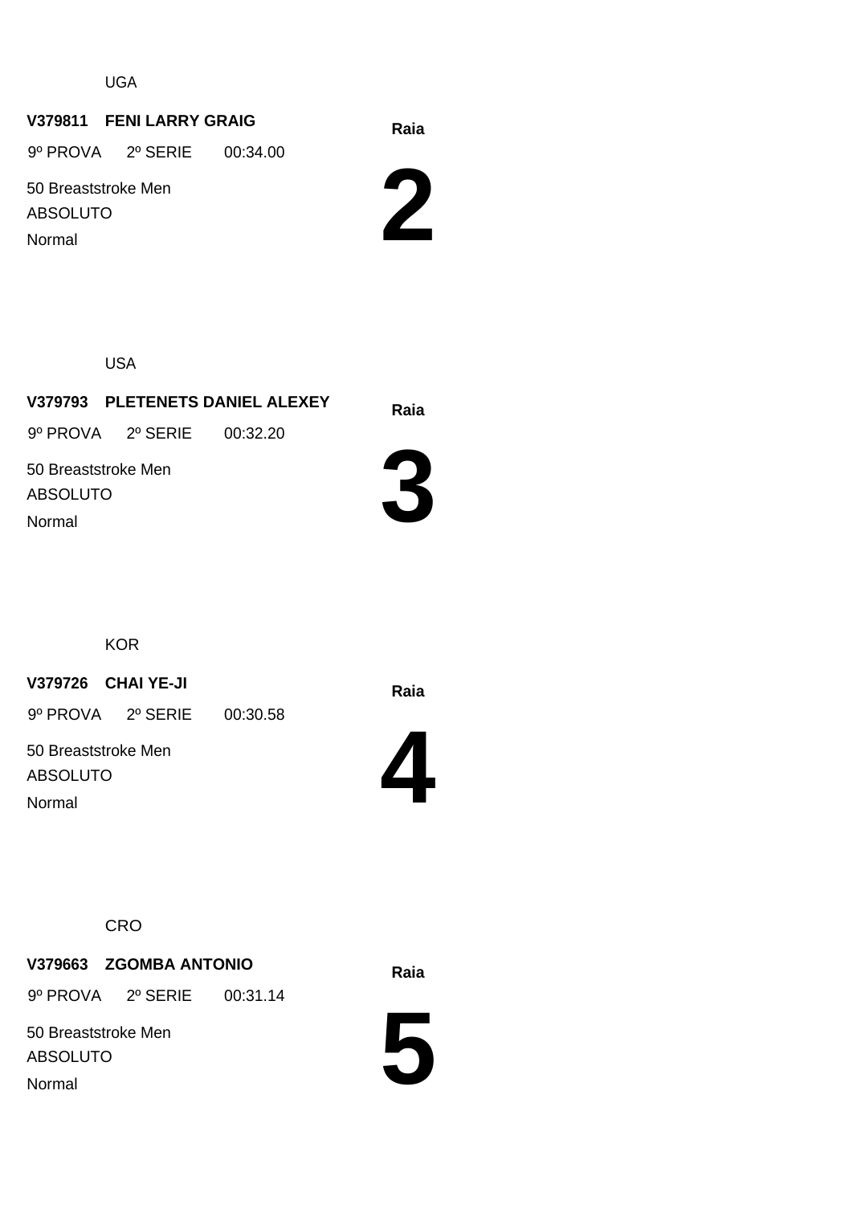UGA

**V379811 FENI LARRY GRAIG**

9º PROVA 2º SERIE 00:34.00

50 Breaststroke Men

ABSOLUTO

Normal

**Raia**

# 2

USA

**V379793 PLETENETS DANIEL ALEXEY**

9º PROVA 2º SERIE 00:32.20

50 Breaststroke Men

ABSOLUTO

Normal

**Raia**

# 3

KOR

**V379726 CHAI YE-JI**

9º PROVA 2º SERIE 00:30.58

50 Breaststroke Men

ABSOLUTO

Normal

**Raia**

# 4

CRO

**V379663 ZGOMBA ANTONIO**

9º PROVA 2º SERIE 00:31.14

50 Breaststroke Men

ABSOLUTO

Normal

**Raia**

# 5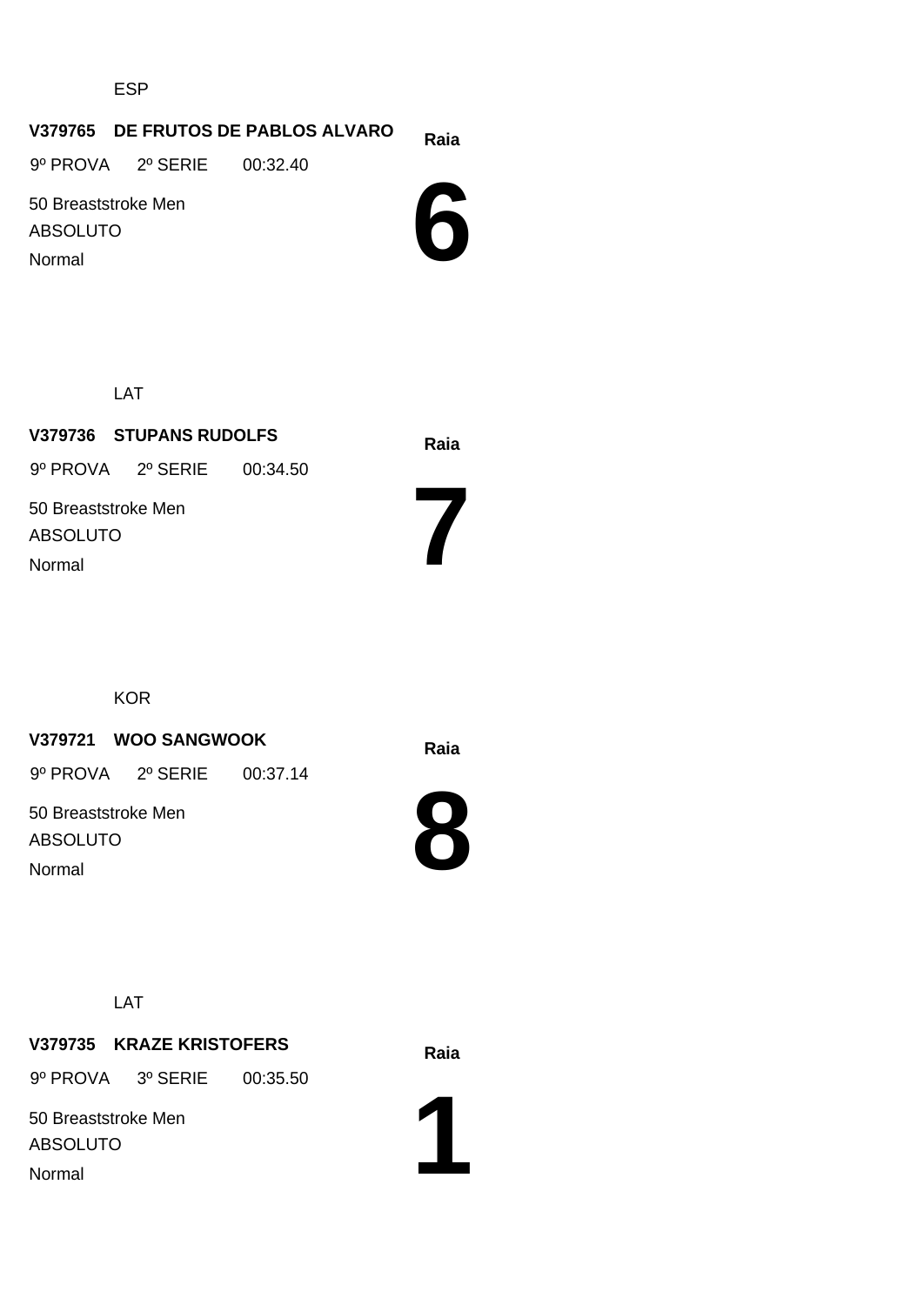ESP

**V379765 DE FRUTOS DE PABLOS ALVARO**

**Raia**

9º PROVA 2º SERIE 00:32.40

50 Breaststroke Men

ABSOLUTO

Normal

# 6

LAT

**V379736 STUPANS RUDOLFS**

**Raia**

9º PROVA 2º SERIE 00:34.50

50 Breaststroke Men

ABSOLUTO

Normal

# 7

KOR

**V379721 WOO SANGWOOK**

**Raia**

9º PROVA 2º SERIE 00:37.14

50 Breaststroke Men

ABSOLUTO

Normal

# 8

LAT

**V379735 KRAZE KRISTOFERS**

**Raia**

9º PROVA 3º SERIE 00:35.50

50 Breaststroke Men

ABSOLUTO

Normal

# 1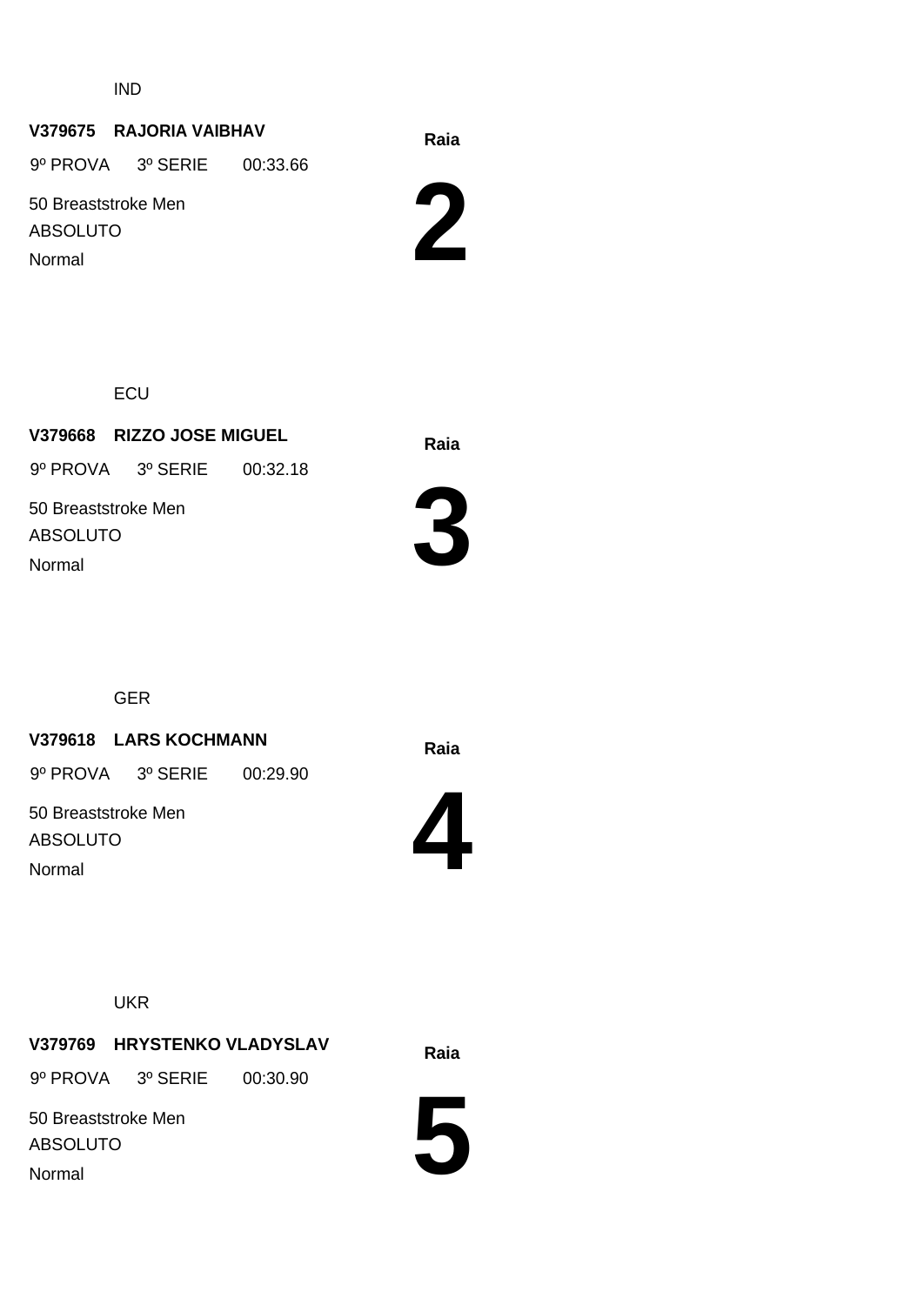IND

**V379675 RAJORIA VAIBHAV**

9º PROVA 3º SERIE 00:33.66

50 Breaststroke Men

ABSOLUTO

Normal

**Raia**

# 2

ECU

**V379668 RIZZO JOSE MIGUEL**

9º PROVA 3º SERIE 00:32.18

50 Breaststroke Men

ABSOLUTO

Normal

**Raia**

# 3

GER

**V379618 LARS KOCHMANN**

9º PROVA 3º SERIE 00:29.90

50 Breaststroke Men

ABSOLUTO

Normal

**Raia**

# 4

UKR

**V379769 HRYSTENKO VLADYSLAV**

9º PROVA 3º SERIE 00:30.90

50 Breaststroke Men

ABSOLUTO

Normal

**Raia**

# 5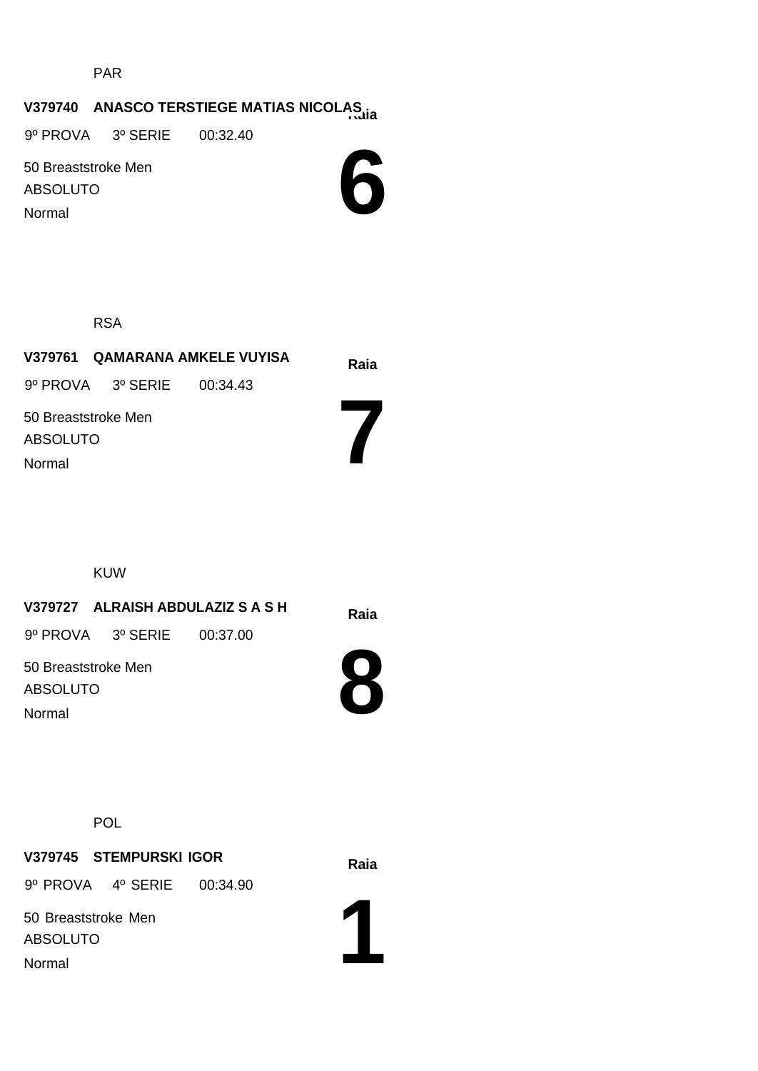PAR

**V379740 ANASCO TERSTIEGE MATIAS NICOLAS**

**Raia**

9º PROVA 3º SERIE 00:32.40

50 Breaststroke Men

ABSOLUTO

Normal

# 6

RSA

**V379761 QAMARANA AMKELE VUYISA**

**Raia**

9º PROVA 3º SERIE 00:34.43

50 Breaststroke Men

ABSOLUTO

Normal

# 7

KUW

**V379727 ALRAISH ABDULAZIZ S A S H**

**Raia**

9º PROVA 3º SERIE 00:37.00

50 Breaststroke Men

ABSOLUTO

Normal

# 8

POL

**V379745 STEMPURSKI IGOR**

**Raia**

9º PROVA 4º SERIE 00:34.90

50 Breaststroke Men

ABSOLUTO

Normal

# 1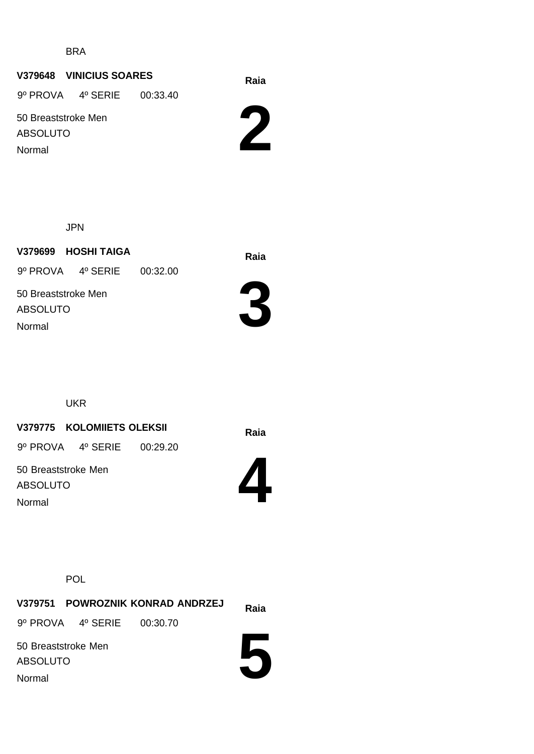BRA

**V379648 VINICIUS SOARES**

**Raia**

9º PROVA 4º SERIE 00:33.40

# 2

50 Breaststroke Men

ABSOLUTO

Normal

JPN

**V379699 HOSHI TAIGA**

**Raia**

9º PROVA 4º SERIE 00:32.00

# 3

50 Breaststroke Men

ABSOLUTO

Normal

UKR

**V379775 KOLOMIIETS OLEKSII**

**Raia**

9º PROVA 4º SERIE 00:29.20

# 4

50 Breaststroke Men

ABSOLUTO

Normal

POL

**V379751 POWROZNIK KONRAD ANDRZEJ**

**Raia**

9º PROVA 4º SERIE 00:30.70

# 5

50 Breaststroke Men

ABSOLUTO

Normal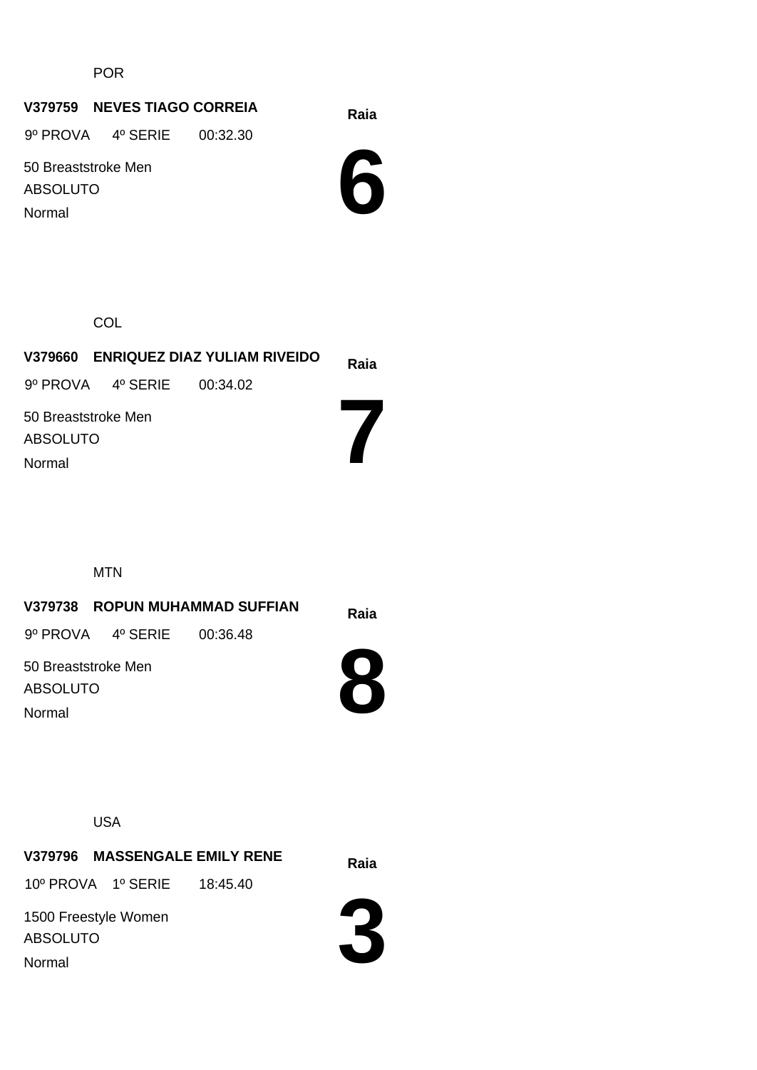POR

**V379759 NEVES TIAGO CORREIA**

9º PROVA 4º SERIE 00:32.30

50 Breaststroke Men

ABSOLUTO

Normal

**Raia**

# 6

COL

**V379660 ENRIQUEZ DIAZ YULIAM RIVEIDO**

9º PROVA 4º SERIE 00:34.02

50 Breaststroke Men

ABSOLUTO

Normal

**Raia**

# 7

MTN

**V379738 ROPUN MUHAMMAD SUFFIAN**

9º PROVA 4º SERIE 00:36.48

50 Breaststroke Men

ABSOLUTO

Normal

**Raia**

# 8

USA

**V379796 MASSENGALE EMILY RENE**

10º PROVA 1º SERIE 18:45.40

1500 Freestyle Women

ABSOLUTO

Normal

**Raia**

# 3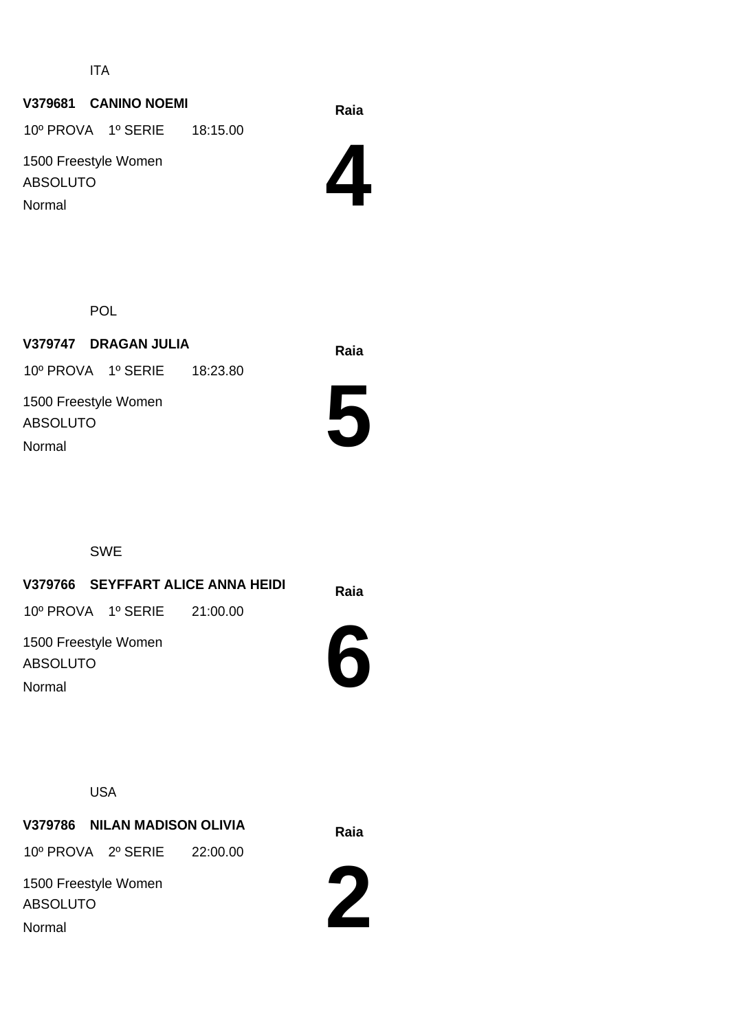ITA

**V379681 CANINO NOEMI**

10º PROVA 1º SERIE 18:15.00

1500 Freestyle Women

ABSOLUTO

Normal

**Raia**

# 4

POL

**V379747 DRAGAN JULIA**

10º PROVA 1º SERIE 18:23.80

1500 Freestyle Women

ABSOLUTO

Normal

**Raia**

# 5

SWE

**V379766 SEYFFART ALICE ANNA HEIDI**

10º PROVA 1º SERIE 21:00.00

1500 Freestyle Women

ABSOLUTO

Normal

**Raia**

# 6

USA

**V379786 NILAN MADISON OLIVIA**

10º PROVA 2º SERIE 22:00.00

1500 Freestyle Women

ABSOLUTO

Normal

**Raia**

# 2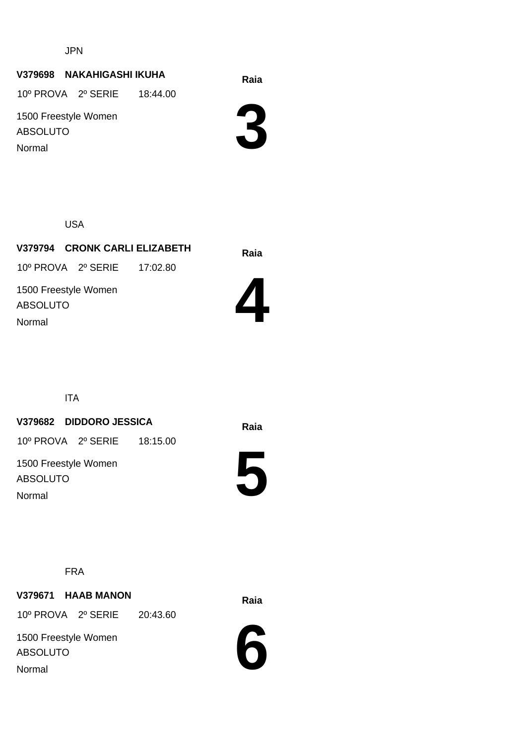JPN

**V379698 NAKAHIGASHI IKUHA**

10º PROVA 2º SERIE 18:44.00

1500 Freestyle Women

ABSOLUTO

Normal

**Raia**

# 3

USA

**V379794 CRONK CARLI ELIZABETH**

10º PROVA 2º SERIE 17:02.80

1500 Freestyle Women

ABSOLUTO

Normal

**Raia**

# 4

ITA

**V379682 DIDDORO JESSICA**

10º PROVA 2º SERIE 18:15.00

1500 Freestyle Women

ABSOLUTO

Normal

**Raia**

# 5

FRA

**V379671 HAAB MANON**

10º PROVA 2º SERIE 20:43.60

1500 Freestyle Women

ABSOLUTO

Normal

**Raia**

# 6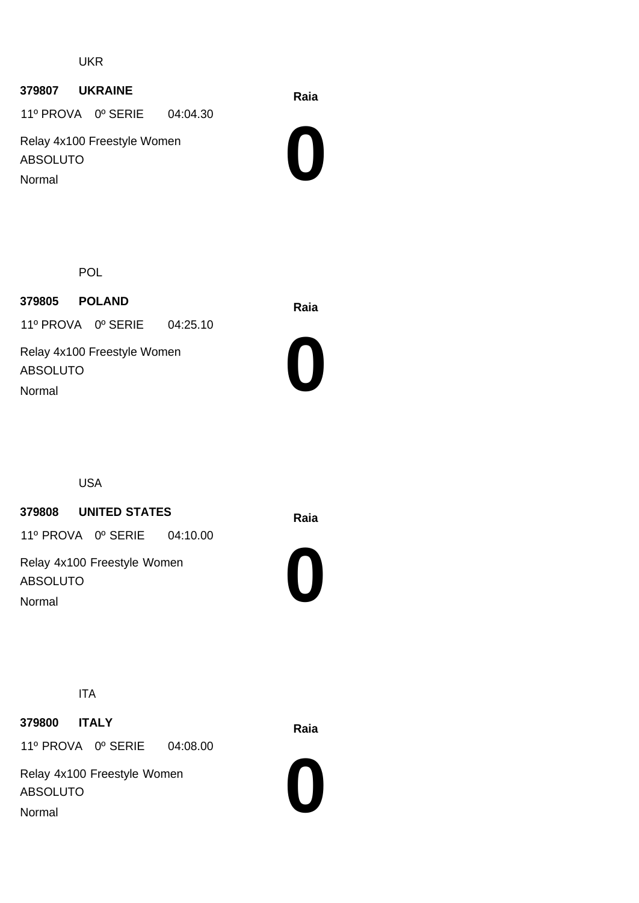UKR

**379807 UKRAINE**

11º PROVA 0º SERIE 04:04.30

Relay 4x100 Freestyle Women

ABSOLUTO

Normal

**Raia**

# 0

POL

**379805 POLAND**

11º PROVA 0º SERIE 04:25.10

Relay 4x100 Freestyle Women

ABSOLUTO

Normal

**Raia**

# 0

USA

**379808 UNITED STATES**

11º PROVA 0º SERIE 04:10.00

Relay 4x100 Freestyle Women

ABSOLUTO

Normal

**Raia**

# 0

ITA

**379800 ITALY**

11º PROVA 0º SERIE 04:08.00

Relay 4x100 Freestyle Women

ABSOLUTO

Normal

**Raia**

# 0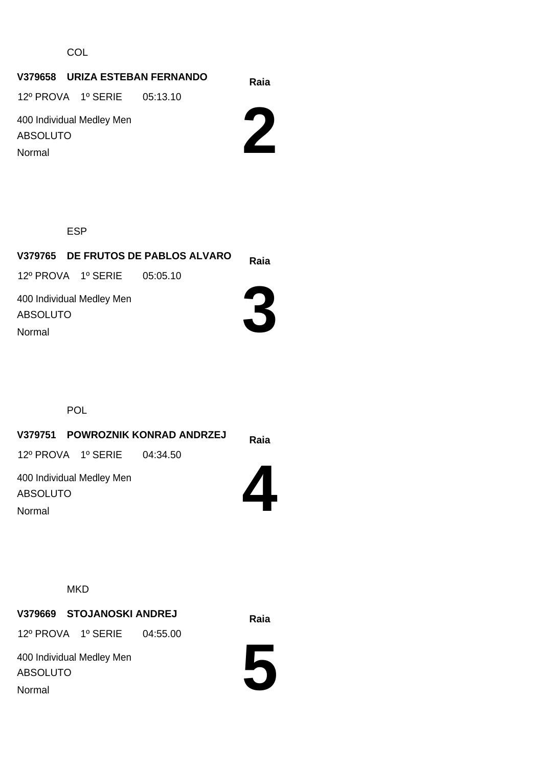COL

**V379658 URIZA ESTEBAN FERNANDO**

**Raia**

12º PROVA 1º SERIE 05:13.10

400 Individual Medley Men

ABSOLUTO

Normal

# 2

ESP

**V379765 DE FRUTOS DE PABLOS ALVARO**

**Raia**

12º PROVA 1º SERIE 05:05.10

400 Individual Medley Men

ABSOLUTO

Normal

# 3

POL

**V379751 POWROZNIK KONRAD ANDRZEJ**

**Raia**

12º PROVA 1º SERIE 04:34.50

400 Individual Medley Men

ABSOLUTO

Normal

# 4

MKD

**V379669 STOJANOSKI ANDREJ**

**Raia**

12º PROVA 1º SERIE 04:55.00

400 Individual Medley Men

ABSOLUTO

Normal

# 5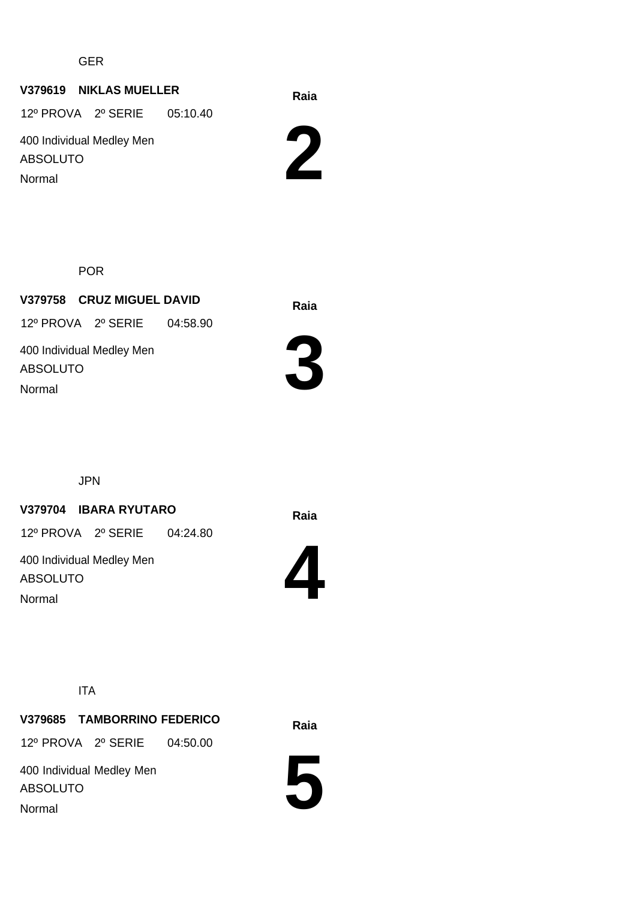GER

**V379619 NIKLAS MUELLER**

12º PROVA 2º SERIE 05:10.40

400 Individual Medley Men

ABSOLUTO

Normal

**Raia**

# **2**

POR

**V379758 CRUZ MIGUEL DAVID**

12º PROVA 2º SERIE 04:58.90

400 Individual Medley Men

ABSOLUTO

Normal

**Raia**

# **3**

JPN

**V379704 IBARA RYUTARO**

12º PROVA 2º SERIE 04:24.80

400 Individual Medley Men

ABSOLUTO

Normal

**Raia**

# **4**

ITA

**V379685 TAMBORRINO FEDERICO**

12º PROVA 2º SERIE 04:50.00

400 Individual Medley Men

ABSOLUTO

Normal

**Raia**

# **5**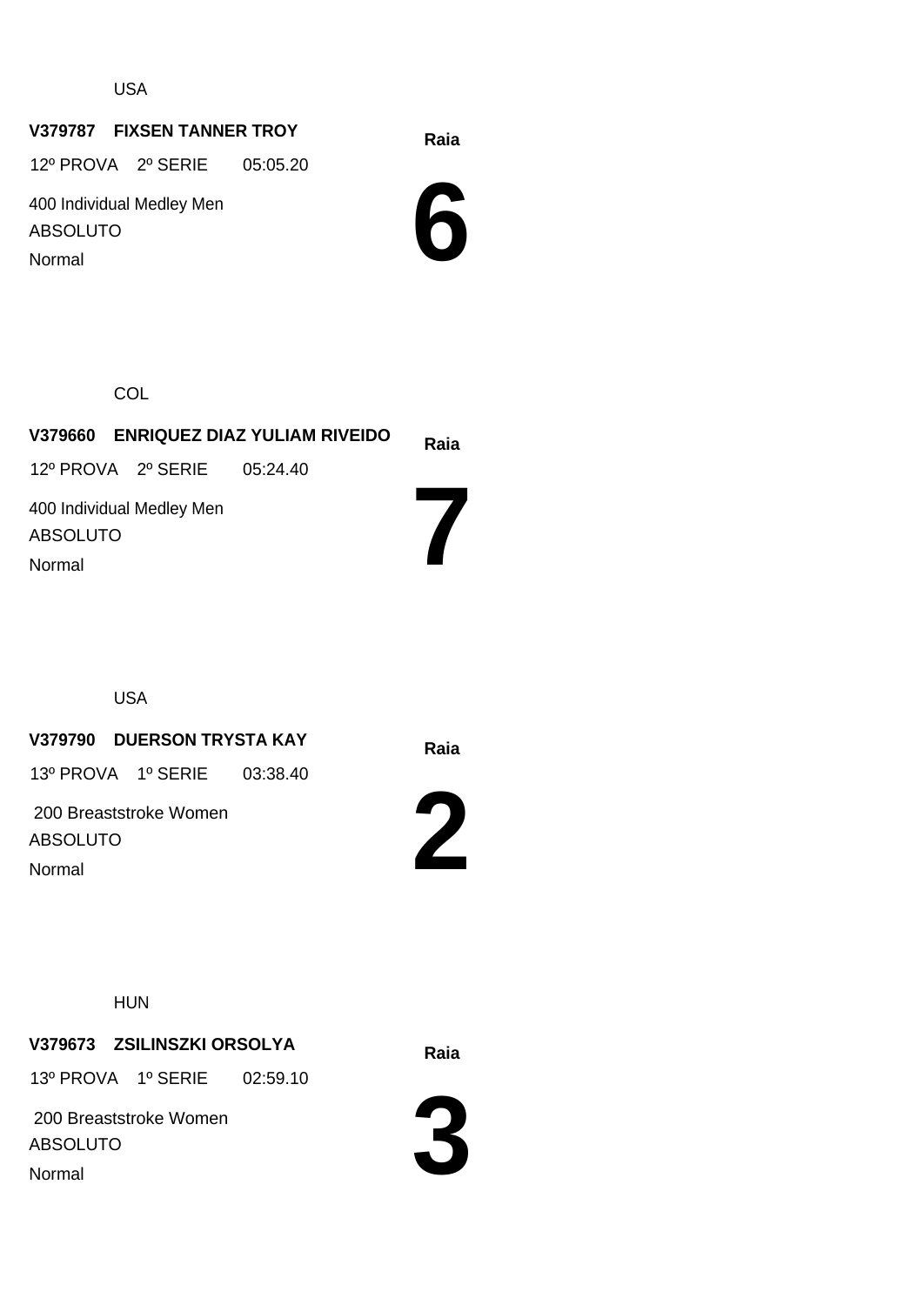USA

**V379787 FIXSEN TANNER TROY**

12º PROVA 2º SERIE 05:05.20

400 Individual Medley Men

ABSOLUTO

Normal

**Raia**

# 6

COL

**V379660 ENRIQUEZ DIAZ YULIAM RIVEIDO**

12º PROVA 2º SERIE 05:24.40

400 Individual Medley Men

ABSOLUTO

Normal

**Raia**

# 7

USA

**V379790 DUERSON TRYSTA KAY**

13º PROVA 1º SERIE 03:38.40

200 Breaststroke Women

ABSOLUTO

Normal

**Raia**

# 2

HUN

**V379673 ZSILINSZKI ORSOLYA**

13º PROVA 1º SERIE 02:59.10

200 Breaststroke Women

ABSOLUTO

Normal

**Raia**

# 3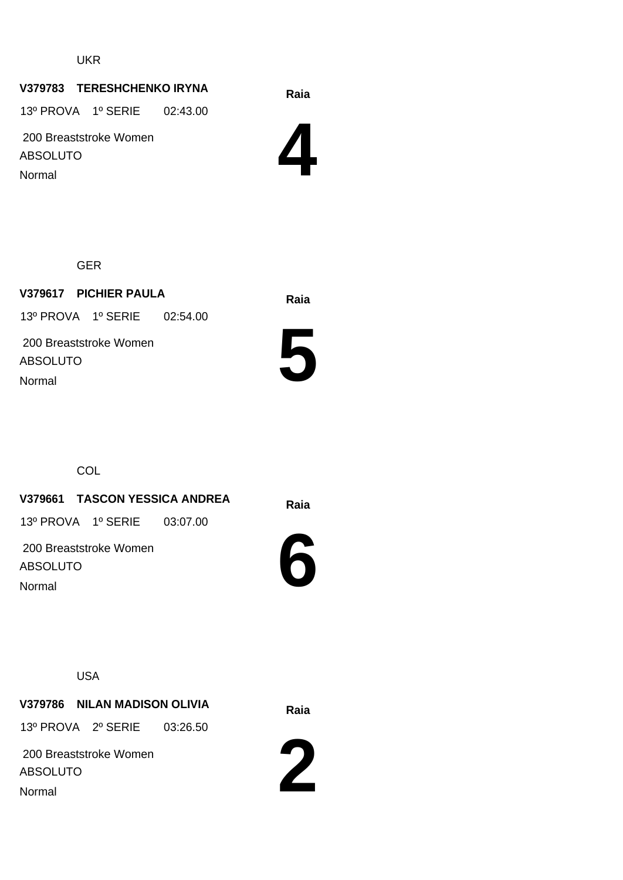UKR

**V379783 TERESHCHENKO IRYNA**

13º PROVA 1º SERIE 02:43.00

200 Breaststroke Women

ABSOLUTO

Normal

**Raia**

# 4

GER

**V379617 PICHIER PAULA**

13º PROVA 1º SERIE 02:54.00

200 Breaststroke Women

ABSOLUTO

Normal

**Raia**

# 5

COL

**V379661 TASCON YESSICA ANDREA**

13º PROVA 1º SERIE 03:07.00

200 Breaststroke Women

ABSOLUTO

Normal

**Raia**

# 6

USA

**V379786 NILAN MADISON OLIVIA**

13º PROVA 2º SERIE 03:26.50

200 Breaststroke Women

ABSOLUTO

Normal

**Raia**

# 2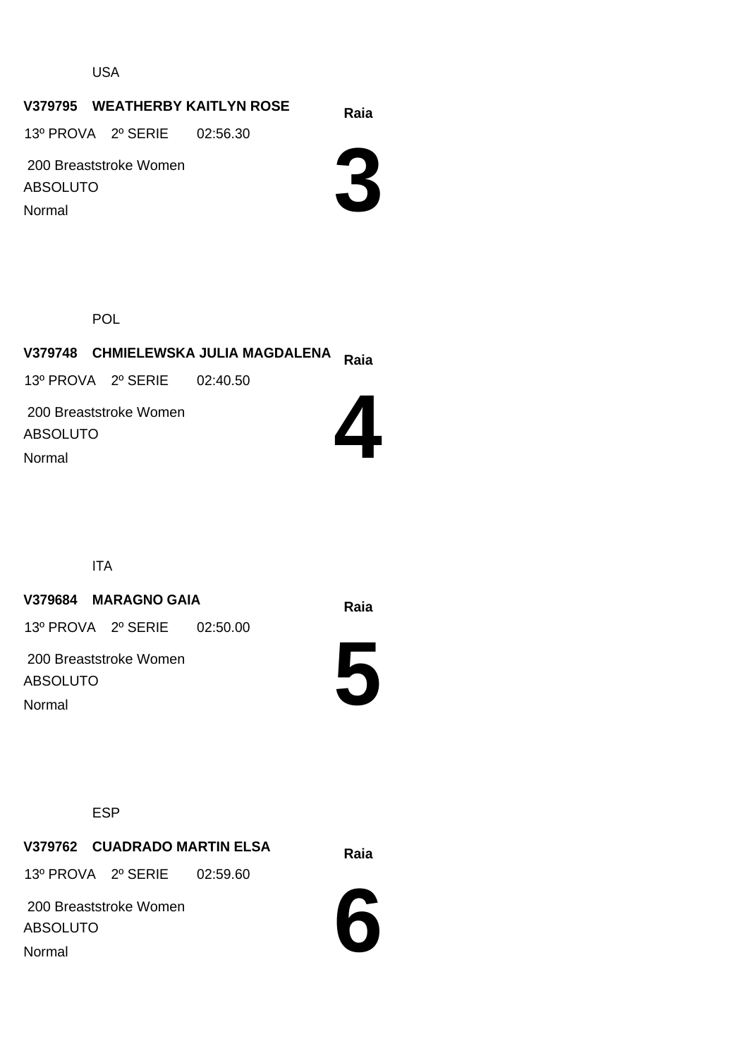USA

**V379795 WEATHERBY KAITLYN ROSE**

13º PROVA 2º SERIE 02:56.30

200 Breaststroke Women

ABSOLUTO

Normal

**Raia**

# 3

POL

**V379748 CHMIELEWSKA JULIA MAGDALENA**

13º PROVA 2º SERIE 02:40.50

200 Breaststroke Women

ABSOLUTO

Normal

**Raia**

# 4

ITA

**V379684 MARAGNO GAIA**

13º PROVA 2º SERIE 02:50.00

200 Breaststroke Women

ABSOLUTO

Normal

**Raia**

# 5

ESP

**V379762 CUADRADO MARTIN ELSA**

13º PROVA 2º SERIE 02:59.60

200 Breaststroke Women

ABSOLUTO

Normal

**Raia**

# 6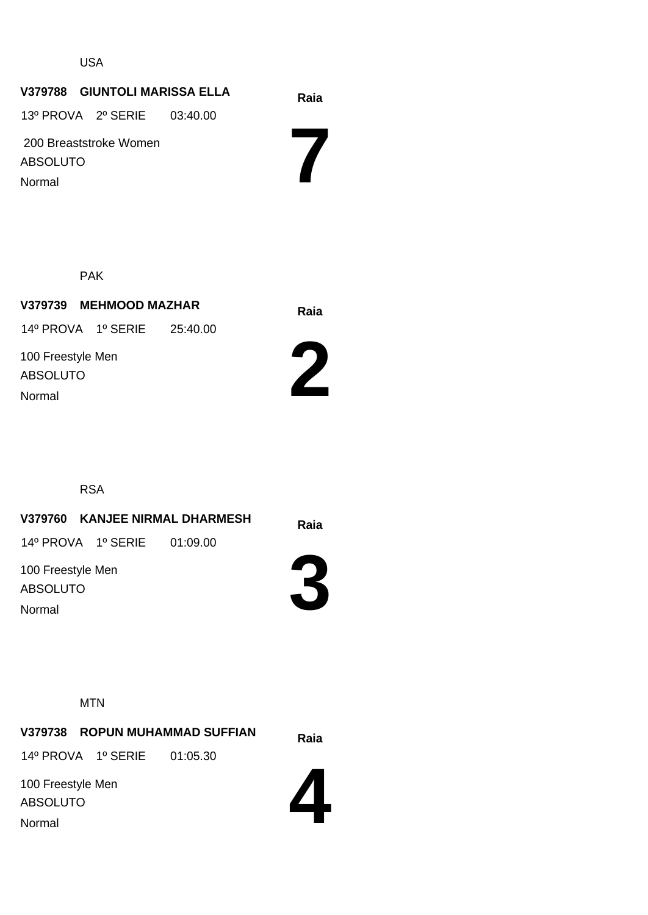USA

**V379788 GIUNTOLI MARISSA ELLA**

13º PROVA 2º SERIE 03:40.00

200 Breaststroke Women

ABSOLUTO

Normal

**Raia**

# 7

PAK

**V379739 MEHMOOD MAZHAR**

14º PROVA 1º SERIE 25:40.00

100 Freestyle Men

ABSOLUTO

Normal

**Raia**

# 2

RSA

**V379760 KANJEE NIRMAL DHARMESH**

14º PROVA 1º SERIE 01:09.00

100 Freestyle Men

ABSOLUTO

Normal

**Raia**

# 3

MTN

**V379738 ROPUN MUHAMMAD SUFFIAN**

14º PROVA 1º SERIE 01:05.30

100 Freestyle Men

ABSOLUTO

Normal

**Raia**

# 4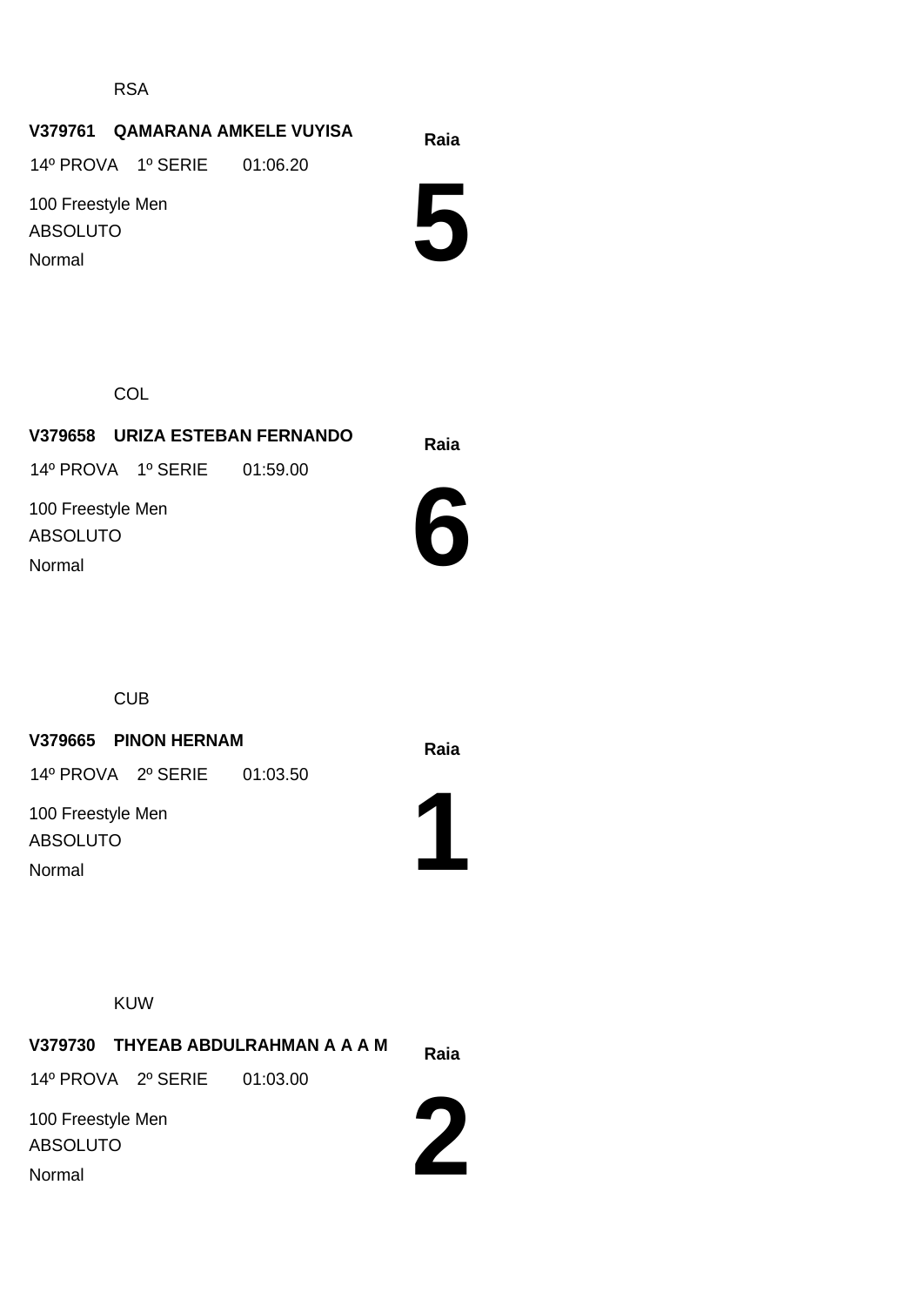RSA

**V379761 QAMARANA AMKELE VUYISA**

14º PROVA 1º SERIE 01:06.20

100 Freestyle Men

ABSOLUTO

Normal

**Raia**

# 5

COL

**V379658 URIZA ESTEBAN FERNANDO**

14º PROVA 1º SERIE 01:59.00

100 Freestyle Men

ABSOLUTO

Normal

**Raia**

# 6

CUB

**V379665 PINON HERNAM**

14º PROVA 2º SERIE 01:03.50

100 Freestyle Men

ABSOLUTO

Normal

**Raia**

# 1

KUW

**V379730 THYEAB ABDULRAHMAN A A A M**

14º PROVA 2º SERIE 01:03.00

100 Freestyle Men

ABSOLUTO

Normal

**Raia**

# 2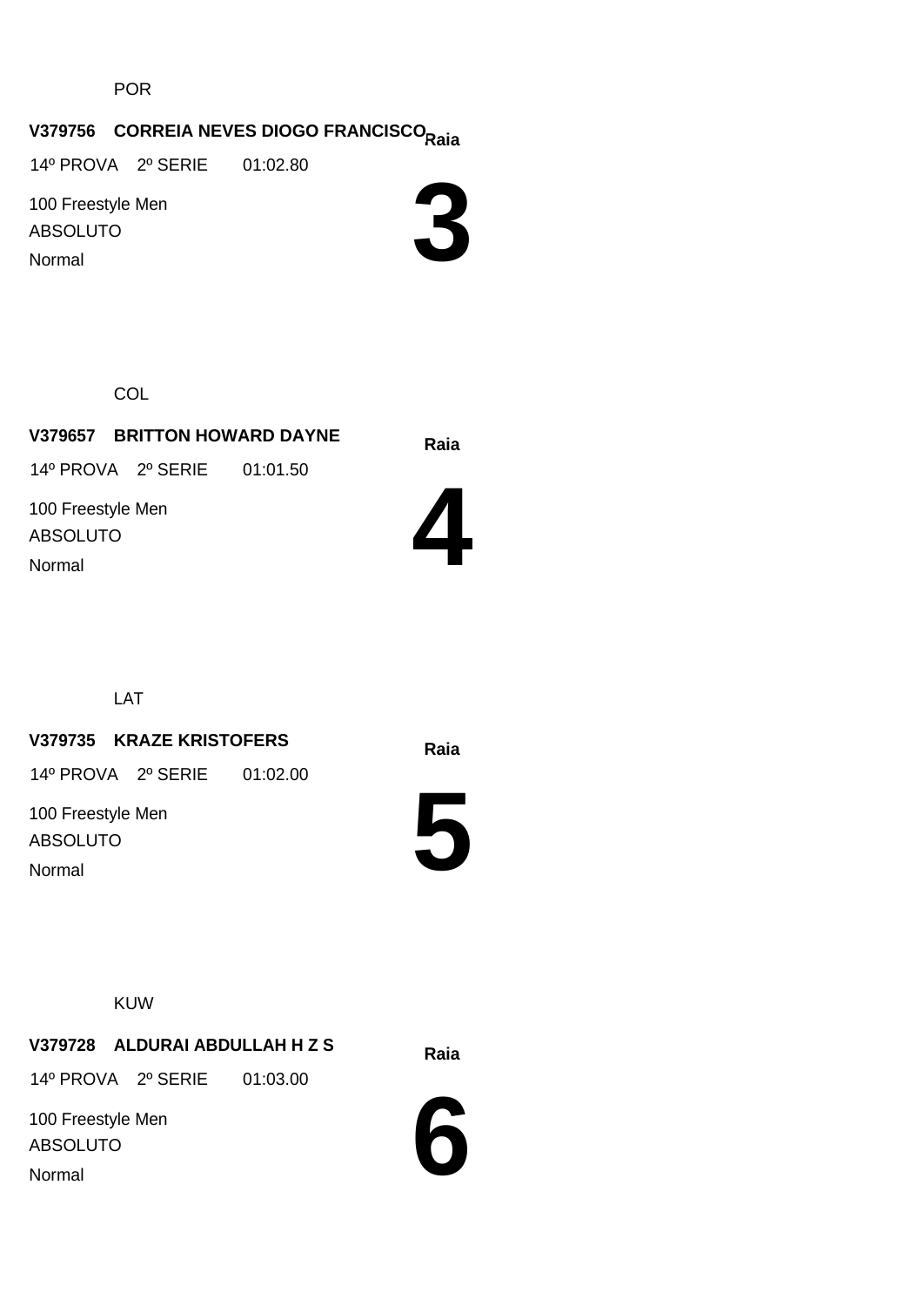POR

**V379756 CORREIA NEVES DIOGO FRANCISCO**

**Raia**

14º PROVA 2º SERIE 01:02.80

100 Freestyle Men

ABSOLUTO

Normal

# 3

COL

**V379657 BRITTON HOWARD DAYNE**

**Raia**

14º PROVA 2º SERIE 01:01.50

100 Freestyle Men

ABSOLUTO

Normal

# 4

LAT

**V379735 KRAZE KRISTOFERS**

**Raia**

14º PROVA 2º SERIE 01:02.00

100 Freestyle Men

ABSOLUTO

Normal

# 5

KUW

**V379728 ALDURAI ABDULLAH H Z S**

**Raia**

14º PROVA 2º SERIE 01:03.00

100 Freestyle Men

ABSOLUTO

Normal

# 6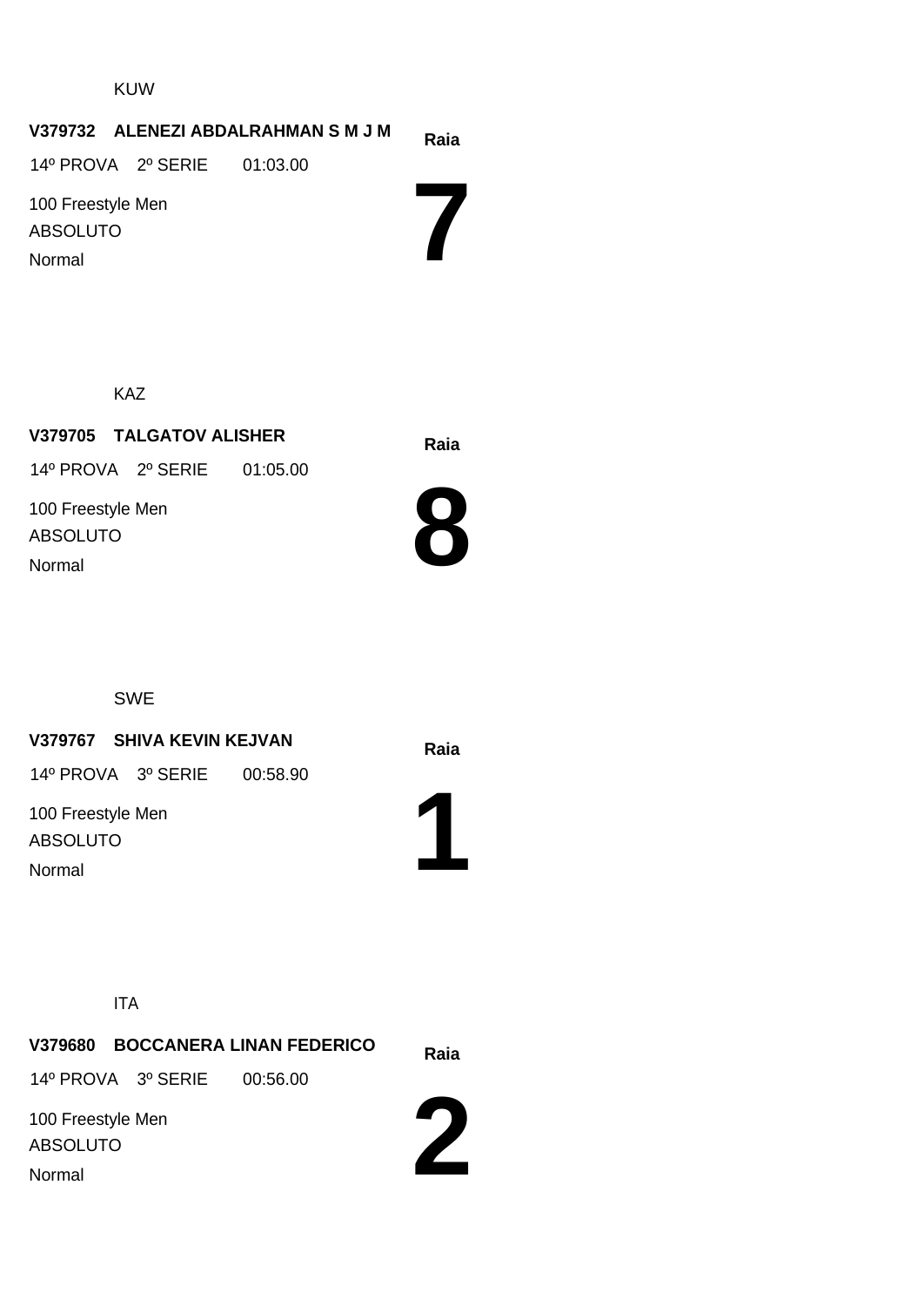KUW

**V379732 ALENEZI ABDALRAHMAN S M J M**

**Raia**

14º PROVA 2º SERIE 01:03.00

100 Freestyle Men

ABSOLUTO

Normal

# 7

KAZ

**V379705 TALGATOV ALISHER**

**Raia**

14º PROVA 2º SERIE 01:05.00

100 Freestyle Men

ABSOLUTO

Normal

# 8

SWE

**V379767 SHIVA KEVIN KEJVAN**

**Raia**

14º PROVA 3º SERIE 00:58.90

100 Freestyle Men

ABSOLUTO

Normal

# 1

ITA

**V379680 BOCCANERA LINAN FEDERICO**

**Raia**

14º PROVA 3º SERIE 00:56.00

100 Freestyle Men

ABSOLUTO

Normal

# 2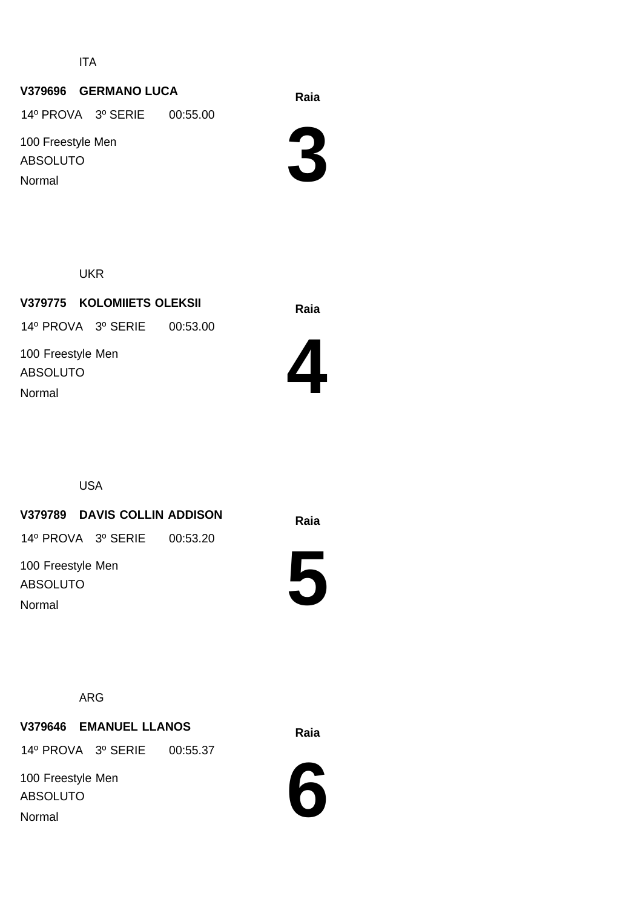ITA

**V379696 GERMANO LUCA**

14º PROVA 3º SERIE 00:55.00

100 Freestyle Men

ABSOLUTO

Normal

**Raia**

# 3

UKR

**V379775 KOLOMIIETS OLEKSII**

14º PROVA 3º SERIE 00:53.00

100 Freestyle Men

ABSOLUTO

Normal

**Raia**

# 4

USA

**V379789 DAVIS COLLIN ADDISON**

14º PROVA 3º SERIE 00:53.20

100 Freestyle Men

ABSOLUTO

Normal

**Raia**

# 5

ARG

**V379646 EMANUEL LLANOS**

14º PROVA 3º SERIE 00:55.37

100 Freestyle Men

ABSOLUTO

Normal

**Raia**

# 6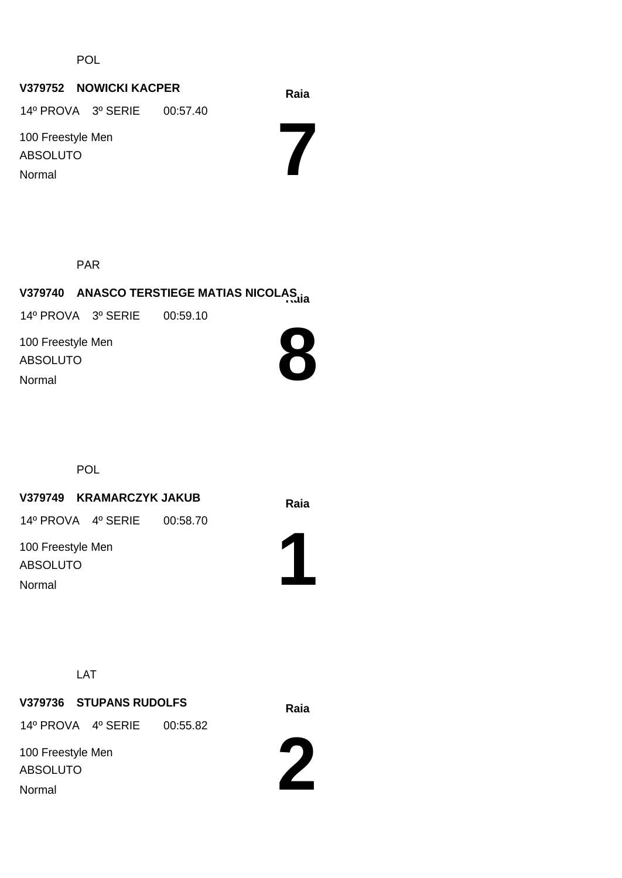POL

**V379752 NOWICKI KACPER**

14º PROVA 3º SERIE 00:57.40

100 Freestyle Men

ABSOLUTO

Normal

**Raia**

# 7

PAR

**V379740 ANASCO TERSTIEGE MATIAS NICOLAS**

14º PROVA 3º SERIE 00:59.10

100 Freestyle Men

ABSOLUTO

Normal

**Raia**

# 8

POL

**V379749 KRAMARCZYK JAKUB**

14º PROVA 4º SERIE 00:58.70

100 Freestyle Men

ABSOLUTO

Normal

**Raia**

# 1

LAT

**V379736 STUPANS RUDOLFS**

14º PROVA 4º SERIE 00:55.82

100 Freestyle Men

ABSOLUTO

Normal

**Raia**

# 2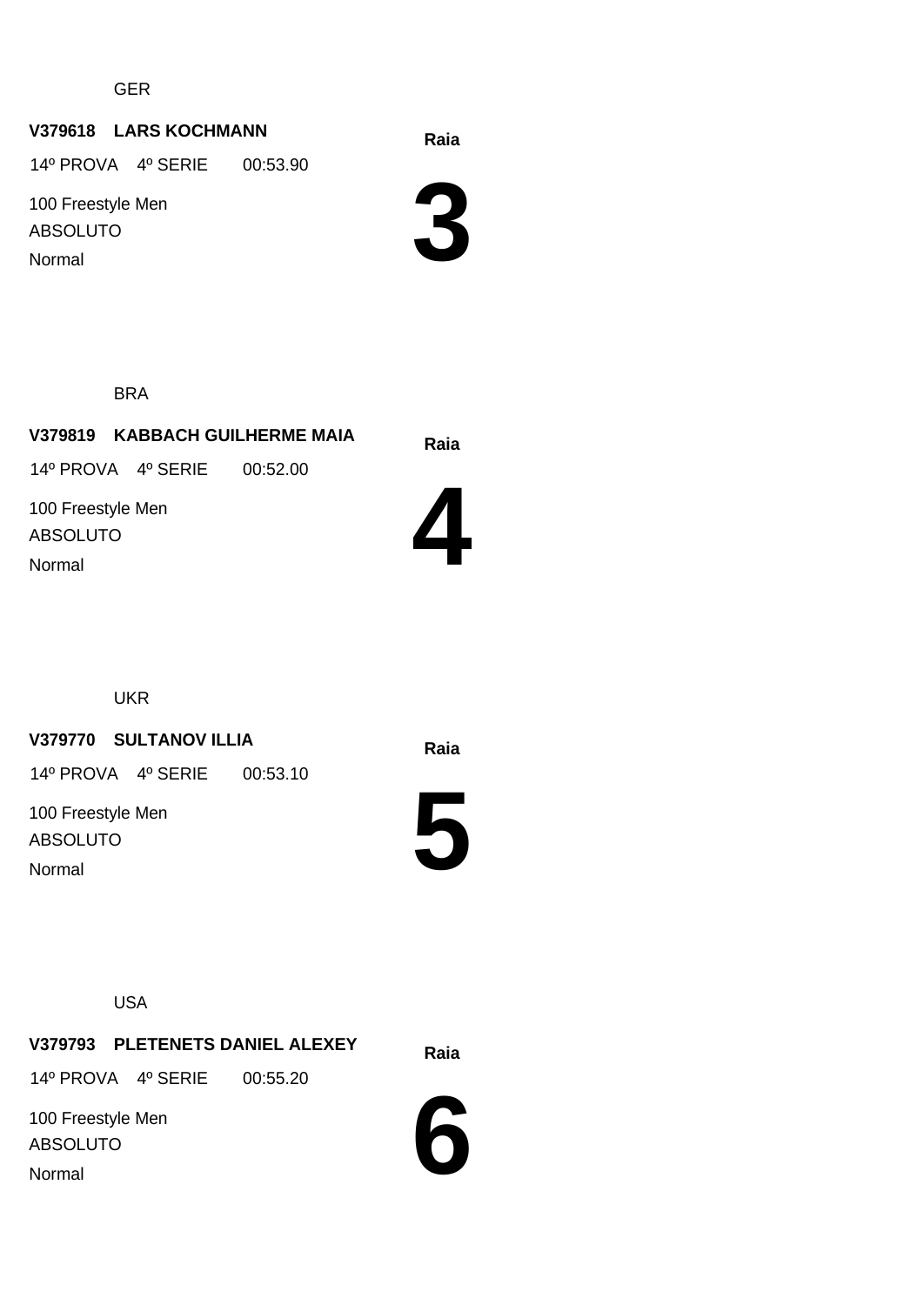GER

**V379618 LARS KOCHMANN**

14º PROVA 4º SERIE 00:53.90

100 Freestyle Men

ABSOLUTO

Normal

**Raia**

# 3

BRA

**V379819 KABBACH GUILHERME MAIA**

14º PROVA 4º SERIE 00:52.00

100 Freestyle Men

ABSOLUTO

Normal

**Raia**

# 4

UKR

**V379770 SULTANOV ILLIA**

14º PROVA 4º SERIE 00:53.10

100 Freestyle Men

ABSOLUTO

Normal

**Raia**

# 5

USA

**V379793 PLETENETS DANIEL ALEXEY**

14º PROVA 4º SERIE 00:55.20

100 Freestyle Men

ABSOLUTO

Normal

**Raia**

# 6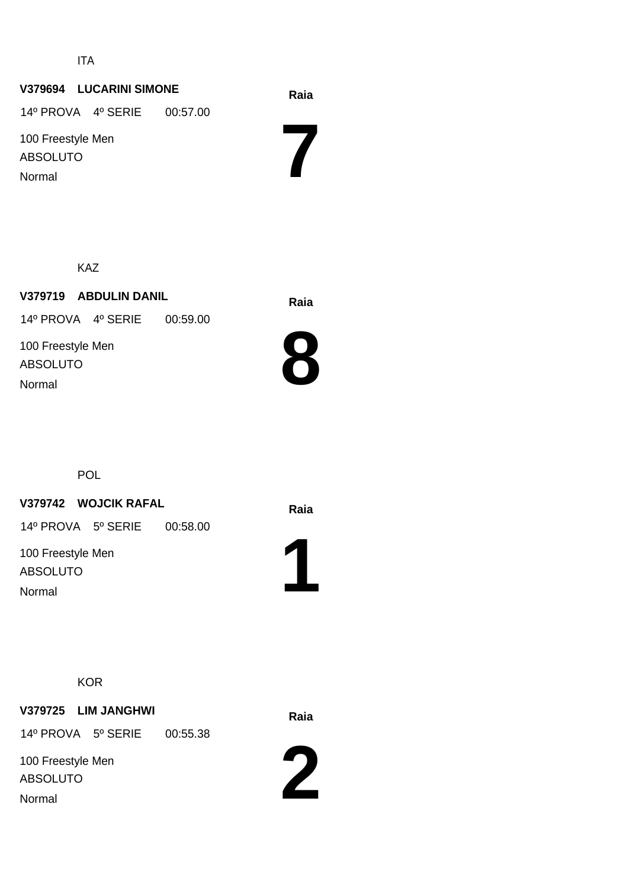ITA

**V379694 LUCARINI SIMONE**

14º PROVA 4º SERIE 00:57.00

100 Freestyle Men

ABSOLUTO

Normal

**Raia**

# 7

KAZ

**V379719 ABDULIN DANIL**

14º PROVA 4º SERIE 00:59.00

100 Freestyle Men

ABSOLUTO

Normal

**Raia**

# 8

POL

**V379742 WOJCIK RAFAL**

14º PROVA 5º SERIE 00:58.00

100 Freestyle Men

ABSOLUTO

Normal

**Raia**

# 1

KOR

**V379725 LIM JANGHWI**

14º PROVA 5º SERIE 00:55.38

100 Freestyle Men

ABSOLUTO

Normal

**Raia**

# 2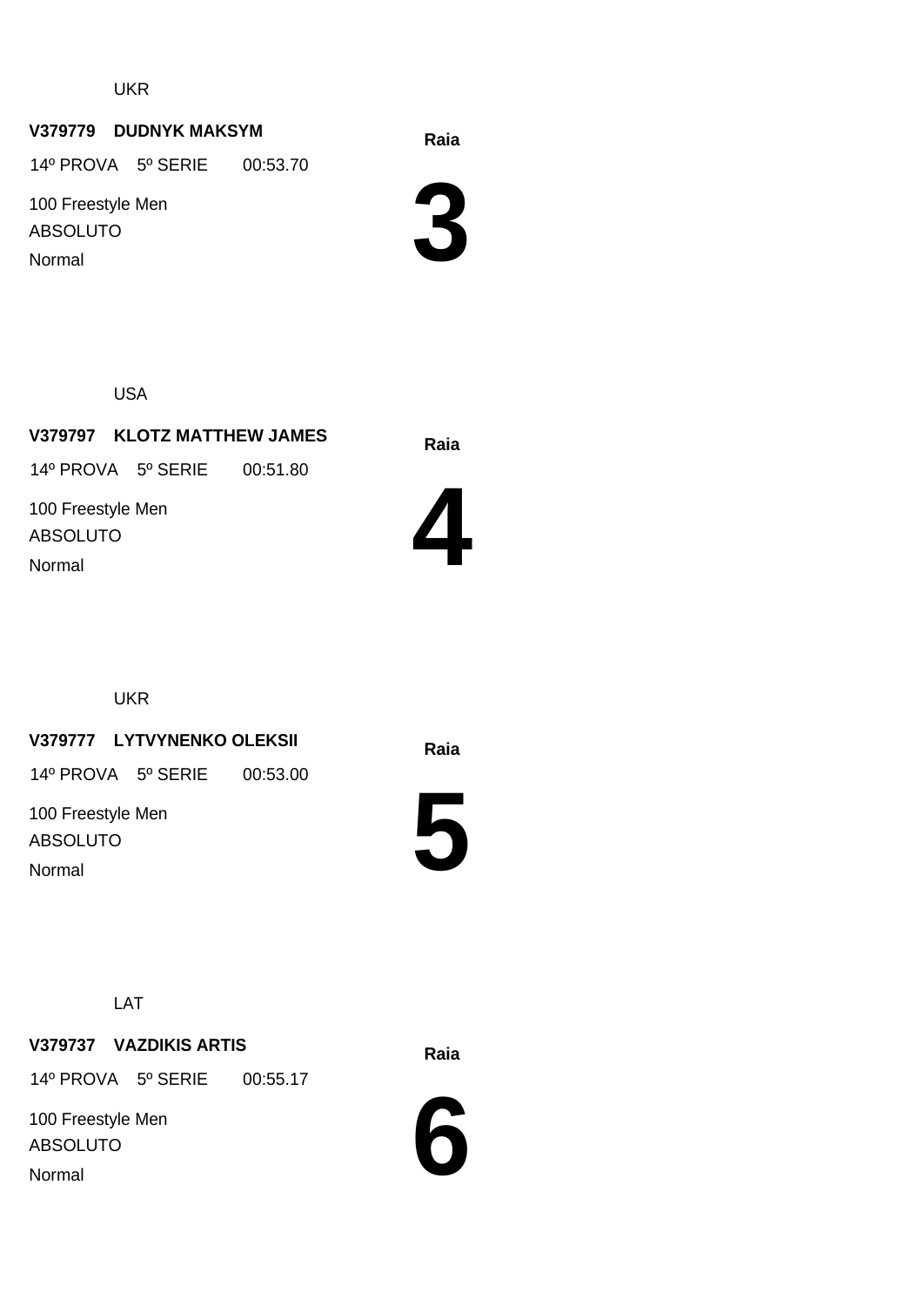UKR

**V379779 DUDNYK MAKSYM**

14º PROVA 5º SERIE 00:53.70

100 Freestyle Men

ABSOLUTO

Normal

**Raia**

# 3

USA

**V379797 KLOTZ MATTHEW JAMES**

14º PROVA 5º SERIE 00:51.80

100 Freestyle Men

ABSOLUTO

Normal

**Raia**

# 4

UKR

**V379777 LYTVYNENKO OLEKSII**

14º PROVA 5º SERIE 00:53.00

100 Freestyle Men

ABSOLUTO

Normal

**Raia**

# 5

LAT

**V379737 VAZDIKIS ARTIS**

14º PROVA 5º SERIE 00:55.17

100 Freestyle Men

ABSOLUTO

Normal

**Raia**

# 6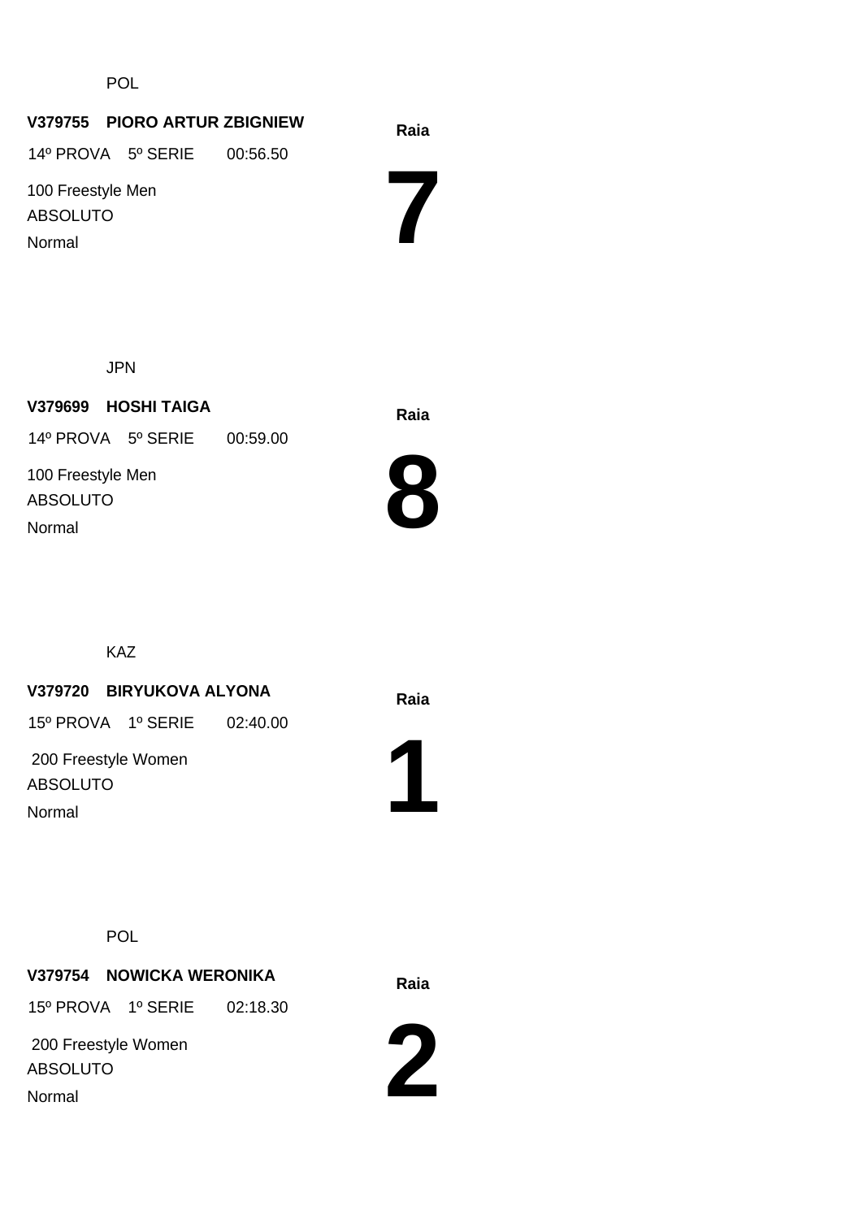POL

**V379755 PIORO ARTUR ZBIGNIEW**

14º PROVA 5º SERIE 00:56.50

100 Freestyle Men

ABSOLUTO

Normal

**Raia**

# 7

JPN

**V379699 HOSHI TAIGA**

14º PROVA 5º SERIE 00:59.00

100 Freestyle Men

ABSOLUTO

Normal

**Raia**

# 8

KAZ

**V379720 BIRYUKOVA ALYONA**

15º PROVA 1º SERIE 02:40.00

200 Freestyle Women

ABSOLUTO

Normal

**Raia**

# 1

POL

**V379754 NOWICKA WERONIKA**

15º PROVA 1º SERIE 02:18.30

200 Freestyle Women

ABSOLUTO

Normal

**Raia**

# 2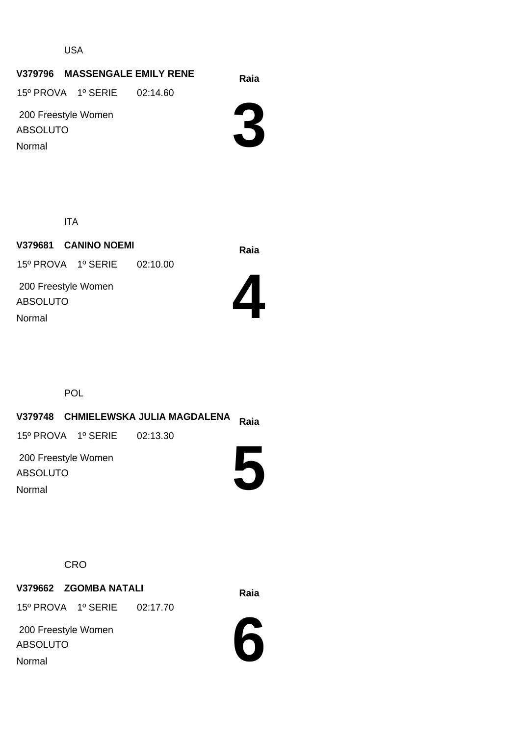USA

**V379796 MASSENGALE EMILY RENE**

**Raia**

15º PROVA 1º SERIE 02:14.60

200 Freestyle Women

ABSOLUTO

Normal

# 3

ITA

**V379681 CANINO NOEMI**

**Raia**

15º PROVA 1º SERIE 02:10.00

200 Freestyle Women

ABSOLUTO

Normal

# 4

POL

**V379748 CHMIELEWSKA JULIA MAGDALENA**

**Raia**

15º PROVA 1º SERIE 02:13.30

200 Freestyle Women

ABSOLUTO

Normal

# 5

CRO

**V379662 ZGOMBA NATALI**

**Raia**

15º PROVA 1º SERIE 02:17.70

200 Freestyle Women

ABSOLUTO

Normal

# 6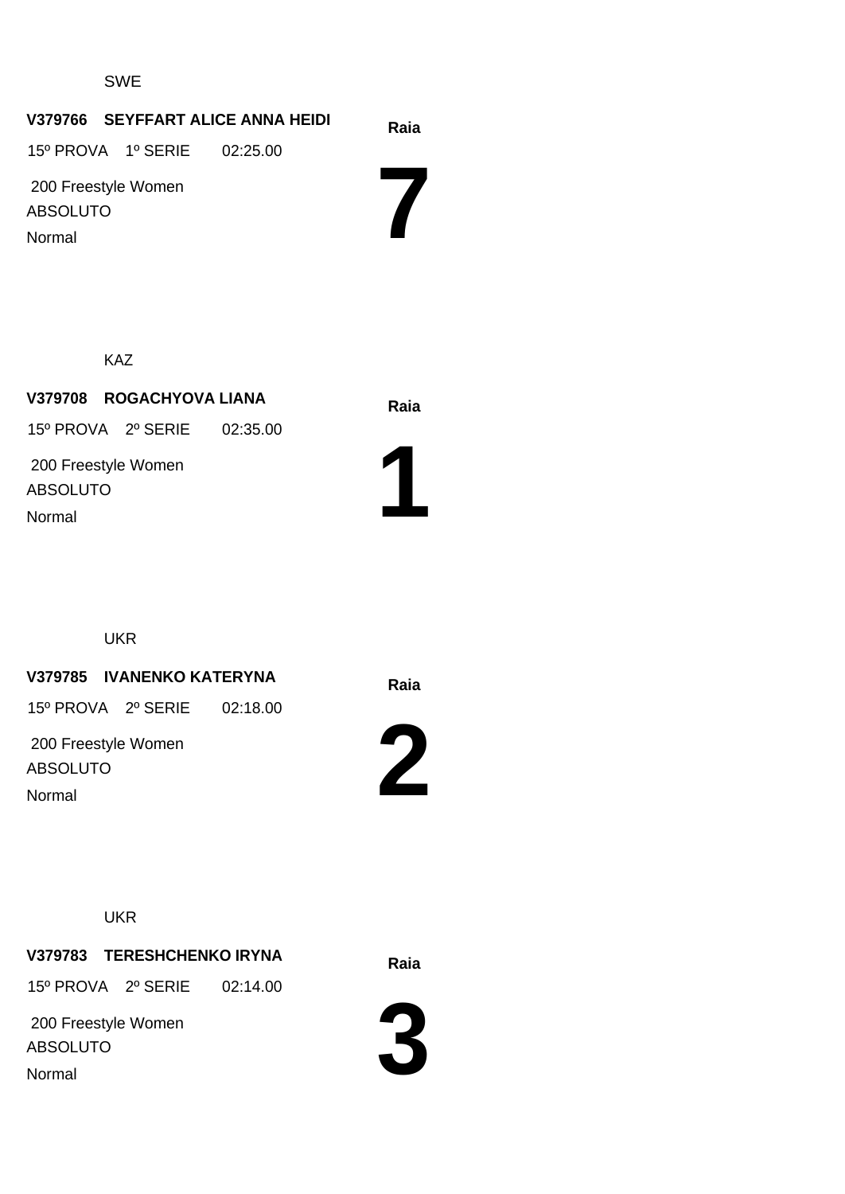SWE

**V379766 SEYFFART ALICE ANNA HEIDI**

15º PROVA 1º SERIE 02:25.00

200 Freestyle Women

ABSOLUTO

Normal

**Raia**

# 7

KAZ

**V379708 ROGACHYOVA LIANA**

15º PROVA 2º SERIE 02:35.00

200 Freestyle Women

ABSOLUTO

Normal

**Raia**

# 1

UKR

**V379785 IVANENKO KATERYNA**

15º PROVA 2º SERIE 02:18.00

200 Freestyle Women

ABSOLUTO

Normal

**Raia**

# 2

UKR

**V379783 TERESHCHENKO IRYNA**

15º PROVA 2º SERIE 02:14.00

200 Freestyle Women

ABSOLUTO

Normal

**Raia**

# 3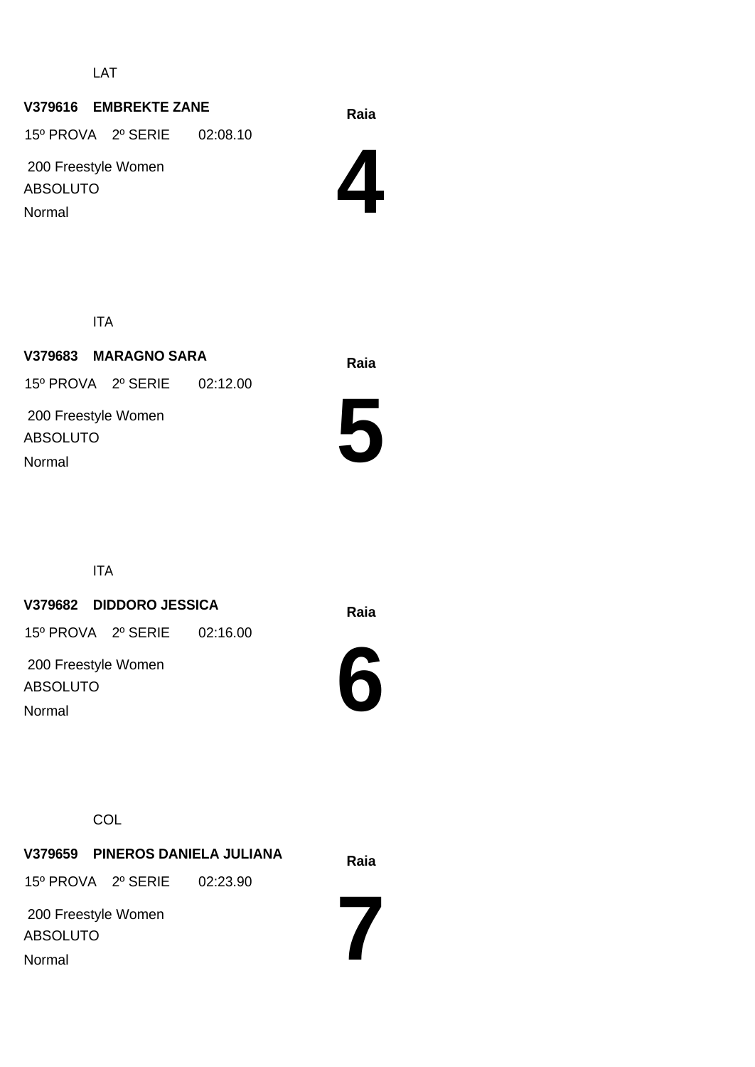LAT

**V379616 EMBREKTE ZANE**

15º PROVA 2º SERIE 02:08.10

200 Freestyle Women

ABSOLUTO

Normal

**Raia**

# 4

ITA

**V379683 MARAGNO SARA**

15º PROVA 2º SERIE 02:12.00

200 Freestyle Women

ABSOLUTO

Normal

**Raia**

# 5

ITA

**V379682 DIDDORO JESSICA**

15º PROVA 2º SERIE 02:16.00

200 Freestyle Women

ABSOLUTO

Normal

**Raia**

# 6

COL

**V379659 PINEROS DANIELA JULIANA**

15º PROVA 2º SERIE 02:23.90

200 Freestyle Women

ABSOLUTO

Normal

**Raia**

# 7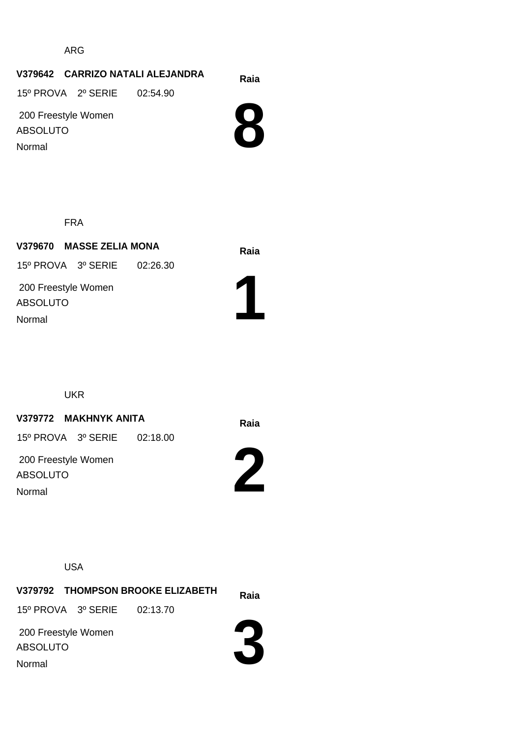ARG

**V379642 CARRIZO NATALI ALEJANDRA**

15º PROVA 2º SERIE 02:54.90

200 Freestyle Women

ABSOLUTO

Normal

**Raia**

# 8

FRA

**V379670 MASSE ZELIA MONA**

15º PROVA 3º SERIE 02:26.30

200 Freestyle Women

ABSOLUTO

Normal

**Raia**

# 1

UKR

**V379772 MAKHNYK ANITA**

15º PROVA 3º SERIE 02:18.00

200 Freestyle Women

ABSOLUTO

Normal

**Raia**

# 2

USA

**V379792 THOMPSON BROOKE ELIZABETH**

15º PROVA 3º SERIE 02:13.70

200 Freestyle Women

ABSOLUTO

Normal

**Raia**

# 3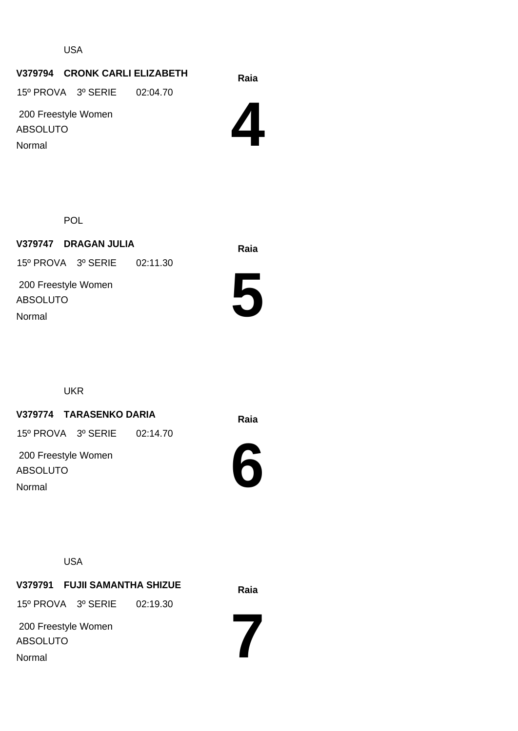USA

**V379794 CRONK CARLI ELIZABETH**

15º PROVA 3º SERIE 02:04.70

200 Freestyle Women

ABSOLUTO

Normal

**Raia**

# 4

POL

**V379747 DRAGAN JULIA**

15º PROVA 3º SERIE 02:11.30

200 Freestyle Women

ABSOLUTO

Normal

**Raia**

# 5

UKR

**V379774 TARASENKO DARIA**

15º PROVA 3º SERIE 02:14.70

200 Freestyle Women

ABSOLUTO

Normal

**Raia**

# 6

USA

**V379791 FUJII SAMANTHA SHIZUE**

15º PROVA 3º SERIE 02:19.30

200 Freestyle Women

ABSOLUTO

Normal

**Raia**

# 7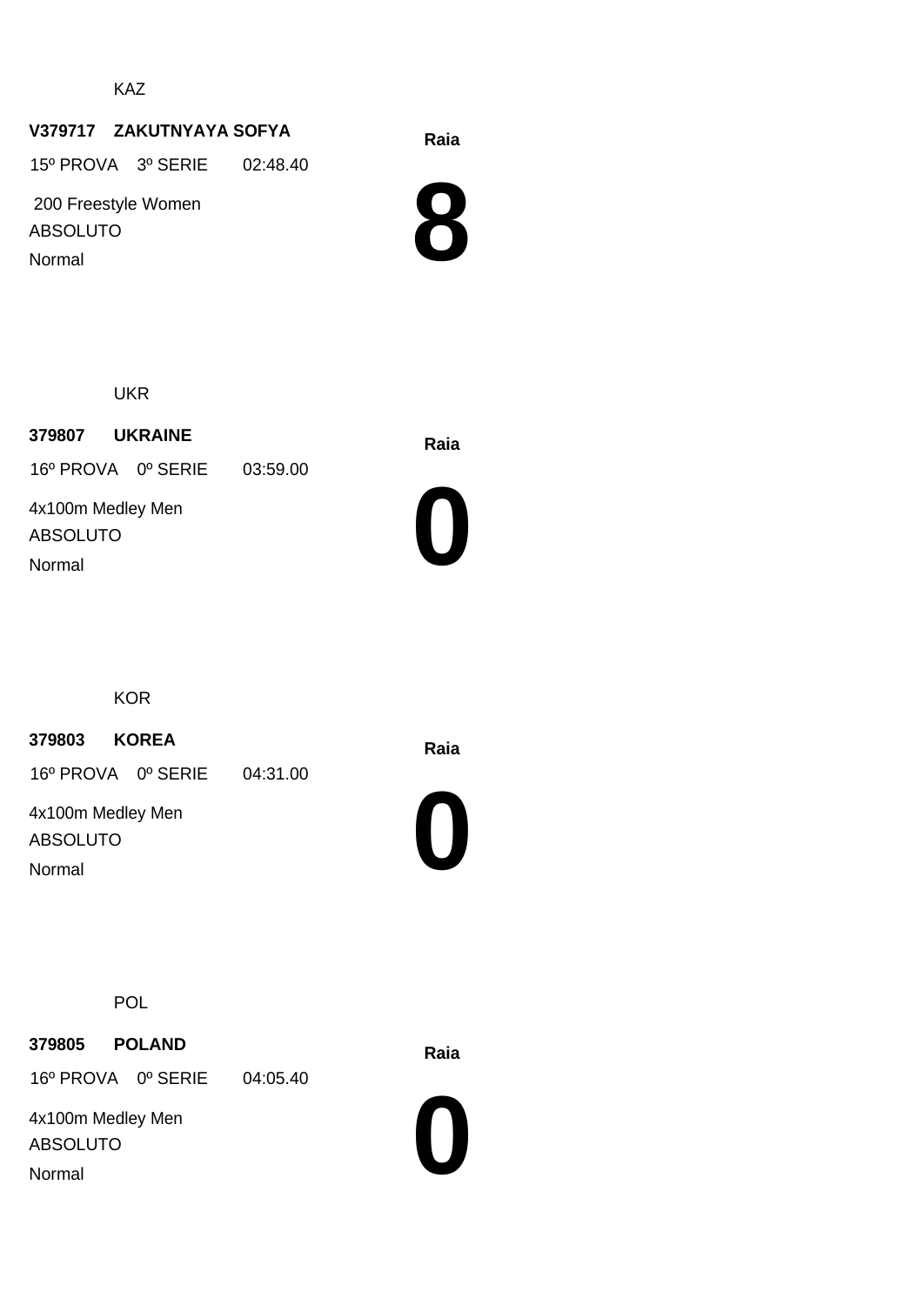KAZ

**V379717 ZAKUTNYAYA SOFYA**

15º PROVA 3º SERIE 02:48.40

200 Freestyle Women

ABSOLUTO

Normal

**Raia**

# 8

UKR

**379807 UKRAINE**

16º PROVA 0º SERIE 03:59.00

4x100m Medley Men

ABSOLUTO

Normal

**Raia**

# 0

KOR

**379803 KOREA**

16º PROVA 0º SERIE 04:31.00

4x100m Medley Men

ABSOLUTO

Normal

**Raia**

# 0

POL

**379805 POLAND**

16º PROVA 0º SERIE 04:05.40

4x100m Medley Men

ABSOLUTO

Normal

**Raia**

# 0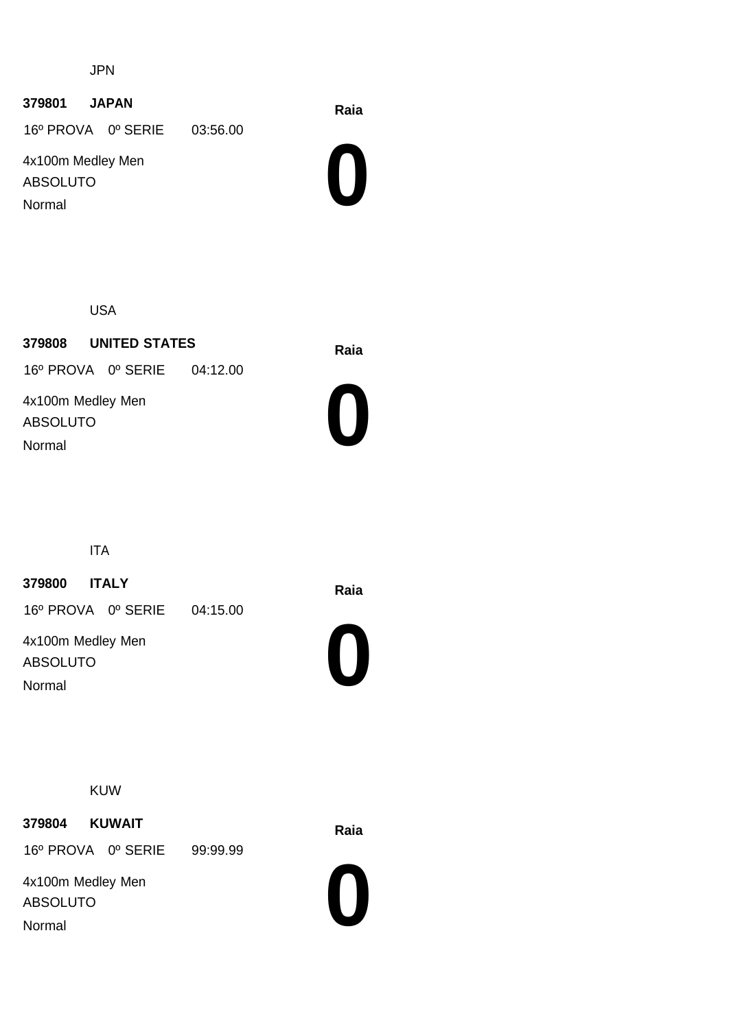JPN

**379801 JAPAN**

**Raia**

16º PROVA 0º SERIE 03:56.00

4x100m Medley Men

ABSOLUTO

Normal

**0**

USA

**379808 UNITED STATES**

**Raia**

16º PROVA 0º SERIE 04:12.00

4x100m Medley Men

ABSOLUTO

Normal

**0**

ITA

**379800 ITALY**

**Raia**

16º PROVA 0º SERIE 04:15.00

4x100m Medley Men

ABSOLUTO

Normal

**0**

KUW

**379804 KUWAIT**

**Raia**

16º PROVA 0º SERIE 99:99.99

4x100m Medley Men

ABSOLUTO

Normal

**0**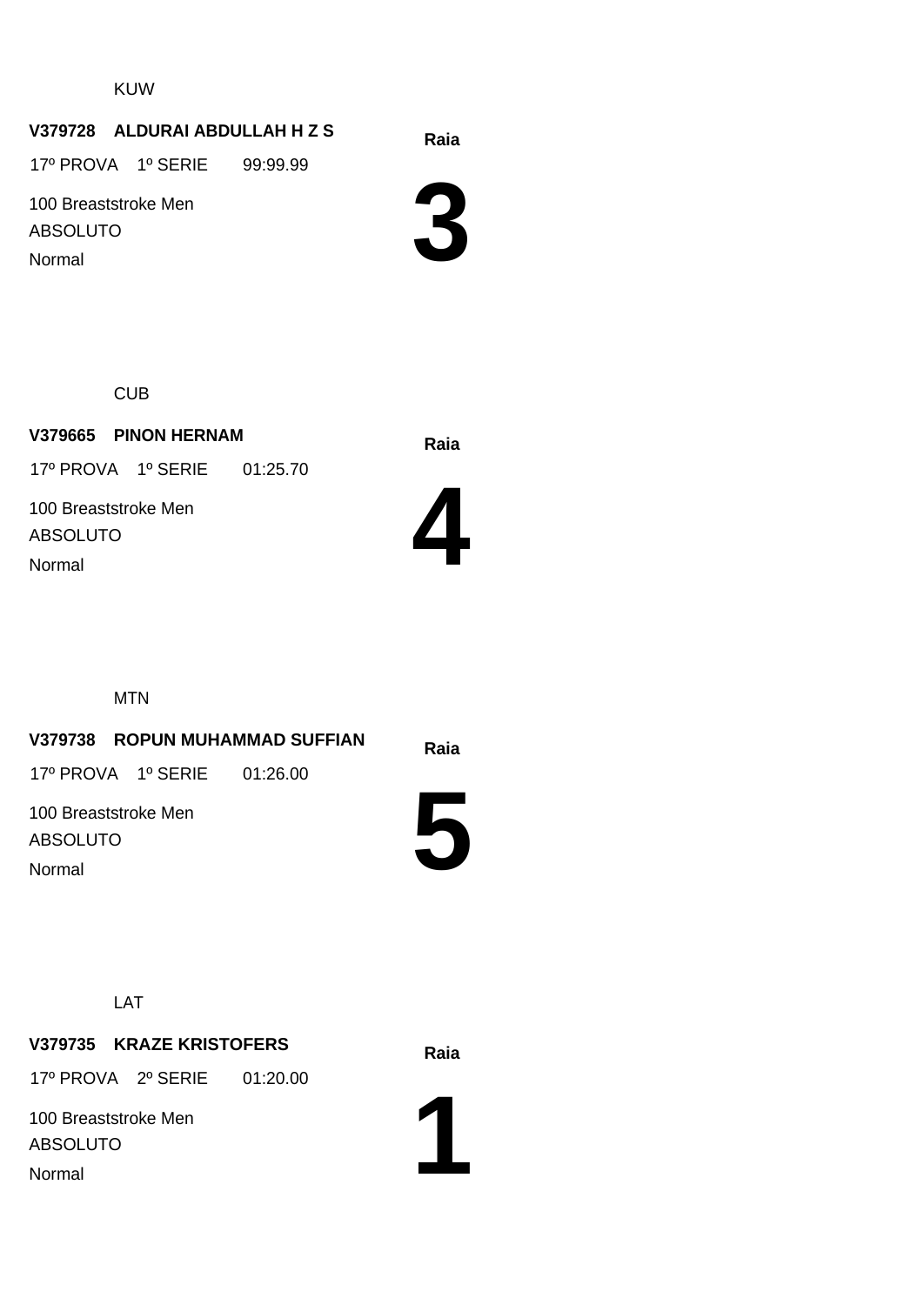KUW

**V379728 ALDURAI ABDULLAH H Z S**

17º PROVA 1º SERIE 99:99.99

100 Breaststroke Men

ABSOLUTO

Normal

**Raia**

# 3

CUB

**V379665 PINON HERNAM**

17º PROVA 1º SERIE 01:25.70

100 Breaststroke Men

ABSOLUTO

Normal

**Raia**

# 4

MTN

**V379738 ROPUN MUHAMMAD SUFFIAN**

17º PROVA 1º SERIE 01:26.00

100 Breaststroke Men

ABSOLUTO

Normal

**Raia**

# 5

LAT

**V379735 KRAZE KRISTOFERS**

17º PROVA 2º SERIE 01:20.00

100 Breaststroke Men

ABSOLUTO

Normal

**Raia**

# 1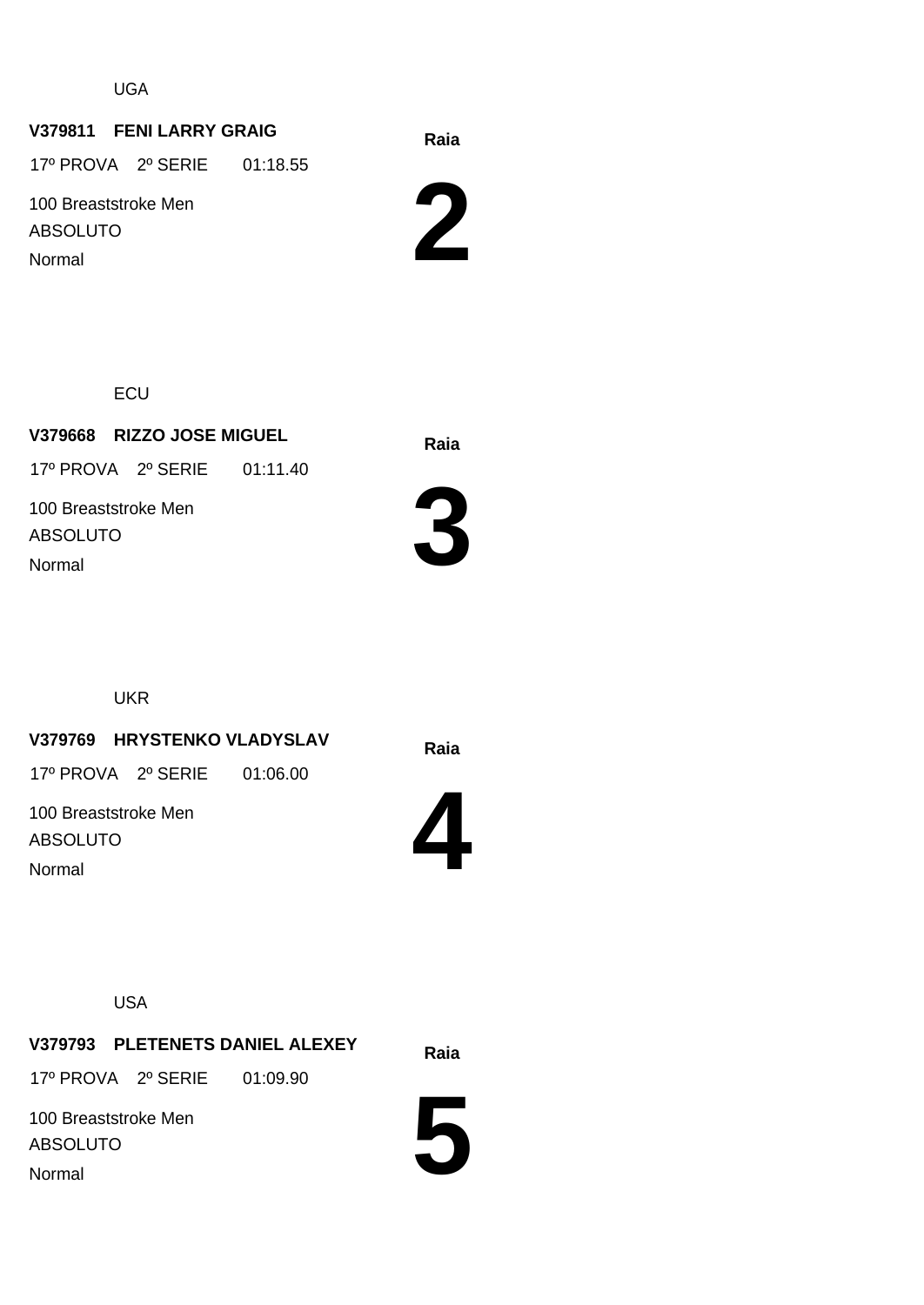UGA

**V379811 FENI LARRY GRAIG**

17º PROVA 2º SERIE 01:18.55

100 Breaststroke Men

ABSOLUTO

Normal

**Raia**

# 2

ECU

**V379668 RIZZO JOSE MIGUEL**

17º PROVA 2º SERIE 01:11.40

100 Breaststroke Men

ABSOLUTO

Normal

**Raia**

# 3

UKR

**V379769 HRYSTENKO VLADYSLAV**

17º PROVA 2º SERIE 01:06.00

100 Breaststroke Men

ABSOLUTO

Normal

**Raia**

# 4

USA

**V379793 PLETENETS DANIEL ALEXEY**

17º PROVA 2º SERIE 01:09.90

100 Breaststroke Men

ABSOLUTO

Normal

**Raia**

# 5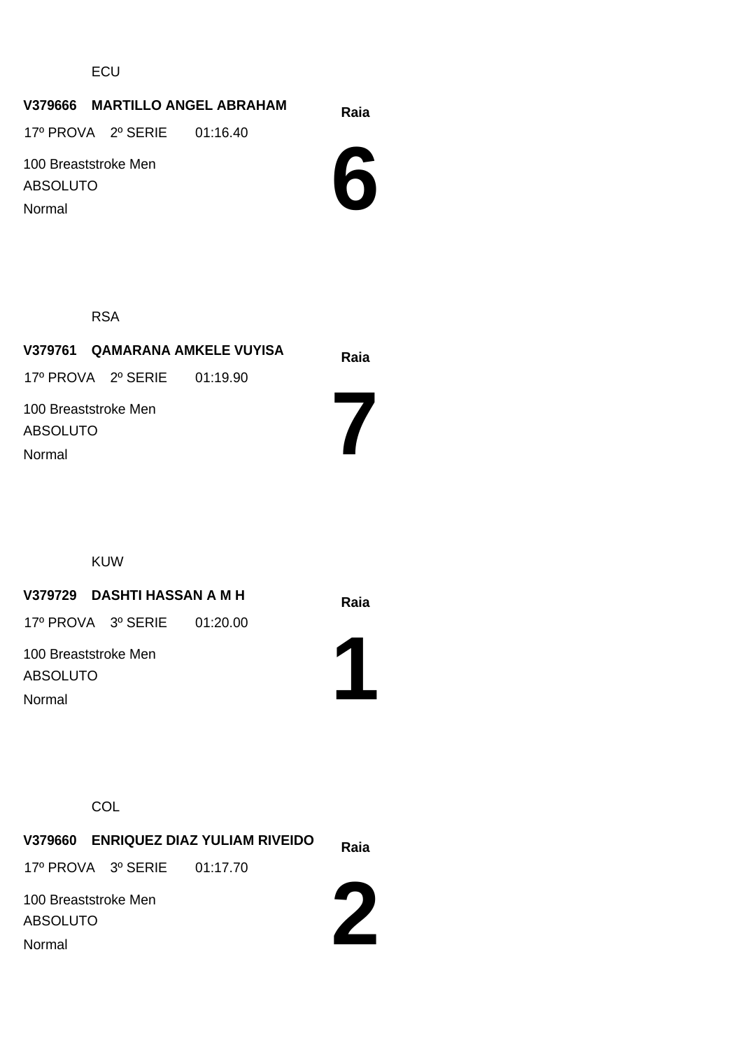ECU

**V379666 MARTILLO ANGEL ABRAHAM**

17º PROVA 2º SERIE 01:16.40

100 Breaststroke Men

ABSOLUTO

Normal

**Raia**

# 6

RSA

**V379761 QAMARANA AMKELE VUYISA**

17º PROVA 2º SERIE 01:19.90

100 Breaststroke Men

ABSOLUTO

Normal

**Raia**

# 7

KUW

**V379729 DASHTI HASSAN A M H**

17º PROVA 3º SERIE 01:20.00

100 Breaststroke Men

ABSOLUTO

Normal

**Raia**

# 1

COL

**V379660 ENRIQUEZ DIAZ YULIAM RIVEIDO**

17º PROVA 3º SERIE 01:17.70

100 Breaststroke Men

ABSOLUTO

Normal

**Raia**

# 2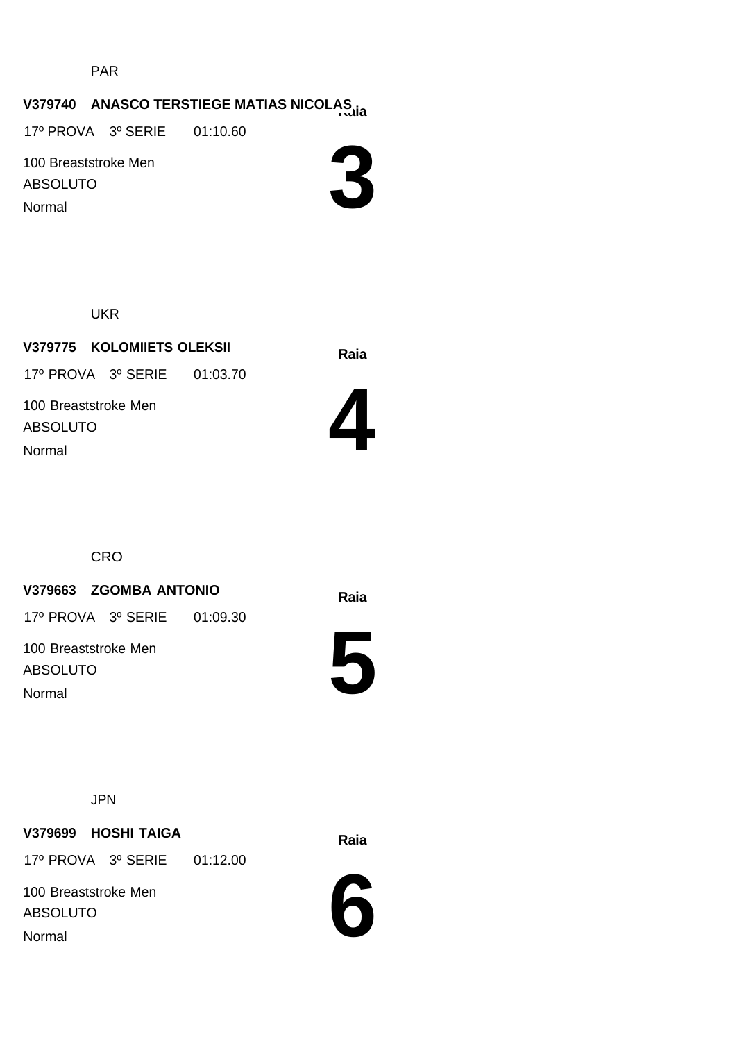PAR

**V379740 ANASCO TERSTIEGE MATIAS NICOLAS**

**Raia**

17º PROVA 3º SERIE 01:10.60

100 Breaststroke Men

ABSOLUTO

Normal

# 3

UKR

**V379775 KOLOMIIETS OLEKSII**

**Raia**

17º PROVA 3º SERIE 01:03.70

100 Breaststroke Men

ABSOLUTO

Normal

# 4

CRO

**V379663 ZGOMBA ANTONIO**

**Raia**

17º PROVA 3º SERIE 01:09.30

100 Breaststroke Men

ABSOLUTO

Normal

# 5

JPN

**V379699 HOSHI TAIGA**

**Raia**

17º PROVA 3º SERIE 01:12.00

100 Breaststroke Men

ABSOLUTO

Normal

# 6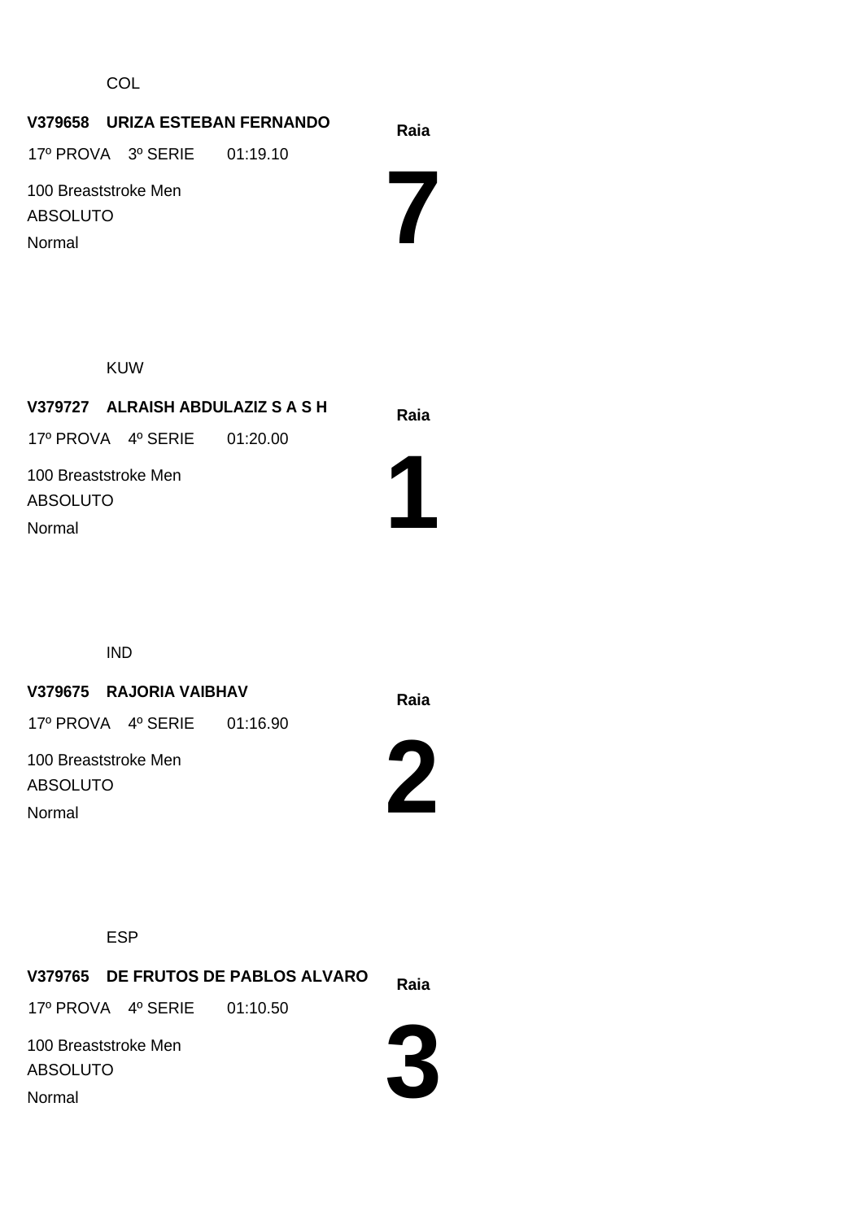COL

**V379658 URIZA ESTEBAN FERNANDO**

17º PROVA 3º SERIE 01:19.10

100 Breaststroke Men

ABSOLUTO

Normal

**Raia**

# 7

KUW

**V379727 ALRAISH ABDULAZIZ S A S H**

17º PROVA 4º SERIE 01:20.00

100 Breaststroke Men

ABSOLUTO

Normal

**Raia**

# 1

IND

**V379675 RAJORIA VAIBHAV**

17º PROVA 4º SERIE 01:16.90

100 Breaststroke Men

ABSOLUTO

Normal

**Raia**

# 2

ESP

**V379765 DE FRUTOS DE PABLOS ALVARO**

17º PROVA 4º SERIE 01:10.50

100 Breaststroke Men

ABSOLUTO

Normal

**Raia**

# 3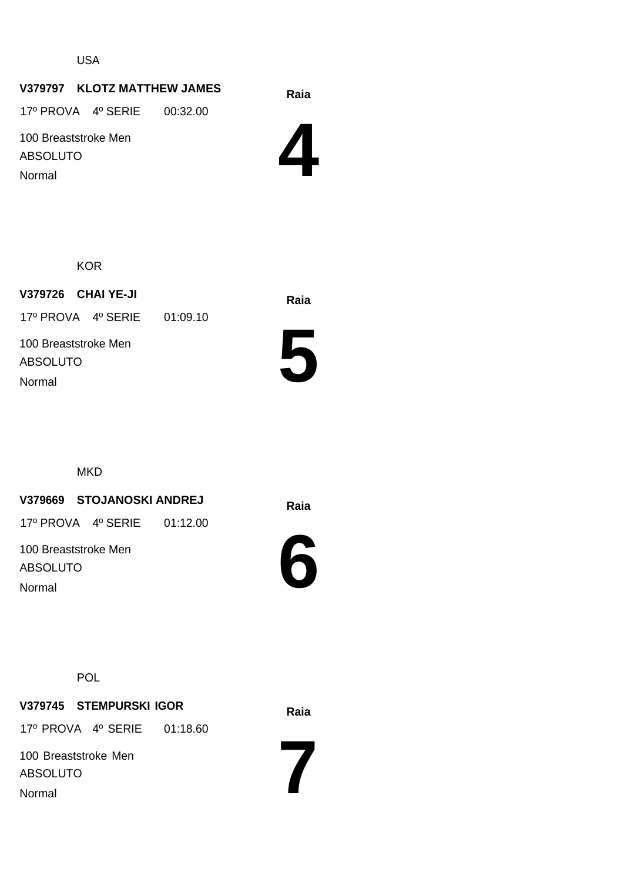USA

**V379797 KLOTZ MATTHEW JAMES**

17º PROVA 4º SERIE 00:32.00

100 Breaststroke Men

ABSOLUTO

Normal

**Raia**

# 4

KOR

**V379726 CHAI YE-JI**

17º PROVA 4º SERIE 01:09.10

100 Breaststroke Men

ABSOLUTO

Normal

**Raia**

# 5

MKD

**V379669 STOJANOSKI ANDREJ**

17º PROVA 4º SERIE 01:12.00

100 Breaststroke Men

ABSOLUTO

Normal

**Raia**

# 6

POL

**V379745 STEMPURSKI IGOR**

17º PROVA 4º SERIE 01:18.60

100 Breaststroke Men

ABSOLUTO

Normal

**Raia**

# 7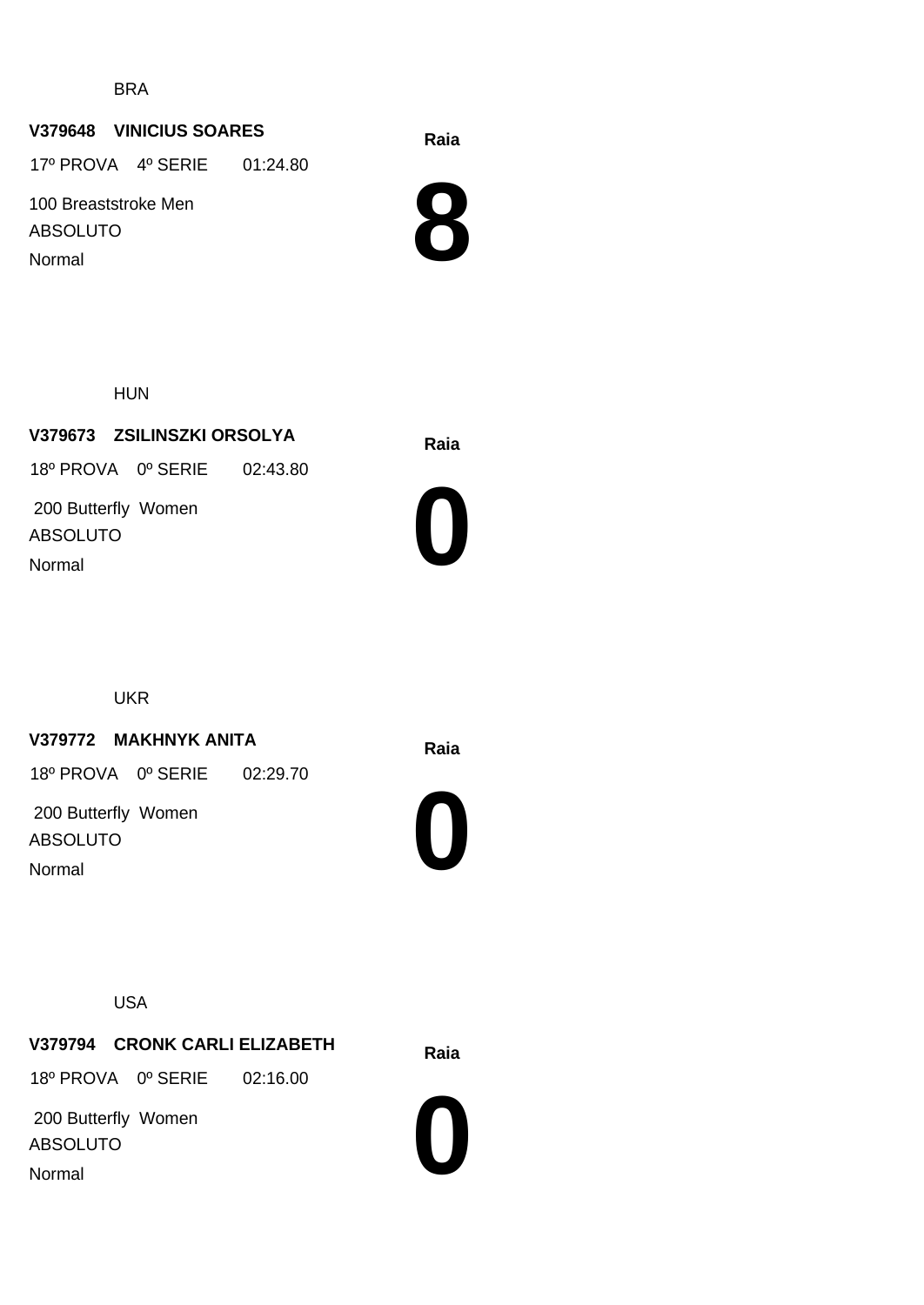BRA

**V379648 VINICIUS SOARES**

17º PROVA 4º SERIE 01:24.80

100 Breaststroke Men

ABSOLUTO

Normal

**Raia**

# 8

HUN

**V379673 ZSILINSZKI ORSOLYA**

18º PROVA 0º SERIE 02:43.80

200 Butterfly Women

ABSOLUTO

Normal

**Raia**

# 0

UKR

**V379772 MAKHNYK ANITA**

18º PROVA 0º SERIE 02:29.70

200 Butterfly Women

ABSOLUTO

Normal

**Raia**

# 0

USA

**V379794 CRONK CARLI ELIZABETH**

18º PROVA 0º SERIE 02:16.00

200 Butterfly Women

ABSOLUTO

Normal

**Raia**

# 0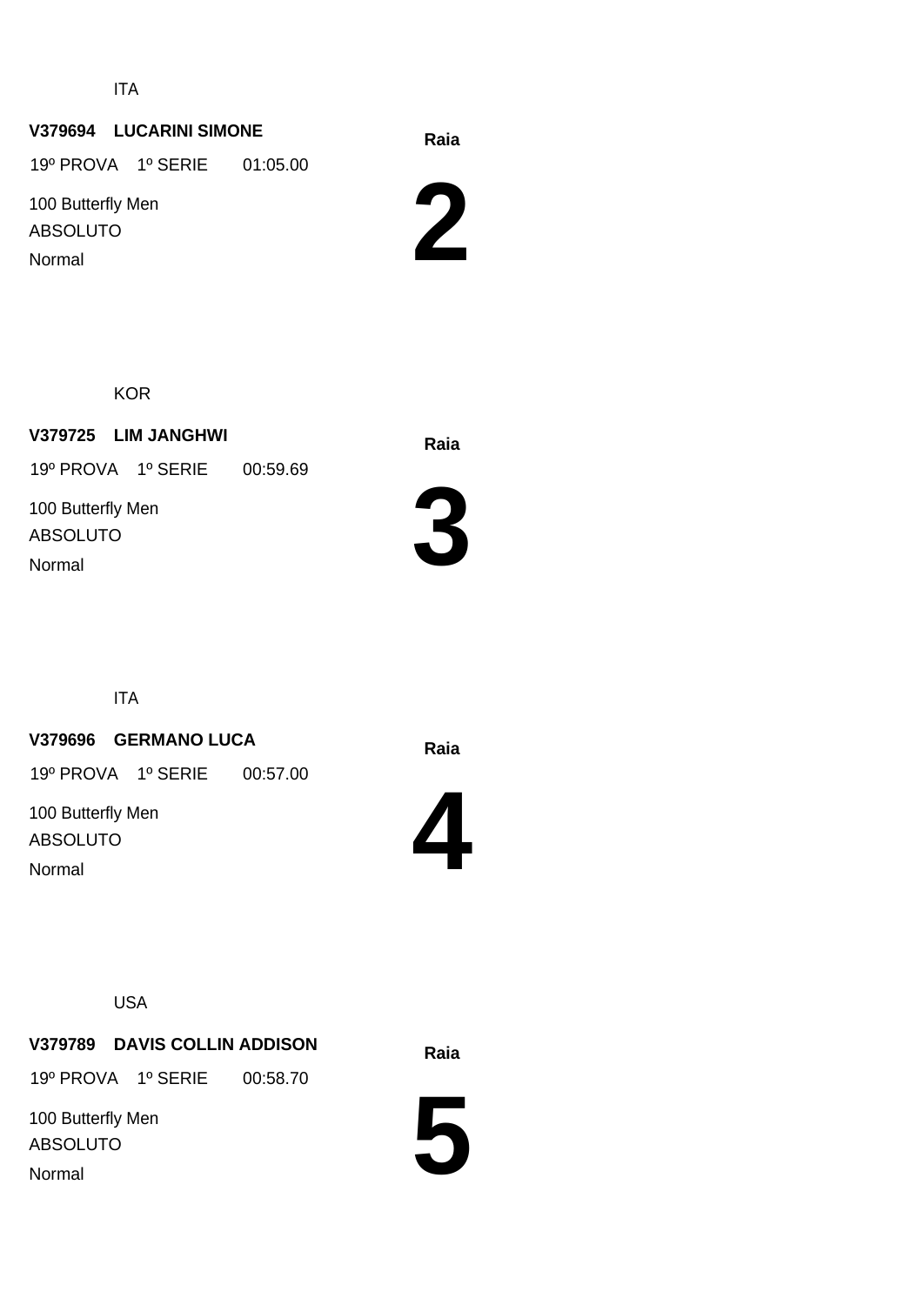ITA

**V379694 LUCARINI SIMONE**

19º PROVA 1º SERIE 01:05.00

100 Butterfly Men

ABSOLUTO

Normal

**Raia**

# 2

KOR

**V379725 LIM JANGHWI**

19º PROVA 1º SERIE 00:59.69

100 Butterfly Men

ABSOLUTO

Normal

**Raia**

# 3

ITA

**V379696 GERMANO LUCA**

19º PROVA 1º SERIE 00:57.00

100 Butterfly Men

ABSOLUTO

Normal

**Raia**

# 4

USA

**V379789 DAVIS COLLIN ADDISON**

19º PROVA 1º SERIE 00:58.70

100 Butterfly Men

ABSOLUTO

Normal

**Raia**

# 5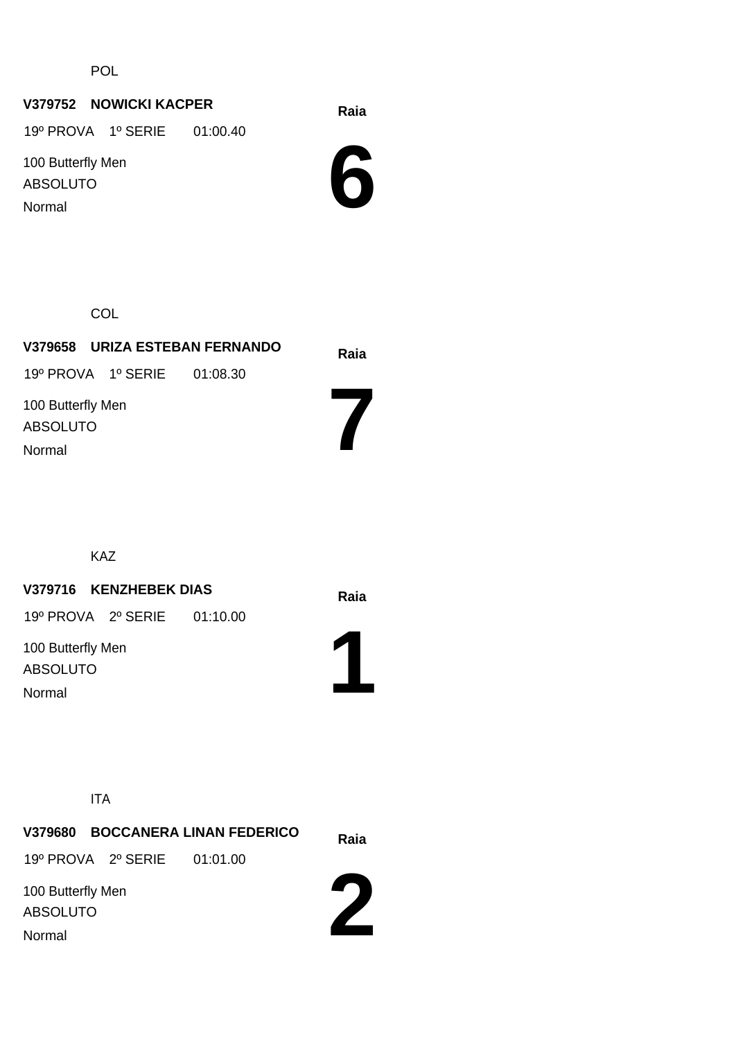POL

**V379752 NOWICKI KACPER**

19º PROVA 1º SERIE 01:00.40

100 Butterfly Men

ABSOLUTO

Normal

**Raia**

# 6

COL

**V379658 URIZA ESTEBAN FERNANDO**

19º PROVA 1º SERIE 01:08.30

100 Butterfly Men

ABSOLUTO

Normal

**Raia**

# 7

KAZ

**V379716 KENZHEBEK DIAS**

19º PROVA 2º SERIE 01:10.00

100 Butterfly Men

ABSOLUTO

Normal

**Raia**

# 1

ITA

**V379680 BOCCANERA LINAN FEDERICO**

19º PROVA 2º SERIE 01:01.00

100 Butterfly Men

ABSOLUTO

Normal

**Raia**

# 2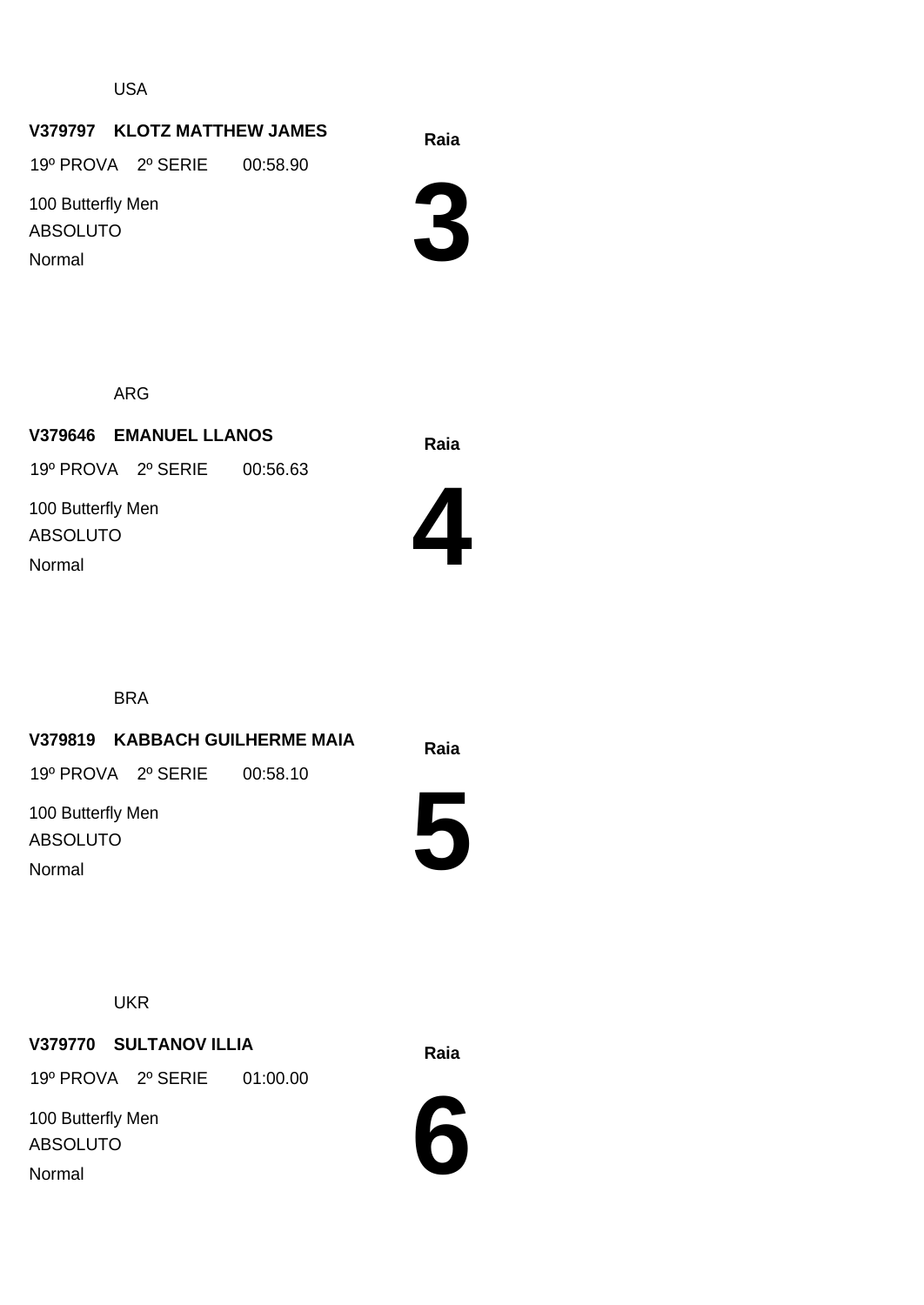USA

**V379797 KLOTZ MATTHEW JAMES**

19º PROVA 2º SERIE 00:58.90

100 Butterfly Men

ABSOLUTO

Normal

**Raia**

# 3

ARG

**V379646 EMANUEL LLANOS**

19º PROVA 2º SERIE 00:56.63

100 Butterfly Men

ABSOLUTO

Normal

**Raia**

# 4

BRA

**V379819 KABBACH GUILHERME MAIA**

19º PROVA 2º SERIE 00:58.10

100 Butterfly Men

ABSOLUTO

Normal

**Raia**

# 5

UKR

**V379770 SULTANOV ILLIA**

19º PROVA 2º SERIE 01:00.00

100 Butterfly Men

ABSOLUTO

Normal

**Raia**

# 6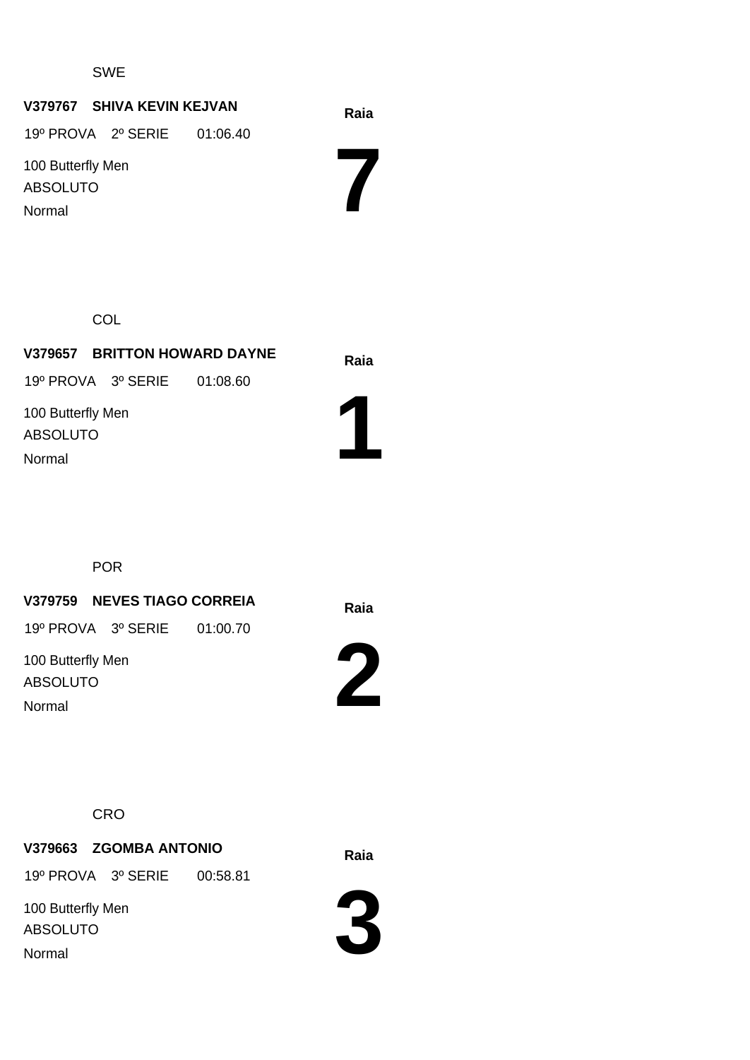SWE

**V379767 SHIVA KEVIN KEJVAN**

19º PROVA 2º SERIE 01:06.40

100 Butterfly Men

ABSOLUTO

Normal

**Raia**

# 7

COL

**V379657 BRITTON HOWARD DAYNE**

19º PROVA 3º SERIE 01:08.60

100 Butterfly Men

ABSOLUTO

Normal

**Raia**

# 1

POR

**V379759 NEVES TIAGO CORREIA**

19º PROVA 3º SERIE 01:00.70

100 Butterfly Men

ABSOLUTO

Normal

**Raia**

# 2

CRO

**V379663 ZGOMBA ANTONIO**

19º PROVA 3º SERIE 00:58.81

100 Butterfly Men

ABSOLUTO

Normal

**Raia**

# 3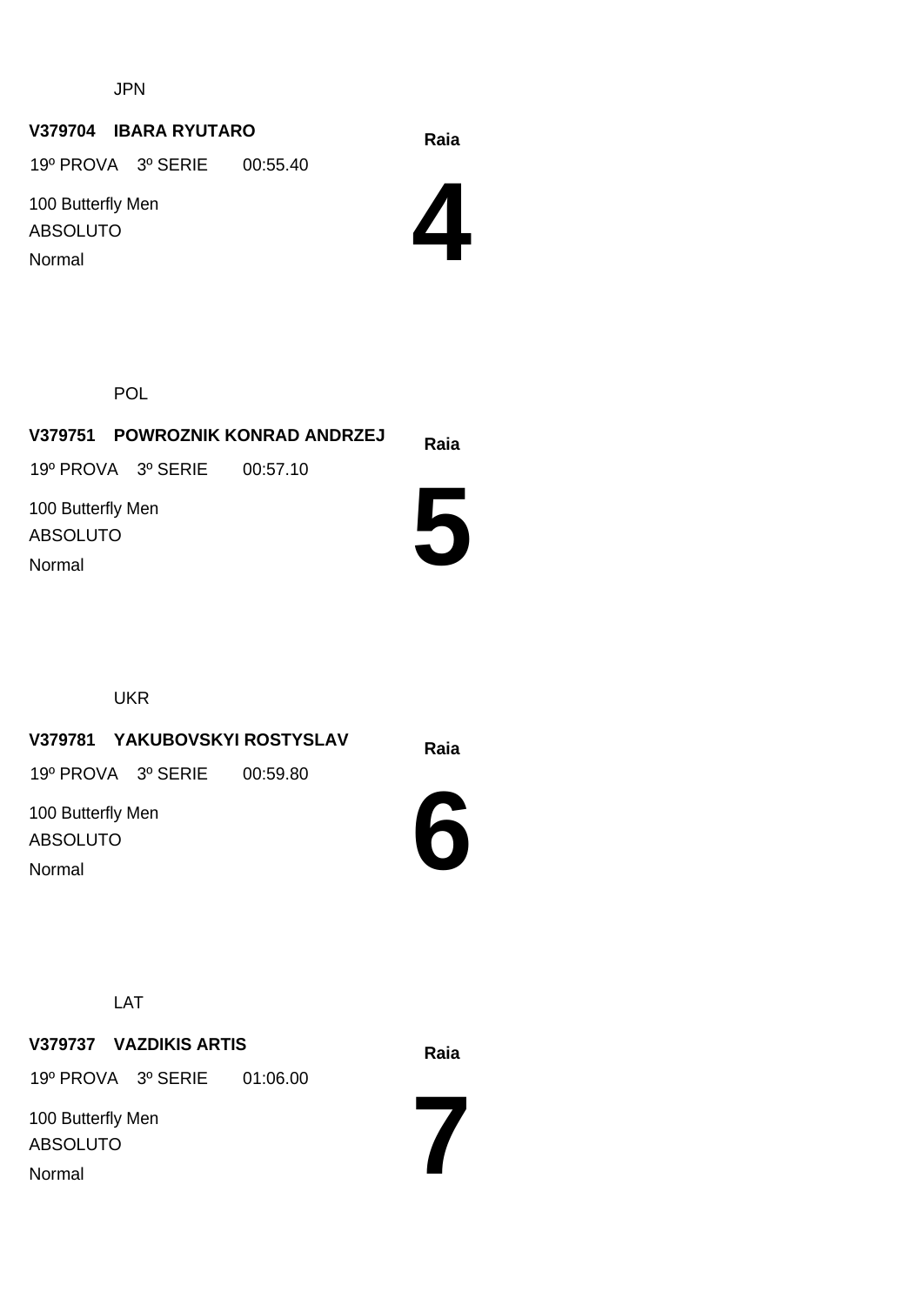JPN

**V379704 IBARA RYUTARO**

19º PROVA 3º SERIE 00:55.40

100 Butterfly Men

ABSOLUTO

Normal

**Raia**

# 4

POL

**V379751 POWROZNIK KONRAD ANDRZEJ**

19º PROVA 3º SERIE 00:57.10

100 Butterfly Men

ABSOLUTO

Normal

**Raia**

# 5

UKR

**V379781 YAKUBOVSKYI ROSTYSLAV**

19º PROVA 3º SERIE 00:59.80

100 Butterfly Men

ABSOLUTO

Normal

**Raia**

# 6

LAT

**V379737 VAZDIKIS ARTIS**

19º PROVA 3º SERIE 01:06.00

100 Butterfly Men

ABSOLUTO

Normal

**Raia**

# 7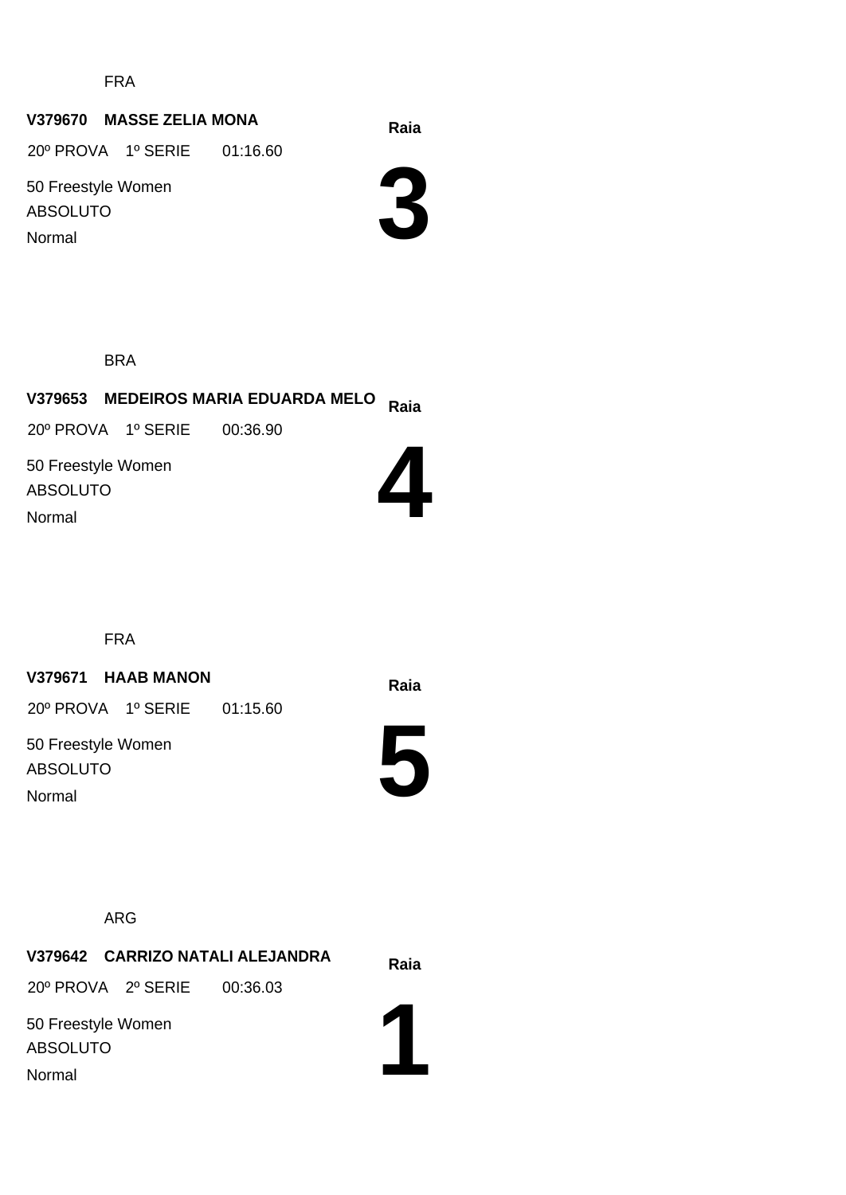FRA

**V379670 MASSE ZELIA MONA**

**Raia**

20º PROVA 1º SERIE 01:16.60

50 Freestyle Women

ABSOLUTO

Normal

# 3

BRA

**V379653 MEDEIROS MARIA EDUARDA MELO**

**Raia**

20º PROVA 1º SERIE 00:36.90

50 Freestyle Women

ABSOLUTO

Normal

# 4

FRA

**V379671 HAAB MANON**

**Raia**

20º PROVA 1º SERIE 01:15.60

50 Freestyle Women

ABSOLUTO

Normal

# 5

ARG

**V379642 CARRIZO NATALI ALEJANDRA**

**Raia**

20º PROVA 2º SERIE 00:36.03

50 Freestyle Women

ABSOLUTO

Normal

# 1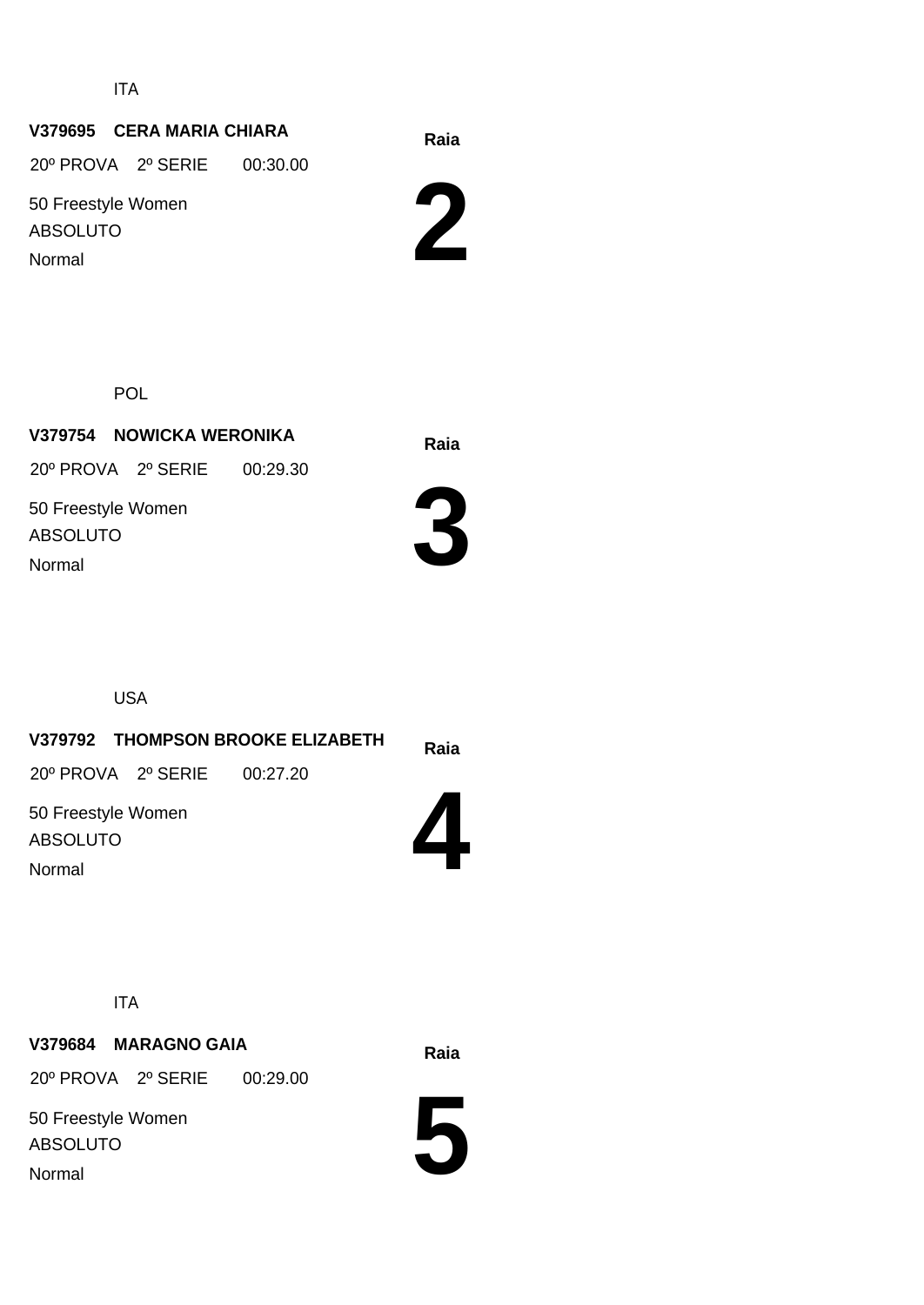ITA

**V379695 CERA MARIA CHIARA**

20º PROVA 2º SERIE 00:30.00

50 Freestyle Women

ABSOLUTO

Normal

**Raia**

# 2

POL

**V379754 NOWICKA WERONIKA**

20º PROVA 2º SERIE 00:29.30

50 Freestyle Women

ABSOLUTO

Normal

**Raia**

# 3

USA

**V379792 THOMPSON BROOKE ELIZABETH**

20º PROVA 2º SERIE 00:27.20

50 Freestyle Women

ABSOLUTO

Normal

**Raia**

# 4

ITA

**V379684 MARAGNO GAIA**

20º PROVA 2º SERIE 00:29.00

50 Freestyle Women

ABSOLUTO

Normal

**Raia**

# 5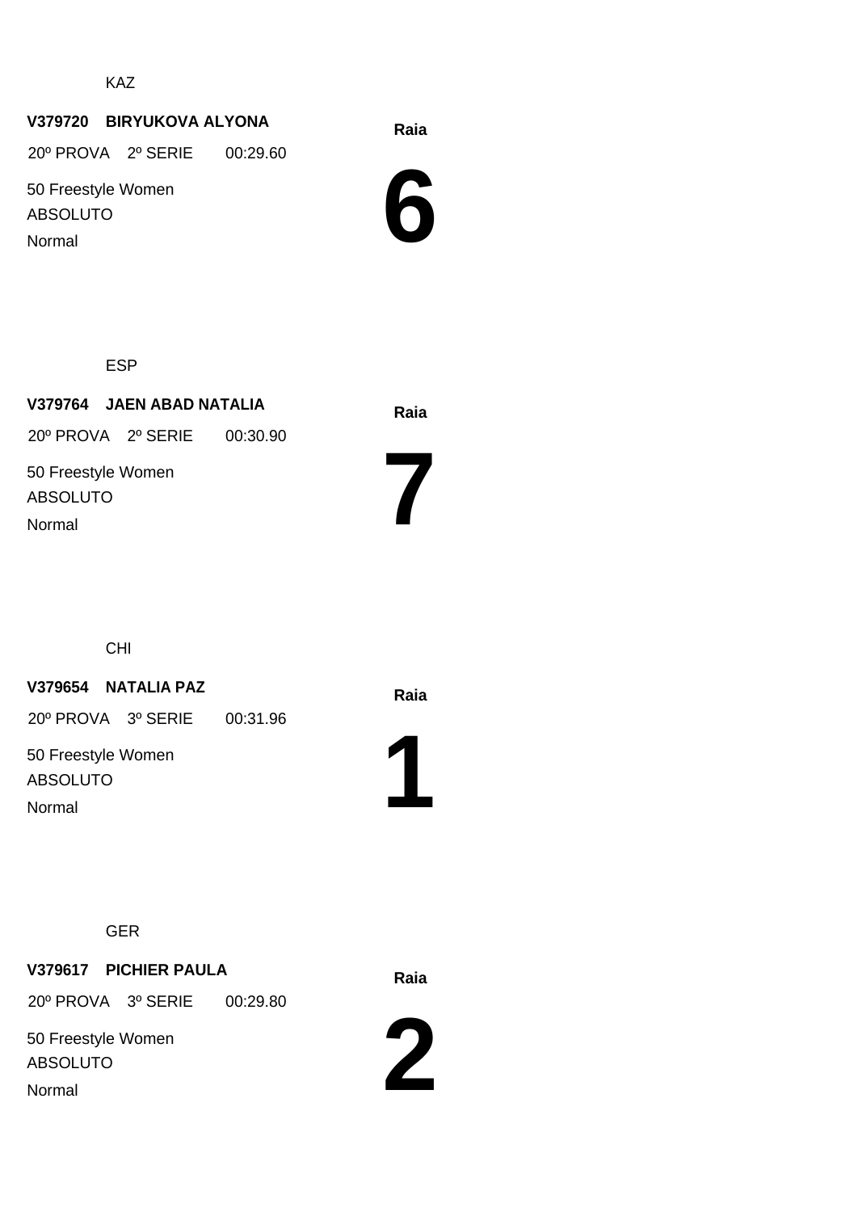KAZ

**V379720 BIRYUKOVA ALYONA**

20º PROVA 2º SERIE 00:29.60

50 Freestyle Women

ABSOLUTO

Normal

**Raia**

# 6

ESP

**V379764 JAEN ABAD NATALIA**

20º PROVA 2º SERIE 00:30.90

50 Freestyle Women

ABSOLUTO

Normal

**Raia**

# 7

CHI

**V379654 NATALIA PAZ**

20º PROVA 3º SERIE 00:31.96

50 Freestyle Women

ABSOLUTO

Normal

**Raia**

# 1

GER

**V379617 PICHIER PAULA**

20º PROVA 3º SERIE 00:29.80

50 Freestyle Women

ABSOLUTO

Normal

**Raia**

# 2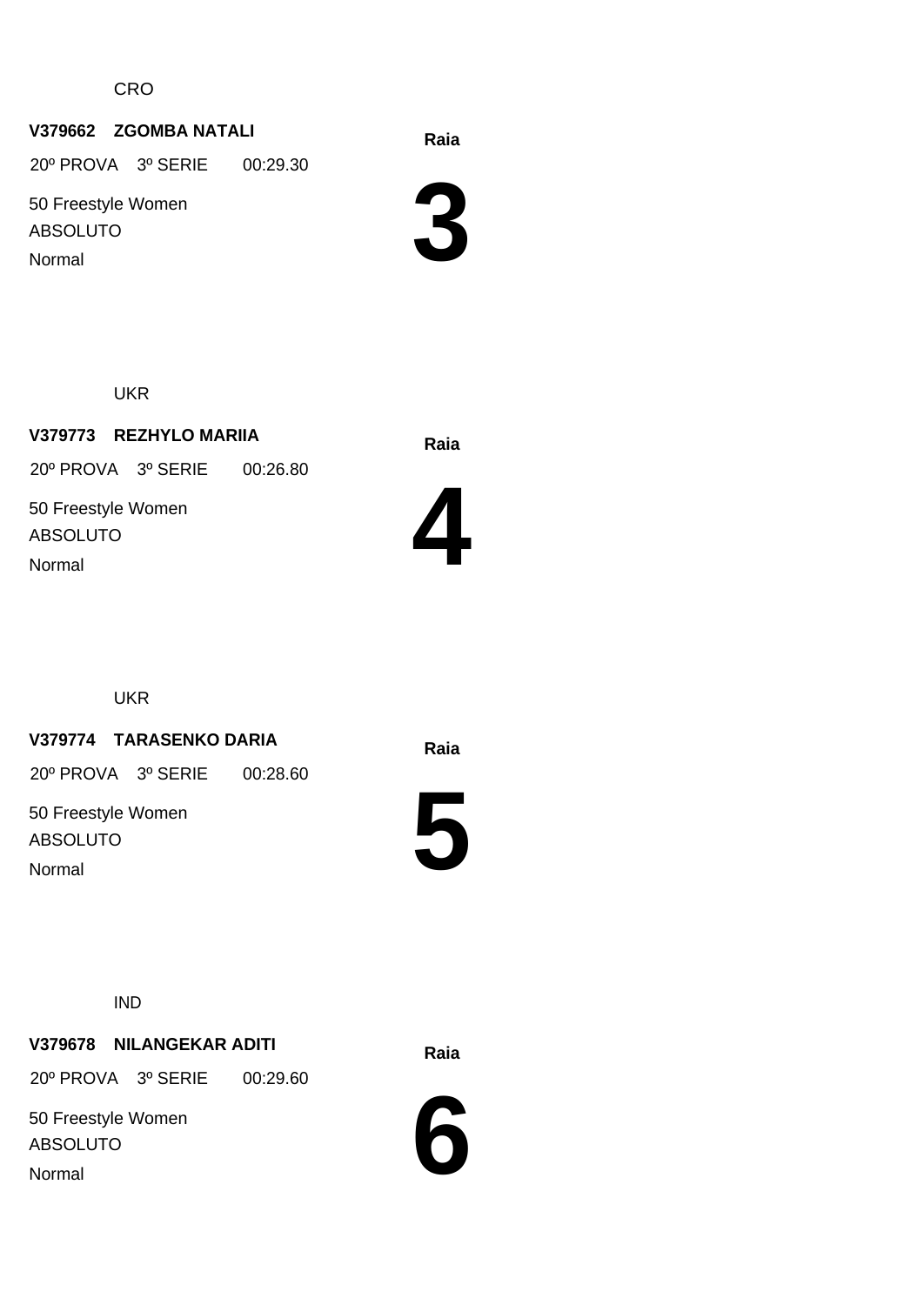CRO

**V379662 ZGOMBA NATALI**

20º PROVA 3º SERIE 00:29.30

50 Freestyle Women

ABSOLUTO

Normal

**Raia**

# 3

UKR

**V379773 REZHYLO MARIIA**

20º PROVA 3º SERIE 00:26.80

50 Freestyle Women

ABSOLUTO

Normal

**Raia**

# 4

UKR

**V379774 TARASENKO DARIA**

20º PROVA 3º SERIE 00:28.60

50 Freestyle Women

ABSOLUTO

Normal

**Raia**

# 5

IND

**V379678 NILANGEKAR ADITI**

20º PROVA 3º SERIE 00:29.60

50 Freestyle Women

ABSOLUTO

Normal

**Raia**

# 6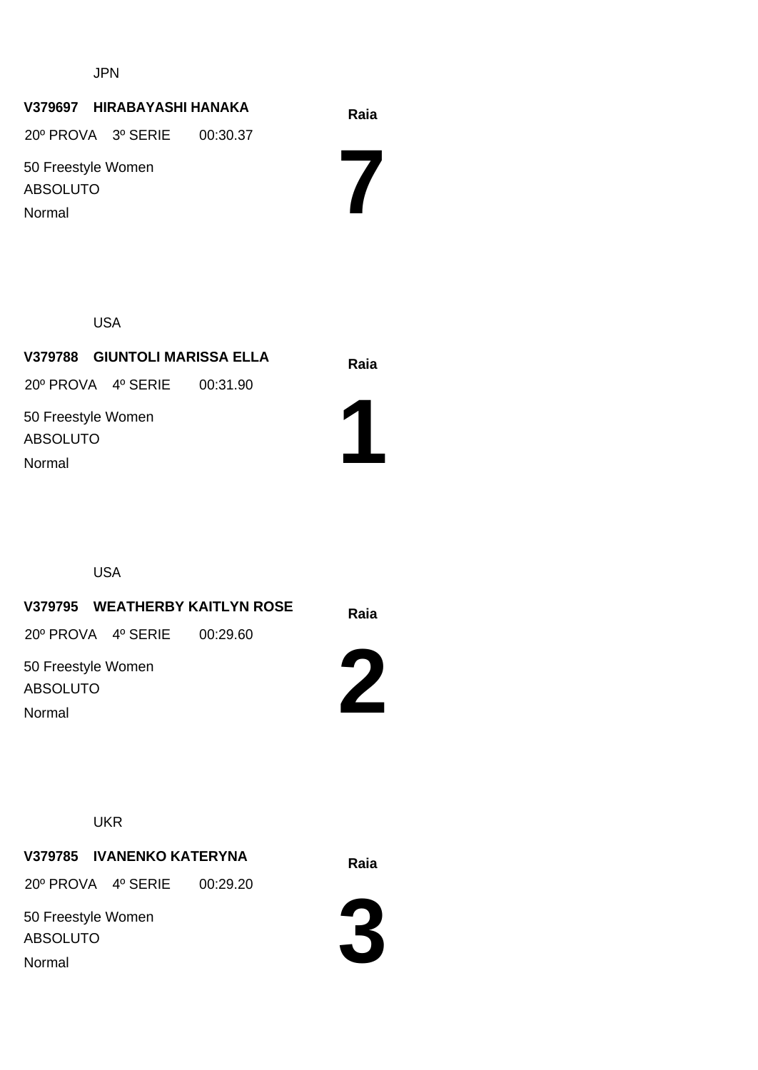JPN

**V379697 HIRABAYASHI HANAKA**

20º PROVA 3º SERIE 00:30.37

50 Freestyle Women

ABSOLUTO

Normal

**Raia**

# 7

USA

**V379788 GIUNTOLI MARISSA ELLA**

20º PROVA 4º SERIE 00:31.90

50 Freestyle Women

ABSOLUTO

Normal

**Raia**

# 1

USA

**V379795 WEATHERBY KAITLYN ROSE**

20º PROVA 4º SERIE 00:29.60

50 Freestyle Women

ABSOLUTO

Normal

**Raia**

# 2

UKR

**V379785 IVANENKO KATERYNA**

20º PROVA 4º SERIE 00:29.20

50 Freestyle Women

ABSOLUTO

Normal

**Raia**

# 3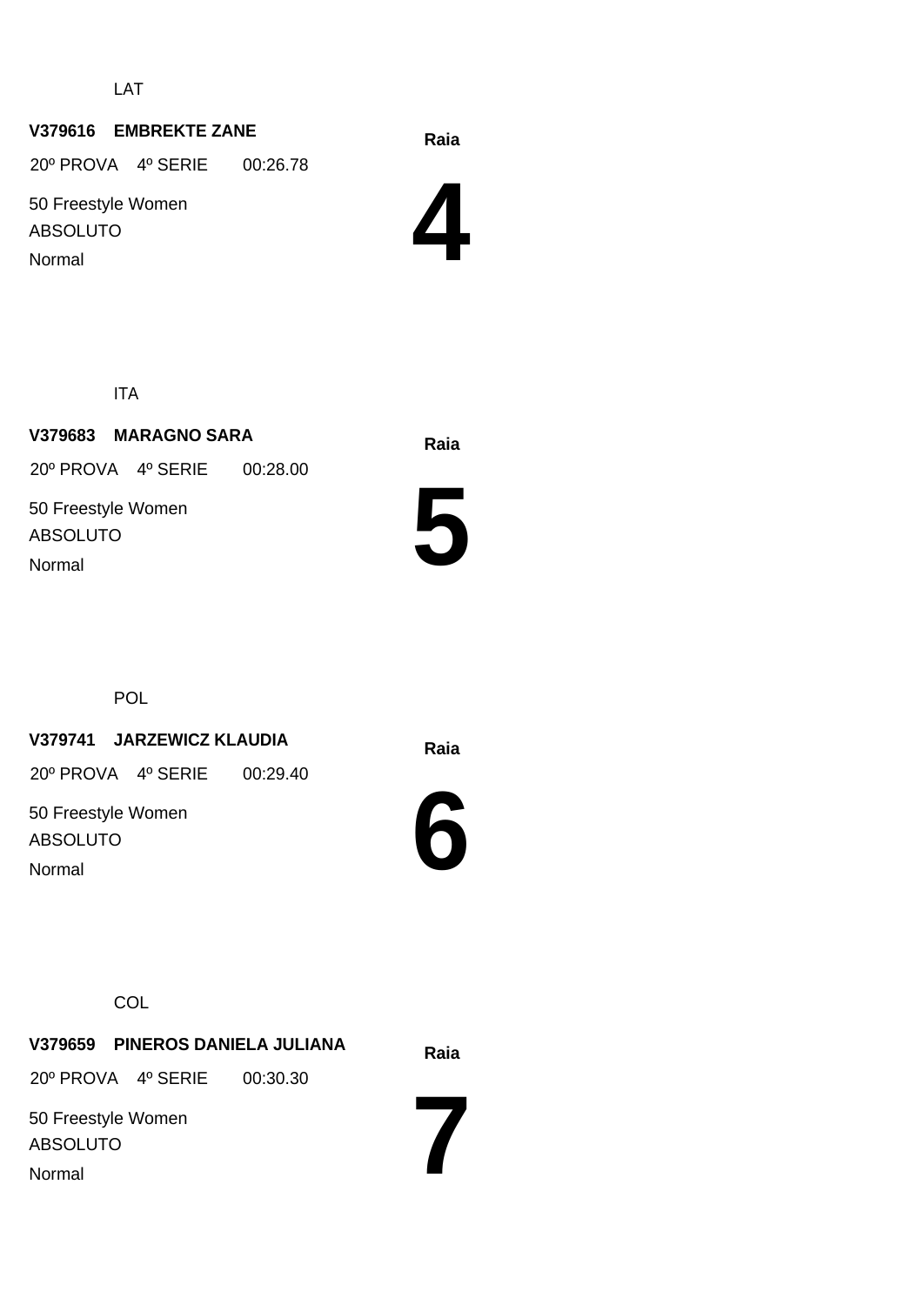LAT

**V379616 EMBREKTE ZANE**

20º PROVA 4º SERIE 00:26.78

50 Freestyle Women

ABSOLUTO

Normal

**Raia**

# 4

ITA

**V379683 MARAGNO SARA**

20º PROVA 4º SERIE 00:28.00

50 Freestyle Women

ABSOLUTO

Normal

**Raia**

# 5

POL

**V379741 JARZEWICZ KLAUDIA**

20º PROVA 4º SERIE 00:29.40

50 Freestyle Women

ABSOLUTO

Normal

**Raia**

# 6

COL

**V379659 PINEROS DANIELA JULIANA**

20º PROVA 4º SERIE 00:30.30

50 Freestyle Women

ABSOLUTO

Normal

**Raia**

# 7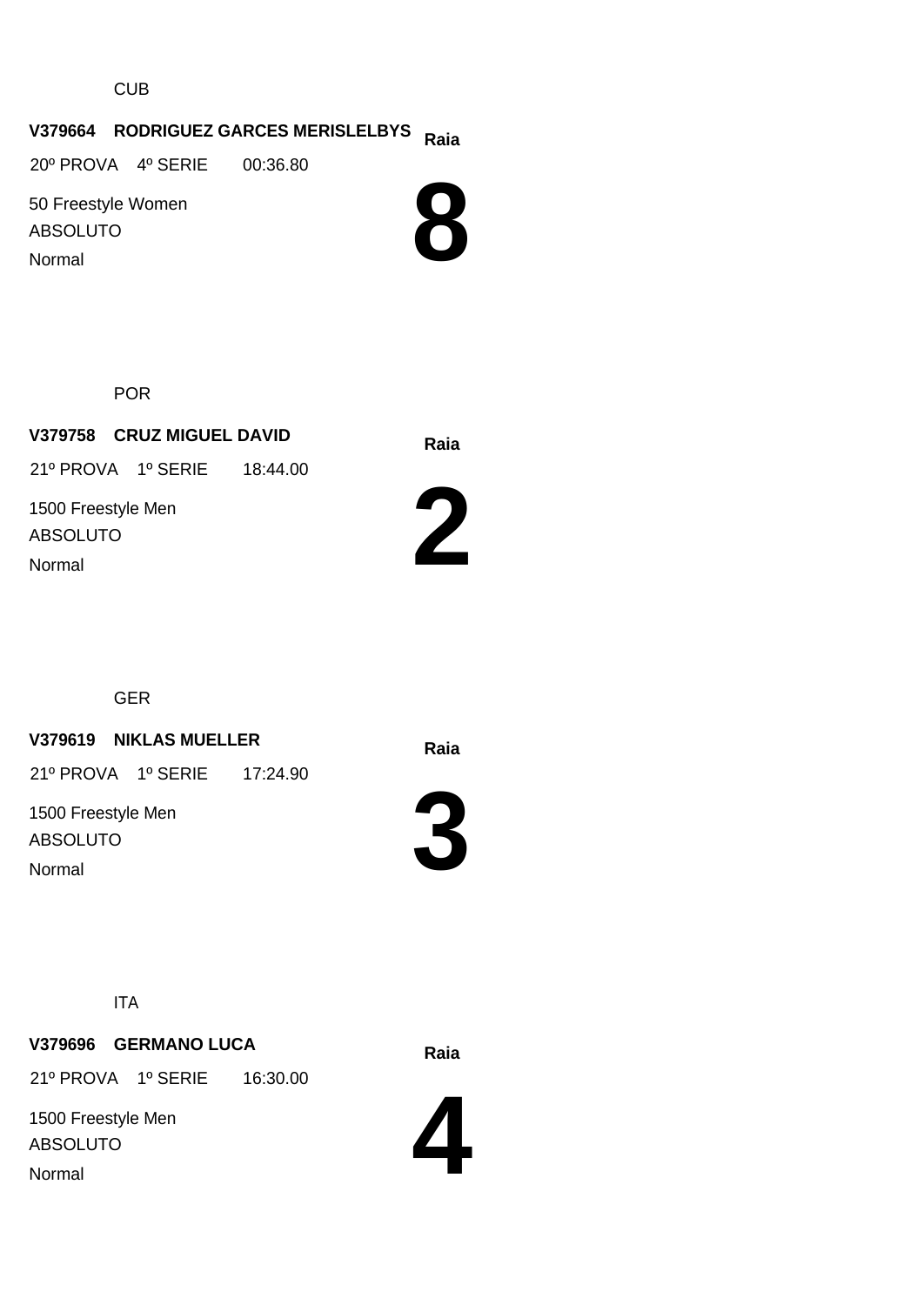CUB

**V379664 RODRIGUEZ GARCES MERISLELBYS** **Raia**

20º PROVA 4º SERIE 00:36.80

50 Freestyle Women

ABSOLUTO

Normal

# 8

POR

**V379758 CRUZ MIGUEL DAVID** **Raia**

21º PROVA 1º SERIE 18:44.00

1500 Freestyle Men

ABSOLUTO

Normal

# 2

GER

**V379619 NIKLAS MUELLER** **Raia**

21º PROVA 1º SERIE 17:24.90

1500 Freestyle Men

ABSOLUTO

Normal

# 3

ITA

**V379696 GERMANO LUCA** **Raia**

21º PROVA 1º SERIE 16:30.00

1500 Freestyle Men

ABSOLUTO

Normal

# 4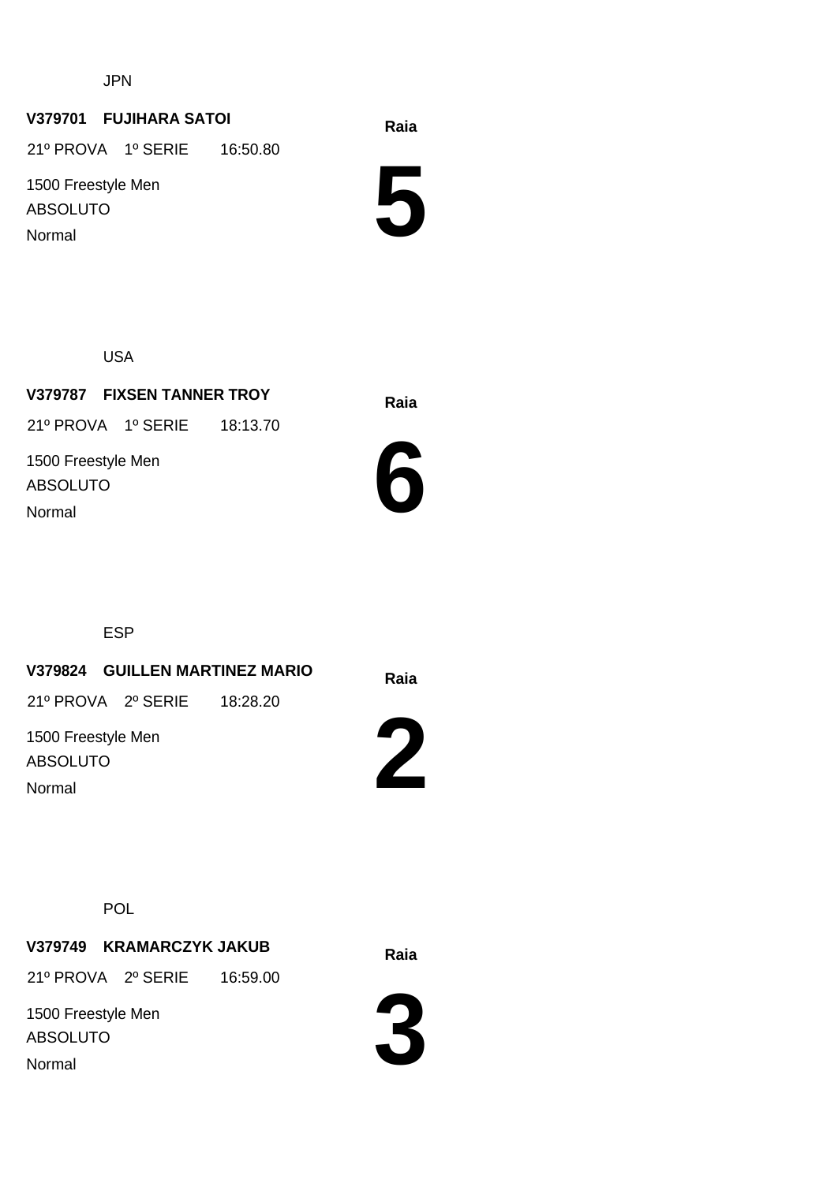JPN

**V379701 FUJIHARA SATOI**

21º PROVA 1º SERIE 16:50.80

1500 Freestyle Men

ABSOLUTO

Normal

Raia

# 5

USA

**V379787 FIXSEN TANNER TROY**

21º PROVA 1º SERIE 18:13.70

1500 Freestyle Men

ABSOLUTO

Normal

Raia

# 6

ESP

**V379824 GUILLEN MARTINEZ MARIO**

21º PROVA 2º SERIE 18:28.20

1500 Freestyle Men

ABSOLUTO

Normal

Raia

# 2

POL

**V379749 KRAMARCZYK JAKUB**

21º PROVA 2º SERIE 16:59.00

1500 Freestyle Men

ABSOLUTO

Normal

Raia

# 3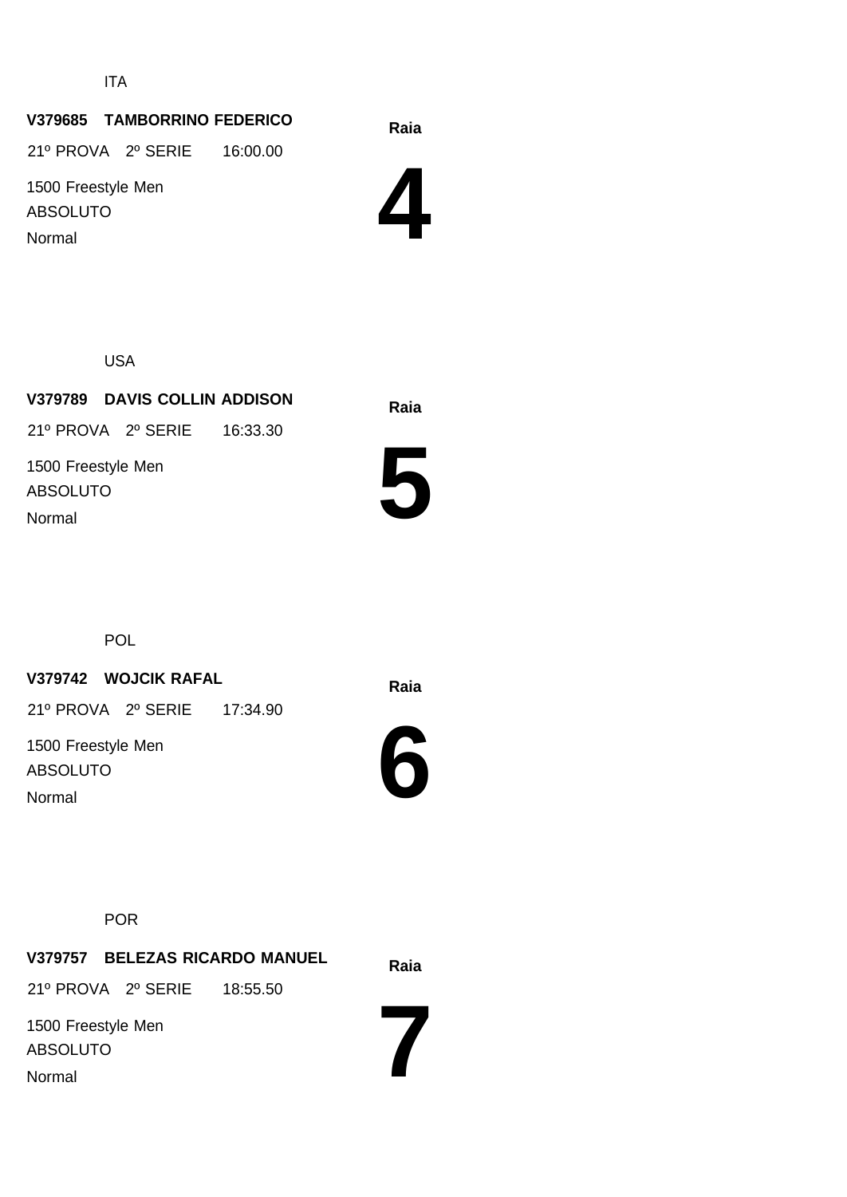ITA

**V379685 TAMBORRINO FEDERICO**

21º PROVA 2º SERIE 16:00.00

1500 Freestyle Men

ABSOLUTO

Normal

**Raia**

# 4

USA

**V379789 DAVIS COLLIN ADDISON**

21º PROVA 2º SERIE 16:33.30

1500 Freestyle Men

ABSOLUTO

Normal

**Raia**

# 5

POL

**V379742 WOJCIK RAFAL**

21º PROVA 2º SERIE 17:34.90

1500 Freestyle Men

ABSOLUTO

Normal

**Raia**

# 6

POR

**V379757 BELEZAS RICARDO MANUEL**

21º PROVA 2º SERIE 18:55.50

1500 Freestyle Men

ABSOLUTO

Normal

**Raia**

# 7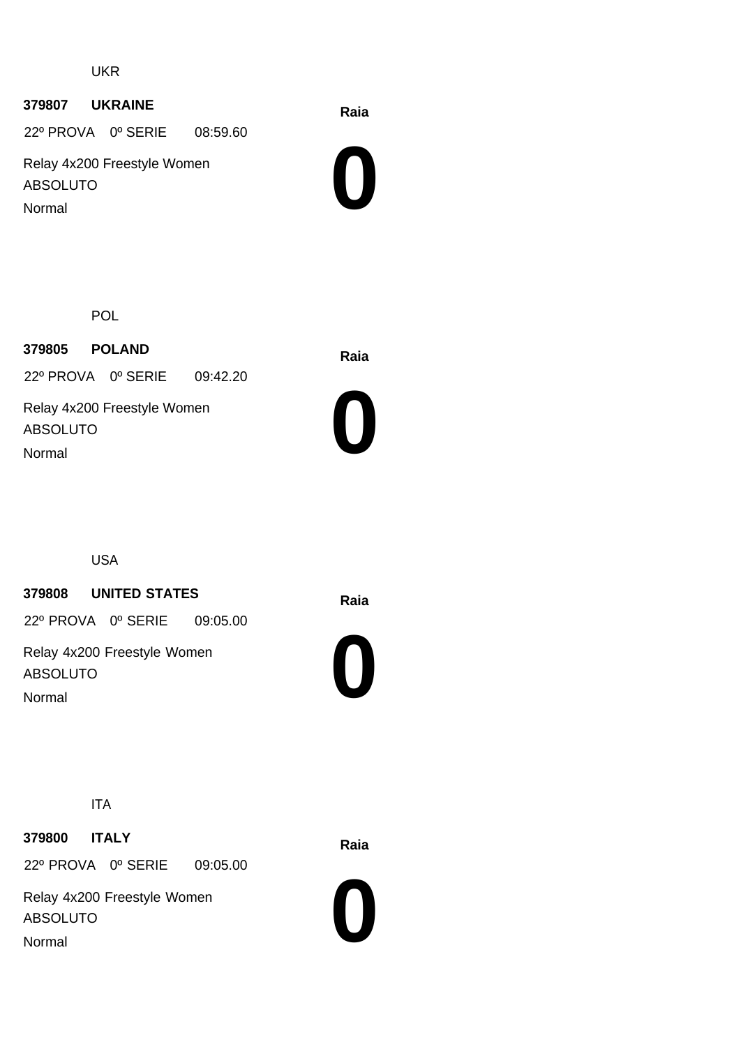UKR

**379807 UKRAINE**

22º PROVA 0º SERIE 08:59.60

Relay 4x200 Freestyle Women

ABSOLUTO

Normal

**Raia**

**0**

POL

**379805 POLAND**

22º PROVA 0º SERIE 09:42.20

Relay 4x200 Freestyle Women

ABSOLUTO

Normal

**Raia**

**0**

USA

**379808 UNITED STATES**

22º PROVA 0º SERIE 09:05.00

Relay 4x200 Freestyle Women

ABSOLUTO

Normal

**Raia**

**0**

ITA

**379800 ITALY**

22º PROVA 0º SERIE 09:05.00

Relay 4x200 Freestyle Women

ABSOLUTO

Normal

**Raia**

**0**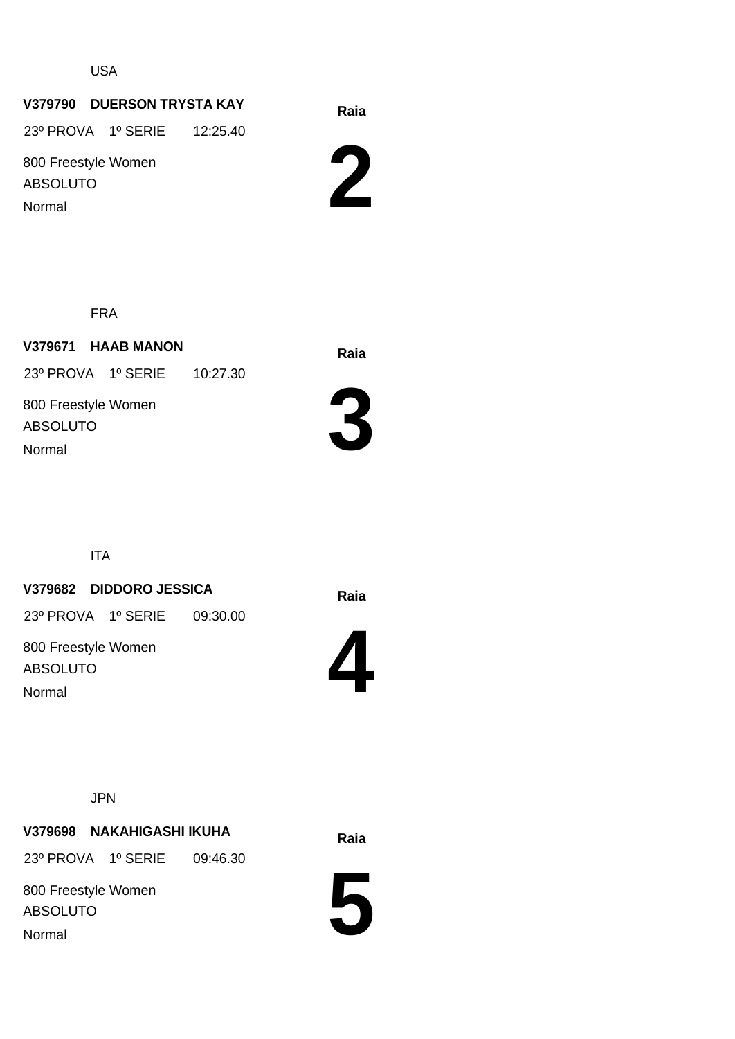USA

**V379790 DUERSON TRYSTA KAY**

23º PROVA 1º SERIE 12:25.40

800 Freestyle Women

ABSOLUTO

Normal

**Raia**

# 2

FRA

**V379671 HAAB MANON**

23º PROVA 1º SERIE 10:27.30

800 Freestyle Women

ABSOLUTO

Normal

**Raia**

# 3

ITA

**V379682 DIDDORO JESSICA**

23º PROVA 1º SERIE 09:30.00

800 Freestyle Women

ABSOLUTO

Normal

**Raia**

# 4

JPN

**V379698 NAKAHIGASHI IKUHA**

23º PROVA 1º SERIE 09:46.30

800 Freestyle Women

ABSOLUTO

Normal

**Raia**

# 5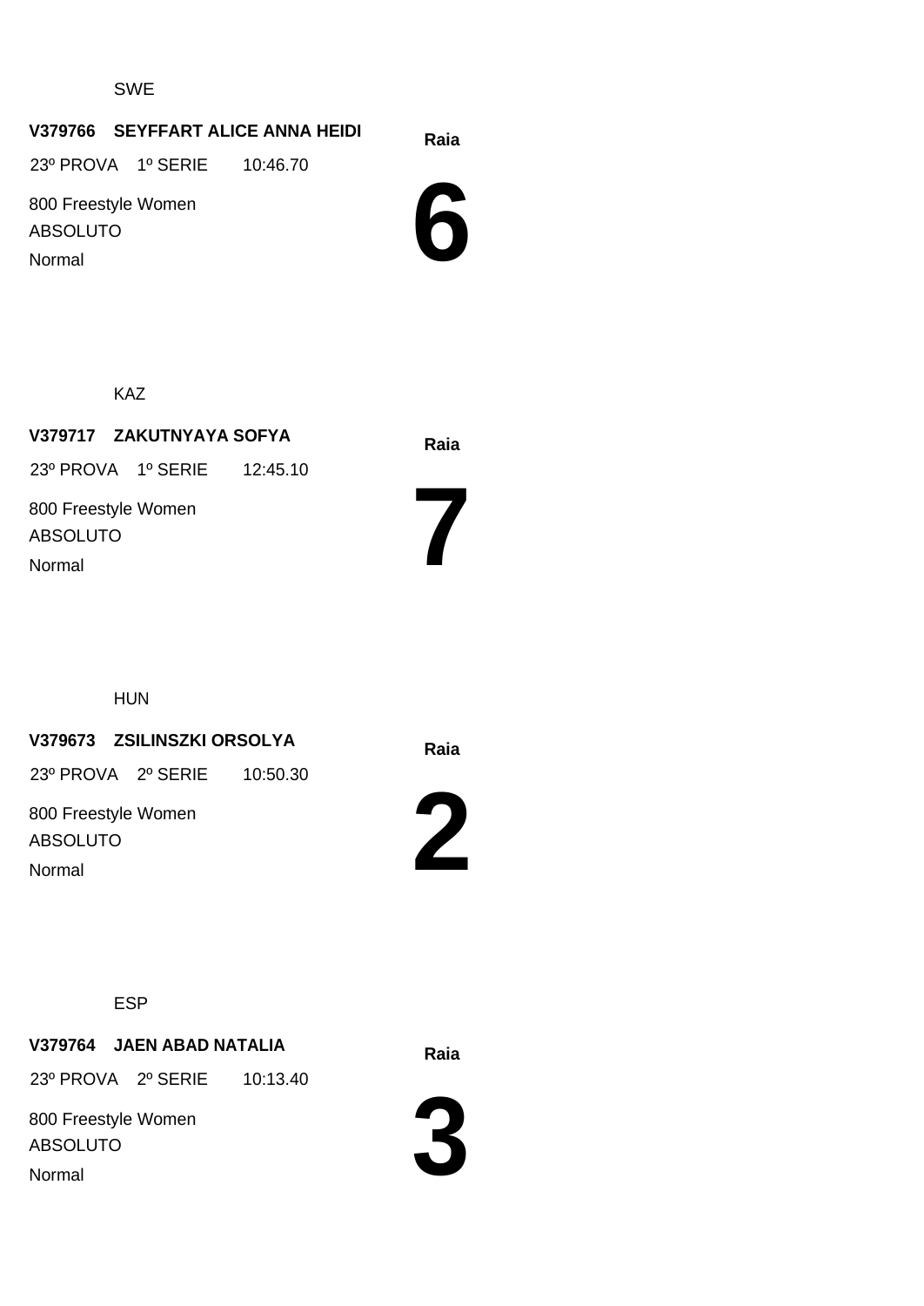SWE

**V379766 SEYFFART ALICE ANNA HEIDI**

23º PROVA 1º SERIE 10:46.70

800 Freestyle Women

ABSOLUTO

Normal

**Raia**

# 6

KAZ

**V379717 ZAKUTNYAYA SOFYA**

23º PROVA 1º SERIE 12:45.10

800 Freestyle Women

ABSOLUTO

Normal

**Raia**

# 7

HUN

**V379673 ZSILINSZKI ORSOLYA**

23º PROVA 2º SERIE 10:50.30

800 Freestyle Women

ABSOLUTO

Normal

**Raia**

# 2

ESP

**V379764 JAEN ABAD NATALIA**

23º PROVA 2º SERIE 10:13.40

800 Freestyle Women

ABSOLUTO

Normal

**Raia**

# 3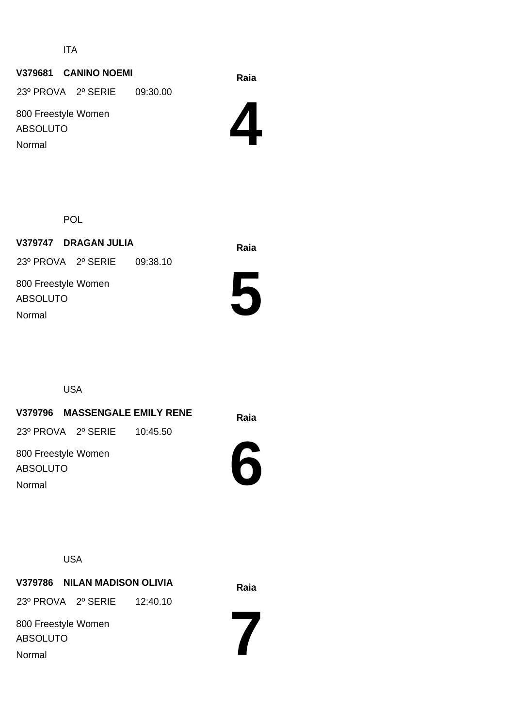ITA

**V379681 CANINO NOEMI**

23º PROVA 2º SERIE 09:30.00

800 Freestyle Women

ABSOLUTO

Normal

**Raia**

# 4

POL

**V379747 DRAGAN JULIA**

23º PROVA 2º SERIE 09:38.10

800 Freestyle Women

ABSOLUTO

Normal

**Raia**

# 5

USA

**V379796 MASSENGALE EMILY RENE**

23º PROVA 2º SERIE 10:45.50

800 Freestyle Women

ABSOLUTO

Normal

**Raia**

# 6

USA

**V379786 NILAN MADISON OLIVIA**

23º PROVA 2º SERIE 12:40.10

800 Freestyle Women

ABSOLUTO

Normal

**Raia**

# 7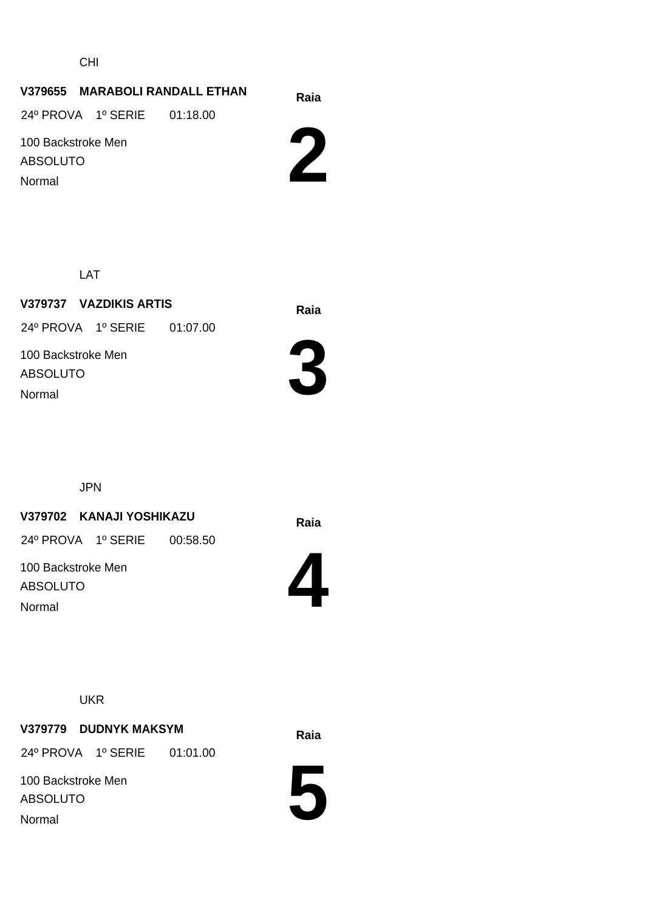CHI

**V379655 MARABOLI RANDALL ETHAN**

24º PROVA 1º SERIE 01:18.00

100 Backstroke Men

ABSOLUTO

Normal

**Raia**

# 2

LAT

**V379737 VAZDIKIS ARTIS**

24º PROVA 1º SERIE 01:07.00

100 Backstroke Men

ABSOLUTO

Normal

**Raia**

# 3

JPN

**V379702 KANAJI YOSHIKAZU**

24º PROVA 1º SERIE 00:58.50

100 Backstroke Men

ABSOLUTO

Normal

**Raia**

# 4

UKR

**V379779 DUDNYK MAKSYM**

24º PROVA 1º SERIE 01:01.00

100 Backstroke Men

ABSOLUTO

Normal

**Raia**

# 5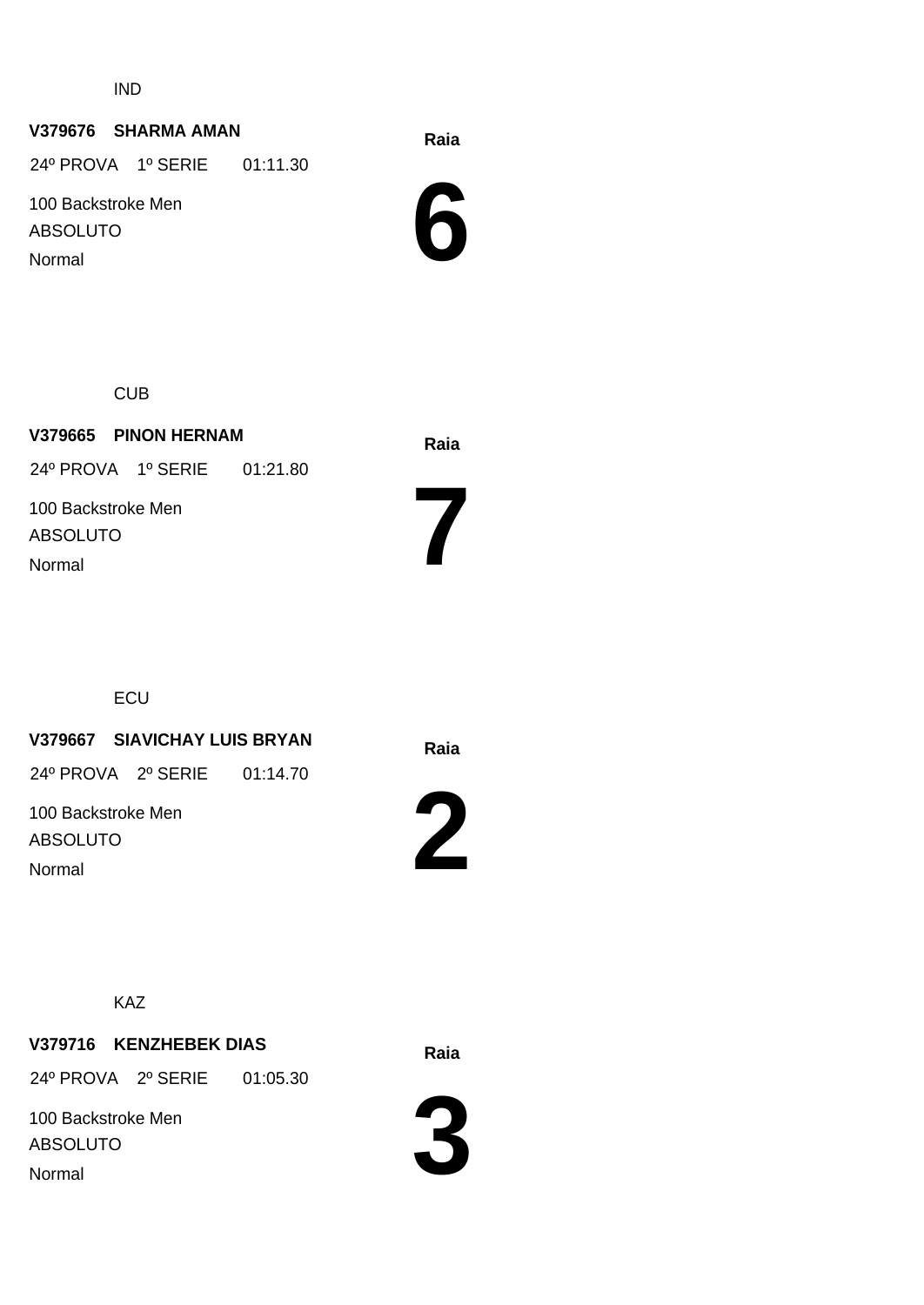IND

**V379676 SHARMA AMAN**

24º PROVA 1º SERIE 01:11.30

100 Backstroke Men

ABSOLUTO

Normal

**Raia**

# 6

CUB

**V379665 PINON HERNAM**

24º PROVA 1º SERIE 01:21.80

100 Backstroke Men

ABSOLUTO

Normal

**Raia**

# 7

ECU

**V379667 SIAVICHAY LUIS BRYAN**

24º PROVA 2º SERIE 01:14.70

100 Backstroke Men

ABSOLUTO

Normal

**Raia**

# 2

KAZ

**V379716 KENZHEBEK DIAS**

24º PROVA 2º SERIE 01:05.30

100 Backstroke Men

ABSOLUTO

Normal

**Raia**

# 3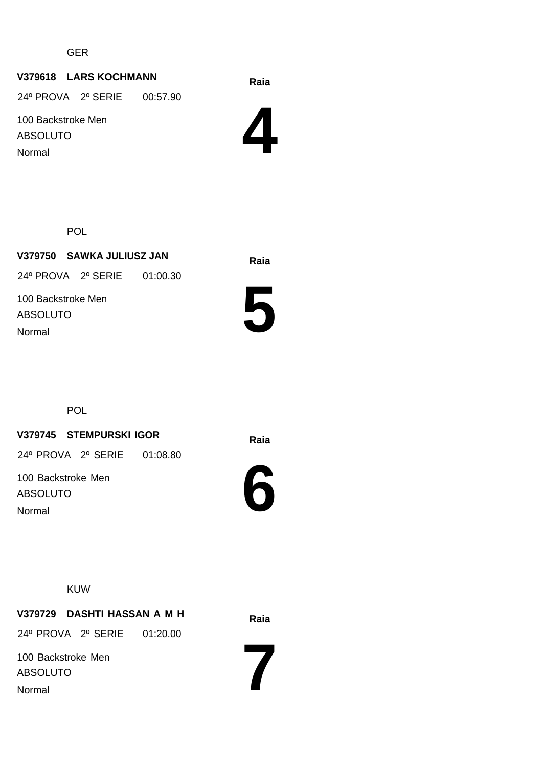GER

**V379618 LARS KOCHMANN**

24º PROVA 2º SERIE 00:57.90

100 Backstroke Men

ABSOLUTO

Normal

**Raia**

# 4

POL

**V379750 SAWKA JULIUSZ JAN**

24º PROVA 2º SERIE 01:00.30

100 Backstroke Men

ABSOLUTO

Normal

**Raia**

# 5

POL

**V379745 STEMPURSKI IGOR**

24º PROVA 2º SERIE 01:08.80

100 Backstroke Men

ABSOLUTO

Normal

**Raia**

# 6

KUW

**V379729 DASHTI HASSAN A M H**

24º PROVA 2º SERIE 01:20.00

100 Backstroke Men

ABSOLUTO

Normal

**Raia**

# 7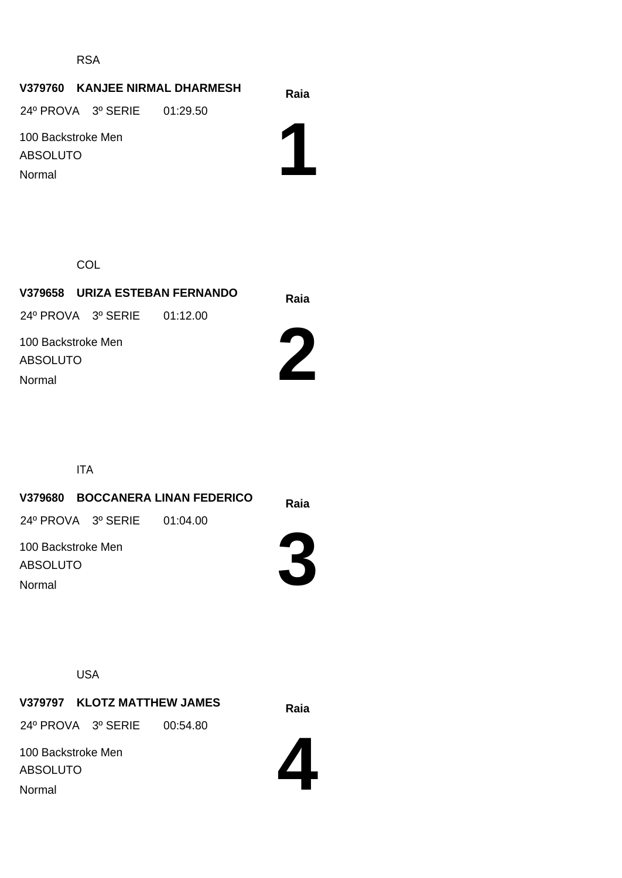RSA

**V379760 KANJEE NIRMAL DHARMESH**

24º PROVA 3º SERIE 01:29.50

100 Backstroke Men

ABSOLUTO

Normal

**Raia**

# 1

COL

**V379658 URIZA ESTEBAN FERNANDO**

24º PROVA 3º SERIE 01:12.00

100 Backstroke Men

ABSOLUTO

Normal

**Raia**

# 2

ITA

**V379680 BOCCANERA LINAN FEDERICO**

24º PROVA 3º SERIE 01:04.00

100 Backstroke Men

ABSOLUTO

Normal

**Raia**

# 3

USA

**V379797 KLOTZ MATTHEW JAMES**

24º PROVA 3º SERIE 00:54.80

100 Backstroke Men

ABSOLUTO

Normal

**Raia**

# 4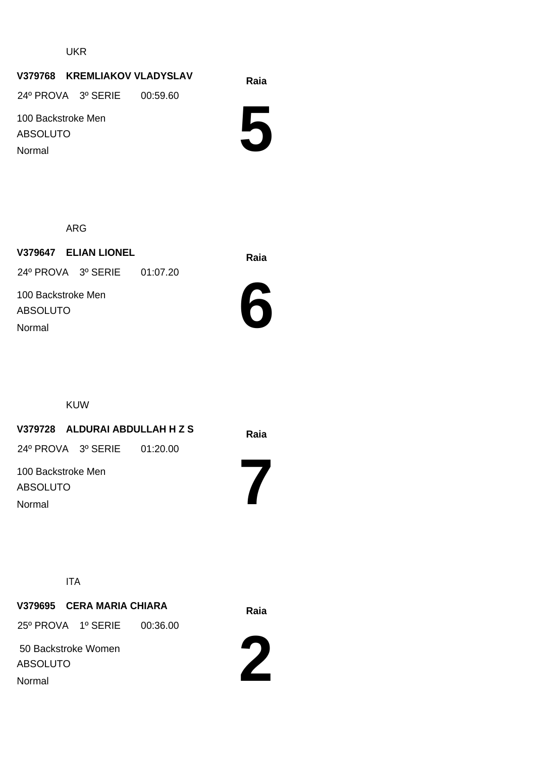UKR

**V379768 KREMLIAKOV VLADYSLAV**

24º PROVA 3º SERIE 00:59.60

100 Backstroke Men

ABSOLUTO

Normal

**Raia**

# 5

ARG

**V379647 ELIAN LIONEL**

24º PROVA 3º SERIE 01:07.20

100 Backstroke Men

ABSOLUTO

Normal

**Raia**

# 6

KUW

**V379728 ALDURAI ABDULLAH H Z S**

24º PROVA 3º SERIE 01:20.00

100 Backstroke Men

ABSOLUTO

Normal

**Raia**

# 7

ITA

**V379695 CERA MARIA CHIARA**

25º PROVA 1º SERIE 00:36.00

50 Backstroke Women

ABSOLUTO

Normal

**Raia**

# 2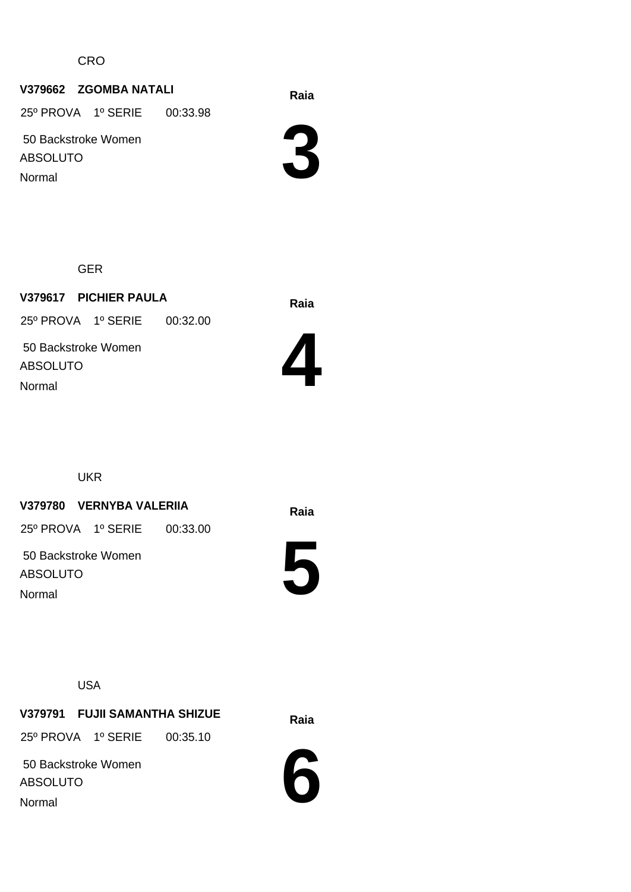CRO

**V379662 ZGOMBA NATALI**

25º PROVA 1º SERIE 00:33.98

50 Backstroke Women

ABSOLUTO

Normal

**Raia**

# 3

GER

**V379617 PICHIER PAULA**

25º PROVA 1º SERIE 00:32.00

50 Backstroke Women

ABSOLUTO

Normal

**Raia**

# 4

UKR

**V379780 VERNYBA VALERIIA**

25º PROVA 1º SERIE 00:33.00

50 Backstroke Women

ABSOLUTO

Normal

**Raia**

# 5

USA

**V379791 FUJII SAMANTHA SHIZUE**

25º PROVA 1º SERIE 00:35.10

50 Backstroke Women

ABSOLUTO

Normal

**Raia**

# 6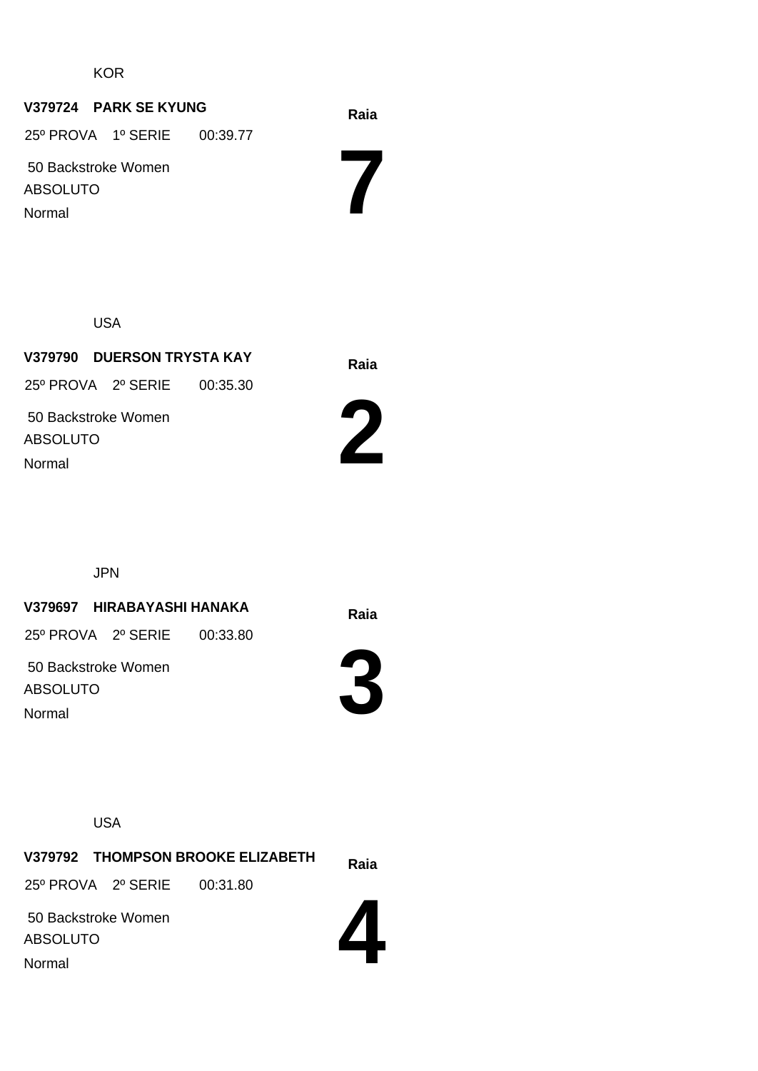KOR

**V379724 PARK SE KYUNG**

25º PROVA 1º SERIE 00:39.77

50 Backstroke Women

ABSOLUTO

Normal

**Raia**

# 7

USA

**V379790 DUERSON TRYSTA KAY**

25º PROVA 2º SERIE 00:35.30

50 Backstroke Women

ABSOLUTO

Normal

**Raia**

# 2

JPN

**V379697 HIRABAYASHI HANAKA**

25º PROVA 2º SERIE 00:33.80

50 Backstroke Women

ABSOLUTO

Normal

**Raia**

# 3

USA

**V379792 THOMPSON BROOKE ELIZABETH**

25º PROVA 2º SERIE 00:31.80

50 Backstroke Women

ABSOLUTO

Normal

**Raia**

# 4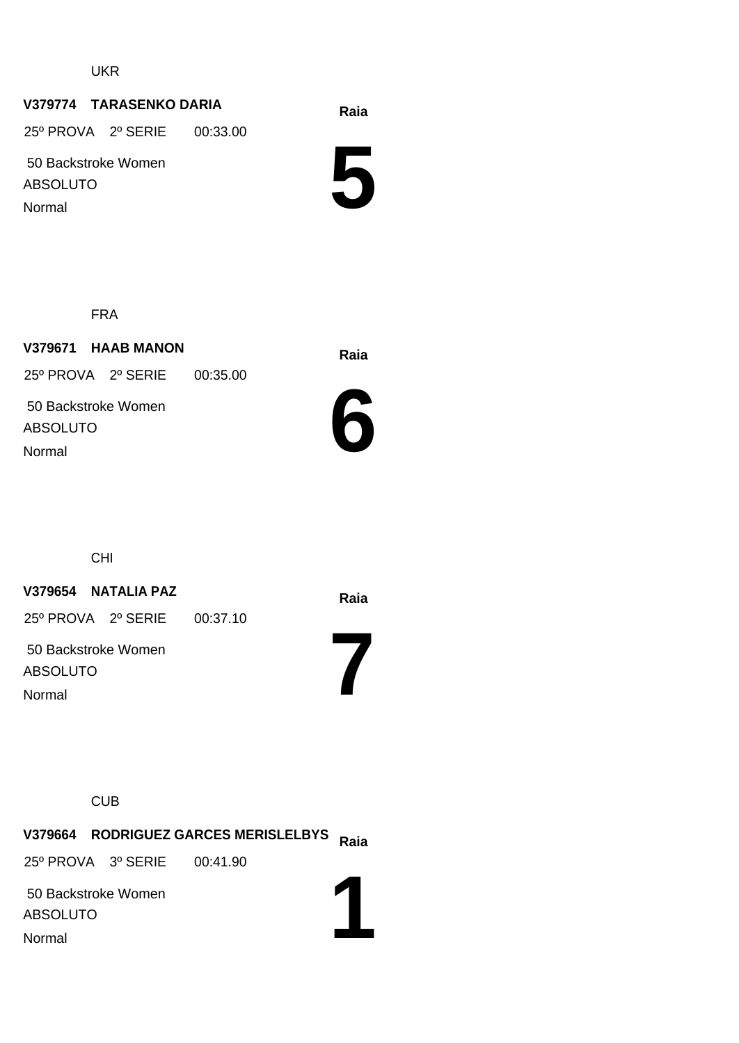UKR

**V379774 TARASENKO DARIA**

**Raia**

25º PROVA 2º SERIE 00:33.00

50 Backstroke Women

ABSOLUTO

Normal

# 5

FRA

**V379671 HAAB MANON**

**Raia**

25º PROVA 2º SERIE 00:35.00

50 Backstroke Women

ABSOLUTO

Normal

# 6

CHI

**V379654 NATALIA PAZ**

**Raia**

25º PROVA 2º SERIE 00:37.10

50 Backstroke Women

ABSOLUTO

Normal

# 7

CUB

**V379664 RODRIGUEZ GARCES MERISLELBYS**

**Raia**

25º PROVA 3º SERIE 00:41.90

50 Backstroke Women

ABSOLUTO

Normal

# 1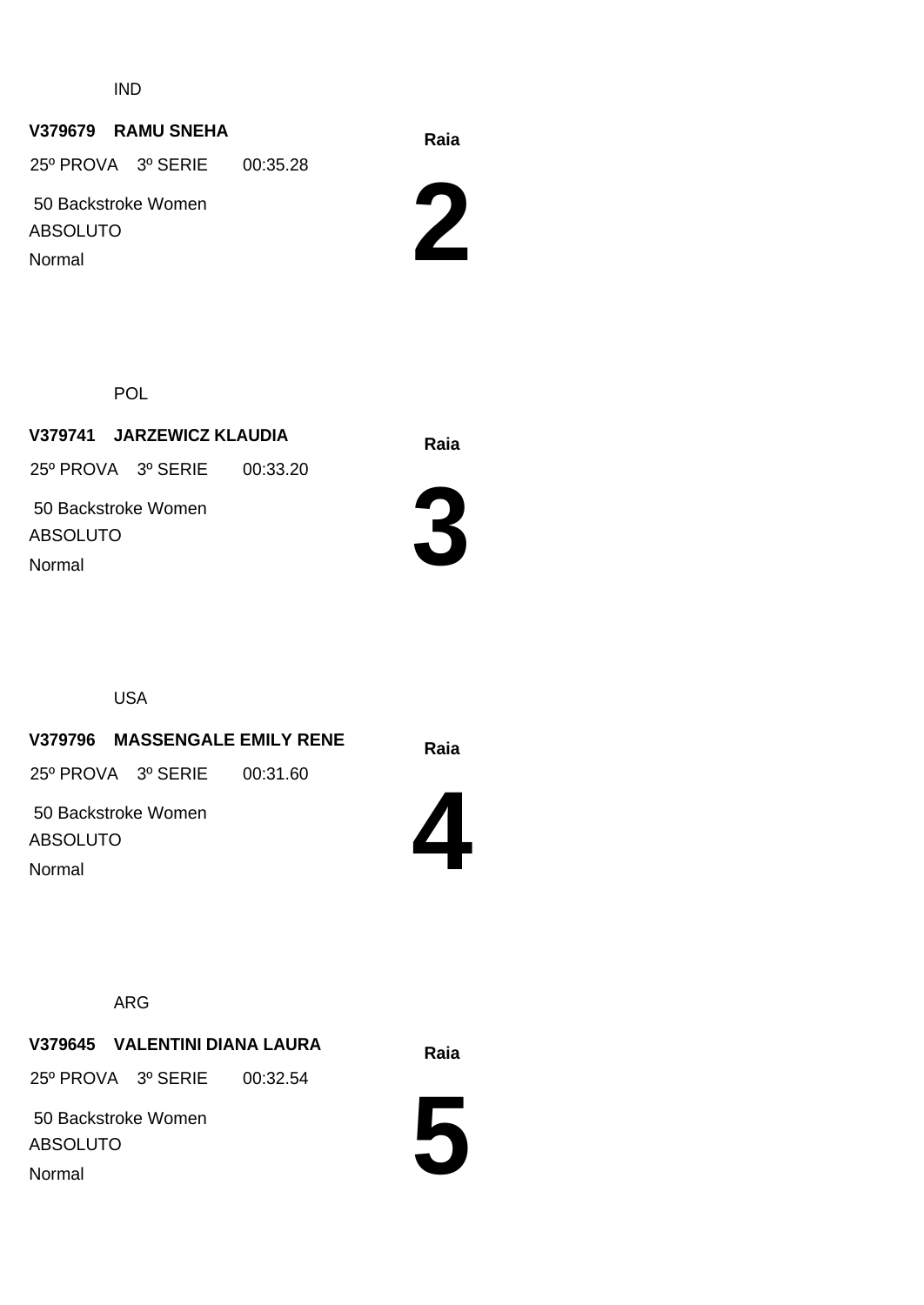IND

**V379679 RAMU SNEHA**

25º PROVA 3º SERIE 00:35.28

50 Backstroke Women

ABSOLUTO

Normal

**Raia**

# 2

POL

**V379741 JARZEWICZ KLAUDIA**

25º PROVA 3º SERIE 00:33.20

50 Backstroke Women

ABSOLUTO

Normal

**Raia**

# 3

USA

**V379796 MASSENGALE EMILY RENE**

25º PROVA 3º SERIE 00:31.60

50 Backstroke Women

ABSOLUTO

Normal

**Raia**

# 4

ARG

**V379645 VALENTINI DIANA LAURA**

25º PROVA 3º SERIE 00:32.54

50 Backstroke Women

ABSOLUTO

Normal

**Raia**

# 5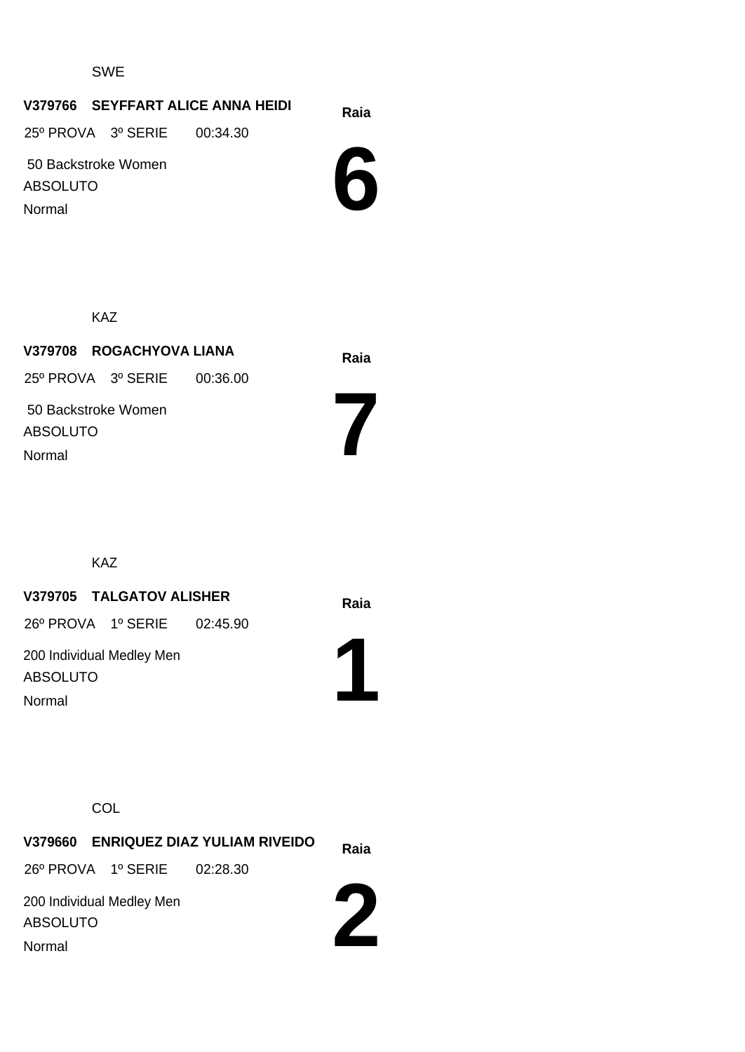SWE

**V379766 SEYFFART ALICE ANNA HEIDI**

25º PROVA 3º SERIE 00:34.30

50 Backstroke Women

ABSOLUTO

Normal

**Raia**

# 6

KAZ

**V379708 ROGACHYOVA LIANA**

25º PROVA 3º SERIE 00:36.00

50 Backstroke Women

ABSOLUTO

Normal

**Raia**

# 7

KAZ

**V379705 TALGATOV ALISHER**

26º PROVA 1º SERIE 02:45.90

200 Individual Medley Men

ABSOLUTO

Normal

**Raia**

# 1

COL

**V379660 ENRIQUEZ DIAZ YULIAM RIVEIDO**

26º PROVA 1º SERIE 02:28.30

200 Individual Medley Men

ABSOLUTO

Normal

**Raia**

# 2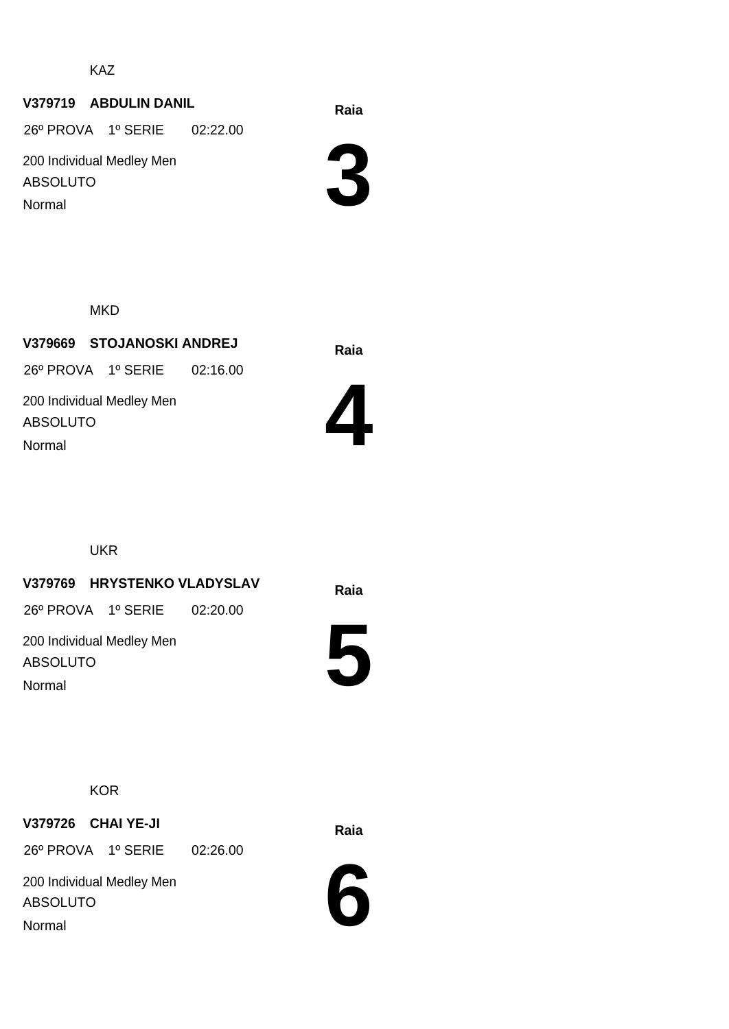KAZ

**V379719 ABDULIN DANIL**

26º PROVA 1º SERIE 02:22.00

200 Individual Medley Men

ABSOLUTO

Normal

**Raia**

# 3

MKD

**V379669 STOJANOSKI ANDREJ**

26º PROVA 1º SERIE 02:16.00

200 Individual Medley Men

ABSOLUTO

Normal

**Raia**

# 4

UKR

**V379769 HRYSTENKO VLADYSLAV**

26º PROVA 1º SERIE 02:20.00

200 Individual Medley Men

ABSOLUTO

Normal

**Raia**

# 5

KOR

**V379726 CHAI YE-JI**

26º PROVA 1º SERIE 02:26.00

200 Individual Medley Men

ABSOLUTO

Normal

**Raia**

# 6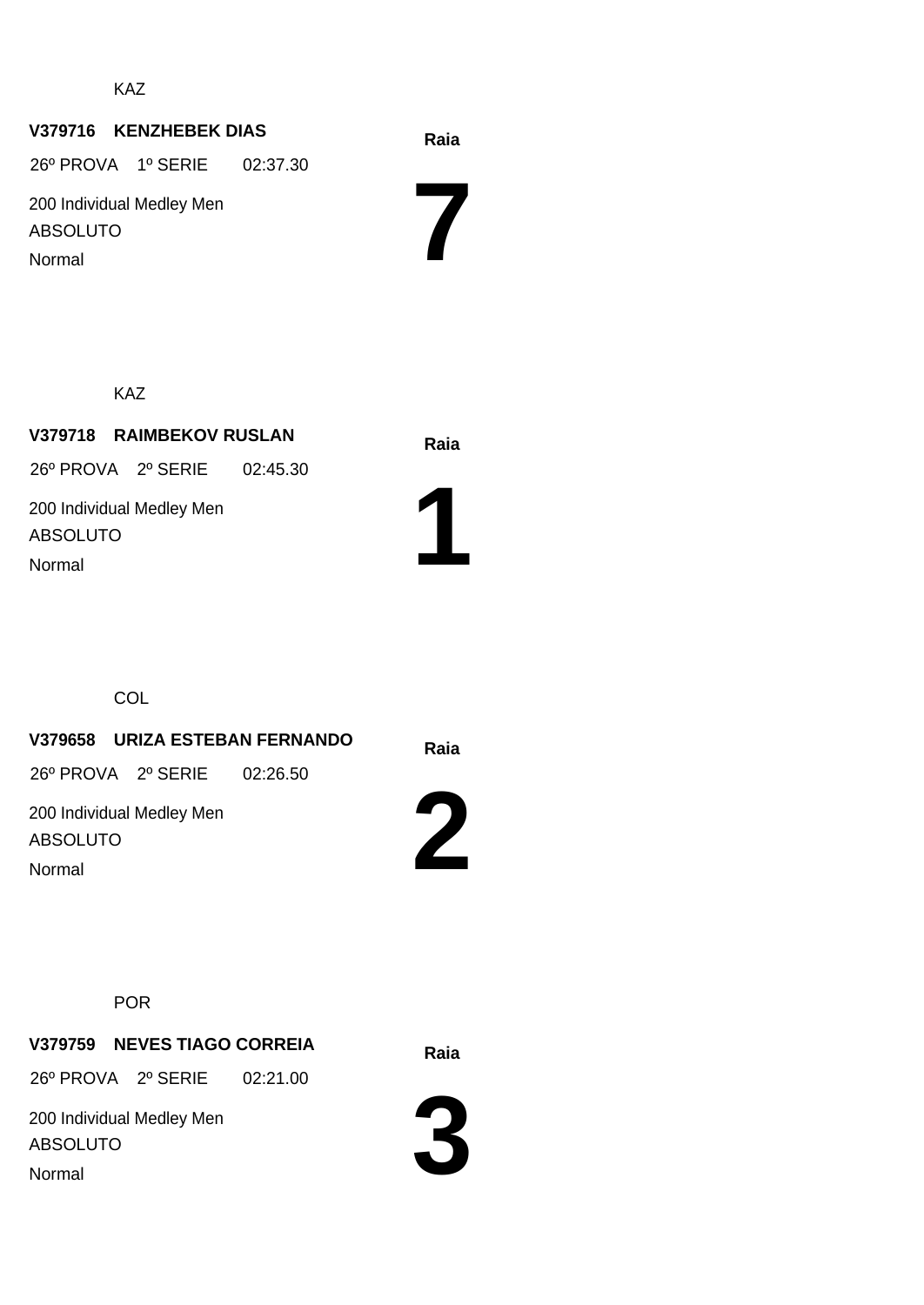KAZ

**V379716 KENZHEBEK DIAS**

26º PROVA 1º SERIE 02:37.30

200 Individual Medley Men

ABSOLUTO

Normal

**Raia**

# 7

KAZ

**V379718 RAIMBEKOV RUSLAN**

26º PROVA 2º SERIE 02:45.30

200 Individual Medley Men

ABSOLUTO

Normal

**Raia**

# 1

COL

**V379658 URIZA ESTEBAN FERNANDO**

26º PROVA 2º SERIE 02:26.50

200 Individual Medley Men

ABSOLUTO

Normal

**Raia**

# 2

POR

**V379759 NEVES TIAGO CORREIA**

26º PROVA 2º SERIE 02:21.00

200 Individual Medley Men

ABSOLUTO

Normal

**Raia**

# 3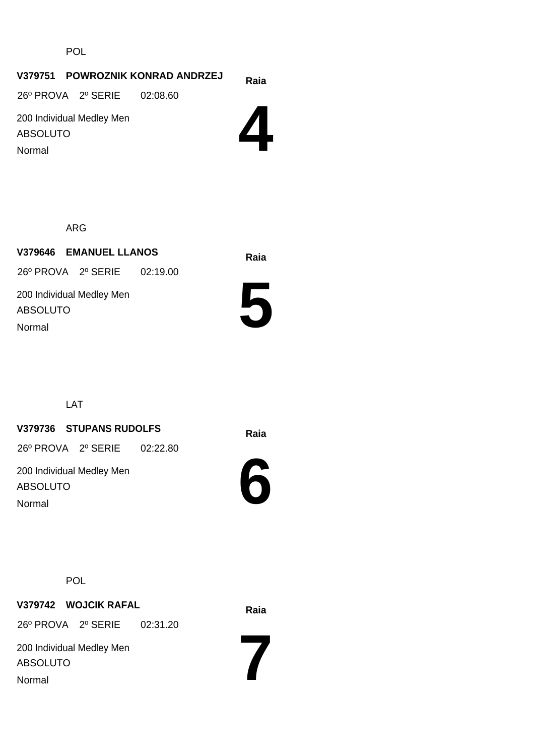POL

**V379751 POWROZNIK KONRAD ANDRZEJ**

26º PROVA 2º SERIE 02:08.60

200 Individual Medley Men

ABSOLUTO

Normal

**Raia**

# 4

ARG

**V379646 EMANUEL LLANOS**

26º PROVA 2º SERIE 02:19.00

200 Individual Medley Men

ABSOLUTO

Normal

**Raia**

# 5

LAT

**V379736 STUPANS RUDOLFS**

26º PROVA 2º SERIE 02:22.80

200 Individual Medley Men

ABSOLUTO

Normal

**Raia**

# 6

POL

**V379742 WOJCIK RAFAL**

26º PROVA 2º SERIE 02:31.20

200 Individual Medley Men

ABSOLUTO

Normal

**Raia**

# 7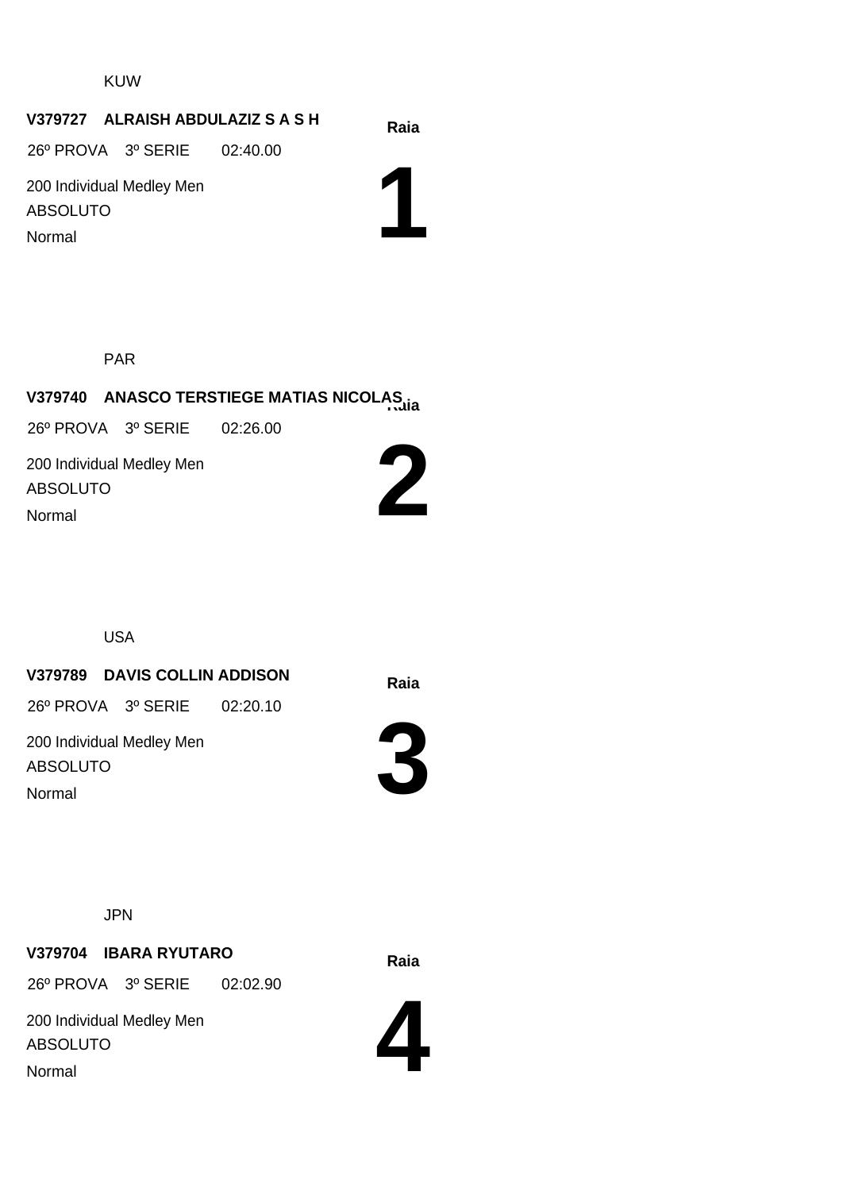KUW

**V379727 ALRAISH ABDULAZIZ S A S H**

**Raia**

26º PROVA 3º SERIE 02:40.00

200 Individual Medley Men

ABSOLUTO

Normal

# 1

PAR

**V379740 ANASCO TERSTIEGE MATIAS NICOLAS**

**Raia**

26º PROVA 3º SERIE 02:26.00

200 Individual Medley Men

ABSOLUTO

Normal

# 2

USA

**V379789 DAVIS COLLIN ADDISON**

**Raia**

26º PROVA 3º SERIE 02:20.10

200 Individual Medley Men

ABSOLUTO

Normal

# 3

JPN

**V379704 IBARA RYUTARO**

**Raia**

26º PROVA 3º SERIE 02:02.90

200 Individual Medley Men

ABSOLUTO

Normal

# 4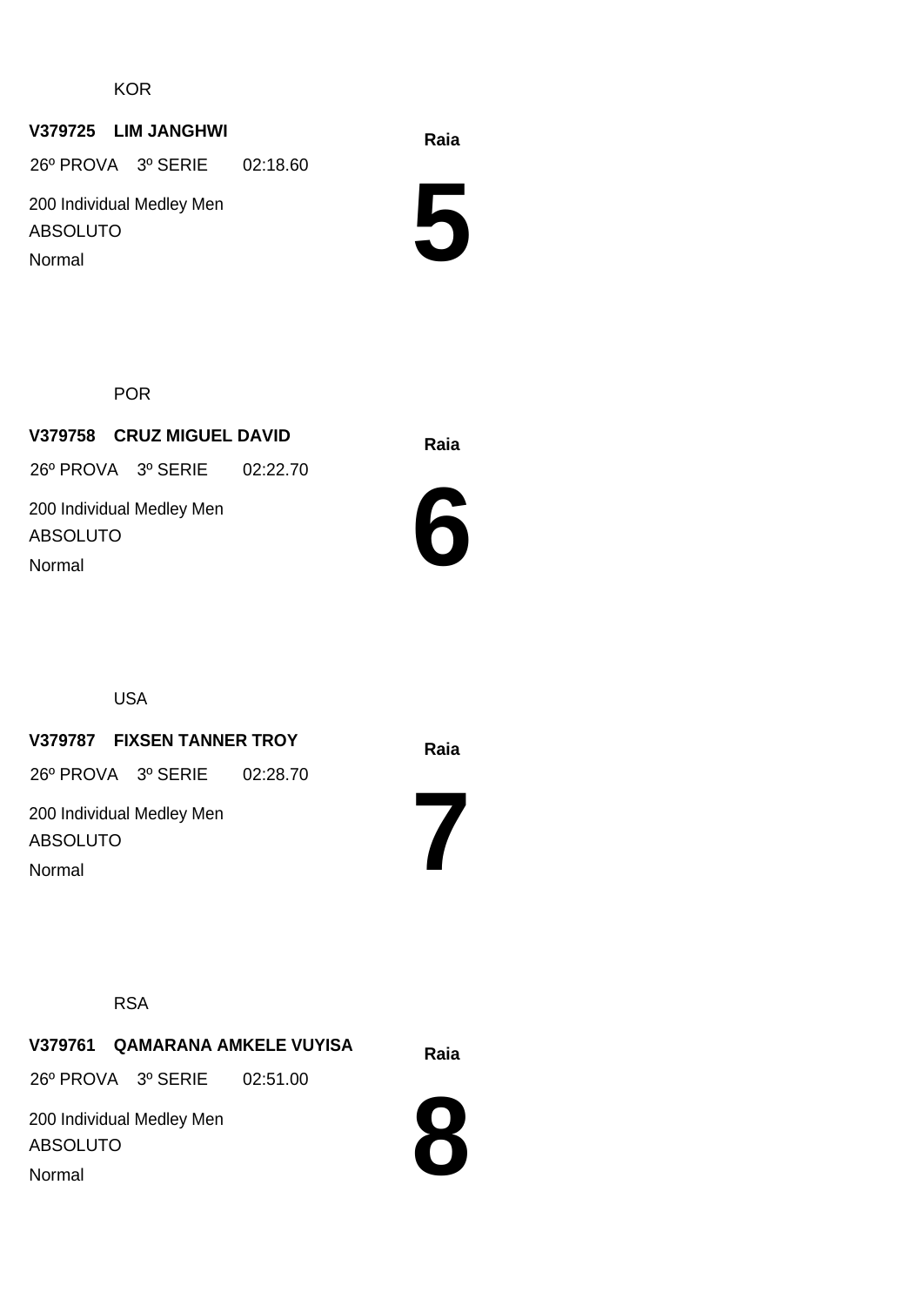KOR

**V379725 LIM JANGHWI**

26º PROVA 3º SERIE 02:18.60

200 Individual Medley Men

ABSOLUTO

Normal

**Raia**

# 5

POR

**V379758 CRUZ MIGUEL DAVID**

26º PROVA 3º SERIE 02:22.70

200 Individual Medley Men

ABSOLUTO

Normal

**Raia**

# 6

USA

**V379787 FIXSEN TANNER TROY**

26º PROVA 3º SERIE 02:28.70

200 Individual Medley Men

ABSOLUTO

Normal

**Raia**

# 7

RSA

**V379761 QAMARANA AMKELE VUYISA**

26º PROVA 3º SERIE 02:51.00

200 Individual Medley Men

ABSOLUTO

Normal

**Raia**

# 8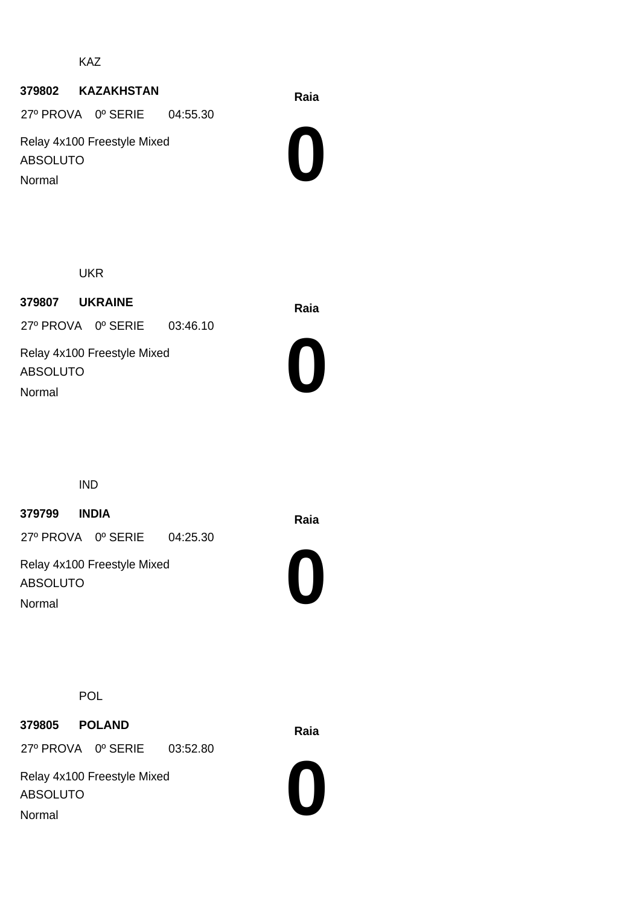KAZ

**379802 KAZAKHSTAN**

27º PROVA 0º SERIE 04:55.30

Relay 4x100 Freestyle Mixed

ABSOLUTO

Normal

**Raia**

# 0

UKR

**379807 UKRAINE**

27º PROVA 0º SERIE 03:46.10

Relay 4x100 Freestyle Mixed

ABSOLUTO

Normal

**Raia**

# 0

IND

**379799 INDIA**

27º PROVA 0º SERIE 04:25.30

Relay 4x100 Freestyle Mixed

ABSOLUTO

Normal

**Raia**

# 0

POL

**379805 POLAND**

27º PROVA 0º SERIE 03:52.80

Relay 4x100 Freestyle Mixed

ABSOLUTO

Normal

**Raia**

# 0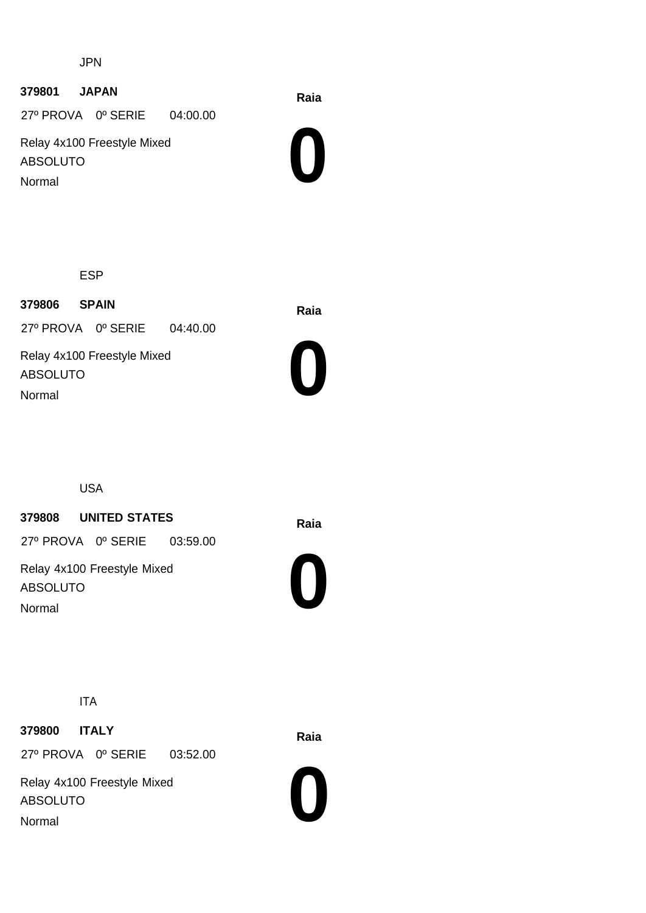JPN

**379801 JAPAN**

27º PROVA 0º SERIE 04:00.00

Relay 4x100 Freestyle Mixed

ABSOLUTO

Normal

**Raia**

# 0

ESP

**379806 SPAIN**

27º PROVA 0º SERIE 04:40.00

Relay 4x100 Freestyle Mixed

ABSOLUTO

Normal

**Raia**

# 0

USA

**379808 UNITED STATES**

27º PROVA 0º SERIE 03:59.00

Relay 4x100 Freestyle Mixed

ABSOLUTO

Normal

**Raia**

# 0

ITA

**379800 ITALY**

27º PROVA 0º SERIE 03:52.00

Relay 4x100 Freestyle Mixed

ABSOLUTO

Normal

**Raia**

# 0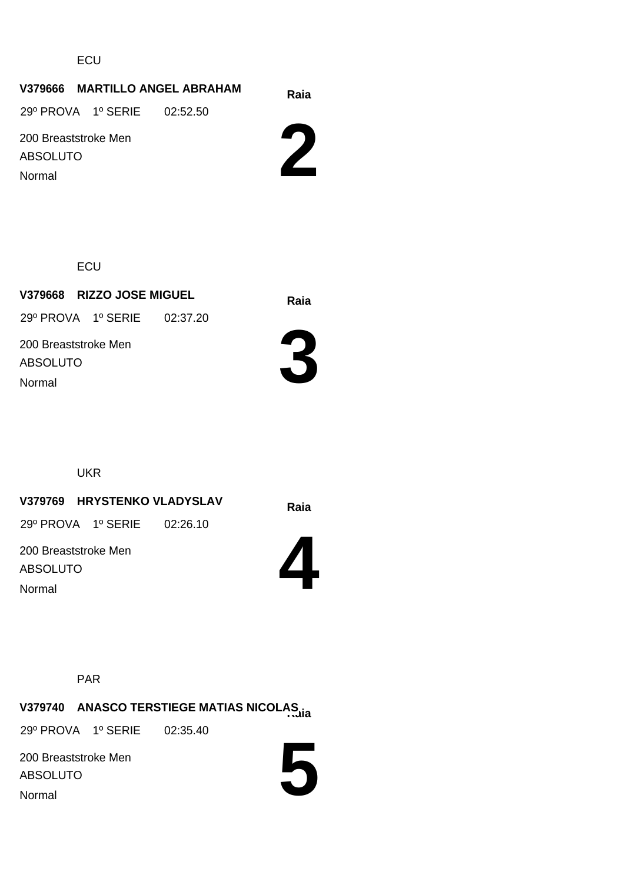ECU

**V379666 MARTILLO ANGEL ABRAHAM**

29º PROVA 1º SERIE 02:52.50

200 Breaststroke Men

ABSOLUTO

Normal

**Raia**

# 2

ECU

**V379668 RIZZO JOSE MIGUEL**

29º PROVA 1º SERIE 02:37.20

200 Breaststroke Men

ABSOLUTO

Normal

**Raia**

# 3

UKR

**V379769 HRYSTENKO VLADYSLAV**

29º PROVA 1º SERIE 02:26.10

200 Breaststroke Men

ABSOLUTO

Normal

**Raia**

# 4

PAR

**V379740 ANASCO TERSTIEGE MATIAS NICOLAS**

29º PROVA 1º SERIE 02:35.40

200 Breaststroke Men

ABSOLUTO

Normal

**Raia**

# 5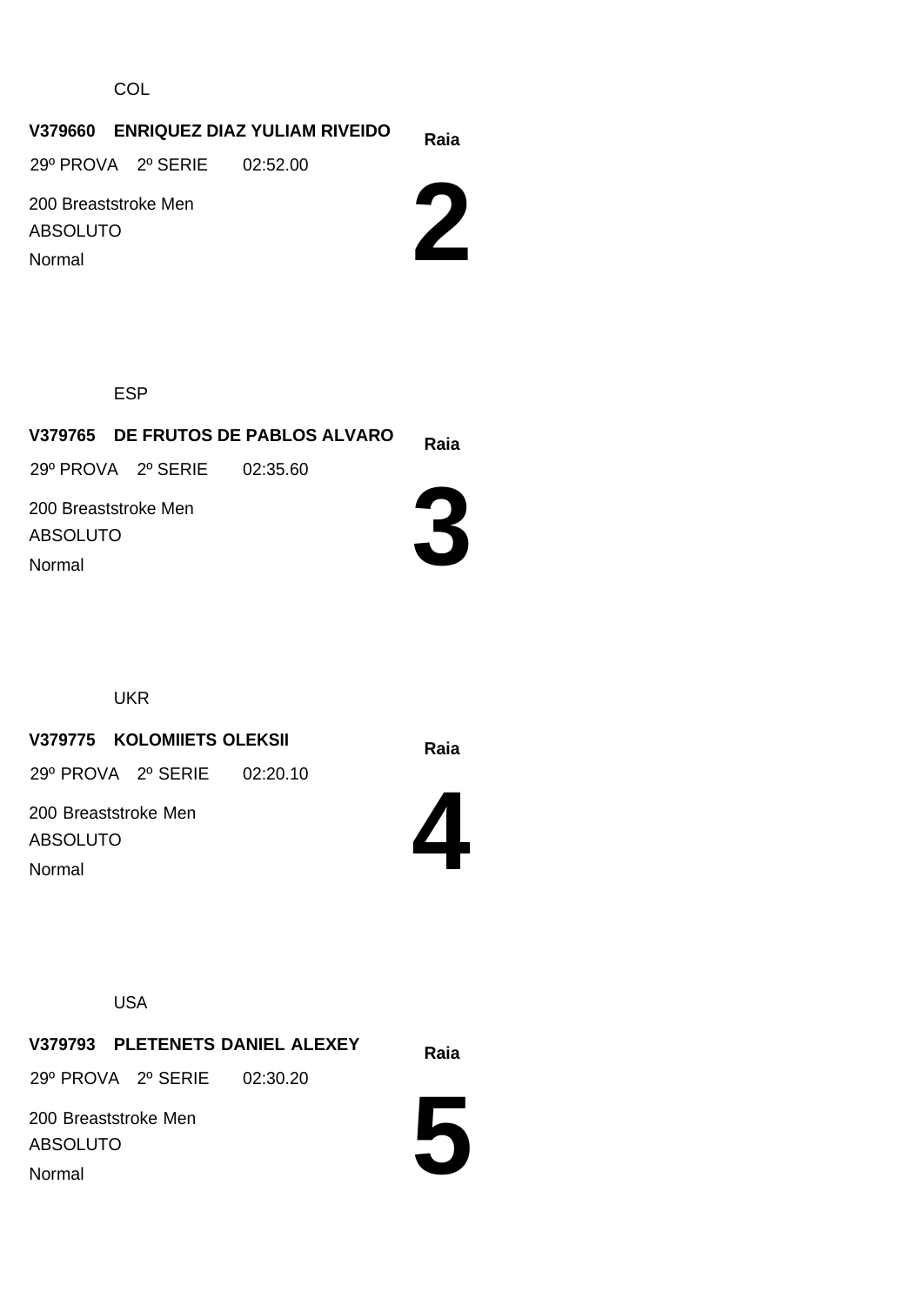COL

**V379660 ENRIQUEZ DIAZ YULIAM RIVEIDO**

**Raia**

29º PROVA 2º SERIE 02:52.00

200 Breaststroke Men

ABSOLUTO

Normal

# 2

ESP

**V379765 DE FRUTOS DE PABLOS ALVARO**

**Raia**

29º PROVA 2º SERIE 02:35.60

200 Breaststroke Men

ABSOLUTO

Normal

# 3

UKR

**V379775 KOLOMIIETS OLEKSII**

**Raia**

29º PROVA 2º SERIE 02:20.10

200 Breaststroke Men

ABSOLUTO

Normal

# 4

USA

**V379793 PLETENETS DANIEL ALEXEY**

**Raia**

29º PROVA 2º SERIE 02:30.20

200 Breaststroke Men

ABSOLUTO

Normal

# 5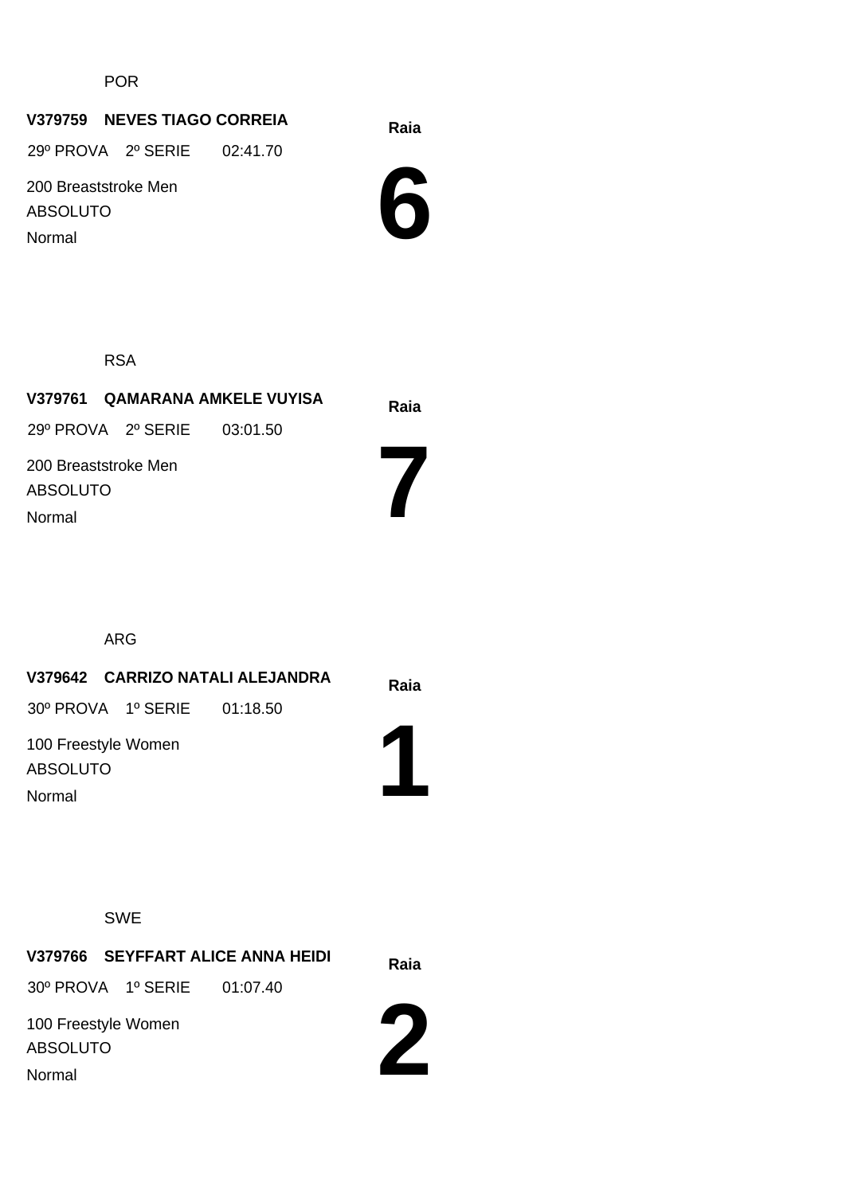POR

**V379759 NEVES TIAGO CORREIA**

29º PROVA 2º SERIE 02:41.70

200 Breaststroke Men

ABSOLUTO

Normal

**Raia**

# 6

RSA

**V379761 QAMARANA AMKELE VUYISA**

29º PROVA 2º SERIE 03:01.50

200 Breaststroke Men

ABSOLUTO

Normal

**Raia**

# 7

ARG

**V379642 CARRIZO NATALI ALEJANDRA**

30º PROVA 1º SERIE 01:18.50

100 Freestyle Women

ABSOLUTO

Normal

**Raia**

# 1

SWE

**V379766 SEYFFART ALICE ANNA HEIDI**

30º PROVA 1º SERIE 01:07.40

100 Freestyle Women

ABSOLUTO

Normal

**Raia**

# 2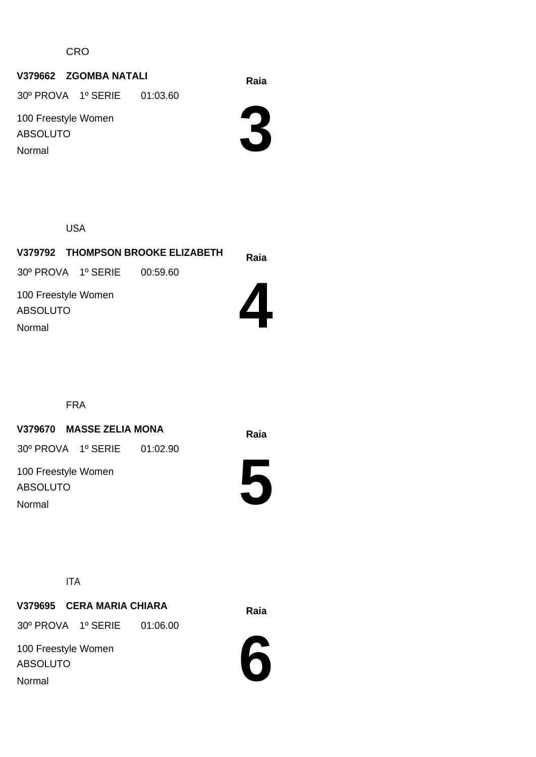CRO

**V379662 ZGOMBA NATALI**

30º PROVA 1º SERIE 01:03.60

100 Freestyle Women

ABSOLUTO

Normal

**Raia**

# 3

USA

**V379792 THOMPSON BROOKE ELIZABETH**

30º PROVA 1º SERIE 00:59.60

100 Freestyle Women

ABSOLUTO

Normal

**Raia**

# 4

FRA

**V379670 MASSE ZELIA MONA**

30º PROVA 1º SERIE 01:02.90

100 Freestyle Women

ABSOLUTO

Normal

**Raia**

# 5

ITA

**V379695 CERA MARIA CHIARA**

30º PROVA 1º SERIE 01:06.00

100 Freestyle Women

ABSOLUTO

Normal

**Raia**

# 6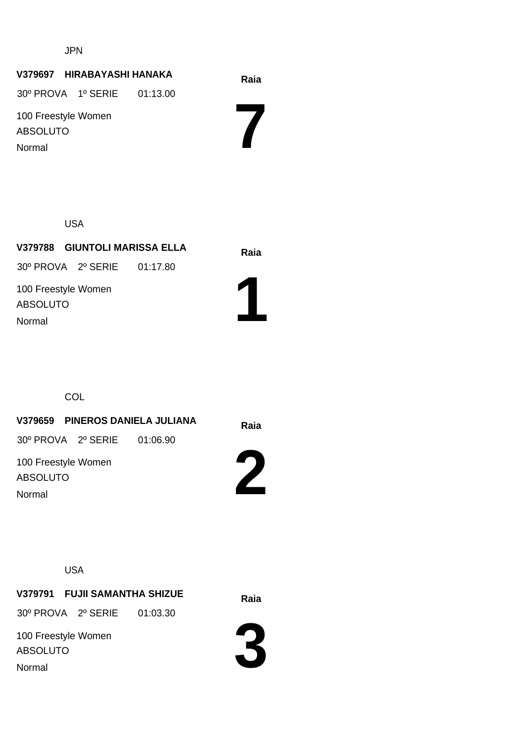JPN

**V379697 HIRABAYASHI HANAKA**

30º PROVA 1º SERIE 01:13.00

100 Freestyle Women

ABSOLUTO

Normal

**Raia**

# 7

USA

**V379788 GIUNTOLI MARISSA ELLA**

30º PROVA 2º SERIE 01:17.80

100 Freestyle Women

ABSOLUTO

Normal

**Raia**

# 1

COL

**V379659 PINEROS DANIELA JULIANA**

30º PROVA 2º SERIE 01:06.90

100 Freestyle Women

ABSOLUTO

Normal

**Raia**

# 2

USA

**V379791 FUJII SAMANTHA SHIZUE**

30º PROVA 2º SERIE 01:03.30

100 Freestyle Women

ABSOLUTO

Normal

**Raia**

# 3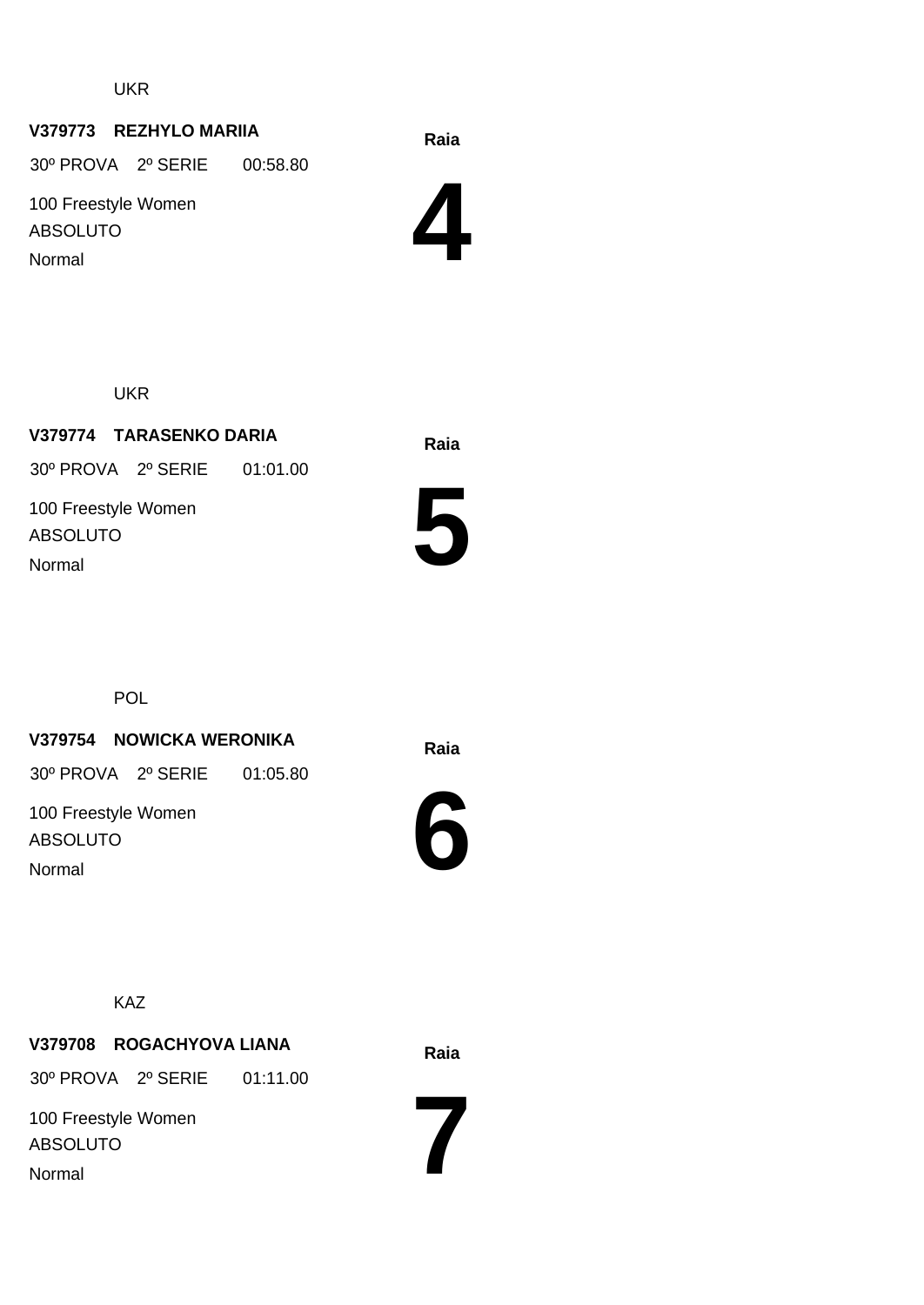UKR

**V379773 REZHYLO MARIIA**

30º PROVA 2º SERIE 00:58.80

100 Freestyle Women

ABSOLUTO

Normal

**Raia**

# 4

UKR

**V379774 TARASENKO DARIA**

30º PROVA 2º SERIE 01:01.00

100 Freestyle Women

ABSOLUTO

Normal

**Raia**

# 5

POL

**V379754 NOWICKA WERONIKA**

30º PROVA 2º SERIE 01:05.80

100 Freestyle Women

ABSOLUTO

Normal

**Raia**

# 6

KAZ

**V379708 ROGACHYOVA LIANA**

30º PROVA 2º SERIE 01:11.00

100 Freestyle Women

ABSOLUTO

Normal

**Raia**

# 7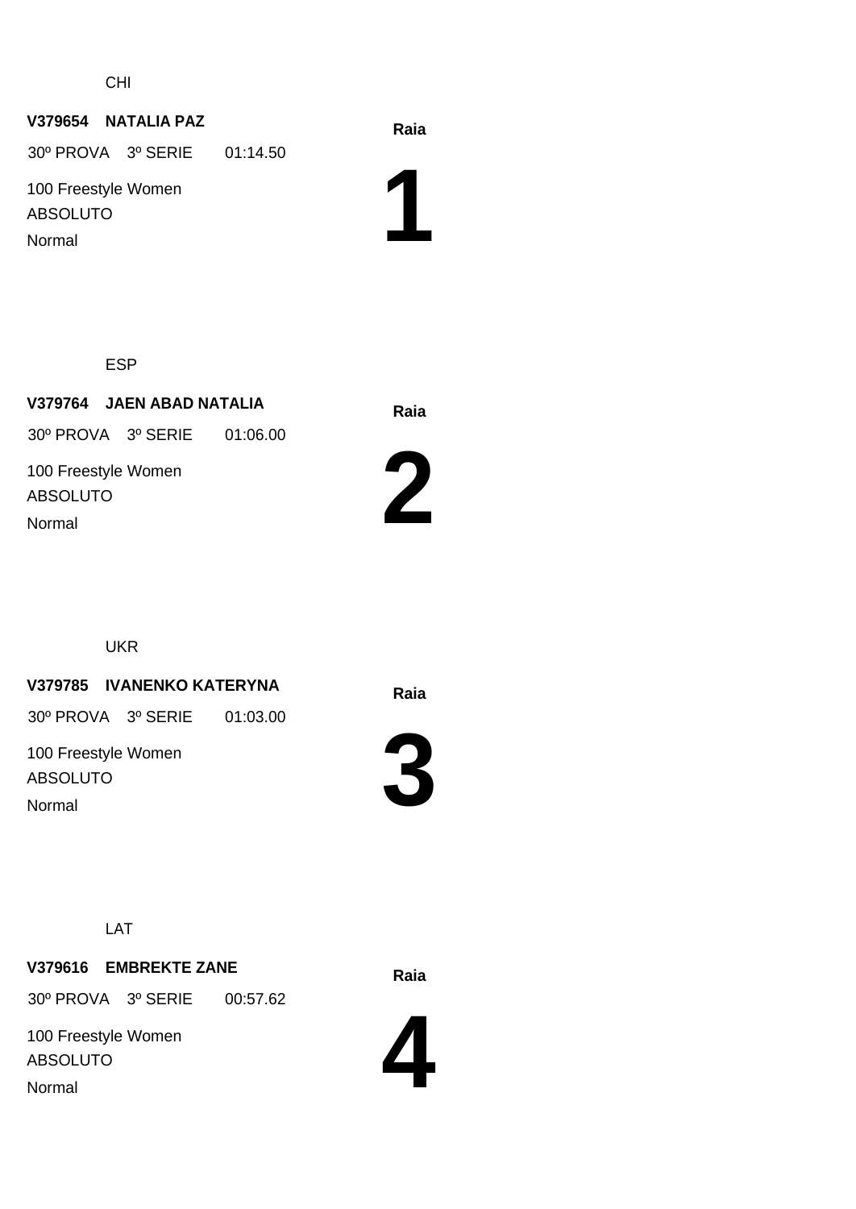CHI

**V379654 NATALIA PAZ**

30º PROVA 3º SERIE 01:14.50

100 Freestyle Women

ABSOLUTO

Normal

**Raia**

# 1

ESP

**V379764 JAEN ABAD NATALIA**

30º PROVA 3º SERIE 01:06.00

100 Freestyle Women

ABSOLUTO

Normal

**Raia**

# 2

UKR

**V379785 IVANENKO KATERYNA**

30º PROVA 3º SERIE 01:03.00

100 Freestyle Women

ABSOLUTO

Normal

**Raia**

# 3

LAT

**V379616 EMBREKTE ZANE**

30º PROVA 3º SERIE 00:57.62

100 Freestyle Women

ABSOLUTO

Normal

**Raia**

# 4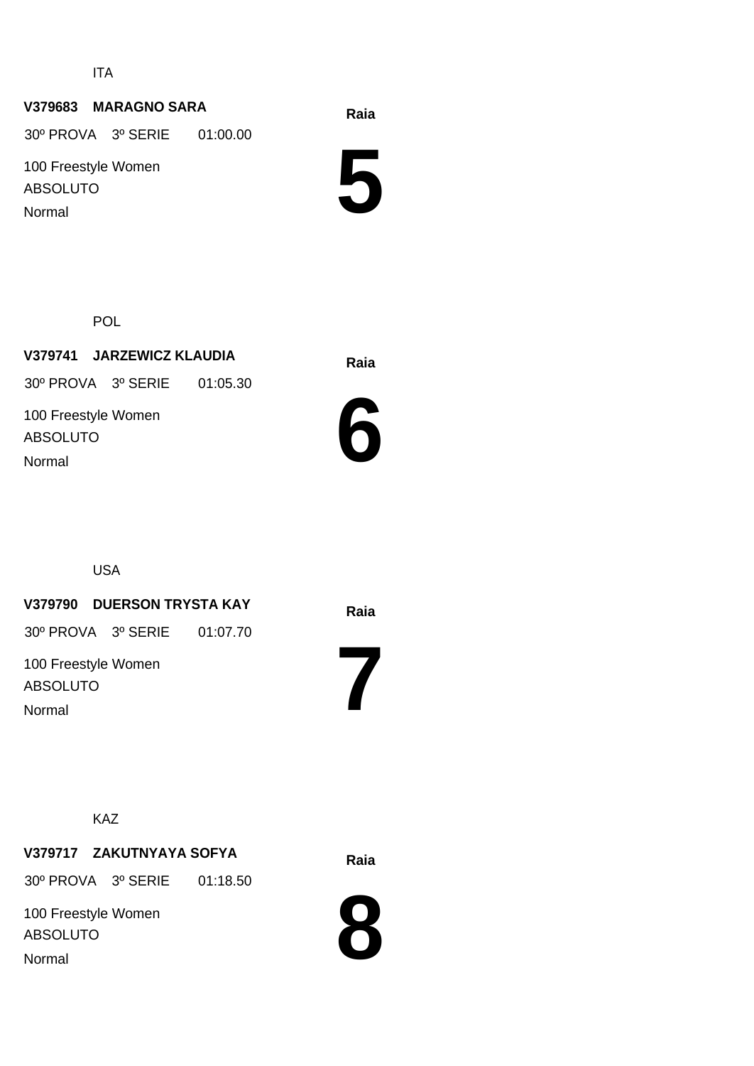ITA

**V379683 MARAGNO SARA**

30º PROVA 3º SERIE 01:00.00

100 Freestyle Women

ABSOLUTO

Normal

**Raia**

# 5

POL

**V379741 JARZEWICZ KLAUDIA**

30º PROVA 3º SERIE 01:05.30

100 Freestyle Women

ABSOLUTO

Normal

**Raia**

# 6

USA

**V379790 DUERSON TRYSTA KAY**

30º PROVA 3º SERIE 01:07.70

100 Freestyle Women

ABSOLUTO

Normal

**Raia**

# 7

KAZ

**V379717 ZAKUTNYAYA SOFYA**

30º PROVA 3º SERIE 01:18.50

100 Freestyle Women

ABSOLUTO

Normal

**Raia**

# 8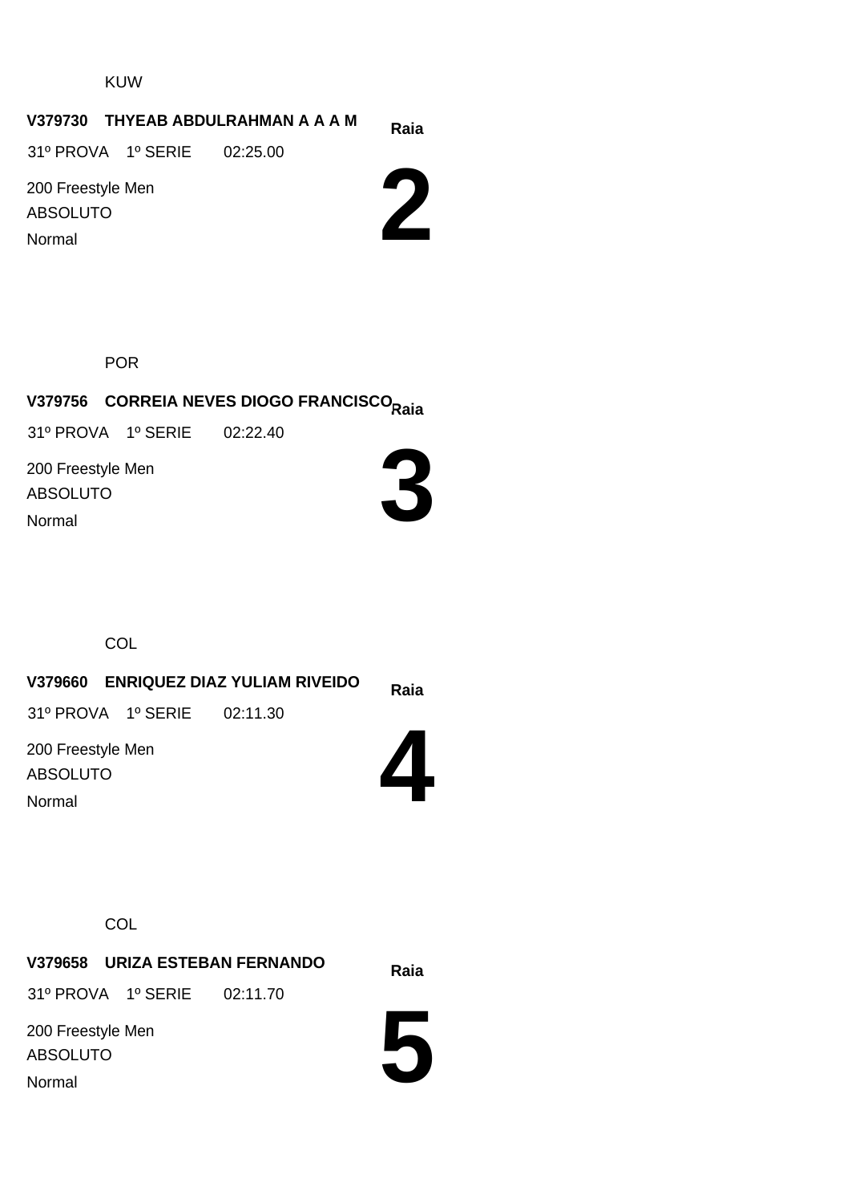KUW

**V379730 THYEAB ABDULRAHMAN A A A M** **Raia**

31º PROVA 1º SERIE 02:25.00

200 Freestyle Men

ABSOLUTO

Normal

# 2

POR

**V379756 CORREIA NEVES DIOGO FRANCISCO** **Raia**

31º PROVA 1º SERIE 02:22.40

200 Freestyle Men

ABSOLUTO

Normal

# 3

COL

**V379660 ENRIQUEZ DIAZ YULIAM RIVEIDO** **Raia**

31º PROVA 1º SERIE 02:11.30

200 Freestyle Men

ABSOLUTO

Normal

# 4

COL

**V379658 URIZA ESTEBAN FERNANDO** **Raia**

31º PROVA 1º SERIE 02:11.70

200 Freestyle Men

ABSOLUTO

Normal

# 5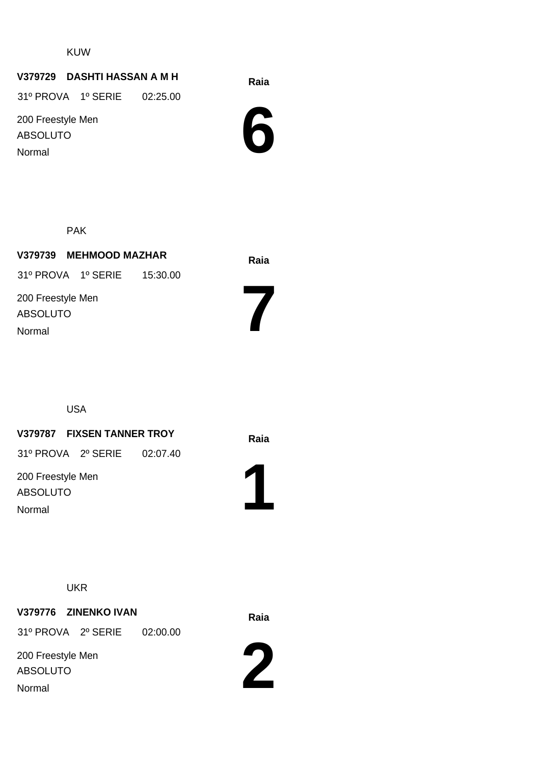KUW

**V379729 DASHTI HASSAN A M H**

31º PROVA 1º SERIE 02:25.00

200 Freestyle Men

ABSOLUTO

Normal

**Raia**

# 6

PAK

**V379739 MEHMOOD MAZHAR**

31º PROVA 1º SERIE 15:30.00

200 Freestyle Men

ABSOLUTO

Normal

**Raia**

# 7

USA

**V379787 FIXSEN TANNER TROY**

31º PROVA 2º SERIE 02:07.40

200 Freestyle Men

ABSOLUTO

Normal

**Raia**

# 1

UKR

**V379776 ZINENKO IVAN**

31º PROVA 2º SERIE 02:00.00

200 Freestyle Men

ABSOLUTO

Normal

**Raia**

# 2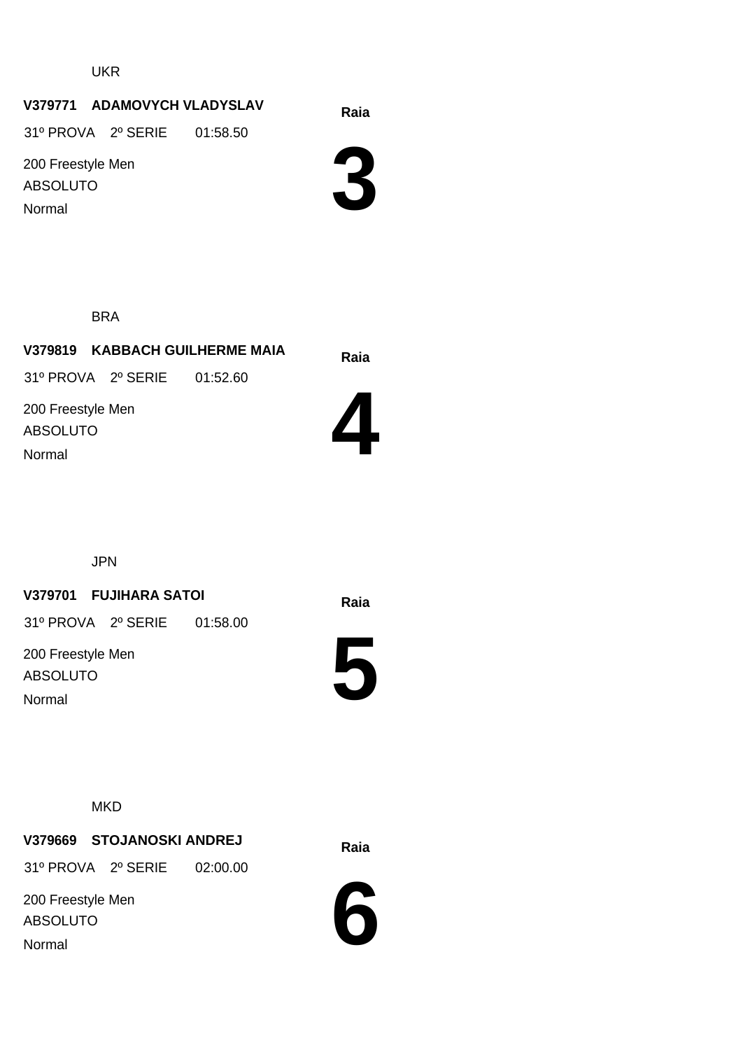UKR

**V379771 ADAMOVYCH VLADYSLAV**

31º PROVA 2º SERIE 01:58.50

200 Freestyle Men

ABSOLUTO

Normal

**Raia**

# 3

BRA

**V379819 KABBACH GUILHERME MAIA**

31º PROVA 2º SERIE 01:52.60

200 Freestyle Men

ABSOLUTO

Normal

**Raia**

# 4

JPN

**V379701 FUJIHARA SATOI**

31º PROVA 2º SERIE 01:58.00

200 Freestyle Men

ABSOLUTO

Normal

**Raia**

# 5

MKD

**V379669 STOJANOSKI ANDREJ**

31º PROVA 2º SERIE 02:00.00

200 Freestyle Men

ABSOLUTO

Normal

**Raia**

# 6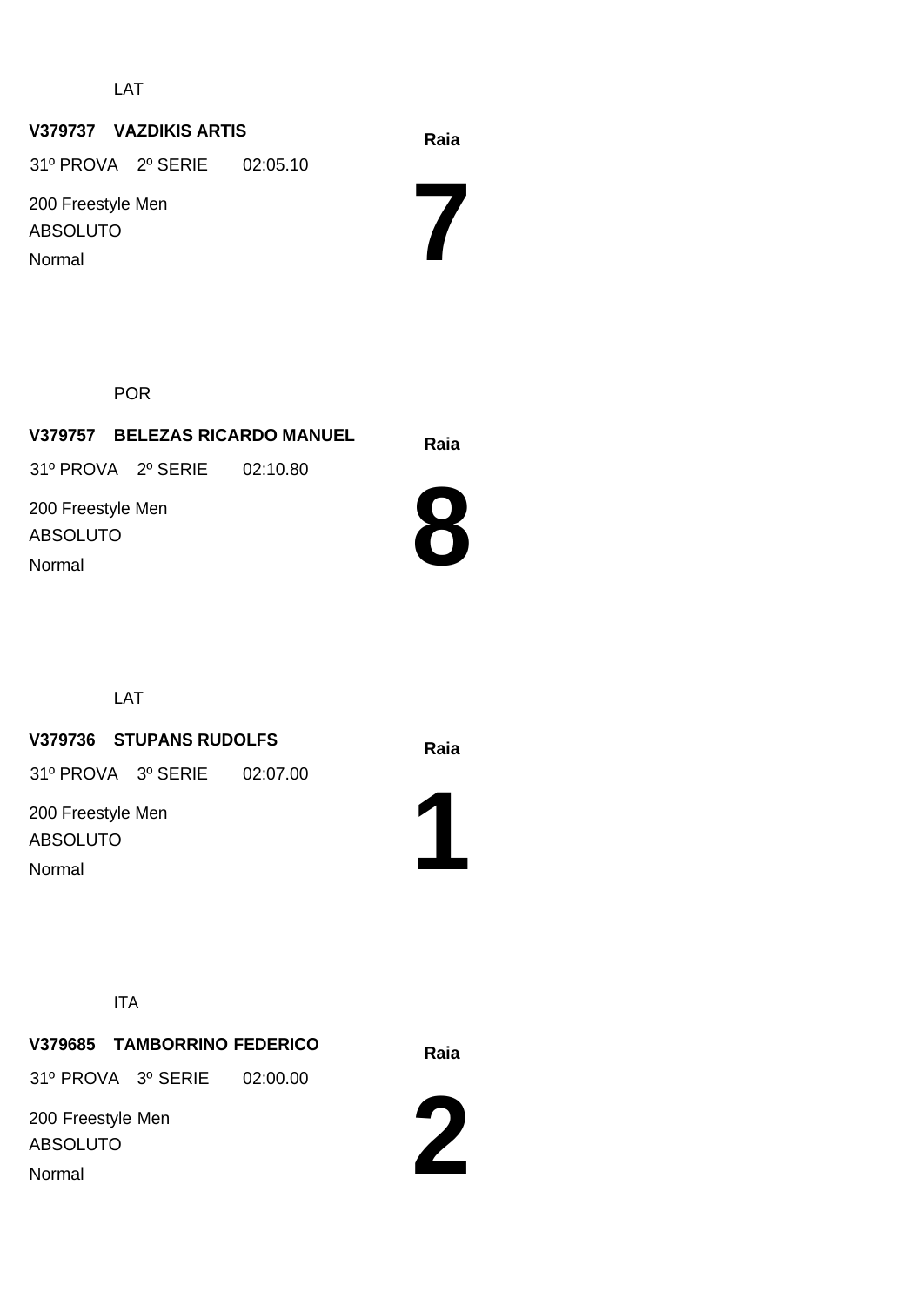LAT

**V379737 VAZDIKIS ARTIS**

31º PROVA 2º SERIE 02:05.10

200 Freestyle Men

ABSOLUTO

Normal

**Raia**

# 7

POR

**V379757 BELEZAS RICARDO MANUEL**

31º PROVA 2º SERIE 02:10.80

200 Freestyle Men

ABSOLUTO

Normal

**Raia**

# 8

LAT

**V379736 STUPANS RUDOLFS**

31º PROVA 3º SERIE 02:07.00

200 Freestyle Men

ABSOLUTO

Normal

**Raia**

# 1

ITA

**V379685 TAMBORRINO FEDERICO**

31º PROVA 3º SERIE 02:00.00

200 Freestyle Men

ABSOLUTO

Normal

**Raia**

# 2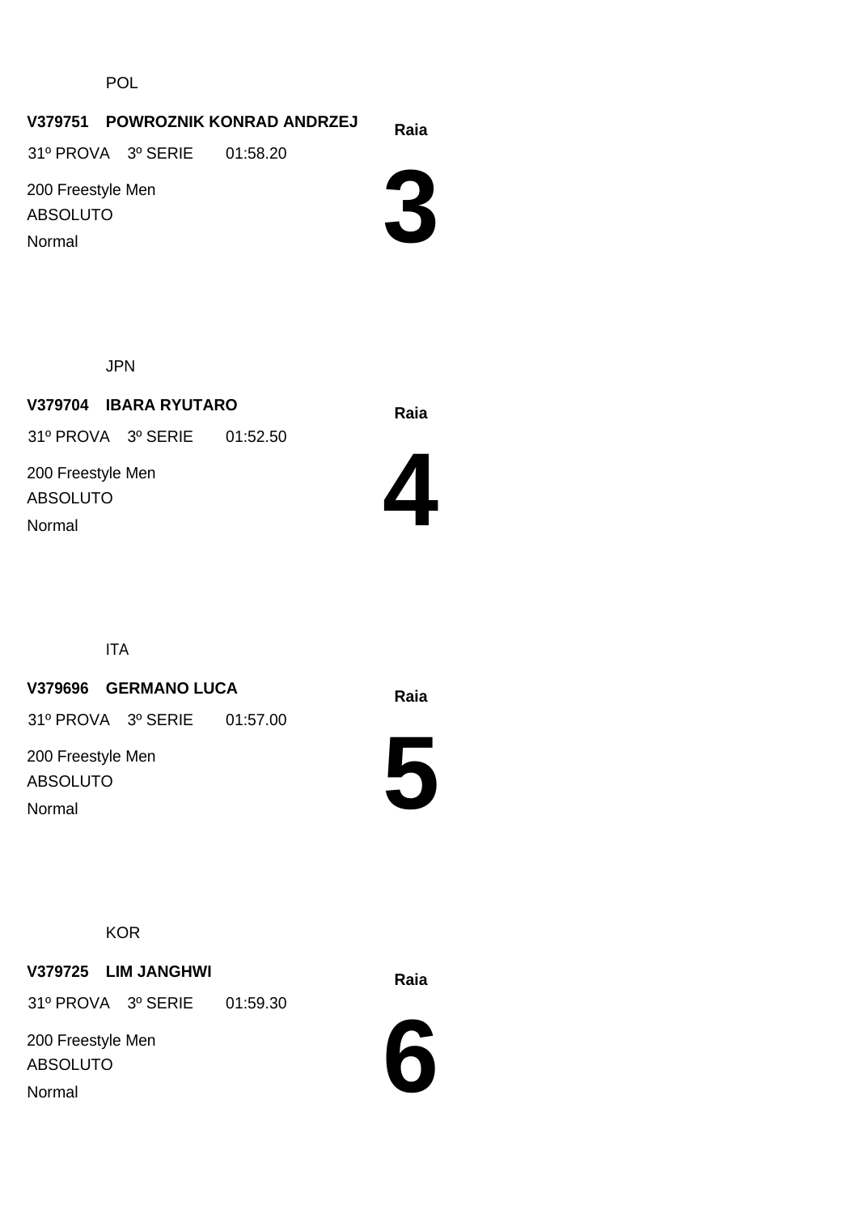POL

**V379751 POWROZNIK KONRAD ANDRZEJ**

31º PROVA 3º SERIE 01:58.20

200 Freestyle Men

ABSOLUTO

Normal

**Raia**

# 3

JPN

**V379704 IBARA RYUTARO**

31º PROVA 3º SERIE 01:52.50

200 Freestyle Men

ABSOLUTO

Normal

**Raia**

# 4

ITA

**V379696 GERMANO LUCA**

31º PROVA 3º SERIE 01:57.00

200 Freestyle Men

ABSOLUTO

Normal

**Raia**

# 5

KOR

**V379725 LIM JANGHWI**

31º PROVA 3º SERIE 01:59.30

200 Freestyle Men

ABSOLUTO

Normal

**Raia**

# 6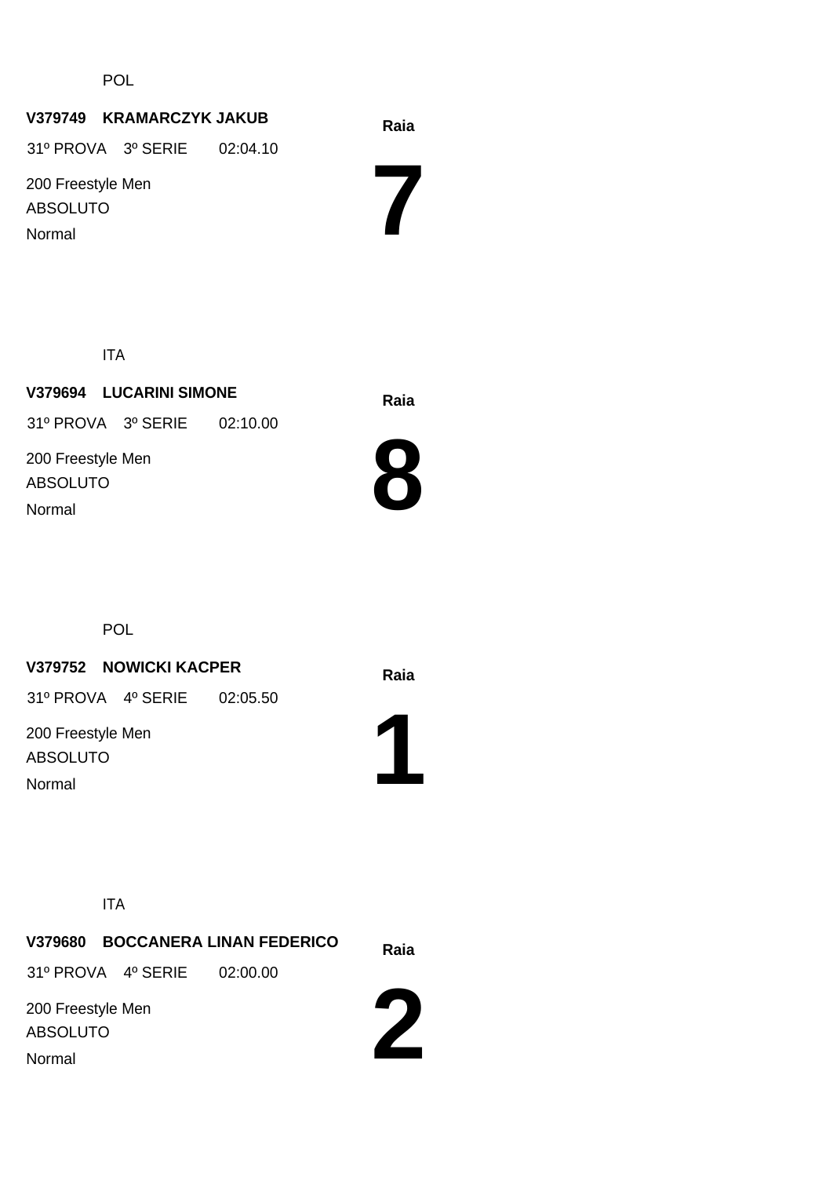POL

**V379749 KRAMARCZYK JAKUB**

31º PROVA 3º SERIE 02:04.10

200 Freestyle Men

ABSOLUTO

Normal

**Raia**

# 7

ITA

**V379694 LUCARINI SIMONE**

31º PROVA 3º SERIE 02:10.00

200 Freestyle Men

ABSOLUTO

Normal

**Raia**

# 8

POL

**V379752 NOWICKI KACPER**

31º PROVA 4º SERIE 02:05.50

200 Freestyle Men

ABSOLUTO

Normal

**Raia**

# 1

ITA

**V379680 BOCCANERA LINAN FEDERICO**

31º PROVA 4º SERIE 02:00.00

200 Freestyle Men

ABSOLUTO

Normal

**Raia**

# 2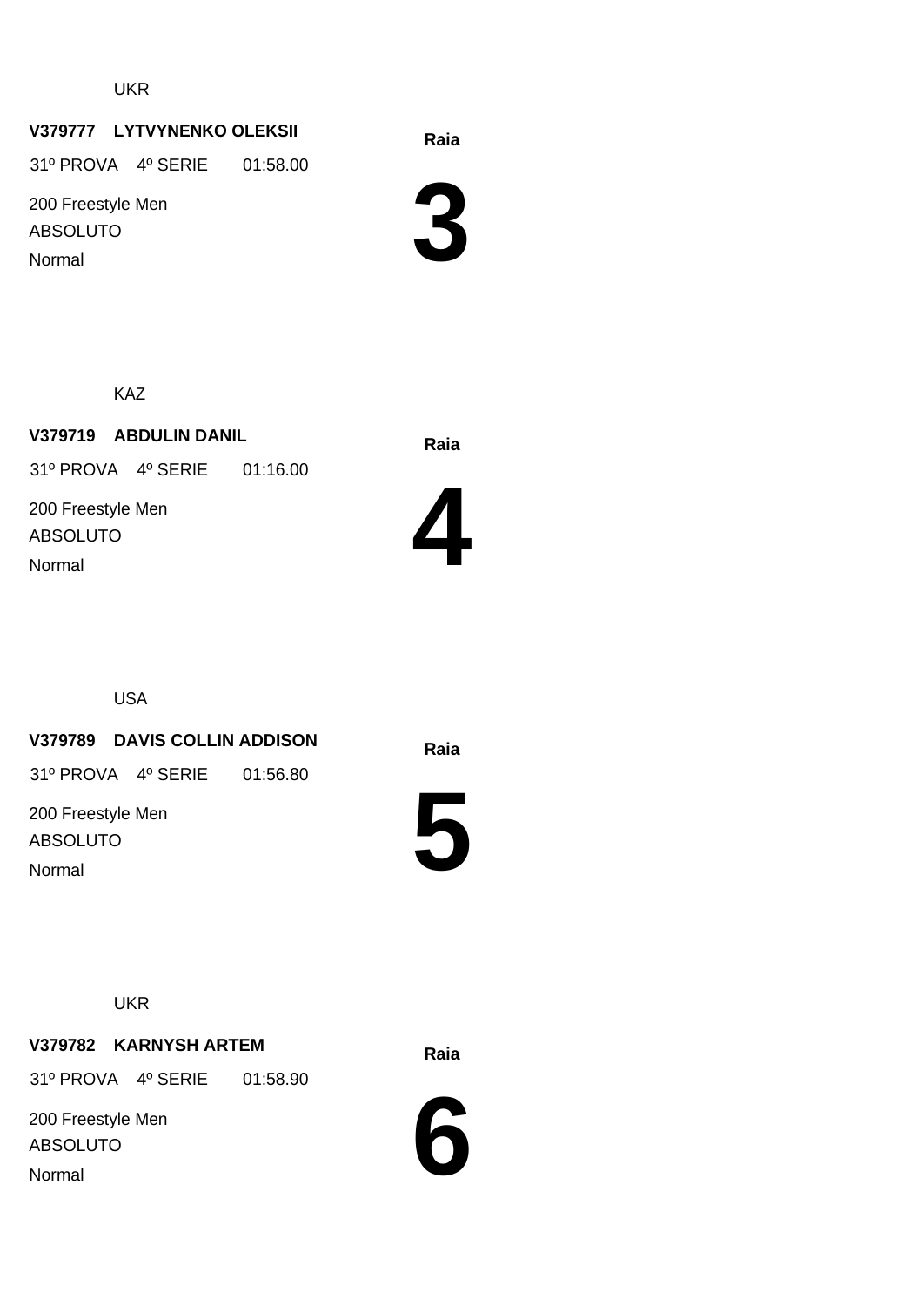UKR

**V379777 LYTVYNENKO OLEKSII**

31º PROVA 4º SERIE 01:58.00

200 Freestyle Men

ABSOLUTO

Normal

**Raia**

# 3

KAZ

**V379719 ABDULIN DANIL**

31º PROVA 4º SERIE 01:16.00

200 Freestyle Men

ABSOLUTO

Normal

**Raia**

# 4

USA

**V379789 DAVIS COLLIN ADDISON**

31º PROVA 4º SERIE 01:56.80

200 Freestyle Men

ABSOLUTO

Normal

**Raia**

# 5

UKR

**V379782 KARNYSH ARTEM**

31º PROVA 4º SERIE 01:58.90

200 Freestyle Men

ABSOLUTO

Normal

**Raia**

# 6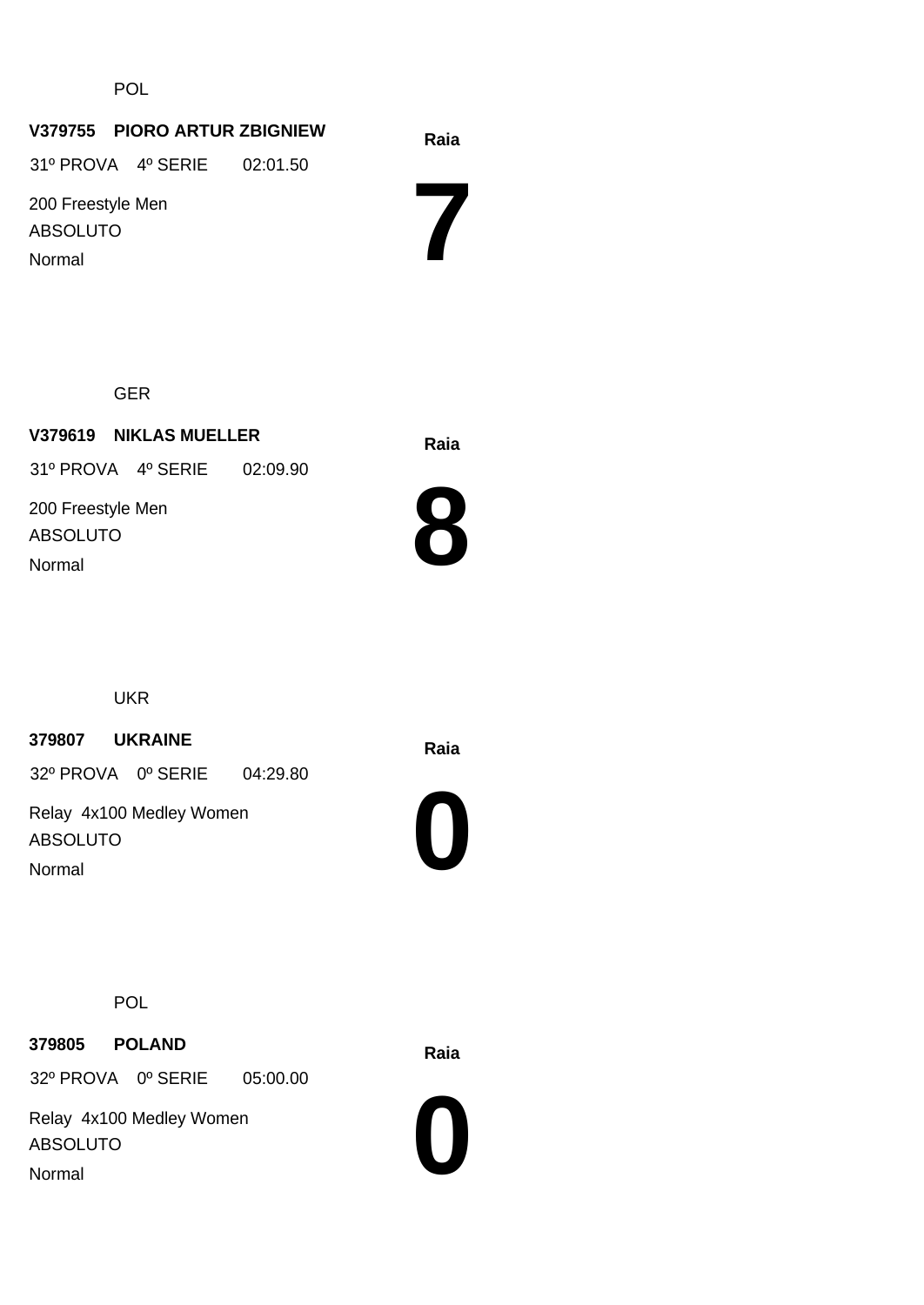POL

**V379755 PIORO ARTUR ZBIGNIEW**

31º PROVA 4º SERIE 02:01.50

200 Freestyle Men

ABSOLUTO

Normal

**Raia**

# 7

GER

**V379619 NIKLAS MUELLER**

31º PROVA 4º SERIE 02:09.90

200 Freestyle Men

ABSOLUTO

Normal

**Raia**

# 8

UKR

**379807 UKRAINE**

32º PROVA 0º SERIE 04:29.80

Relay 4x100 Medley Women

ABSOLUTO

Normal

**Raia**

# 0

POL

**379805 POLAND**

32º PROVA 0º SERIE 05:00.00

Relay 4x100 Medley Women

ABSOLUTO

Normal

**Raia**

# 0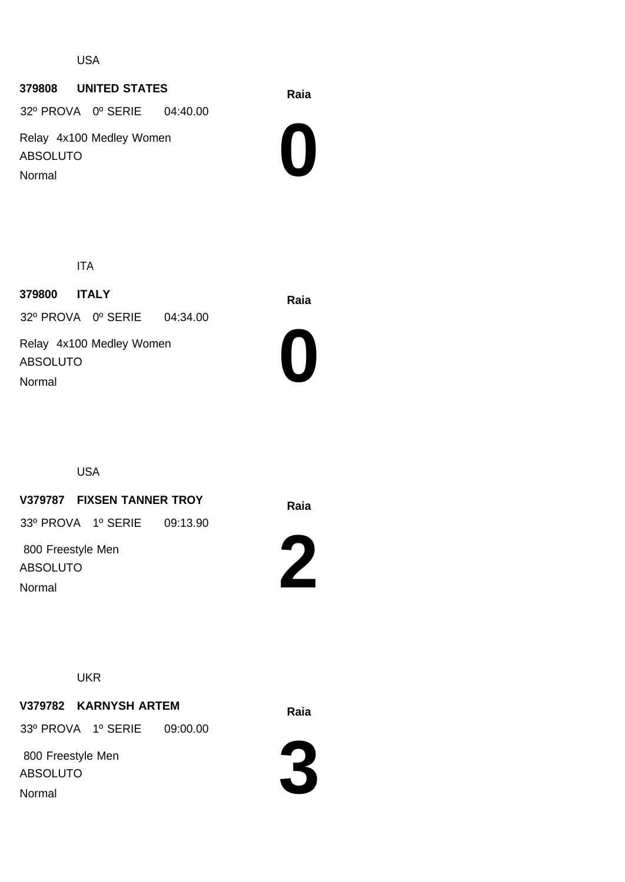USA

**379808 UNITED STATES**

32º PROVA 0º SERIE 04:40.00

Relay 4x100 Medley Women

ABSOLUTO

Normal

**Raia**

# 0

ITA

**379800 ITALY**

32º PROVA 0º SERIE 04:34.00

Relay 4x100 Medley Women

ABSOLUTO

Normal

**Raia**

# 0

USA

**V379787 FIXSEN TANNER TROY**

33º PROVA 1º SERIE 09:13.90

800 Freestyle Men

ABSOLUTO

Normal

**Raia**

# 2

UKR

**V379782 KARNYSH ARTEM**

33º PROVA 1º SERIE 09:00.00

800 Freestyle Men

ABSOLUTO

Normal

**Raia**

# 3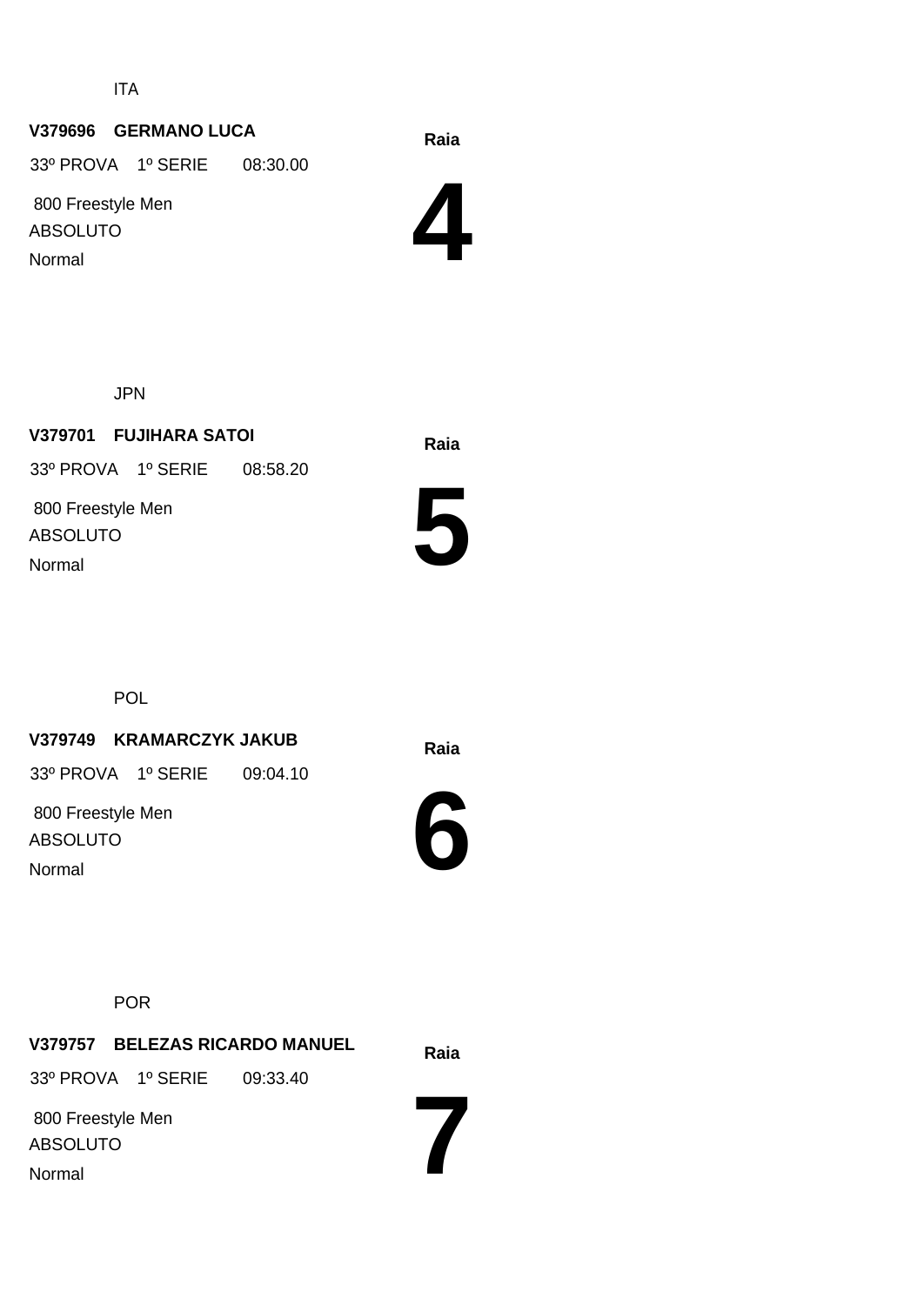ITA

**V379696 GERMANO LUCA**

33º PROVA 1º SERIE 08:30.00

800 Freestyle Men

ABSOLUTO

Normal

**Raia**

# 4

JPN

**V379701 FUJIHARA SATOI**

33º PROVA 1º SERIE 08:58.20

800 Freestyle Men

ABSOLUTO

Normal

**Raia**

# 5

POL

**V379749 KRAMARCZYK JAKUB**

33º PROVA 1º SERIE 09:04.10

800 Freestyle Men

ABSOLUTO

Normal

**Raia**

# 6

POR

**V379757 BELEZAS RICARDO MANUEL**

33º PROVA 1º SERIE 09:33.40

800 Freestyle Men

ABSOLUTO

Normal

**Raia**

# 7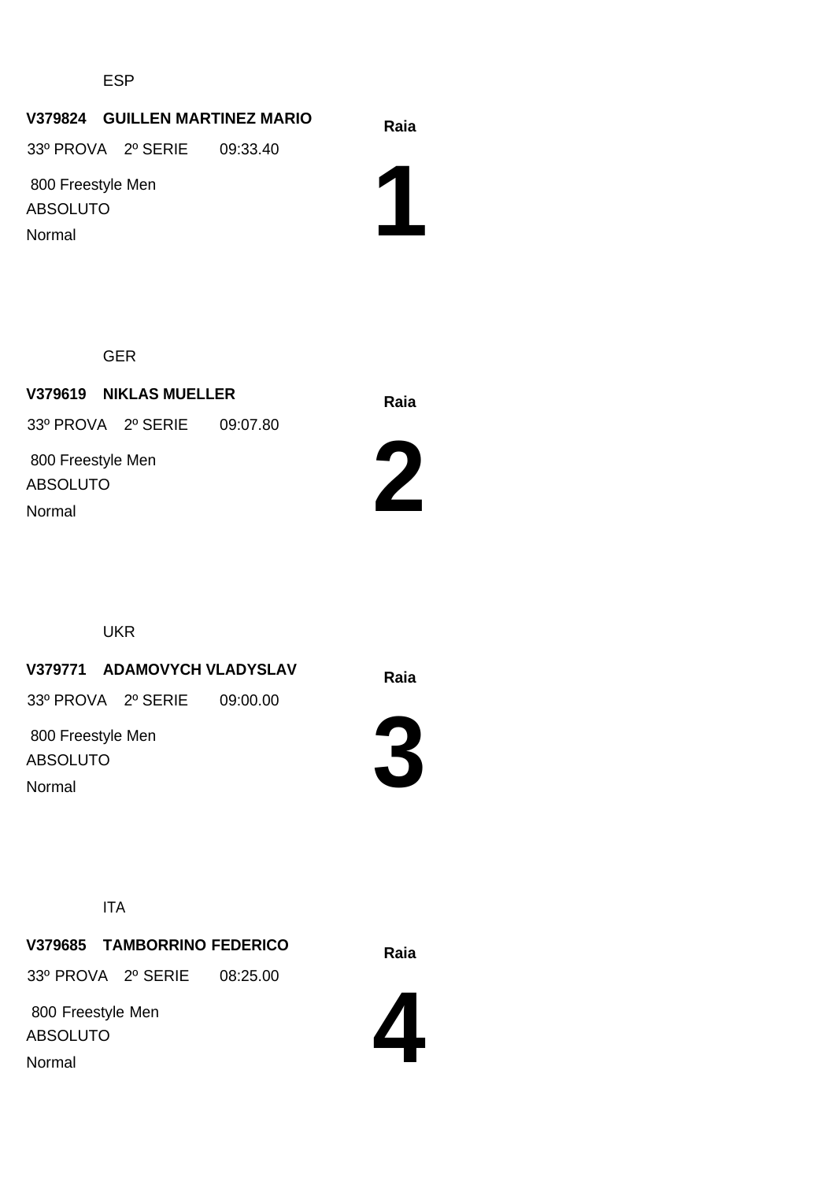ESP

**V379824 GUILLEN MARTINEZ MARIO**

33º PROVA 2º SERIE 09:33.40

800 Freestyle Men

ABSOLUTO

Normal

**Raia**

# 1

GER

**V379619 NIKLAS MUELLER**

33º PROVA 2º SERIE 09:07.80

800 Freestyle Men

ABSOLUTO

Normal

**Raia**

# 2

UKR

**V379771 ADAMOVYCH VLADYSLAV**

33º PROVA 2º SERIE 09:00.00

800 Freestyle Men

ABSOLUTO

Normal

**Raia**

# 3

ITA

**V379685 TAMBORRINO FEDERICO**

33º PROVA 2º SERIE 08:25.00

800 Freestyle Men

ABSOLUTO

Normal

**Raia**

# 4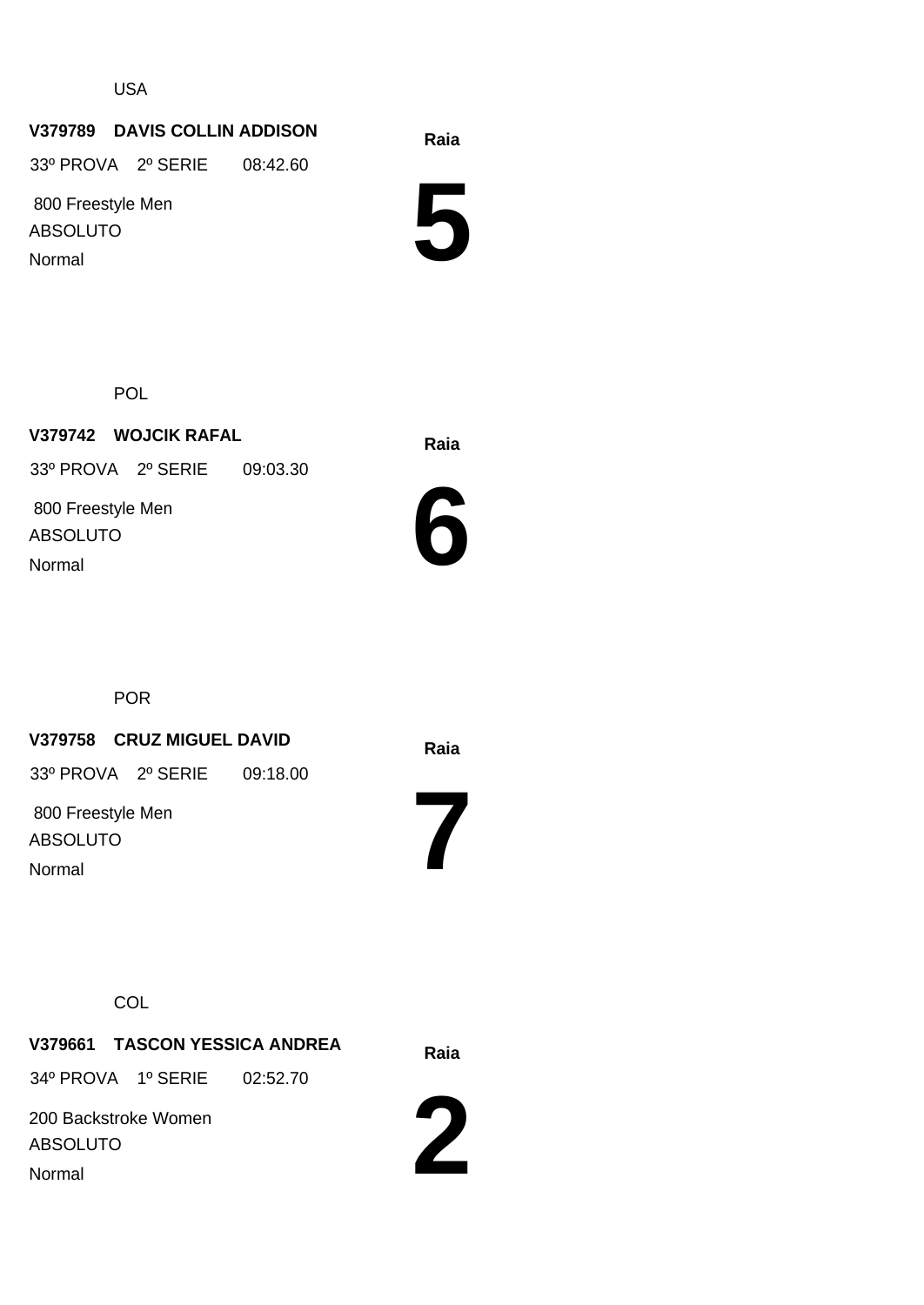USA

**V379789 DAVIS COLLIN ADDISON**

33º PROVA 2º SERIE 08:42.60

800 Freestyle Men

ABSOLUTO

Normal

**Raia**

# 5

POL

**V379742 WOJCIK RAFAL**

33º PROVA 2º SERIE 09:03.30

800 Freestyle Men

ABSOLUTO

Normal

**Raia**

# 6

POR

**V379758 CRUZ MIGUEL DAVID**

33º PROVA 2º SERIE 09:18.00

800 Freestyle Men

ABSOLUTO

Normal

**Raia**

# 7

COL

**V379661 TASCON YESSICA ANDREA**

34º PROVA 1º SERIE 02:52.70

200 Backstroke Women

ABSOLUTO

Normal

**Raia**

# 2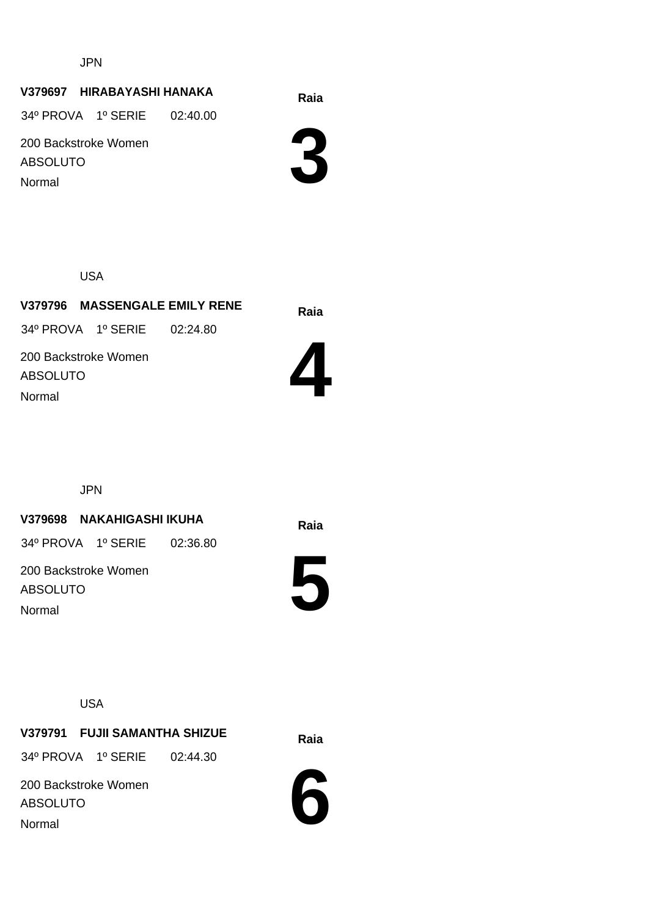JPN

**V379697 HIRABAYASHI HANAKA**

34º PROVA 1º SERIE 02:40.00

200 Backstroke Women

ABSOLUTO

Normal

**Raia**

# 3

USA

**V379796 MASSENGALE EMILY RENE**

34º PROVA 1º SERIE 02:24.80

200 Backstroke Women

ABSOLUTO

Normal

**Raia**

# 4

JPN

**V379698 NAKAHIGASHI IKUHA**

34º PROVA 1º SERIE 02:36.80

200 Backstroke Women

ABSOLUTO

Normal

**Raia**

# 5

USA

**V379791 FUJII SAMANTHA SHIZUE**

34º PROVA 1º SERIE 02:44.30

200 Backstroke Women

ABSOLUTO

Normal

**Raia**

# 6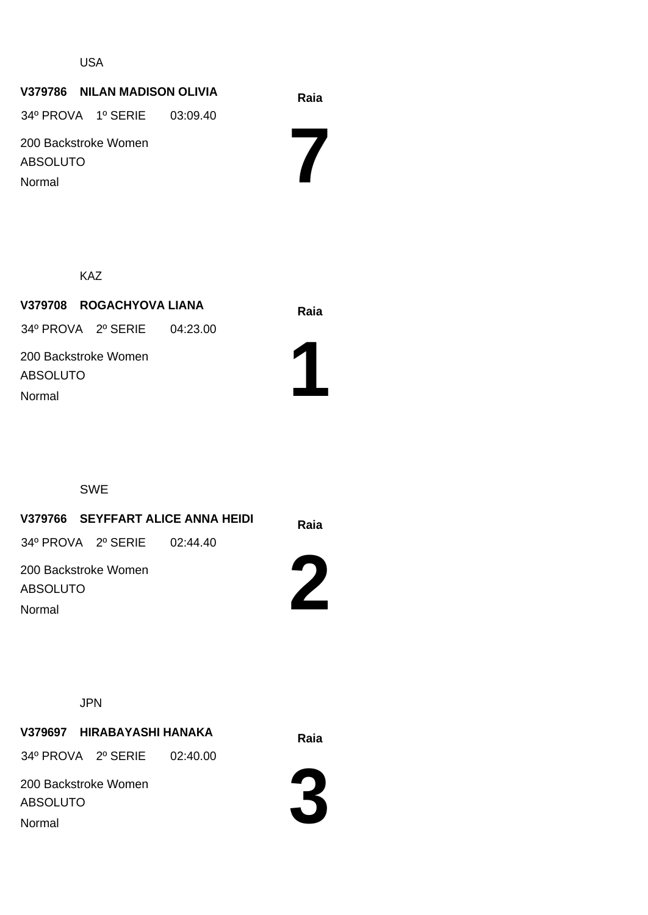USA

**V379786 NILAN MADISON OLIVIA**

34º PROVA 1º SERIE 03:09.40

200 Backstroke Women

ABSOLUTO

Normal

**Raia**

# 7

KAZ

**V379708 ROGACHYOVA LIANA**

34º PROVA 2º SERIE 04:23.00

200 Backstroke Women

ABSOLUTO

Normal

**Raia**

# 1

SWE

**V379766 SEYFFART ALICE ANNA HEIDI**

34º PROVA 2º SERIE 02:44.40

200 Backstroke Women

ABSOLUTO

Normal

**Raia**

# 2

JPN

**V379697 HIRABAYASHI HANAKA**

34º PROVA 2º SERIE 02:40.00

200 Backstroke Women

ABSOLUTO

Normal

**Raia**

# 3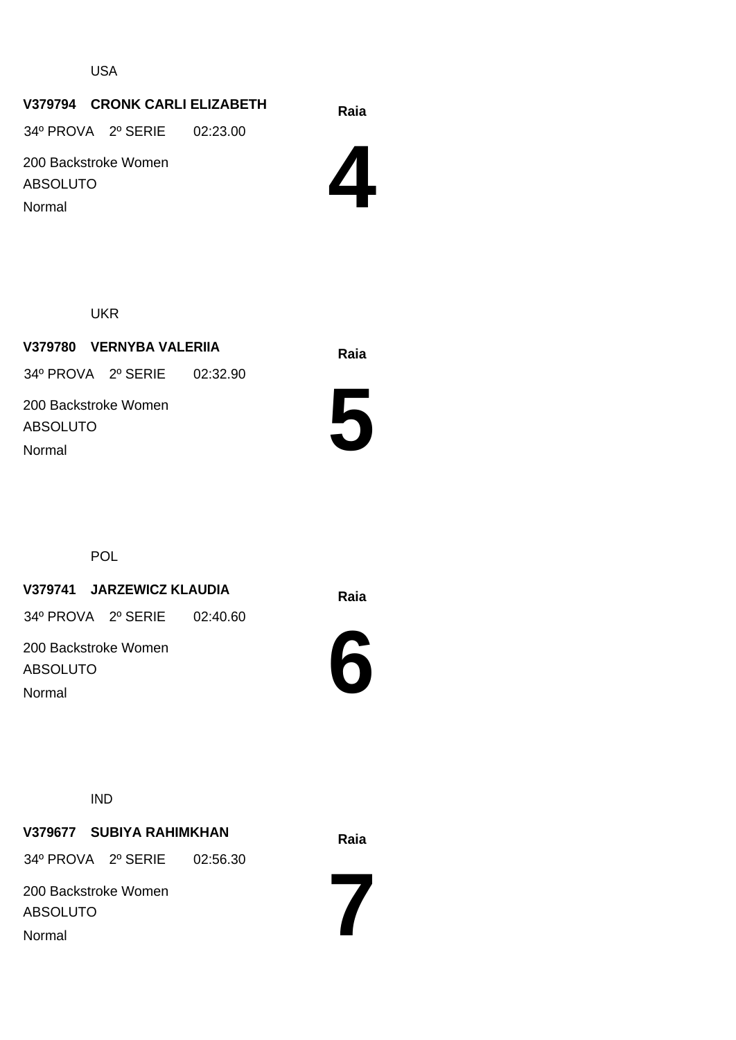USA

**V379794 CRONK CARLI ELIZABETH**

34º PROVA 2º SERIE 02:23.00

200 Backstroke Women

ABSOLUTO

Normal

**Raia**

# 4

UKR

**V379780 VERNYBA VALERIIA**

34º PROVA 2º SERIE 02:32.90

200 Backstroke Women

ABSOLUTO

Normal

**Raia**

# 5

POL

**V379741 JARZEWICZ KLAUDIA**

34º PROVA 2º SERIE 02:40.60

200 Backstroke Women

ABSOLUTO

Normal

**Raia**

# 6

IND

**V379677 SUBIYA RAHIMKHAN**

34º PROVA 2º SERIE 02:56.30

200 Backstroke Women

ABSOLUTO

Normal

**Raia**

# 7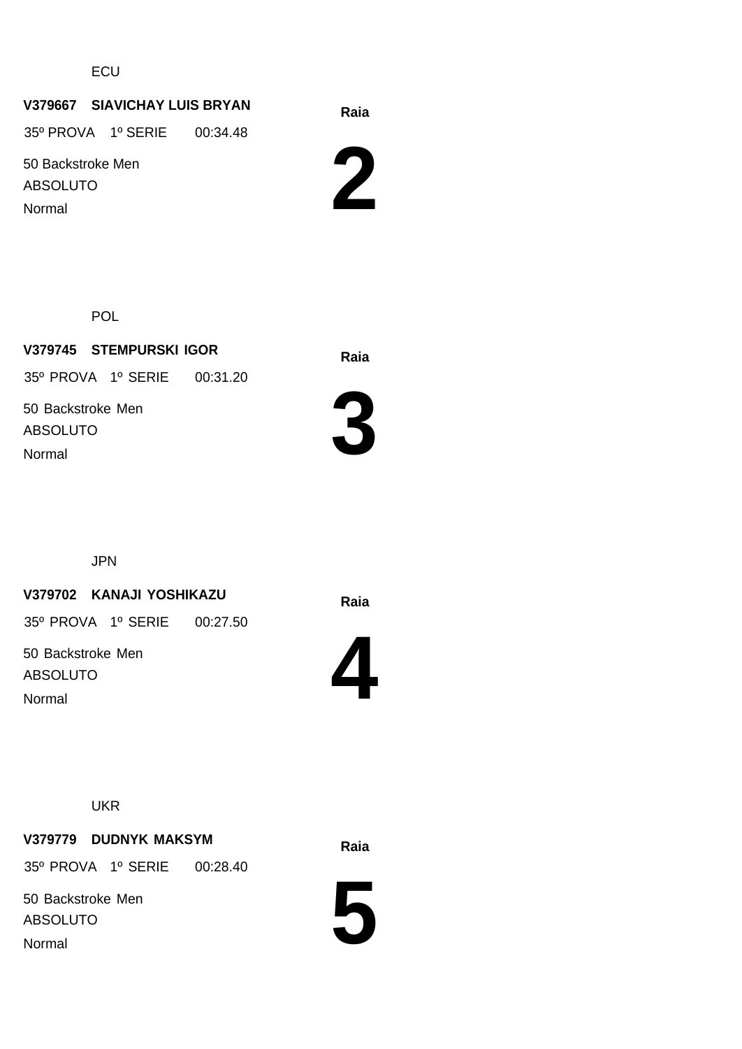ECU

**V379667 SIAVICHAY LUIS BRYAN**

35º PROVA 1º SERIE 00:34.48

50 Backstroke Men

ABSOLUTO

Normal

**Raia**

# 2

POL

**V379745 STEMPURSKI IGOR**

35º PROVA 1º SERIE 00:31.20

50 Backstroke Men

ABSOLUTO

Normal

**Raia**

# 3

JPN

**V379702 KANAJI YOSHIKAZU**

35º PROVA 1º SERIE 00:27.50

50 Backstroke Men

ABSOLUTO

Normal

**Raia**

# 4

UKR

**V379779 DUDNYK MAKSYM**

35º PROVA 1º SERIE 00:28.40

50 Backstroke Men

ABSOLUTO

Normal

**Raia**

# 5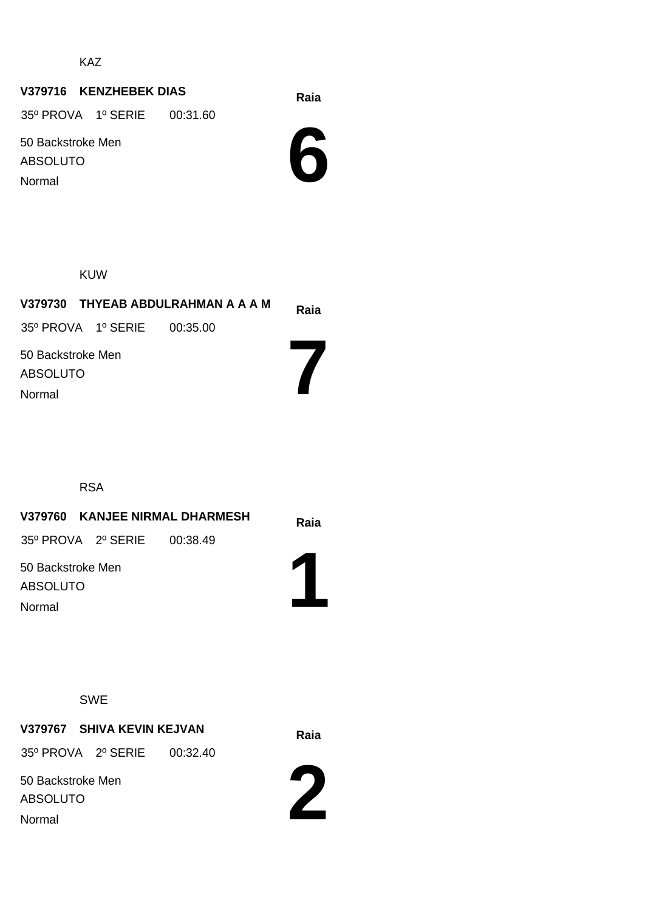KAZ

**V379716 KENZHEBEK DIAS**

35º PROVA 1º SERIE 00:31.60

50 Backstroke Men

ABSOLUTO

Normal

**Raia**

# 6

KUW

**V379730 THYEAB ABDULRAHMAN A A A M**

35º PROVA 1º SERIE 00:35.00

50 Backstroke Men

ABSOLUTO

Normal

**Raia**

# 7

RSA

**V379760 KANJEE NIRMAL DHARMESH**

35º PROVA 2º SERIE 00:38.49

50 Backstroke Men

ABSOLUTO

Normal

**Raia**

# 1

SWE

**V379767 SHIVA KEVIN KEJVAN**

35º PROVA 2º SERIE 00:32.40

50 Backstroke Men

ABSOLUTO

Normal

**Raia**

# 2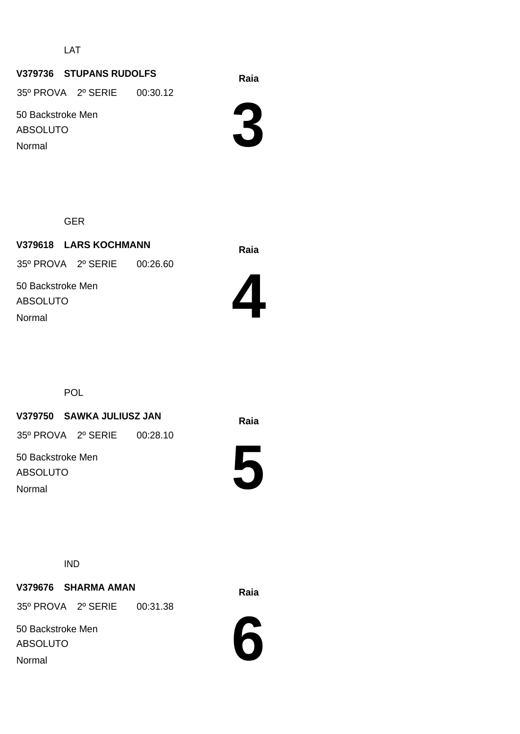LAT

**V379736 STUPANS RUDOLFS**

35º PROVA 2º SERIE 00:30.12

50 Backstroke Men

ABSOLUTO

Normal

**Raia**

# 3

GER

**V379618 LARS KOCHMANN**

35º PROVA 2º SERIE 00:26.60

50 Backstroke Men

ABSOLUTO

Normal

**Raia**

# 4

POL

**V379750 SAWKA JULIUSZ JAN**

35º PROVA 2º SERIE 00:28.10

50 Backstroke Men

ABSOLUTO

Normal

**Raia**

# 5

IND

**V379676 SHARMA AMAN**

35º PROVA 2º SERIE 00:31.38

50 Backstroke Men

ABSOLUTO

Normal

**Raia**

# 6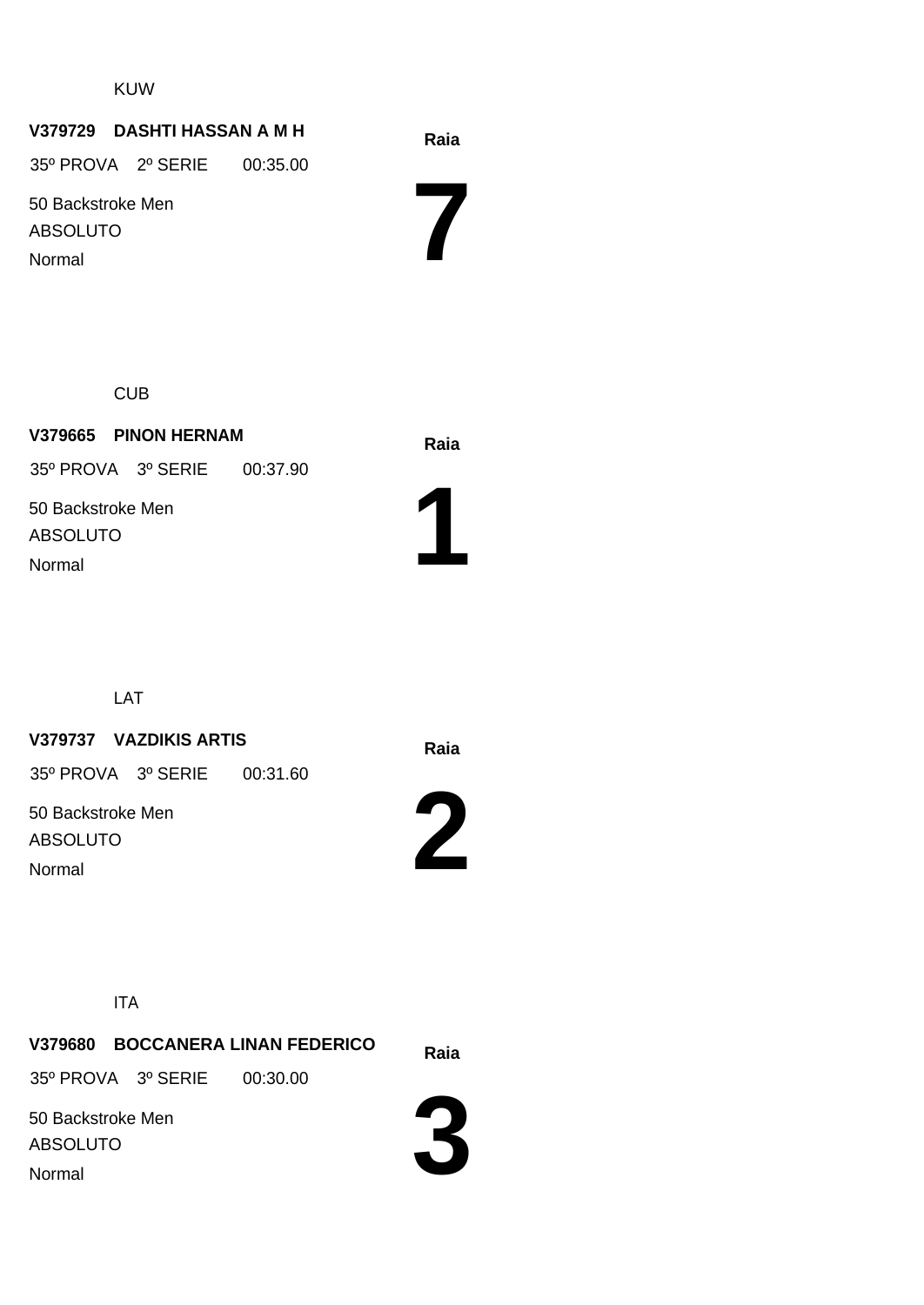KUW

**V379729 DASHTI HASSAN A M H**

35º PROVA 2º SERIE 00:35.00

50 Backstroke Men

ABSOLUTO

Normal

**Raia**

# 7

CUB

**V379665 PINON HERNAM**

35º PROVA 3º SERIE 00:37.90

50 Backstroke Men

ABSOLUTO

Normal

**Raia**

# 1

LAT

**V379737 VAZDIKIS ARTIS**

35º PROVA 3º SERIE 00:31.60

50 Backstroke Men

ABSOLUTO

Normal

**Raia**

# 2

ITA

**V379680 BOCCANERA LINAN FEDERICO**

35º PROVA 3º SERIE 00:30.00

50 Backstroke Men

ABSOLUTO

Normal

**Raia**

# 3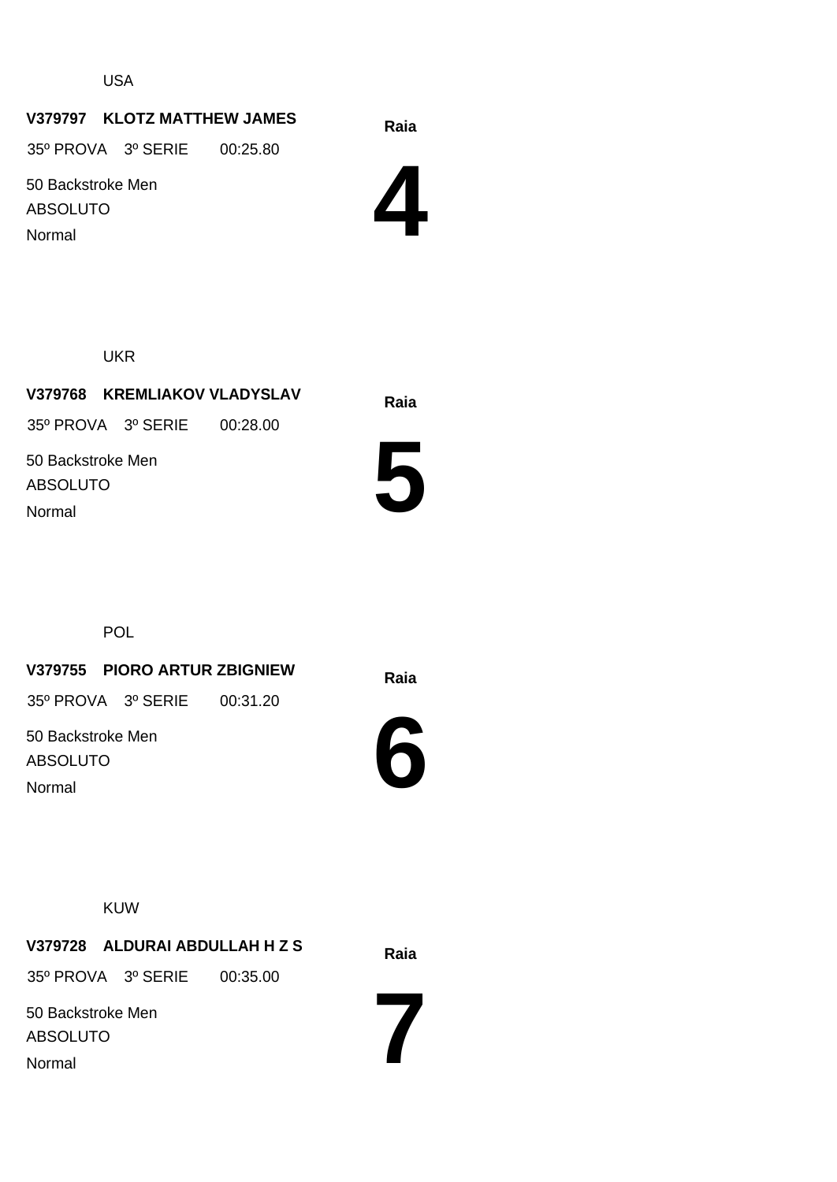USA

**V379797 KLOTZ MATTHEW JAMES**

35º PROVA 3º SERIE 00:25.80

50 Backstroke Men

ABSOLUTO

Normal

**Raia**

# 4

UKR

**V379768 KREMLIAKOV VLADYSLAV**

35º PROVA 3º SERIE 00:28.00

50 Backstroke Men

ABSOLUTO

Normal

**Raia**

# 5

POL

**V379755 PIORO ARTUR ZBIGNIEW**

35º PROVA 3º SERIE 00:31.20

50 Backstroke Men

ABSOLUTO

Normal

**Raia**

# 6

KUW

**V379728 ALDURAI ABDULLAH H Z S**

35º PROVA 3º SERIE 00:35.00

50 Backstroke Men

ABSOLUTO

Normal

**Raia**

# 7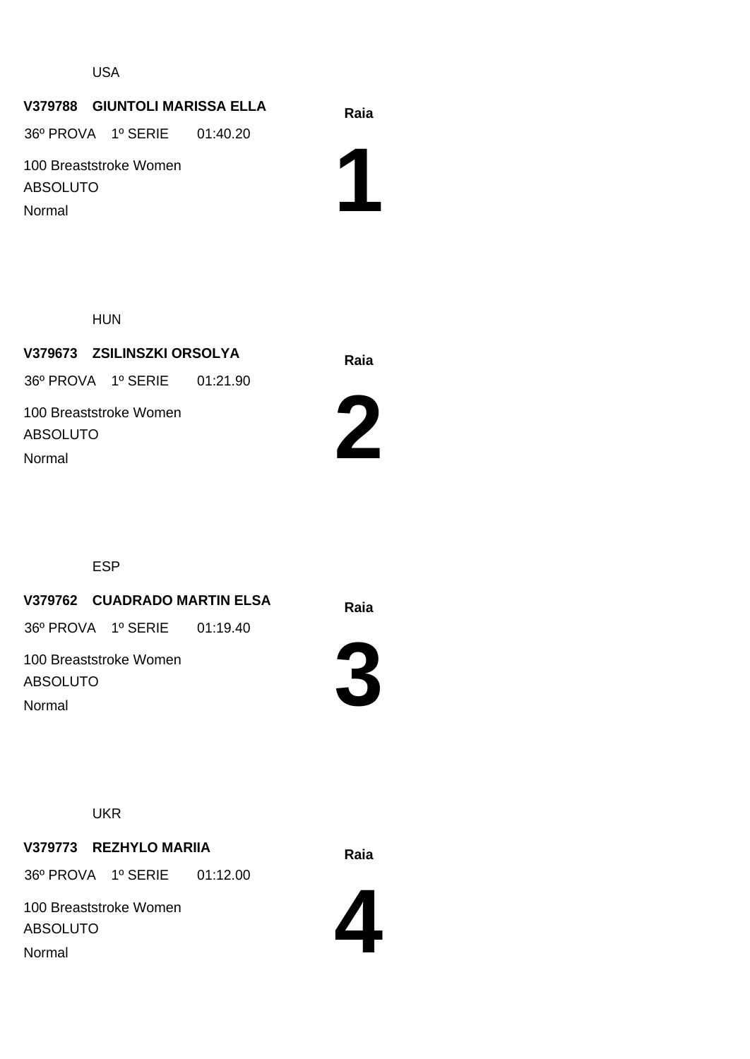USA

**V379788 GIUNTOLI MARISSA ELLA**

36º PROVA 1º SERIE 01:40.20

100 Breaststroke Women

ABSOLUTO

Normal

**Raia**

# 1

HUN

**V379673 ZSILINSZKI ORSOLYA**

36º PROVA 1º SERIE 01:21.90

100 Breaststroke Women

ABSOLUTO

Normal

**Raia**

# 2

ESP

**V379762 CUADRADO MARTIN ELSA**

36º PROVA 1º SERIE 01:19.40

100 Breaststroke Women

ABSOLUTO

Normal

**Raia**

# 3

UKR

**V379773 REZHYLO MARIIA**

36º PROVA 1º SERIE 01:12.00

100 Breaststroke Women

ABSOLUTO

Normal

**Raia**

# 4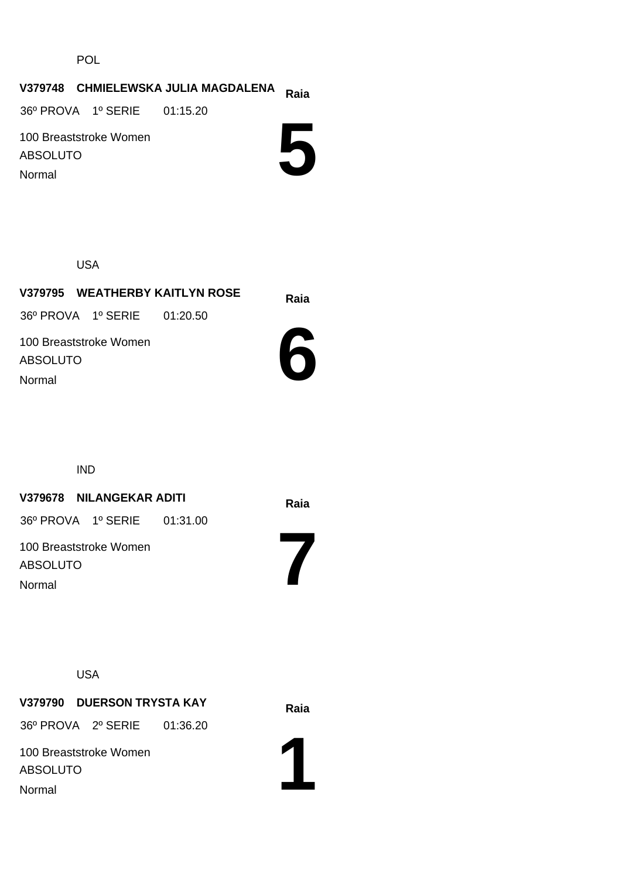POL

**V379748 CHMIELEWSKA JULIA MAGDALENA**

36º PROVA 1º SERIE 01:15.20

100 Breaststroke Women

ABSOLUTO

Normal

**Raia**

# 5

USA

**V379795 WEATHERBY KAITLYN ROSE**

36º PROVA 1º SERIE 01:20.50

100 Breaststroke Women

ABSOLUTO

Normal

**Raia**

# 6

IND

**V379678 NILANGEKAR ADITI**

36º PROVA 1º SERIE 01:31.00

100 Breaststroke Women

ABSOLUTO

Normal

**Raia**

# 7

USA

**V379790 DUERSON TRYSTA KAY**

36º PROVA 2º SERIE 01:36.20

100 Breaststroke Women

ABSOLUTO

Normal

**Raia**

# 1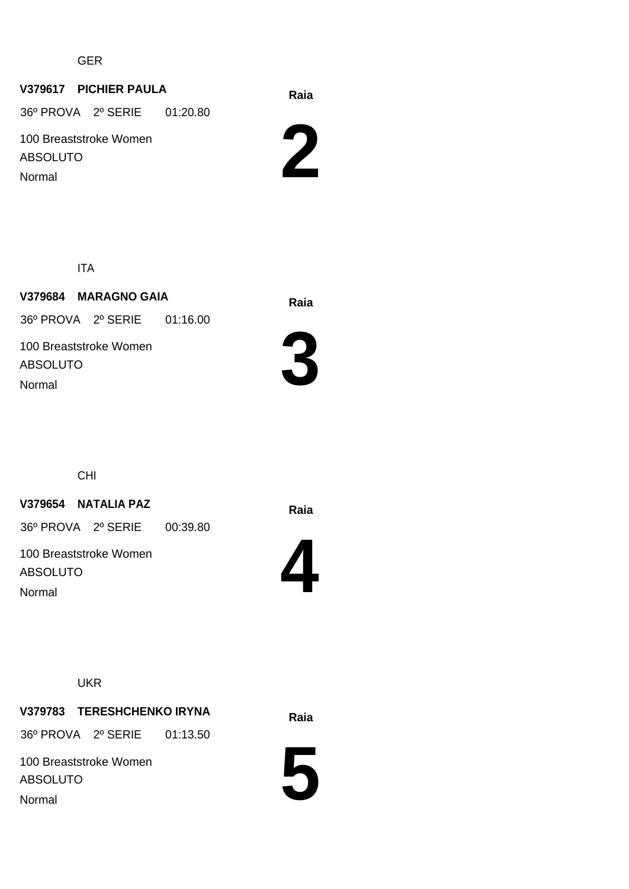GER

**V379617 PICHIER PAULA**

36º PROVA 2º SERIE 01:20.80

100 Breaststroke Women

ABSOLUTO

Normal

**Raia**

# 2

ITA

**V379684 MARAGNO GAIA**

36º PROVA 2º SERIE 01:16.00

100 Breaststroke Women

ABSOLUTO

Normal

**Raia**

# 3

CHI

**V379654 NATALIA PAZ**

36º PROVA 2º SERIE 00:39.80

100 Breaststroke Women

ABSOLUTO

Normal

**Raia**

# 4

UKR

**V379783 TERESHCHENKO IRYNA**

36º PROVA 2º SERIE 01:13.50

100 Breaststroke Women

ABSOLUTO

Normal

**Raia**

# 5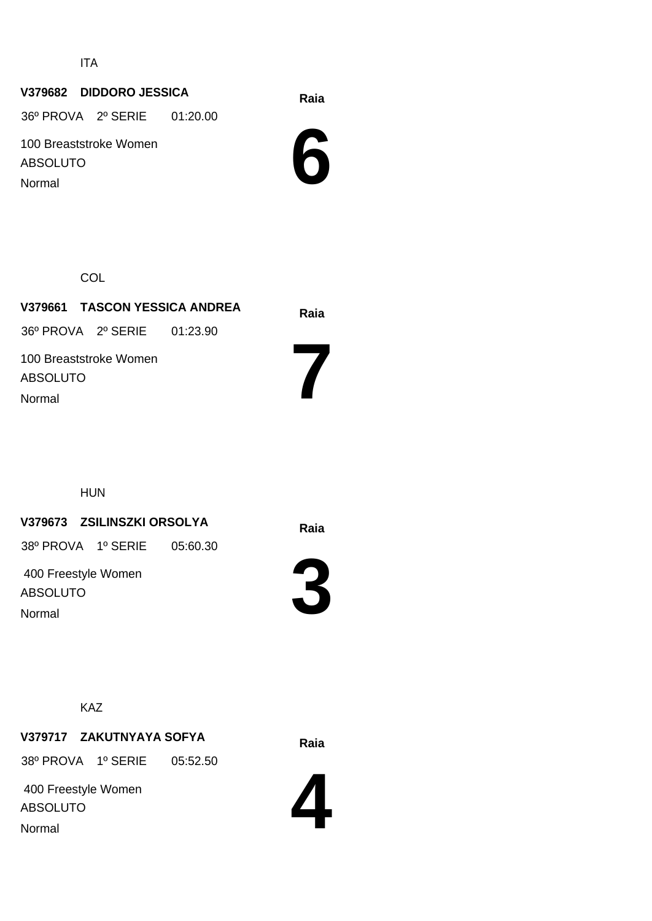ITA

**V379682 DIDDORO JESSICA**

36º PROVA 2º SERIE 01:20.00

100 Breaststroke Women

ABSOLUTO

Normal

**Raia**

# 6

COL

**V379661 TASCON YESSICA ANDREA**

36º PROVA 2º SERIE 01:23.90

100 Breaststroke Women

ABSOLUTO

Normal

**Raia**

# 7

HUN

**V379673 ZSILINSZKI ORSOLYA**

38º PROVA 1º SERIE 05:60.30

400 Freestyle Women

ABSOLUTO

Normal

**Raia**

# 3

KAZ

**V379717 ZAKUTNYAYA SOFYA**

38º PROVA 1º SERIE 05:52.50

400 Freestyle Women

ABSOLUTO

Normal

**Raia**

# 4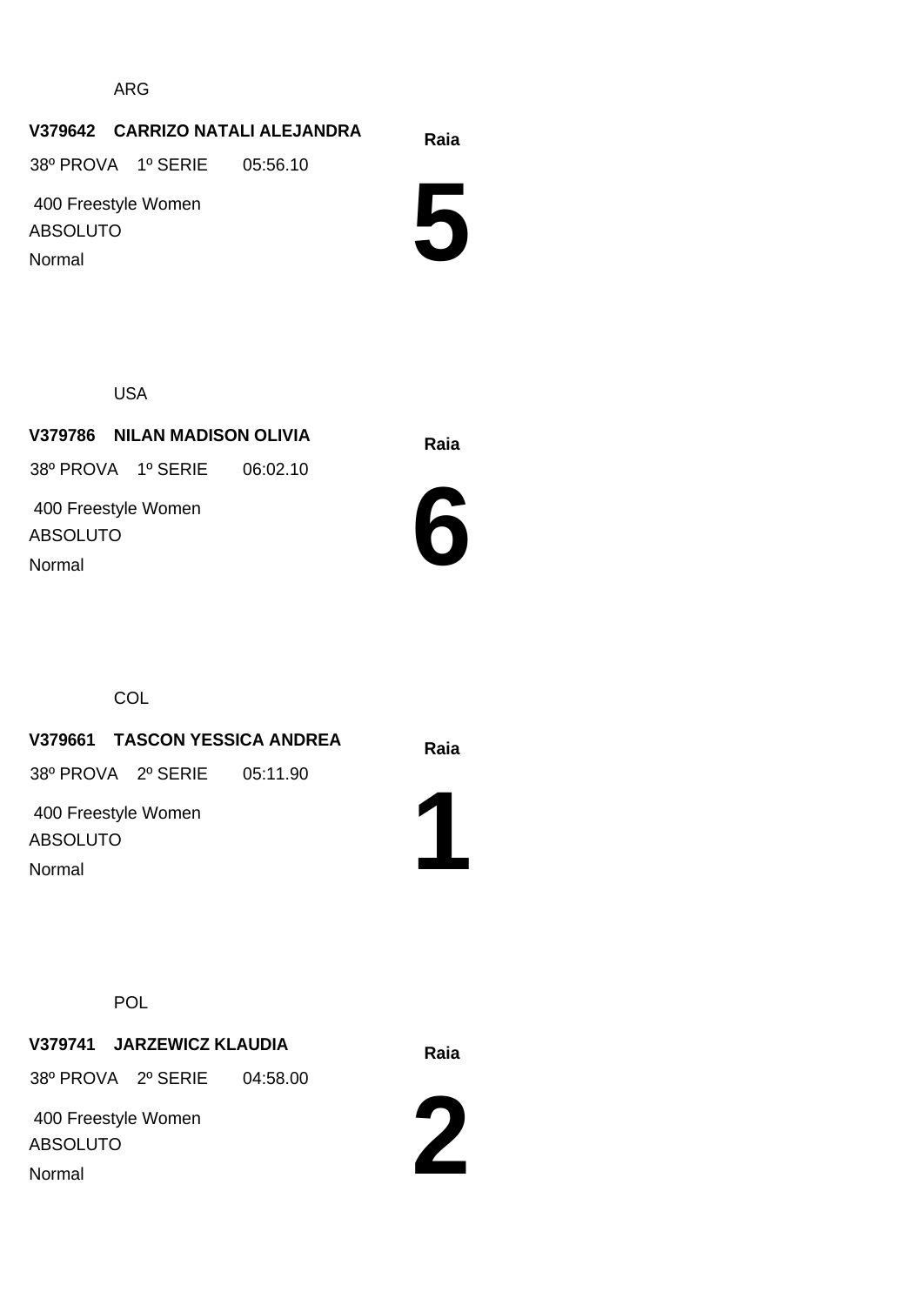ARG

**V379642 CARRIZO NATALI ALEJANDRA**

38º PROVA 1º SERIE 05:56.10

400 Freestyle Women

ABSOLUTO

Normal

**Raia**

# 5

USA

**V379786 NILAN MADISON OLIVIA**

38º PROVA 1º SERIE 06:02.10

400 Freestyle Women

ABSOLUTO

Normal

**Raia**

# 6

COL

**V379661 TASCON YESSICA ANDREA**

38º PROVA 2º SERIE 05:11.90

400 Freestyle Women

ABSOLUTO

Normal

**Raia**

# 1

POL

**V379741 JARZEWICZ KLAUDIA**

38º PROVA 2º SERIE 04:58.00

400 Freestyle Women

ABSOLUTO

Normal

**Raia**

# 2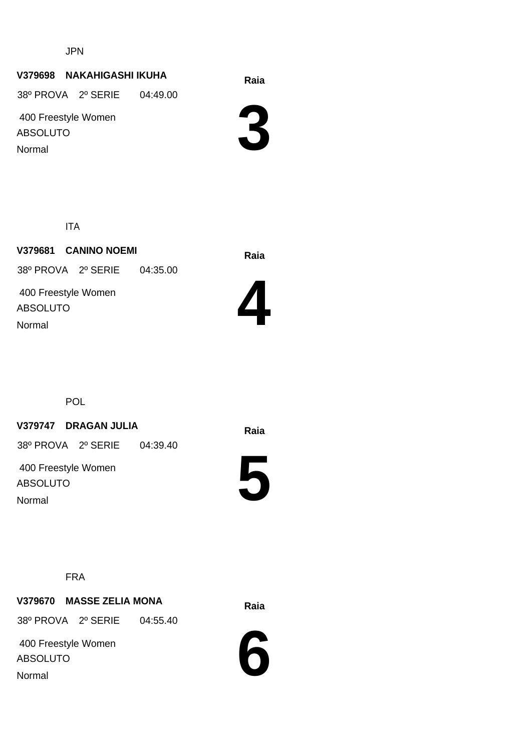JPN

**V379698 NAKAHIGASHI IKUHA**

38º PROVA 2º SERIE 04:49.00

400 Freestyle Women

ABSOLUTO

Normal

**Raia**

# 3

ITA

**V379681 CANINO NOEMI**

38º PROVA 2º SERIE 04:35.00

400 Freestyle Women

ABSOLUTO

Normal

**Raia**

# 4

POL

**V379747 DRAGAN JULIA**

38º PROVA 2º SERIE 04:39.40

400 Freestyle Women

ABSOLUTO

Normal

**Raia**

# 5

FRA

**V379670 MASSE ZELIA MONA**

38º PROVA 2º SERIE 04:55.40

400 Freestyle Women

ABSOLUTO

Normal

**Raia**

# 6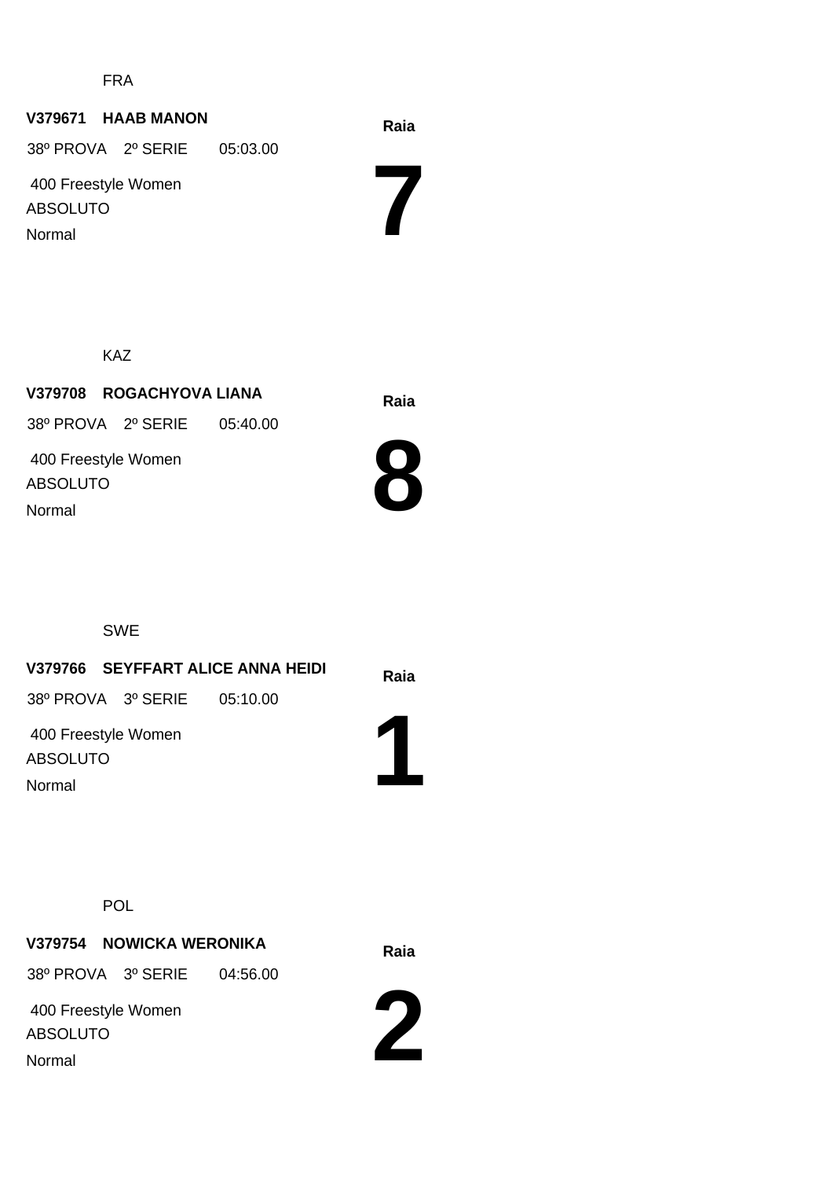FRA

**V379671 HAAB MANON**

38º PROVA 2º SERIE 05:03.00

400 Freestyle Women

ABSOLUTO

Normal

**Raia**

# 7

KAZ

**V379708 ROGACHYOVA LIANA**

38º PROVA 2º SERIE 05:40.00

400 Freestyle Women

ABSOLUTO

Normal

**Raia**

# 8

SWE

**V379766 SEYFFART ALICE ANNA HEIDI**

38º PROVA 3º SERIE 05:10.00

400 Freestyle Women

ABSOLUTO

Normal

**Raia**

# 1

POL

**V379754 NOWICKA WERONIKA**

38º PROVA 3º SERIE 04:56.00

400 Freestyle Women

ABSOLUTO

Normal

**Raia**

# 2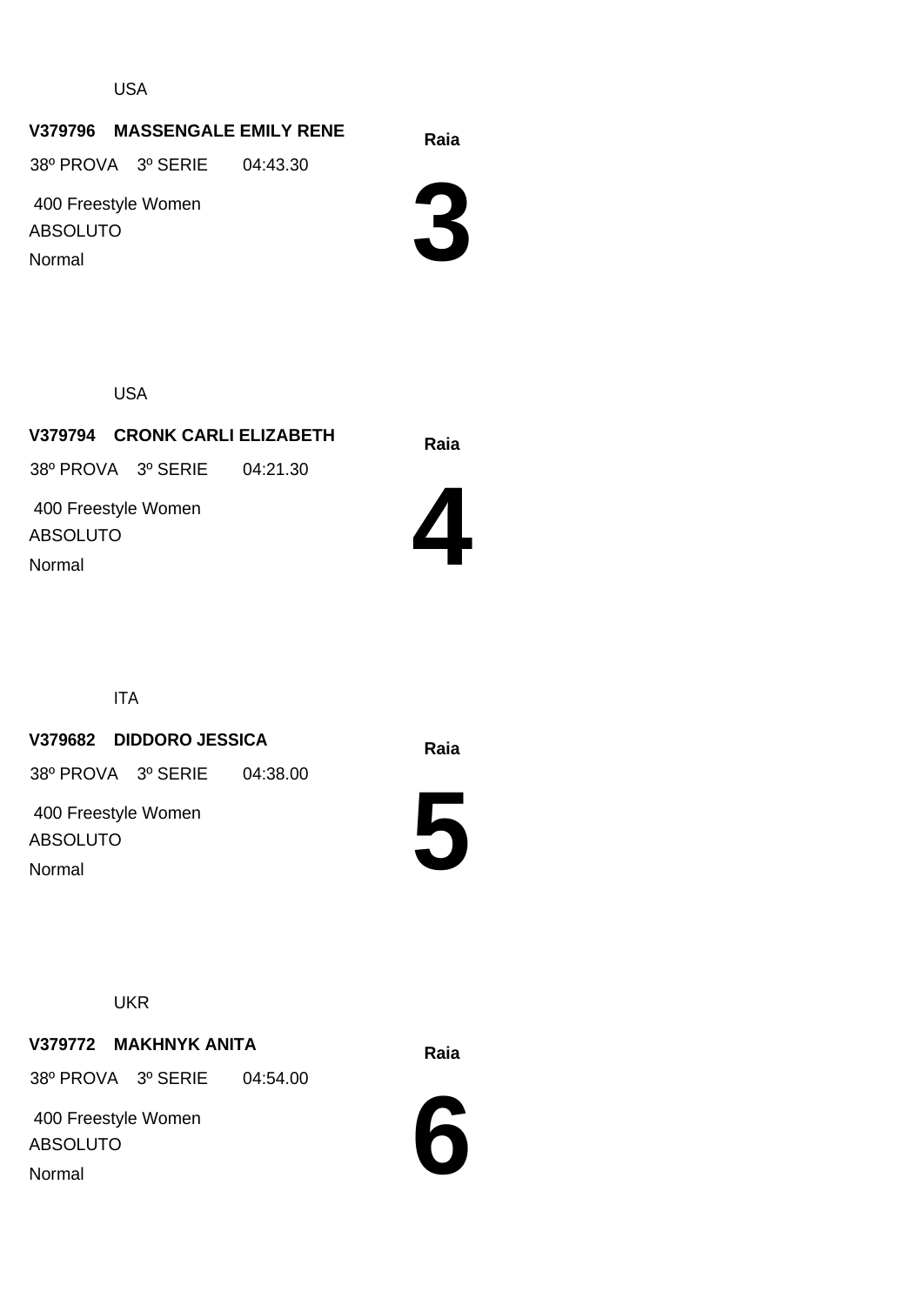USA

**V379796 MASSENGALE EMILY RENE**

38º PROVA 3º SERIE 04:43.30

400 Freestyle Women

ABSOLUTO

Normal

**Raia**

# 3

USA

**V379794 CRONK CARLI ELIZABETH**

38º PROVA 3º SERIE 04:21.30

400 Freestyle Women

ABSOLUTO

Normal

**Raia**

# 4

ITA

**V379682 DIDDORO JESSICA**

38º PROVA 3º SERIE 04:38.00

400 Freestyle Women

ABSOLUTO

Normal

**Raia**

# 5

UKR

**V379772 MAKHNYK ANITA**

38º PROVA 3º SERIE 04:54.00

400 Freestyle Women

ABSOLUTO

Normal

**Raia**

# 6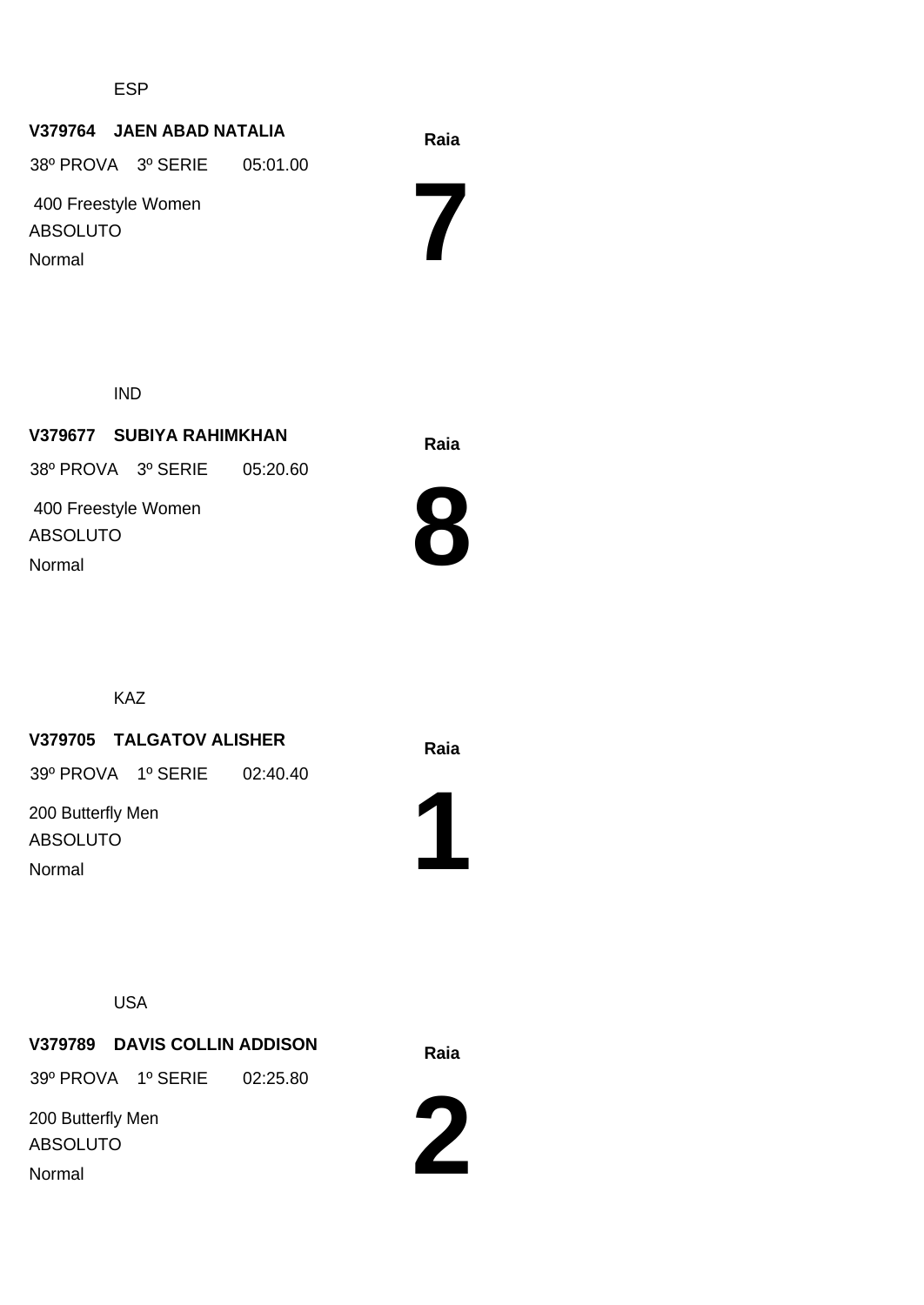ESP

**V379764 JAEN ABAD NATALIA**

38º PROVA 3º SERIE 05:01.00

400 Freestyle Women

ABSOLUTO

Normal

**Raia**

# 7

IND

**V379677 SUBIYA RAHIMKHAN**

38º PROVA 3º SERIE 05:20.60

400 Freestyle Women

ABSOLUTO

Normal

**Raia**

# 8

KAZ

**V379705 TALGATOV ALISHER**

39º PROVA 1º SERIE 02:40.40

200 Butterfly Men

ABSOLUTO

Normal

**Raia**

# 1

USA

**V379789 DAVIS COLLIN ADDISON**

39º PROVA 1º SERIE 02:25.80

200 Butterfly Men

ABSOLUTO

Normal

**Raia**

# 2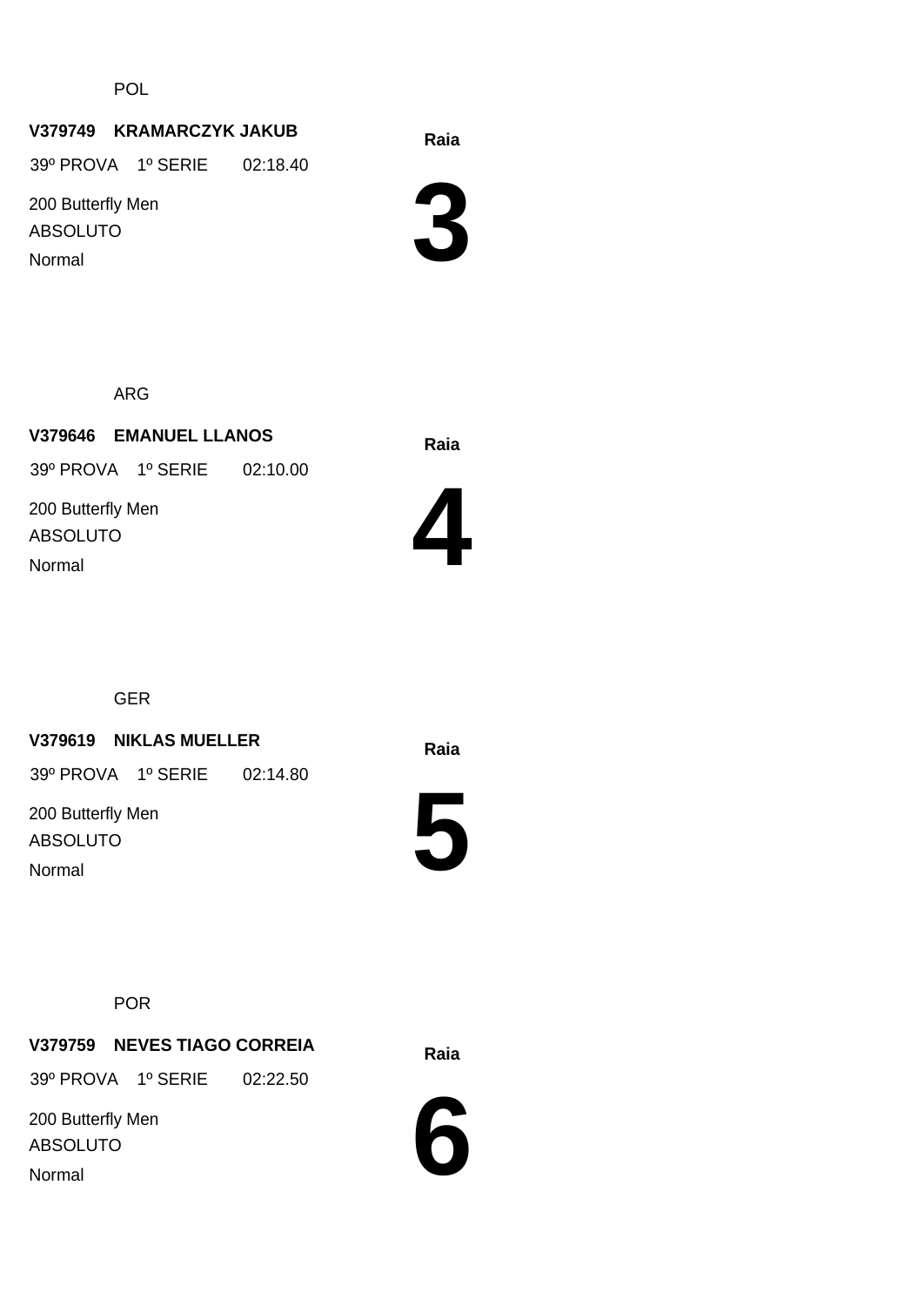POL

**V379749 KRAMARCZYK JAKUB**

39º PROVA 1º SERIE 02:18.40

200 Butterfly Men

ABSOLUTO

Normal

**Raia**

# 3

ARG

**V379646 EMANUEL LLANOS**

39º PROVA 1º SERIE 02:10.00

200 Butterfly Men

ABSOLUTO

Normal

**Raia**

# 4

GER

**V379619 NIKLAS MUELLER**

39º PROVA 1º SERIE 02:14.80

200 Butterfly Men

ABSOLUTO

Normal

**Raia**

# 5

POR

**V379759 NEVES TIAGO CORREIA**

39º PROVA 1º SERIE 02:22.50

200 Butterfly Men

ABSOLUTO

Normal

**Raia**

# 6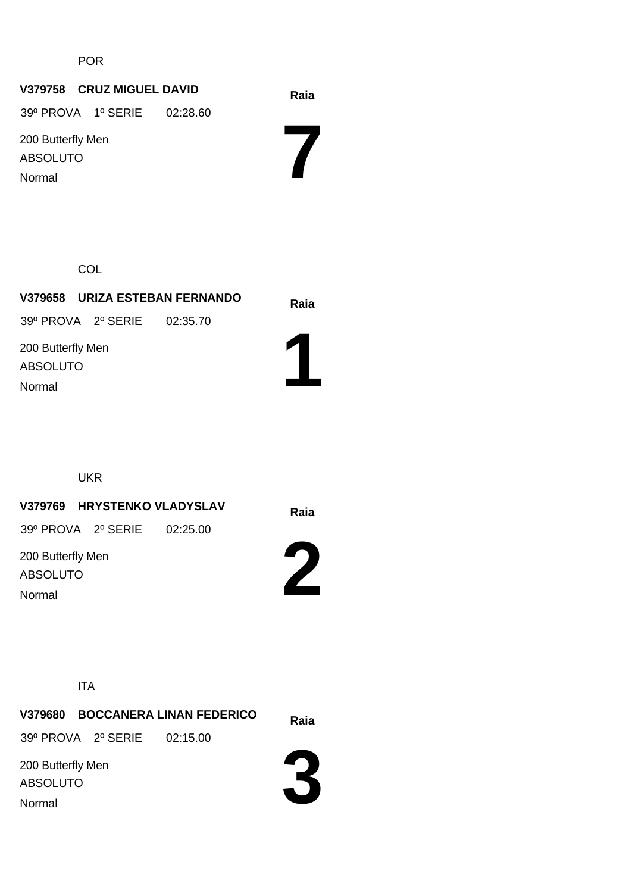POR

**V379758 CRUZ MIGUEL DAVID**

39º PROVA 1º SERIE 02:28.60

200 Butterfly Men

ABSOLUTO

Normal

**Raia**

# 7

COL

**V379658 URIZA ESTEBAN FERNANDO**

39º PROVA 2º SERIE 02:35.70

200 Butterfly Men

ABSOLUTO

Normal

**Raia**

# 1

UKR

**V379769 HRYSTENKO VLADYSLAV**

39º PROVA 2º SERIE 02:25.00

200 Butterfly Men

ABSOLUTO

Normal

**Raia**

# 2

ITA

**V379680 BOCCANERA LINAN FEDERICO**

39º PROVA 2º SERIE 02:15.00

200 Butterfly Men

ABSOLUTO

Normal

**Raia**

# 3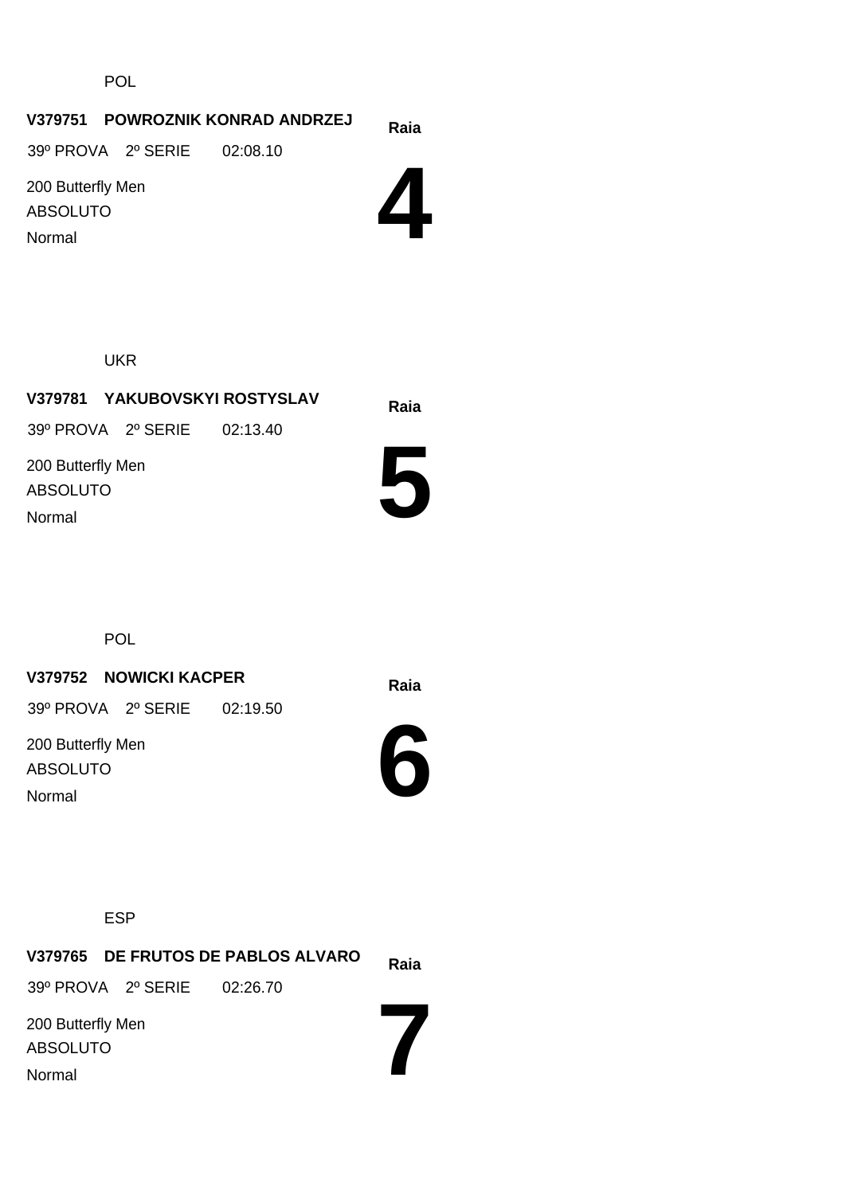POL

**V379751 POWROZNIK KONRAD ANDRZEJ**

**Raia**

39º PROVA 2º SERIE 02:08.10

200 Butterfly Men

ABSOLUTO

Normal

# 4

UKR

**V379781 YAKUBOVSKYI ROSTYSLAV**

**Raia**

39º PROVA 2º SERIE 02:13.40

200 Butterfly Men

ABSOLUTO

Normal

# 5

POL

**V379752 NOWICKI KACPER**

**Raia**

39º PROVA 2º SERIE 02:19.50

200 Butterfly Men

ABSOLUTO

Normal

# 6

ESP

**V379765 DE FRUTOS DE PABLOS ALVARO**

**Raia**

39º PROVA 2º SERIE 02:26.70

200 Butterfly Men

ABSOLUTO

Normal

# 7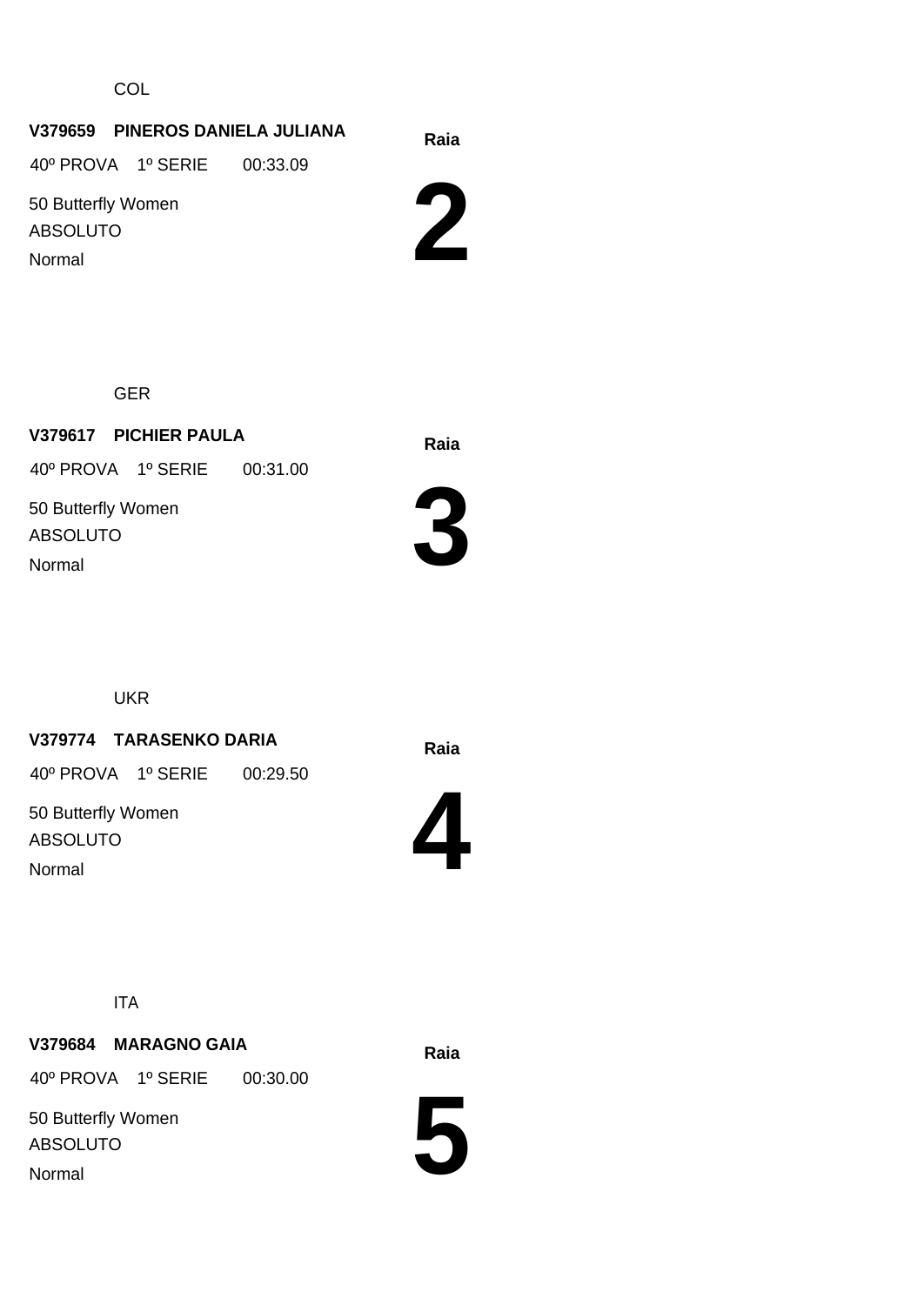COL

**V379659 PINEROS DANIELA JULIANA**

40º PROVA 1º SERIE 00:33.09

50 Butterfly Women

ABSOLUTO

Normal

**Raia**

# 2

GER

**V379617 PICHIER PAULA**

40º PROVA 1º SERIE 00:31.00

50 Butterfly Women

ABSOLUTO

Normal

**Raia**

# 3

UKR

**V379774 TARASENKO DARIA**

40º PROVA 1º SERIE 00:29.50

50 Butterfly Women

ABSOLUTO

Normal

**Raia**

# 4

ITA

**V379684 MARAGNO GAIA**

40º PROVA 1º SERIE 00:30.00

50 Butterfly Women

ABSOLUTO

Normal

**Raia**

# 5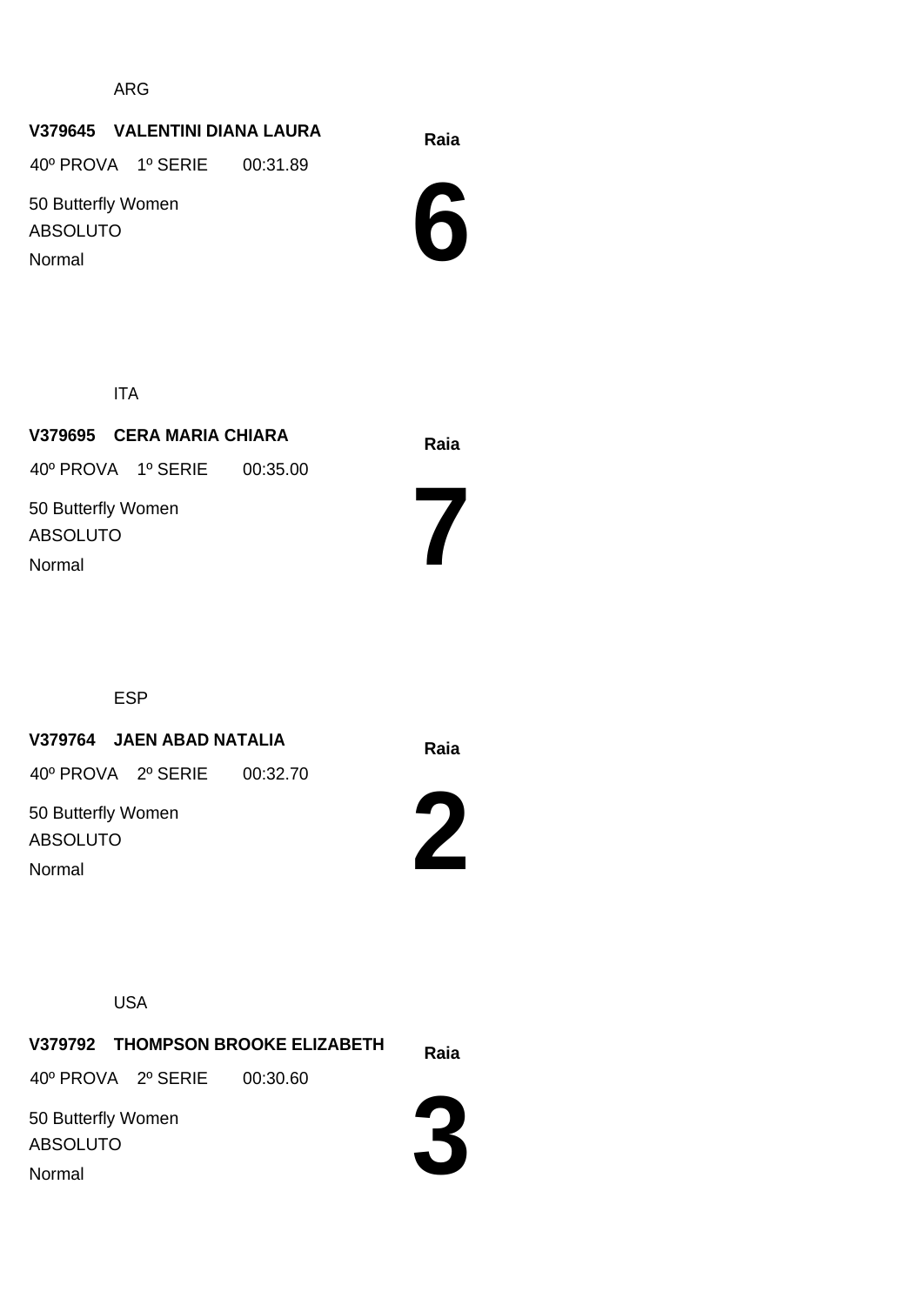ARG

**V379645 VALENTINI DIANA LAURA**

40º PROVA 1º SERIE 00:31.89

50 Butterfly Women

ABSOLUTO

Normal

**Raia**

# 6

ITA

**V379695 CERA MARIA CHIARA**

40º PROVA 1º SERIE 00:35.00

50 Butterfly Women

ABSOLUTO

Normal

**Raia**

# 7

ESP

**V379764 JAEN ABAD NATALIA**

40º PROVA 2º SERIE 00:32.70

50 Butterfly Women

ABSOLUTO

Normal

**Raia**

# 2

USA

**V379792 THOMPSON BROOKE ELIZABETH**

40º PROVA 2º SERIE 00:30.60

50 Butterfly Women

ABSOLUTO

Normal

**Raia**

# 3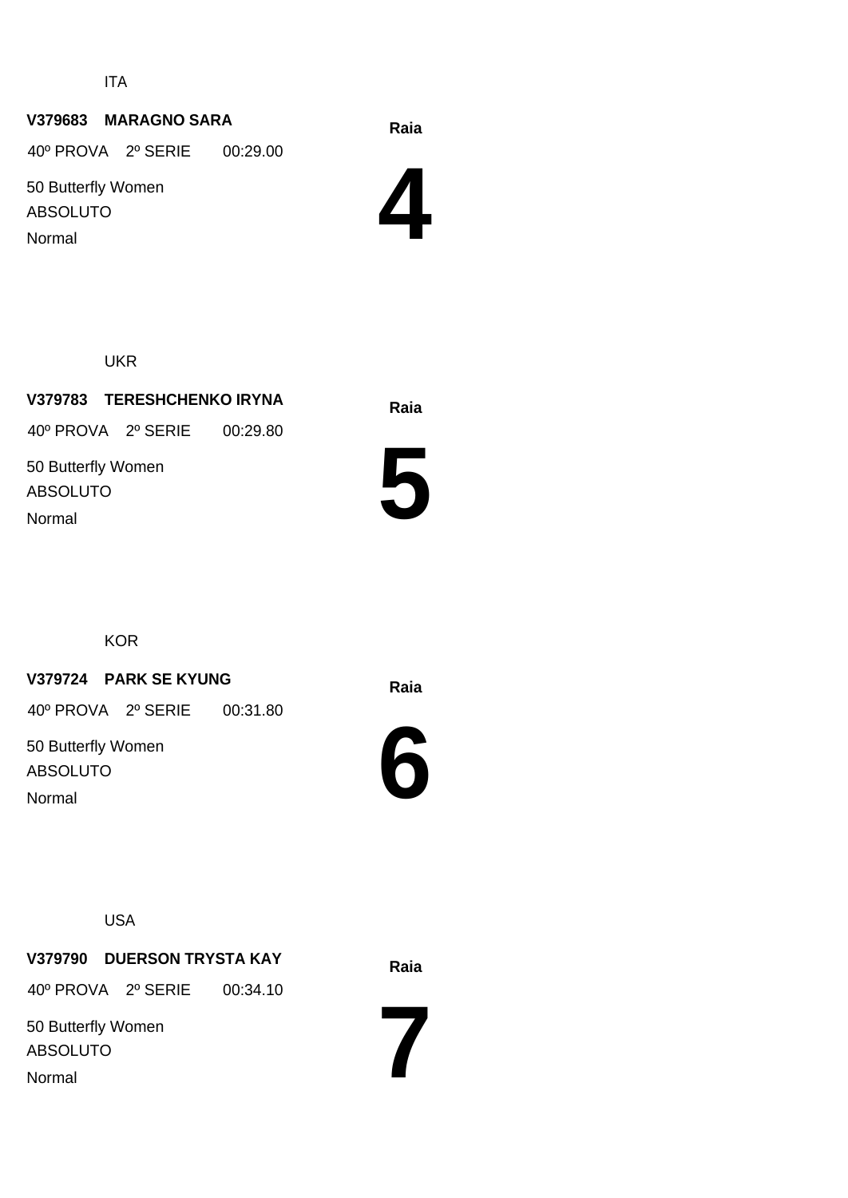ITA

**V379683 MARAGNO SARA**

40º PROVA 2º SERIE 00:29.00

50 Butterfly Women

ABSOLUTO

Normal

**Raia**

# 4

UKR

**V379783 TERESHCHENKO IRYNA**

40º PROVA 2º SERIE 00:29.80

50 Butterfly Women

ABSOLUTO

Normal

**Raia**

# 5

KOR

**V379724 PARK SE KYUNG**

40º PROVA 2º SERIE 00:31.80

50 Butterfly Women

ABSOLUTO

Normal

**Raia**

# 6

USA

**V379790 DUERSON TRYSTA KAY**

40º PROVA 2º SERIE 00:34.10

50 Butterfly Women

ABSOLUTO

Normal

**Raia**

# 7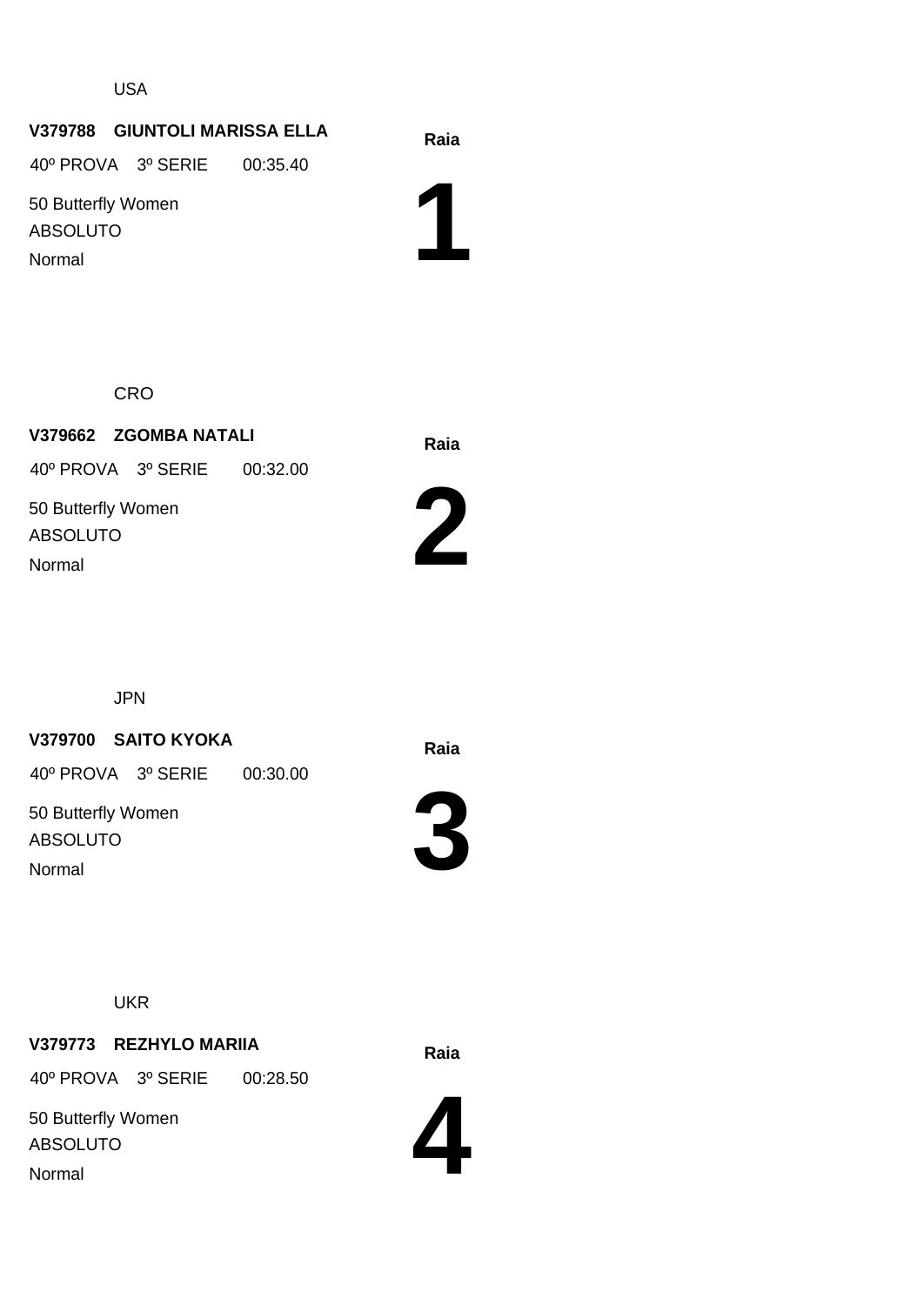USA

**V379788 GIUNTOLI MARISSA ELLA**

40º PROVA 3º SERIE 00:35.40

50 Butterfly Women

ABSOLUTO

Normal

**Raia**

# 1

CRO

**V379662 ZGOMBA NATALI**

40º PROVA 3º SERIE 00:32.00

50 Butterfly Women

ABSOLUTO

Normal

**Raia**

# 2

JPN

**V379700 SAITO KYOKA**

40º PROVA 3º SERIE 00:30.00

50 Butterfly Women

ABSOLUTO

Normal

**Raia**

# 3

UKR

**V379773 REZHYLO MARIIA**

40º PROVA 3º SERIE 00:28.50

50 Butterfly Women

ABSOLUTO

Normal

**Raia**

# 4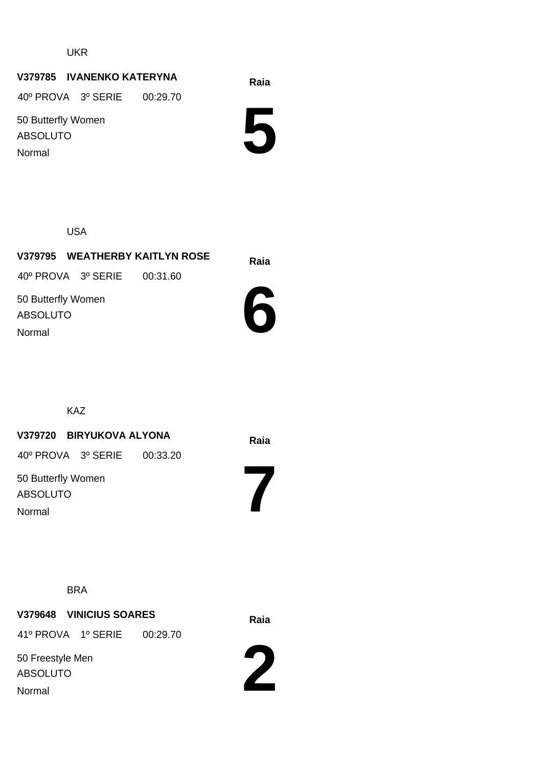UKR

**V379785 IVANENKO KATERYNA**

40º PROVA 3º SERIE 00:29.70

50 Butterfly Women

ABSOLUTO

Normal

**Raia**

# 5

USA

**V379795 WEATHERBY KAITLYN ROSE**

40º PROVA 3º SERIE 00:31.60

50 Butterfly Women

ABSOLUTO

Normal

**Raia**

# 6

KAZ

**V379720 BIRYUKOVA ALYONA**

40º PROVA 3º SERIE 00:33.20

50 Butterfly Women

ABSOLUTO

Normal

**Raia**

# 7

BRA

**V379648 VINICIUS SOARES**

41º PROVA 1º SERIE 00:29.70

50 Freestyle Men

ABSOLUTO

Normal

**Raia**

# 2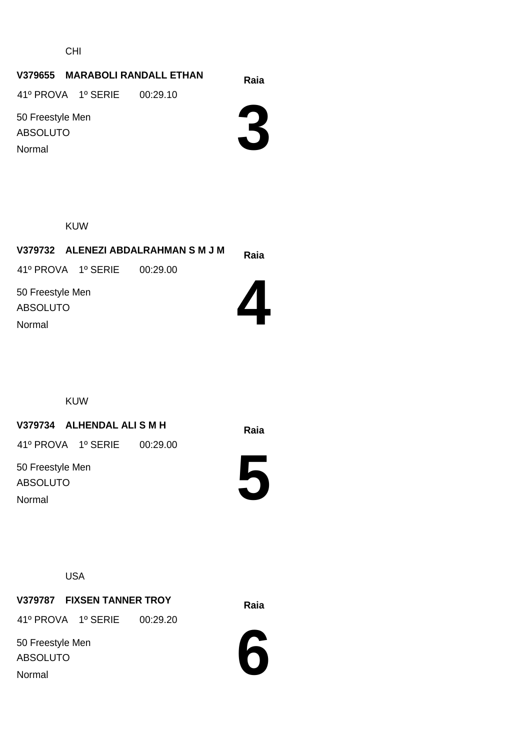CHI

**V379655 MARABOLI RANDALL ETHAN**

41º PROVA 1º SERIE 00:29.10

50 Freestyle Men

ABSOLUTO

Normal

**Raia**

# 3

KUW

**V379732 ALENEZI ABDALRAHMAN S M J M**

41º PROVA 1º SERIE 00:29.00

50 Freestyle Men

ABSOLUTO

Normal

**Raia**

# 4

KUW

**V379734 ALHENDAL ALI S M H**

41º PROVA 1º SERIE 00:29.00

50 Freestyle Men

ABSOLUTO

Normal

**Raia**

# 5

USA

**V379787 FIXSEN TANNER TROY**

41º PROVA 1º SERIE 00:29.20

50 Freestyle Men

ABSOLUTO

Normal

**Raia**

# 6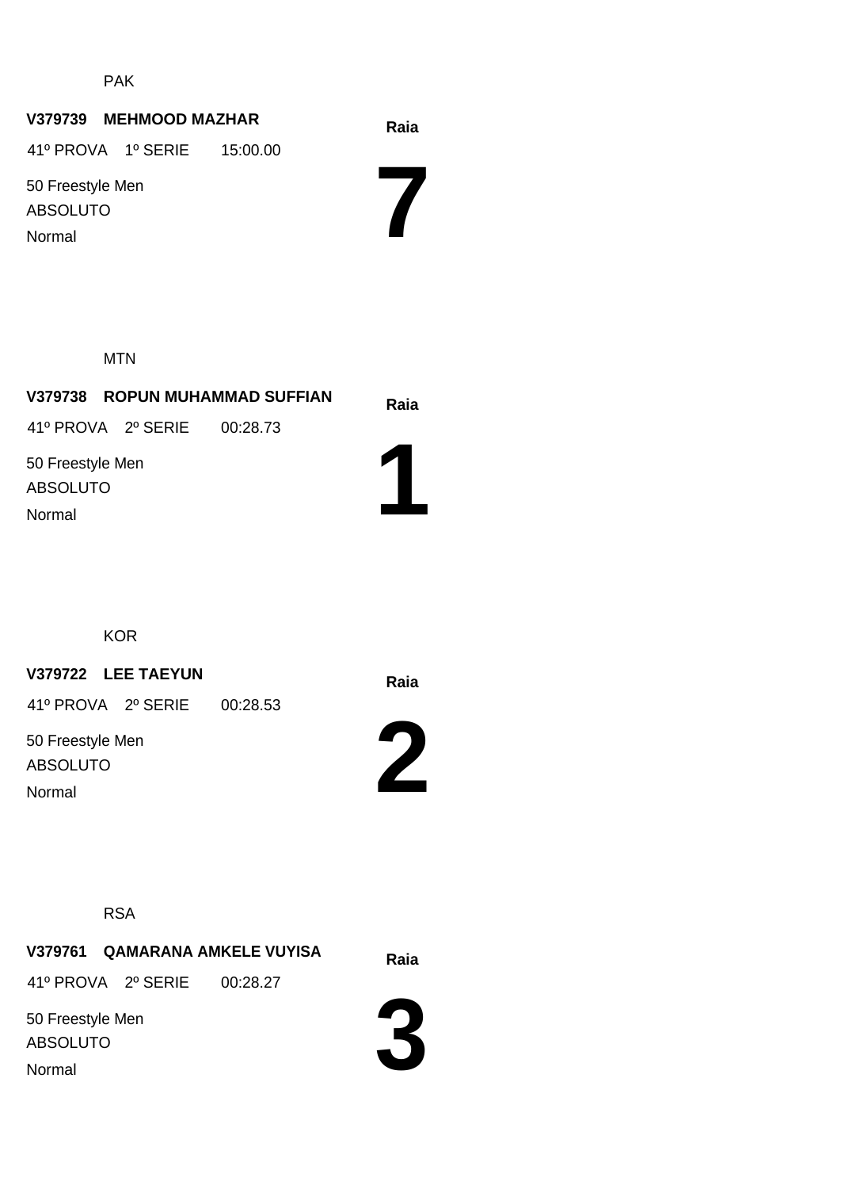PAK

**V379739 MEHMOOD MAZHAR**

41º PROVA 1º SERIE 15:00.00

50 Freestyle Men

ABSOLUTO

Normal

**Raia**

# 7

MTN

**V379738 ROPUN MUHAMMAD SUFFIAN**

41º PROVA 2º SERIE 00:28.73

50 Freestyle Men

ABSOLUTO

Normal

**Raia**

# 1

KOR

**V379722 LEE TAEYUN**

41º PROVA 2º SERIE 00:28.53

50 Freestyle Men

ABSOLUTO

Normal

**Raia**

# 2

RSA

**V379761 QAMARANA AMKELE VUYISA**

41º PROVA 2º SERIE 00:28.27

50 Freestyle Men

ABSOLUTO

Normal

**Raia**

# 3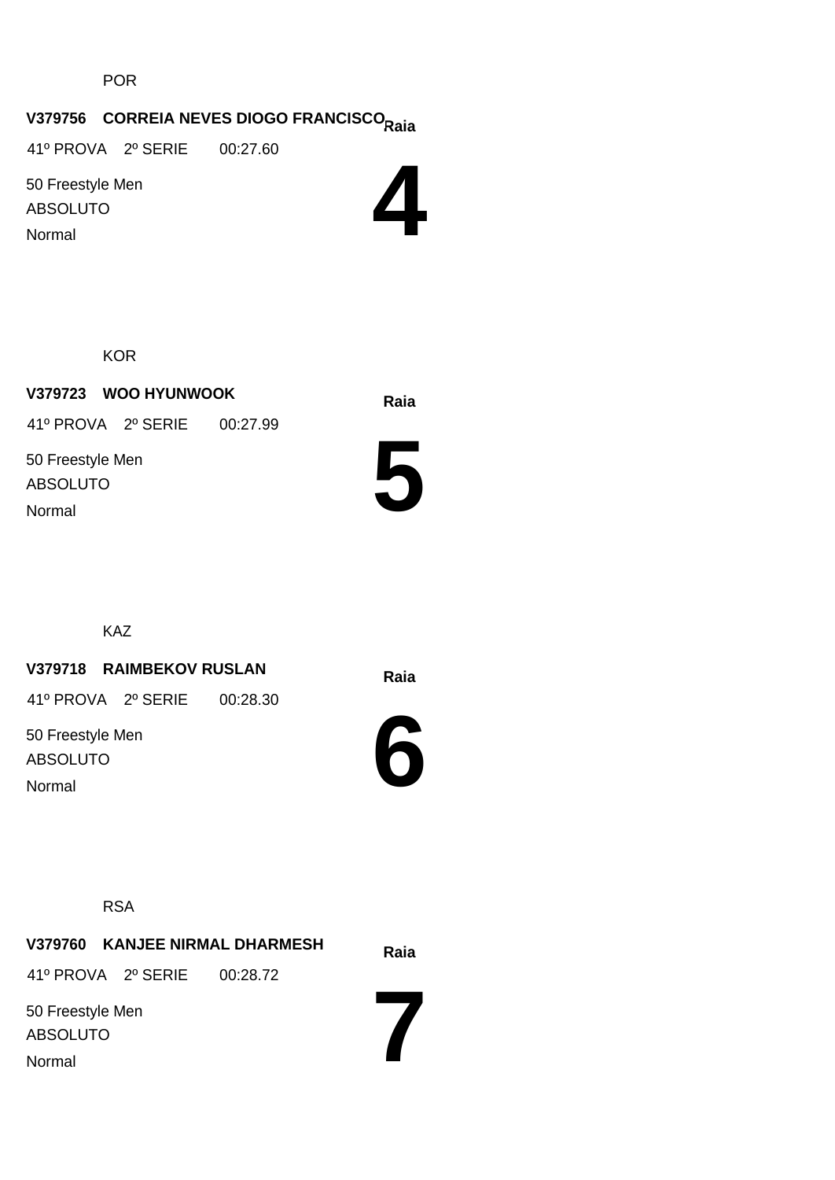POR

**V379756 CORREIA NEVES DIOGO FRANCISCO** **Raia**

41º PROVA 2º SERIE 00:27.60

50 Freestyle Men

ABSOLUTO

Normal

# 4

KOR

**V379723 WOO HYUNWOOK**

**Raia**

41º PROVA 2º SERIE 00:27.99

50 Freestyle Men

ABSOLUTO

Normal

# 5

KAZ

**V379718 RAIMBEKOV RUSLAN**

**Raia**

41º PROVA 2º SERIE 00:28.30

50 Freestyle Men

ABSOLUTO

Normal

# 6

RSA

**V379760 KANJEE NIRMAL DHARMESH**

**Raia**

41º PROVA 2º SERIE 00:28.72

50 Freestyle Men

ABSOLUTO

Normal

# 7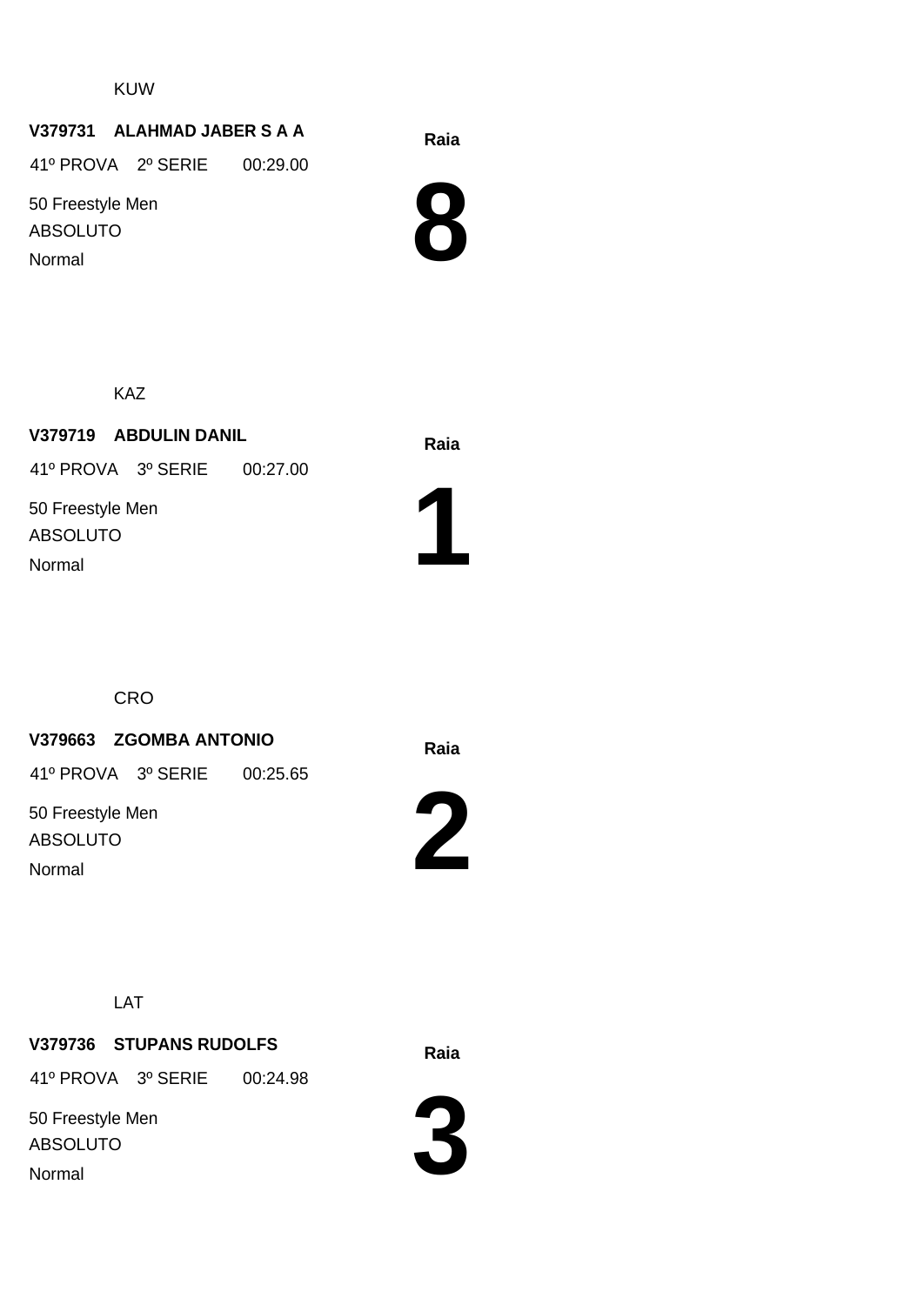KUW

**V379731 ALAHMAD JABER S A A**

41º PROVA 2º SERIE 00:29.00

50 Freestyle Men

ABSOLUTO

Normal

**Raia**

# 8

KAZ

**V379719 ABDULIN DANIL**

41º PROVA 3º SERIE 00:27.00

50 Freestyle Men

ABSOLUTO

Normal

**Raia**

# 1

CRO

**V379663 ZGOMBA ANTONIO**

41º PROVA 3º SERIE 00:25.65

50 Freestyle Men

ABSOLUTO

Normal

**Raia**

# 2

LAT

**V379736 STUPANS RUDOLFS**

41º PROVA 3º SERIE 00:24.98

50 Freestyle Men

ABSOLUTO

Normal

**Raia**

# 3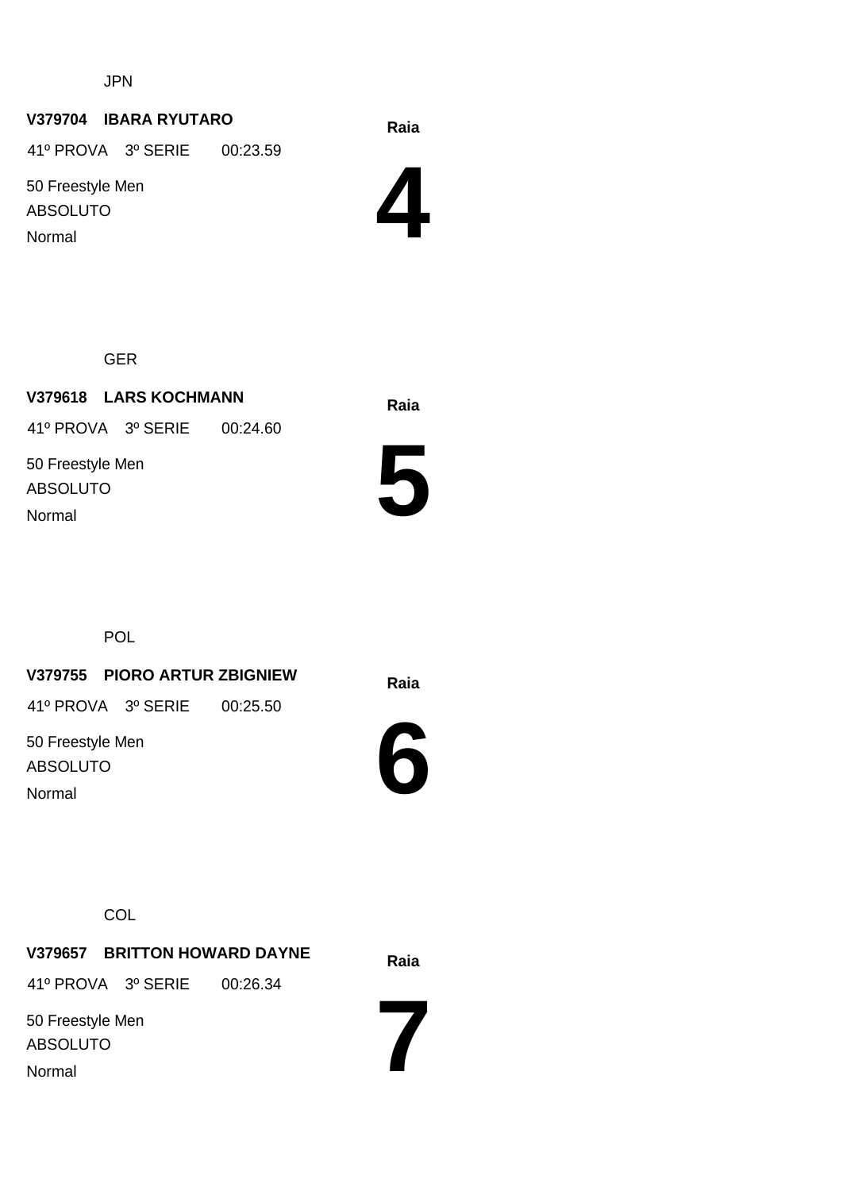JPN

**V379704 IBARA RYUTARO**

41º PROVA 3º SERIE 00:23.59

50 Freestyle Men

ABSOLUTO

Normal

Raia

# 4

GER

**V379618 LARS KOCHMANN**

41º PROVA 3º SERIE 00:24.60

50 Freestyle Men

ABSOLUTO

Normal

Raia

# 5

POL

**V379755 PIORO ARTUR ZBIGNIEW**

41º PROVA 3º SERIE 00:25.50

50 Freestyle Men

ABSOLUTO

Normal

Raia

# 6

COL

**V379657 BRITTON HOWARD DAYNE**

41º PROVA 3º SERIE 00:26.34

50 Freestyle Men

ABSOLUTO

Normal

Raia

# 7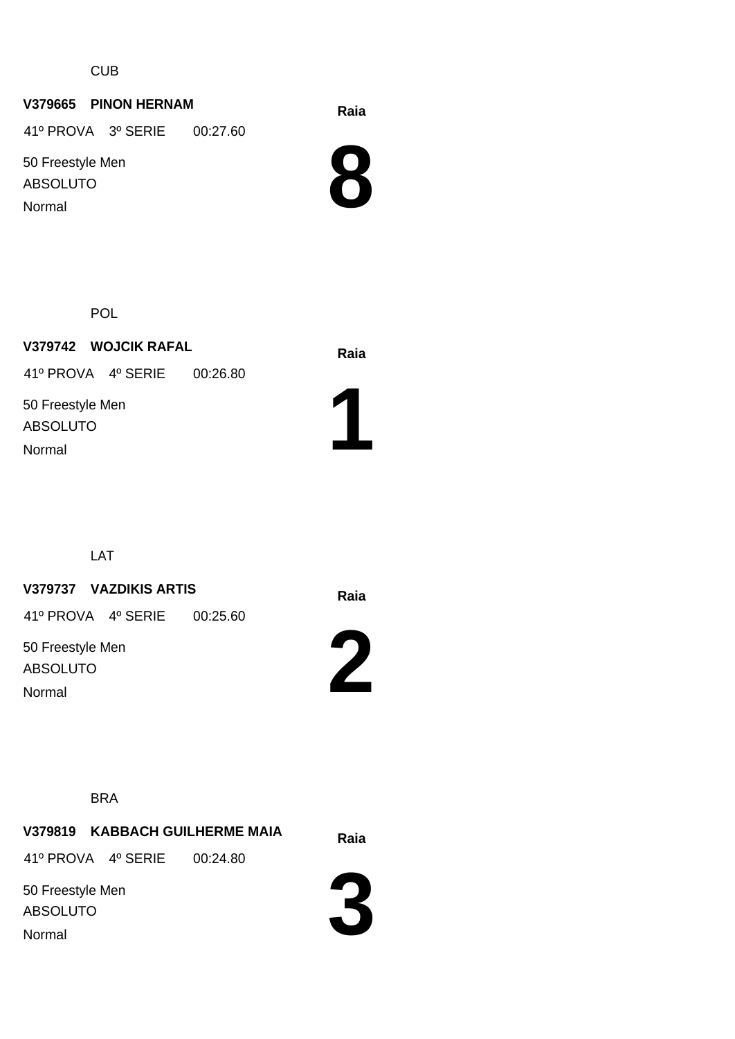CUB

**V379665 PINON HERNAM**

41º PROVA 3º SERIE 00:27.60

50 Freestyle Men

ABSOLUTO

Normal

**Raia**

# 8

POL

**V379742 WOJCIK RAFAL**

41º PROVA 4º SERIE 00:26.80

50 Freestyle Men

ABSOLUTO

Normal

**Raia**

# 1

LAT

**V379737 VAZDIKIS ARTIS**

41º PROVA 4º SERIE 00:25.60

50 Freestyle Men

ABSOLUTO

Normal

**Raia**

# 2

BRA

**V379819 KABBACH GUILHERME MAIA**

41º PROVA 4º SERIE 00:24.80

50 Freestyle Men

ABSOLUTO

Normal

**Raia**

# 3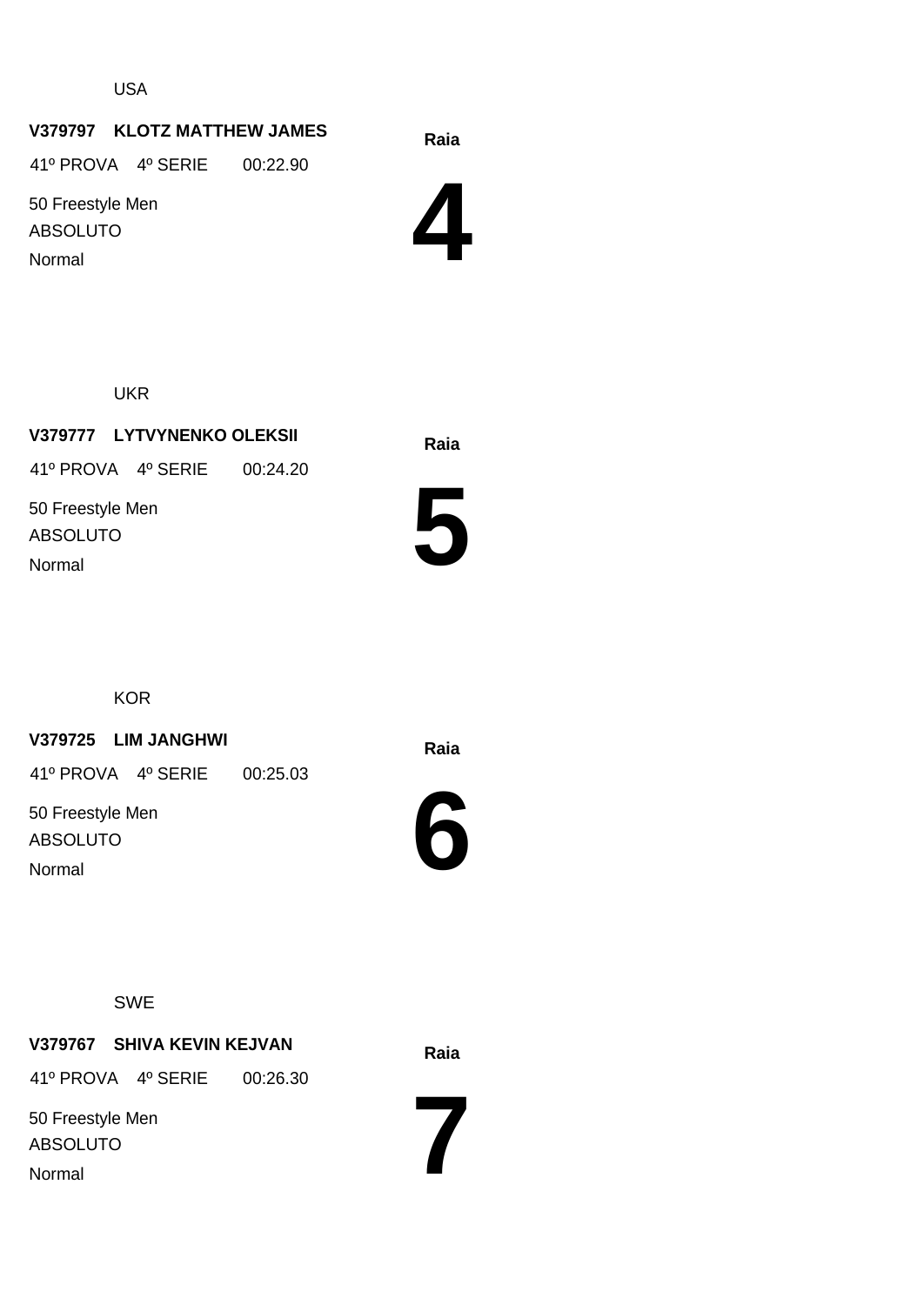USA

**V379797 KLOTZ MATTHEW JAMES**

41º PROVA 4º SERIE 00:22.90

50 Freestyle Men

ABSOLUTO

Normal

**Raia**

# 4

UKR

**V379777 LYTVYNENKO OLEKSII**

41º PROVA 4º SERIE 00:24.20

50 Freestyle Men

ABSOLUTO

Normal

**Raia**

# 5

KOR

**V379725 LIM JANGHWI**

41º PROVA 4º SERIE 00:25.03

50 Freestyle Men

ABSOLUTO

Normal

**Raia**

# 6

SWE

**V379767 SHIVA KEVIN KEJVAN**

41º PROVA 4º SERIE 00:26.30

50 Freestyle Men

ABSOLUTO

Normal

**Raia**

# 7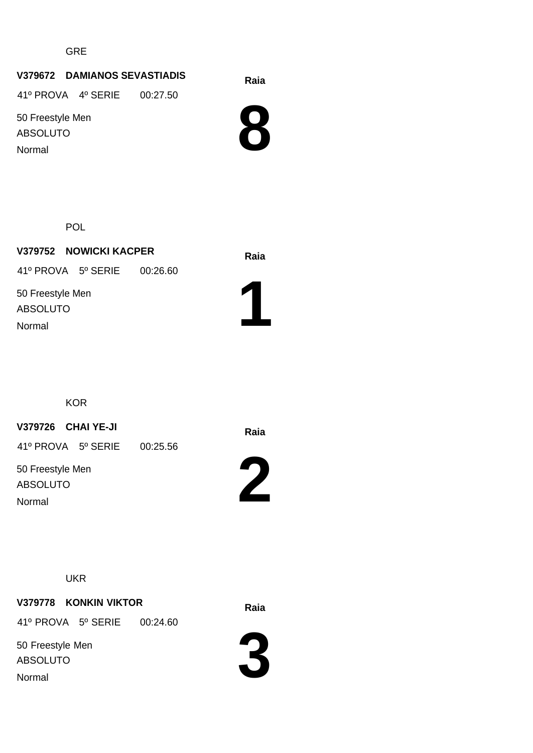GRE

**V379672 DAMIANOS SEVASTIADIS**

41º PROVA 4º SERIE 00:27.50

50 Freestyle Men

ABSOLUTO

Normal

**Raia**

# 8

POL

**V379752 NOWICKI KACPER**

41º PROVA 5º SERIE 00:26.60

50 Freestyle Men

ABSOLUTO

Normal

**Raia**

# 1

KOR

**V379726 CHAI YE-JI**

41º PROVA 5º SERIE 00:25.56

50 Freestyle Men

ABSOLUTO

Normal

**Raia**

# 2

UKR

**V379778 KONKIN VIKTOR**

41º PROVA 5º SERIE 00:24.60

50 Freestyle Men

ABSOLUTO

Normal

**Raia**

# 3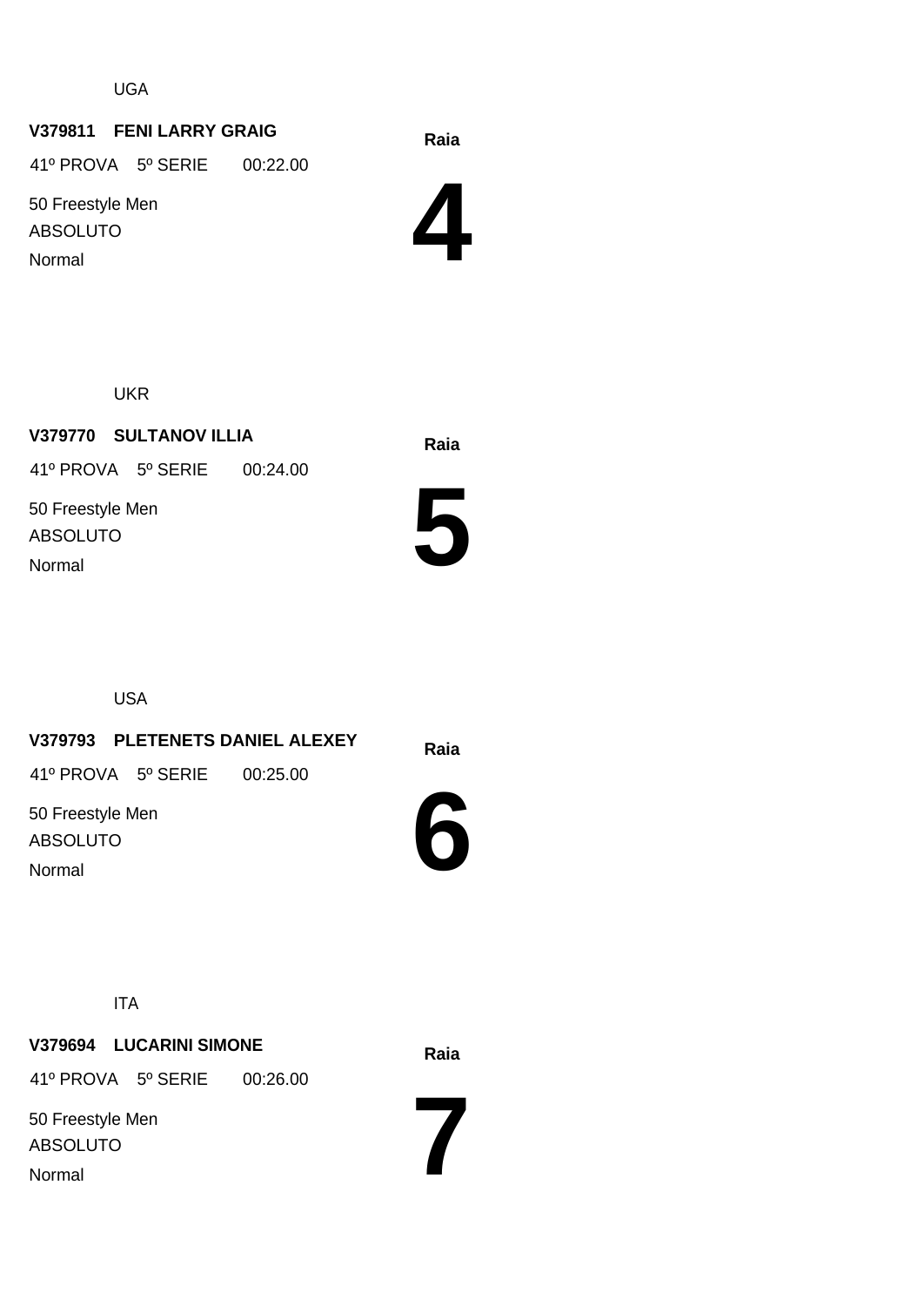UGA

**V379811 FENI LARRY GRAIG**

41º PROVA 5º SERIE 00:22.00

50 Freestyle Men

ABSOLUTO

Normal

**Raia**

# 4

UKR

**V379770 SULTANOV ILLIA**

41º PROVA 5º SERIE 00:24.00

50 Freestyle Men

ABSOLUTO

Normal

**Raia**

# 5

USA

**V379793 PLETENETS DANIEL ALEXEY**

41º PROVA 5º SERIE 00:25.00

50 Freestyle Men

ABSOLUTO

Normal

**Raia**

# 6

ITA

**V379694 LUCARINI SIMONE**

41º PROVA 5º SERIE 00:26.00

50 Freestyle Men

ABSOLUTO

Normal

**Raia**

# 7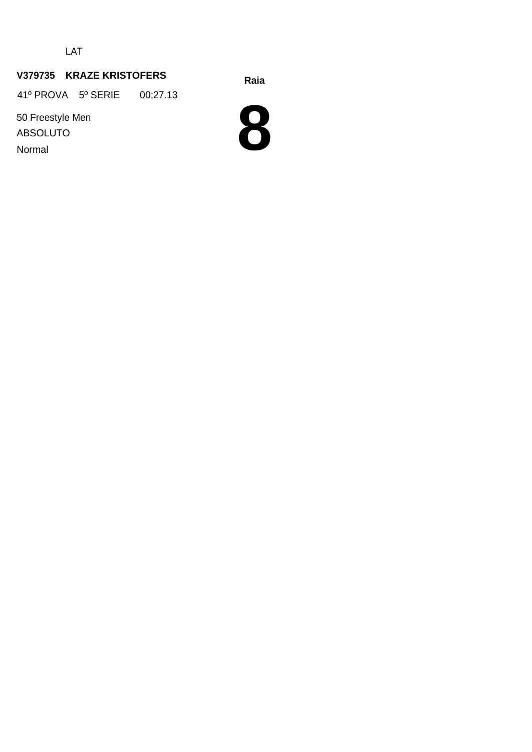LAT

**V379735 KRAZE KRISTOFERS**

**Raia**

41º PROVA 5º SERIE 00:27.13

# 8

50 Freestyle Men

ABSOLUTO

Normal